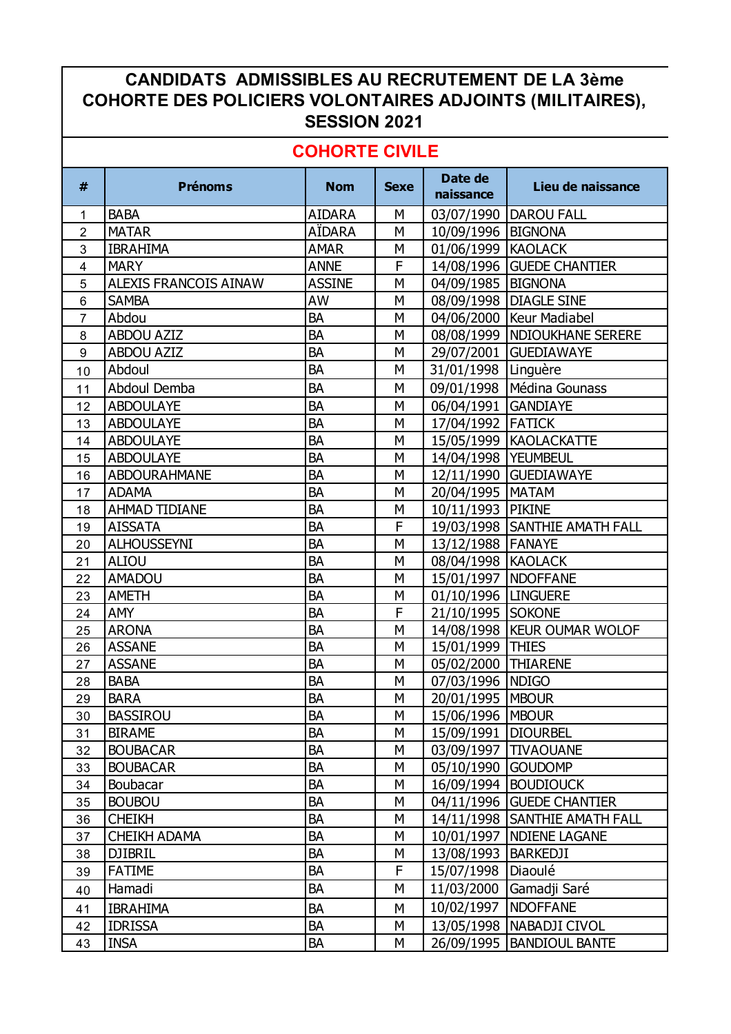# CANDIDATS ADMISSIBLES AU RECRUTEMENT DE LA 3ème COHORTE DES POLICIERS VOLONTAIRES ADJOINTS (MILITAIRES), SESSION 2021

## COHORTE CIVILE

| # | Prénoms | Nom | Sexe | Date de naissance | Lieu de naissance |
|---|---|---|---|---|---|
| 1 | BABA | AIDARA | M | 03/07/1990 | DAROU FALL |
| 2 | MATAR | AÏDARA | M | 10/09/1996 | BIGNONA |
| 3 | IBRAHIMA | AMAR | M | 01/06/1999 | KAOLACK |
| 4 | MARY | ANNE | F | 14/08/1996 | GUEDE CHANTIER |
| 5 | ALEXIS FRANCOIS AINAW | ASSINE | M | 04/09/1985 | BIGNONA |
| 6 | SAMBA | AW | M | 08/09/1998 | DIAGLE SINE |
| 7 | Abdou | BA | M | 04/06/2000 | Keur Madiabel |
| 8 | ABDOU AZIZ | BA | M | 08/08/1999 | NDIOUKHANE SERERE |
| 9 | ABDOU AZIZ | BA | M | 29/07/2001 | GUEDIAWAYE |
| 10 | Abdoul | BA | M | 31/01/1998 | Linguère |
| 11 | Abdoul Demba | BA | M | 09/01/1998 | Médina Gounass |
| 12 | ABDOULAYE | BA | M | 06/04/1991 | GANDIAYE |
| 13 | ABDOULAYE | BA | M | 17/04/1992 | FATICK |
| 14 | ABDOULAYE | BA | M | 15/05/1999 | KAOLACKATTE |
| 15 | ABDOULAYE | BA | M | 14/04/1998 | YEUMBEUL |
| 16 | ABDOURAHMANE | BA | M | 12/11/1990 | GUEDIAWAYE |
| 17 | ADAMA | BA | M | 20/04/1995 | MATAM |
| 18 | AHMAD TIDIANE | BA | M | 10/11/1993 | PIKINE |
| 19 | AISSATA | BA | F | 19/03/1998 | SANTHIE AMATH FALL |
| 20 | ALHOUSSEYNI | BA | M | 13/12/1988 | FANAYE |
| 21 | ALIOU | BA | M | 08/04/1998 | KAOLACK |
| 22 | AMADOU | BA | M | 15/01/1997 | NDOFFANE |
| 23 | AMETH | BA | M | 01/10/1996 | LINGUERE |
| 24 | AMY | BA | F | 21/10/1995 | SOKONE |
| 25 | ARONA | BA | M | 14/08/1998 | KEUR OUMAR WOLOF |
| 26 | ASSANE | BA | M | 15/01/1999 | THIES |
| 27 | ASSANE | BA | M | 05/02/2000 | THIARENE |
| 28 | BABA | BA | M | 07/03/1996 | NDIGO |
| 29 | BARA | BA | M | 20/01/1995 | MBOUR |
| 30 | BASSIROU | BA | M | 15/06/1996 | MBOUR |
| 31 | BIRAME | BA | M | 15/09/1991 | DIOURBEL |
| 32 | BOUBACAR | BA | M | 03/09/1997 | TIVAOUANE |
| 33 | BOUBACAR | BA | M | 05/10/1990 | GOUDOMP |
| 34 | Boubacar | BA | M | 16/09/1994 | BOUDIOUCK |
| 35 | BOUBOU | BA | M | 04/11/1996 | GUEDE CHANTIER |
| 36 | CHEIKH | BA | M | 14/11/1998 | SANTHIE AMATH FALL |
| 37 | CHEIKH ADAMA | BA | M | 10/01/1997 | NDIENE LAGANE |
| 38 | DJIBRIL | BA | M | 13/08/1993 | BARKEDJI |
| 39 | FATIME | BA | F | 15/07/1998 | Diaoulé |
| 40 | Hamadi | BA | M | 11/03/2000 | Gamadji Saré |
| 41 | IBRAHIMA | BA | M | 10/02/1997 | NDOFFANE |
| 42 | IDRISSA | BA | M | 13/05/1998 | NABADJI CIVOL |
| 43 | INSA | BA | M | 26/09/1995 | BANDIOUL BANTE |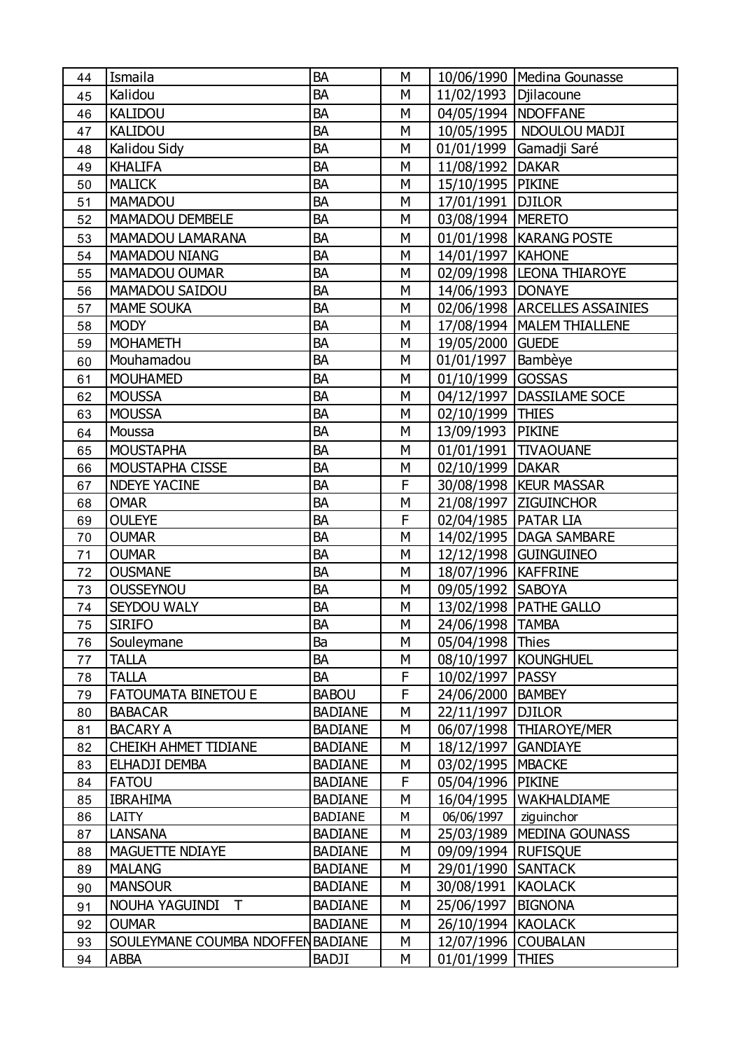| | | | | | |
|---|---|---|---|---|---|
| 44 | Ismaila | BA | M | 10/06/1990 | Medina Gounasse |
| 45 | Kalidou | BA | M | 11/02/1993 | Djilacoune |
| 46 | KALIDOU | BA | M | 04/05/1994 | NDOFFANE |
| 47 | KALIDOU | BA | M | 10/05/1995 | NDOULOU MADJI |
| 48 | Kalidou Sidy | BA | M | 01/01/1999 | Gamadji Saré |
| 49 | KHALIFA | BA | M | 11/08/1992 | DAKAR |
| 50 | MALICK | BA | M | 15/10/1995 | PIKINE |
| 51 | MAMADOU | BA | M | 17/01/1991 | DJILOR |
| 52 | MAMADOU DEMBELE | BA | M | 03/08/1994 | MERETO |
| 53 | MAMADOU LAMARANA | BA | M | 01/01/1998 | KARANG POSTE |
| 54 | MAMADOU NIANG | BA | M | 14/01/1997 | KAHONE |
| 55 | MAMADOU OUMAR | BA | M | 02/09/1998 | LEONA THIAROYE |
| 56 | MAMADOU SAIDOU | BA | M | 14/06/1993 | DONAYE |
| 57 | MAME SOUKA | BA | M | 02/06/1998 | ARCELLES ASSAINIES |
| 58 | MODY | BA | M | 17/08/1994 | MALEM THIALLENE |
| 59 | MOHAMETH | BA | M | 19/05/2000 | GUEDE |
| 60 | Mouhamadou | BA | M | 01/01/1997 | Bambèye |
| 61 | MOUHAMED | BA | M | 01/10/1999 | GOSSAS |
| 62 | MOUSSA | BA | M | 04/12/1997 | DASSILAME SOCE |
| 63 | MOUSSA | BA | M | 02/10/1999 | THIES |
| 64 | Moussa | BA | M | 13/09/1993 | PIKINE |
| 65 | MOUSTAPHA | BA | M | 01/01/1991 | TIVAOUANE |
| 66 | MOUSTAPHA CISSE | BA | M | 02/10/1999 | DAKAR |
| 67 | NDEYE YACINE | BA | F | 30/08/1998 | KEUR MASSAR |
| 68 | OMAR | BA | M | 21/08/1997 | ZIGUINCHOR |
| 69 | OULEYE | BA | F | 02/04/1985 | PATAR LIA |
| 70 | OUMAR | BA | M | 14/02/1995 | DAGA SAMBARE |
| 71 | OUMAR | BA | M | 12/12/1998 | GUINGUINEO |
| 72 | OUSMANE | BA | M | 18/07/1996 | KAFFRINE |
| 73 | OUSSEYNOU | BA | M | 09/05/1992 | SABOYA |
| 74 | SEYDOU WALY | BA | M | 13/02/1998 | PATHE GALLO |
| 75 | SIRIFO | BA | M | 24/06/1998 | TAMBA |
| 76 | Souleymane | Ba | M | 05/04/1998 | Thies |
| 77 | TALLA | BA | M | 08/10/1997 | KOUNGHUEL |
| 78 | TALLA | BA | F | 10/02/1997 | PASSY |
| 79 | FATOUMATA BINETOU E | BABOU | F | 24/06/2000 | BAMBEY |
| 80 | BABACAR | BADIANE | M | 22/11/1997 | DJILOR |
| 81 | BACARY A | BADIANE | M | 06/07/1998 | THIAROYE/MER |
| 82 | CHEIKH AHMET TIDIANE | BADIANE | M | 18/12/1997 | GANDIAYE |
| 83 | ELHADJI DEMBA | BADIANE | M | 03/02/1995 | MBACKE |
| 84 | FATOU | BADIANE | F | 05/04/1996 | PIKINE |
| 85 | IBRAHIMA | BADIANE | M | 16/04/1995 | WAKHALDIAME |
| 86 | LAITY | BADIANE | M | 06/06/1997 | ziguinchor |
| 87 | LANSANA | BADIANE | M | 25/03/1989 | MEDINA GOUNASS |
| 88 | MAGUETTE NDIAYE | BADIANE | M | 09/09/1994 | RUFISQUE |
| 89 | MALANG | BADIANE | M | 29/01/1990 | SANTACK |
| 90 | MANSOUR | BADIANE | M | 30/08/1991 | KAOLACK |
| 91 | NOUHA YAGUINDI T | BADIANE | M | 25/06/1997 | BIGNONA |
| 92 | OUMAR | BADIANE | M | 26/10/1994 | KAOLACK |
| 93 | SOULEYMANE COUMBA NDOFFEN | BADIANE | M | 12/07/1996 | COUBALAN |
| 94 | ABBA | BADJI | M | 01/01/1999 | THIES |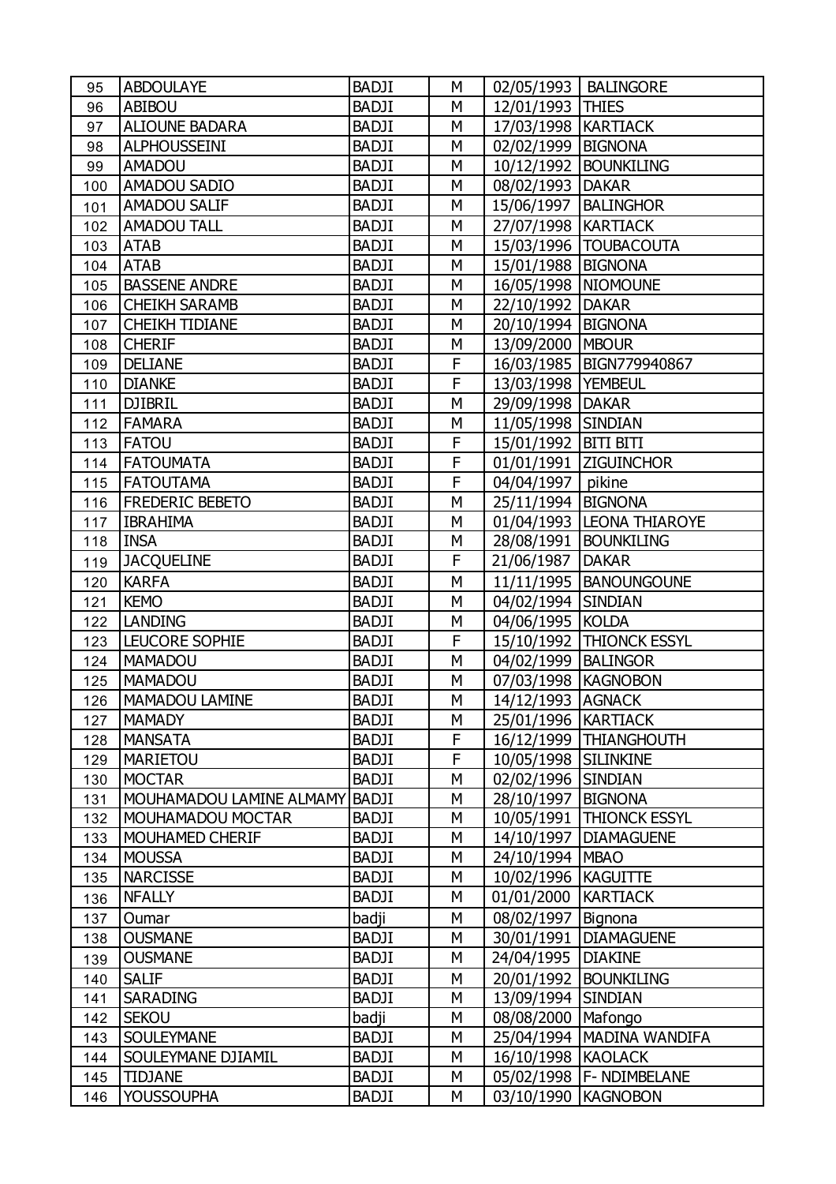| 95 | ABDOULAYE | BADJI | M | 02/05/1993 | BALINGORE |
|---|---|---|---|---|---|
| 96 | ABIBOU | BADJI | M | 12/01/1993 | THIES |
| 97 | ALIOUNE BADARA | BADJI | M | 17/03/1998 | KARTIACK |
| 98 | ALPHOUSSEINI | BADJI | M | 02/02/1999 | BIGNONA |
| 99 | AMADOU | BADJI | M | 10/12/1992 | BOUNKILING |
| 100 | AMADOU SADIO | BADJI | M | 08/02/1993 | DAKAR |
| 101 | AMADOU SALIF | BADJI | M | 15/06/1997 | BALINGHOR |
| 102 | AMADOU TALL | BADJI | M | 27/07/1998 | KARTIACK |
| 103 | ATAB | BADJI | M | 15/03/1996 | TOUBACOUTA |
| 104 | ATAB | BADJI | M | 15/01/1988 | BIGNONA |
| 105 | BASSENE ANDRE | BADJI | M | 16/05/1998 | NIOMOUNE |
| 106 | CHEIKH SARAMB | BADJI | M | 22/10/1992 | DAKAR |
| 107 | CHEIKH TIDIANE | BADJI | M | 20/10/1994 | BIGNONA |
| 108 | CHERIF | BADJI | M | 13/09/2000 | MBOUR |
| 109 | DELIANE | BADJI | F | 16/03/1985 | BIGN779940867 |
| 110 | DIANKE | BADJI | F | 13/03/1998 | YEMBEUL |
| 111 | DJIBRIL | BADJI | M | 29/09/1998 | DAKAR |
| 112 | FAMARA | BADJI | M | 11/05/1998 | SINDIAN |
| 113 | FATOU | BADJI | F | 15/01/1992 | BITI BITI |
| 114 | FATOUMATA | BADJI | F | 01/01/1991 | ZIGUINCHOR |
| 115 | FATOUTAMA | BADJI | F | 04/04/1997 | pikine |
| 116 | FREDERIC BEBETO | BADJI | M | 25/11/1994 | BIGNONA |
| 117 | IBRAHIMA | BADJI | M | 01/04/1993 | LEONA THIAROYE |
| 118 | INSA | BADJI | M | 28/08/1991 | BOUNKILING |
| 119 | JACQUELINE | BADJI | F | 21/06/1987 | DAKAR |
| 120 | KARFA | BADJI | M | 11/11/1995 | BANOUNGOUNE |
| 121 | KEMO | BADJI | M | 04/02/1994 | SINDIAN |
| 122 | LANDING | BADJI | M | 04/06/1995 | KOLDA |
| 123 | LEUCORE SOPHIE | BADJI | F | 15/10/1992 | THIONCK ESSYL |
| 124 | MAMADOU | BADJI | M | 04/02/1999 | BALINGOR |
| 125 | MAMADOU | BADJI | M | 07/03/1998 | KAGNOBON |
| 126 | MAMADOU LAMINE | BADJI | M | 14/12/1993 | AGNACK |
| 127 | MAMADY | BADJI | M | 25/01/1996 | KARTIACK |
| 128 | MANSATA | BADJI | F | 16/12/1999 | THIANGHOUTH |
| 129 | MARIETOU | BADJI | F | 10/05/1998 | SILINKINE |
| 130 | MOCTAR | BADJI | M | 02/02/1996 | SINDIAN |
| 131 | MOUHAMADOU LAMINE ALMAMY | BADJI | M | 28/10/1997 | BIGNONA |
| 132 | MOUHAMADOU MOCTAR | BADJI | M | 10/05/1991 | THIONCK ESSYL |
| 133 | MOUHAMED CHERIF | BADJI | M | 14/10/1997 | DIAMAGUENE |
| 134 | MOUSSA | BADJI | M | 24/10/1994 | MBAO |
| 135 | NARCISSE | BADJI | M | 10/02/1996 | KAGUITTE |
| 136 | NFALLY | BADJI | M | 01/01/2000 | KARTIACK |
| 137 | Oumar | badji | M | 08/02/1997 | Bignona |
| 138 | OUSMANE | BADJI | M | 30/01/1991 | DIAMAGUENE |
| 139 | OUSMANE | BADJI | M | 24/04/1995 | DIAKINE |
| 140 | SALIF | BADJI | M | 20/01/1992 | BOUNKILING |
| 141 | SARADING | BADJI | M | 13/09/1994 | SINDIAN |
| 142 | SEKOU | badji | M | 08/08/2000 | Mafongo |
| 143 | SOULEYMANE | BADJI | M | 25/04/1994 | MADINA WANDIFA |
| 144 | SOULEYMANE DJIAMIL | BADJI | M | 16/10/1998 | KAOLACK |
| 145 | TIDJANE | BADJI | M | 05/02/1998 | F- NDIMBELANE |
| 146 | YOUSSOUPHA | BADJI | M | 03/10/1990 | KAGNOBON |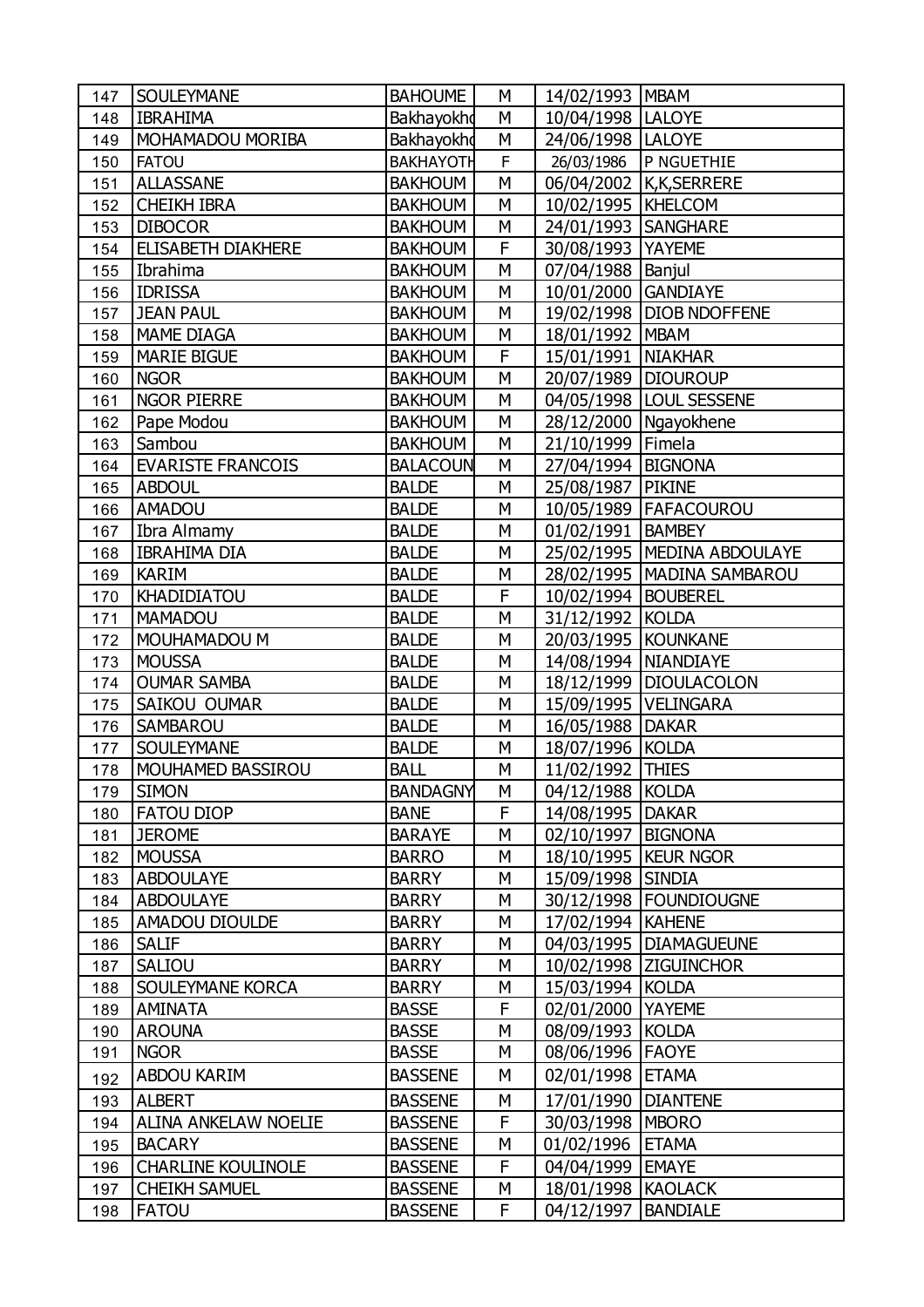| | | | | | |
|---|---|---|---|---|---|
| 147 | SOULEYMANE | BAHOUME | M | 14/02/1993 | MBAM |
| 148 | IBRAHIMA | Bakhayokho | M | 10/04/1998 | LALOYE |
| 149 | MOHAMADOU MORIBA | Bakhayokho | M | 24/06/1998 | LALOYE |
| 150 | FATOU | BAKHAYOTH | F | 26/03/1986 | P NGUETHIE |
| 151 | ALLASSANE | BAKHOUM | M | 06/04/2002 | K,K,SERRERE |
| 152 | CHEIKH IBRA | BAKHOUM | M | 10/02/1995 | KHELCOM |
| 153 | DIBOCOR | BAKHOUM | M | 24/01/1993 | SANGHARE |
| 154 | ELISABETH DIAKHERE | BAKHOUM | F | 30/08/1993 | YAYEME |
| 155 | Ibrahima | BAKHOUM | M | 07/04/1988 | Banjul |
| 156 | IDRISSA | BAKHOUM | M | 10/01/2000 | GANDIAYE |
| 157 | JEAN PAUL | BAKHOUM | M | 19/02/1998 | DIOB NDOFFENE |
| 158 | MAME DIAGA | BAKHOUM | M | 18/01/1992 | MBAM |
| 159 | MARIE BIGUE | BAKHOUM | F | 15/01/1991 | NIAKHAR |
| 160 | NGOR | BAKHOUM | M | 20/07/1989 | DIOUROUP |
| 161 | NGOR PIERRE | BAKHOUM | M | 04/05/1998 | LOUL SESSENE |
| 162 | Pape Modou | BAKHOUM | M | 28/12/2000 | Ngayokhene |
| 163 | Sambou | BAKHOUM | M | 21/10/1999 | Fimela |
| 164 | EVARISTE FRANCOIS | BALACOUN | M | 27/04/1994 | BIGNONA |
| 165 | ABDOUL | BALDE | M | 25/08/1987 | PIKINE |
| 166 | AMADOU | BALDE | M | 10/05/1989 | FAFACOUROU |
| 167 | Ibra Almamy | BALDE | M | 01/02/1991 | BAMBEY |
| 168 | IBRAHIMA DIA | BALDE | M | 25/02/1995 | MEDINA ABDOULAYE |
| 169 | KARIM | BALDE | M | 28/02/1995 | MADINA SAMBAROU |
| 170 | KHADIDIATOU | BALDE | F | 10/02/1994 | BOUBEREL |
| 171 | MAMADOU | BALDE | M | 31/12/1992 | KOLDA |
| 172 | MOUHAMADOU M | BALDE | M | 20/03/1995 | KOUNKANE |
| 173 | MOUSSA | BALDE | M | 14/08/1994 | NIANDIAYE |
| 174 | OUMAR SAMBA | BALDE | M | 18/12/1999 | DIOULACOLON |
| 175 | SAIKOU OUMAR | BALDE | M | 15/09/1995 | VELINGARA |
| 176 | SAMBAROU | BALDE | M | 16/05/1988 | DAKAR |
| 177 | SOULEYMANE | BALDE | M | 18/07/1996 | KOLDA |
| 178 | MOUHAMED BASSIROU | BALL | M | 11/02/1992 | THIES |
| 179 | SIMON | BANDAGNY | M | 04/12/1988 | KOLDA |
| 180 | FATOU DIOP | BANE | F | 14/08/1995 | DAKAR |
| 181 | JEROME | BARAYE | M | 02/10/1997 | BIGNONA |
| 182 | MOUSSA | BARRO | M | 18/10/1995 | KEUR NGOR |
| 183 | ABDOULAYE | BARRY | M | 15/09/1998 | SINDIA |
| 184 | ABDOULAYE | BARRY | M | 30/12/1998 | FOUNDIOUGNE |
| 185 | AMADOU DIOULDE | BARRY | M | 17/02/1994 | KAHENE |
| 186 | SALIF | BARRY | M | 04/03/1995 | DIAMAGUEUNE |
| 187 | SALIOU | BARRY | M | 10/02/1998 | ZIGUINCHOR |
| 188 | SOULEYMANE KORCA | BARRY | M | 15/03/1994 | KOLDA |
| 189 | AMINATA | BASSE | F | 02/01/2000 | YAYEME |
| 190 | AROUNA | BASSE | M | 08/09/1993 | KOLDA |
| 191 | NGOR | BASSE | M | 08/06/1996 | FAOYE |
| 192 | ABDOU KARIM | BASSENE | M | 02/01/1998 | ETAMA |
| 193 | ALBERT | BASSENE | M | 17/01/1990 | DIANTENE |
| 194 | ALINA ANKELAW NOELIE | BASSENE | F | 30/03/1998 | MBORO |
| 195 | BACARY | BASSENE | M | 01/02/1996 | ETAMA |
| 196 | CHARLINE KOULINOLE | BASSENE | F | 04/04/1999 | EMAYE |
| 197 | CHEIKH SAMUEL | BASSENE | M | 18/01/1998 | KAOLACK |
| 198 | FATOU | BASSENE | F | 04/12/1997 | BANDIALE |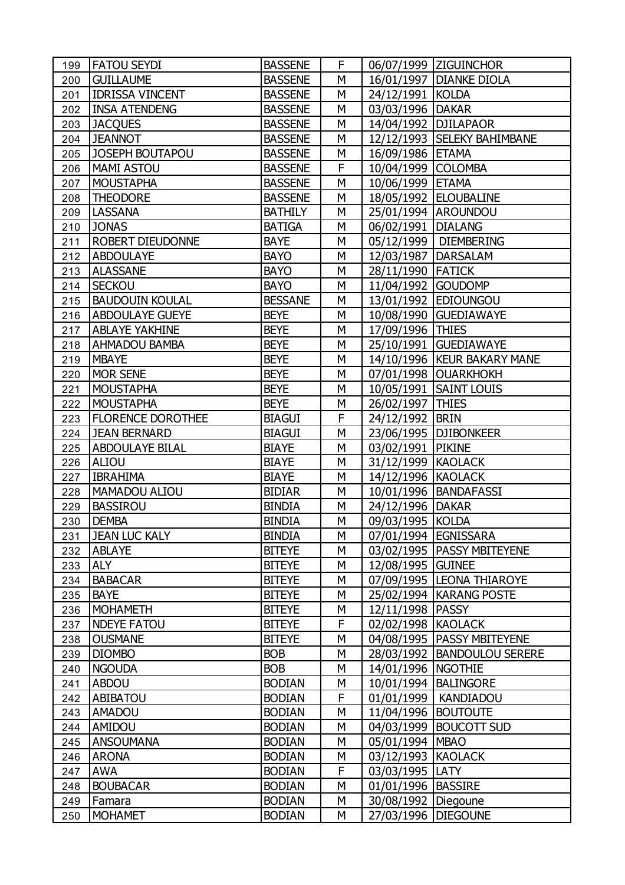| 199 | FATOU SEYDI | BASSENE | F | 06/07/1999 | ZIGUINCHOR |
|---|---|---|---|---|---|
| 200 | GUILLAUME | BASSENE | M | 16/01/1997 | DIANKE DIOLA |
| 201 | IDRISSA VINCENT | BASSENE | M | 24/12/1991 | KOLDA |
| 202 | INSA ATENDENG | BASSENE | M | 03/03/1996 | DAKAR |
| 203 | JACQUES | BASSENE | M | 14/04/1992 | DJILAPAOR |
| 204 | JEANNOT | BASSENE | M | 12/12/1993 | SELEKY BAHIMBANE |
| 205 | JOSEPH BOUTAPOU | BASSENE | M | 16/09/1986 | ETAMA |
| 206 | MAMI ASTOU | BASSENE | F | 10/04/1999 | COLOMBA |
| 207 | MOUSTAPHA | BASSENE | M | 10/06/1999 | ETAMA |
| 208 | THEODORE | BASSENE | M | 18/05/1992 | ELOUBALINE |
| 209 | LASSANA | BATHILY | M | 25/01/1994 | AROUNDOU |
| 210 | JONAS | BATIGA | M | 06/02/1991 | DIALANG |
| 211 | ROBERT DIEUDONNE | BAYE | M | 05/12/1999 | DIEMBERING |
| 212 | ABDOULAYE | BAYO | M | 12/03/1987 | DARSALAM |
| 213 | ALASSANE | BAYO | M | 28/11/1990 | FATICK |
| 214 | SECKOU | BAYO | M | 11/04/1992 | GOUDOMP |
| 215 | BAUDOUIN KOULAL | BESSANE | M | 13/01/1992 | EDIOUNGOU |
| 216 | ABDOULAYE GUEYE | BEYE | M | 10/08/1990 | GUEDIAWAYE |
| 217 | ABLAYE YAKHINE | BEYE | M | 17/09/1996 | THIES |
| 218 | AHMADOU BAMBA | BEYE | M | 25/10/1991 | GUEDIAWAYE |
| 219 | MBAYE | BEYE | M | 14/10/1996 | KEUR BAKARY MANE |
| 220 | MOR SENE | BEYE | M | 07/01/1998 | OUARKHOKH |
| 221 | MOUSTAPHA | BEYE | M | 10/05/1991 | SAINT LOUIS |
| 222 | MOUSTAPHA | BEYE | M | 26/02/1997 | THIES |
| 223 | FLORENCE DOROTHEE | BIAGUI | F | 24/12/1992 | BRIN |
| 224 | JEAN BERNARD | BIAGUI | M | 23/06/1995 | DJIBONKEER |
| 225 | ABDOULAYE BILAL | BIAYE | M | 03/02/1991 | PIKINE |
| 226 | ALIOU | BIAYE | M | 31/12/1999 | KAOLACK |
| 227 | IBRAHIMA | BIAYE | M | 14/12/1996 | KAOLACK |
| 228 | MAMADOU ALIOU | BIDIAR | M | 10/01/1996 | BANDAFASSI |
| 229 | BASSIROU | BINDIA | M | 24/12/1996 | DAKAR |
| 230 | DEMBA | BINDIA | M | 09/03/1995 | KOLDA |
| 231 | JEAN LUC KALY | BINDIA | M | 07/01/1994 | EGNISSARA |
| 232 | ABLAYE | BITEYE | M | 03/02/1995 | PASSY MBITEYENE |
| 233 | ALY | BITEYE | M | 12/08/1995 | GUINEE |
| 234 | BABACAR | BITEYE | M | 07/09/1995 | LEONA THIAROYE |
| 235 | BAYE | BITEYE | M | 25/02/1994 | KARANG POSTE |
| 236 | MOHAMETH | BITEYE | M | 12/11/1998 | PASSY |
| 237 | NDEYE FATOU | BITEYE | F | 02/02/1998 | KAOLACK |
| 238 | OUSMANE | BITEYE | M | 04/08/1995 | PASSY MBITEYENE |
| 239 | DIOMBO | BOB | M | 28/03/1992 | BANDOULOU SERERE |
| 240 | NGOUDA | BOB | M | 14/01/1996 | NGOTHIE |
| 241 | ABDOU | BODIAN | M | 10/01/1994 | BALINGORE |
| 242 | ABIBATOU | BODIAN | F | 01/01/1999 | KANDIADOU |
| 243 | AMADOU | BODIAN | M | 11/04/1996 | BOUTOUTE |
| 244 | AMIDOU | BODIAN | M | 04/03/1999 | BOUCOTT SUD |
| 245 | ANSOUMANA | BODIAN | M | 05/01/1994 | MBAO |
| 246 | ARONA | BODIAN | M | 03/12/1993 | KAOLACK |
| 247 | AWA | BODIAN | F | 03/03/1995 | LATY |
| 248 | BOUBACAR | BODIAN | M | 01/01/1996 | BASSIRE |
| 249 | Famara | BODIAN | M | 30/08/1992 | Diegoune |
| 250 | MOHAMET | BODIAN | M | 27/03/1996 | DIEGOUNE |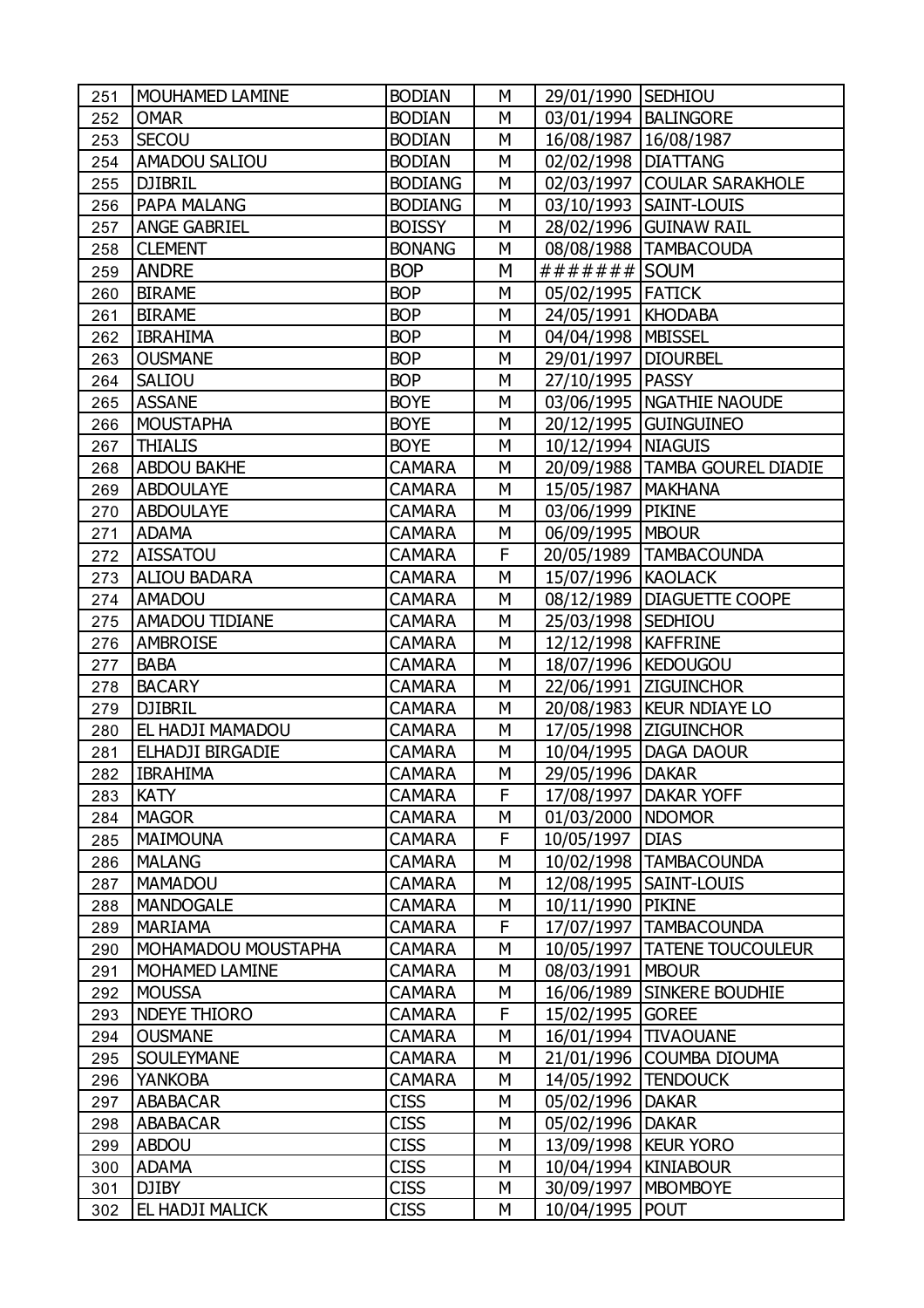| | | | | | |
|---|---|---|---|---|---|
| 251 | MOUHAMED LAMINE | BODIAN | M | 29/01/1990 | SEDHIOU |
| 252 | OMAR | BODIAN | M | 03/01/1994 | BALINGORE |
| 253 | SECOU | BODIAN | M | 16/08/1987 | 16/08/1987 |
| 254 | AMADOU SALIOU | BODIAN | M | 02/02/1998 | DIATTANG |
| 255 | DJIBRIL | BODIANG | M | 02/03/1997 | COULAR SARAKHOLE |
| 256 | PAPA MALANG | BODIANG | M | 03/10/1993 | SAINT-LOUIS |
| 257 | ANGE GABRIEL | BOISSY | M | 28/02/1996 | GUINAW RAIL |
| 258 | CLEMENT | BONANG | M | 08/08/1988 | TAMBACOUDA |
| 259 | ANDRE | BOP | M | ####### | SOUM |
| 260 | BIRAME | BOP | M | 05/02/1995 | FATICK |
| 261 | BIRAME | BOP | M | 24/05/1991 | KHODABA |
| 262 | IBRAHIMA | BOP | M | 04/04/1998 | MBISSEL |
| 263 | OUSMANE | BOP | M | 29/01/1997 | DIOURBEL |
| 264 | SALIOU | BOP | M | 27/10/1995 | PASSY |
| 265 | ASSANE | BOYE | M | 03/06/1995 | NGATHIE NAOUDE |
| 266 | MOUSTAPHA | BOYE | M | 20/12/1995 | GUINGUINEO |
| 267 | THIALIS | BOYE | M | 10/12/1994 | NIAGUIS |
| 268 | ABDOU BAKHE | CAMARA | M | 20/09/1988 | TAMBA GOUREL DIADIE |
| 269 | ABDOULAYE | CAMARA | M | 15/05/1987 | MAKHANA |
| 270 | ABDOULAYE | CAMARA | M | 03/06/1999 | PIKINE |
| 271 | ADAMA | CAMARA | M | 06/09/1995 | MBOUR |
| 272 | AISSATOU | CAMARA | F | 20/05/1989 | TAMBACOUNDA |
| 273 | ALIOU BADARA | CAMARA | M | 15/07/1996 | KAOLACK |
| 274 | AMADOU | CAMARA | M | 08/12/1989 | DIAGUETTE COOPE |
| 275 | AMADOU TIDIANE | CAMARA | M | 25/03/1998 | SEDHIOU |
| 276 | AMBROISE | CAMARA | M | 12/12/1998 | KAFFRINE |
| 277 | BABA | CAMARA | M | 18/07/1996 | KEDOUGOU |
| 278 | BACARY | CAMARA | M | 22/06/1991 | ZIGUINCHOR |
| 279 | DJIBRIL | CAMARA | M | 20/08/1983 | KEUR NDIAYE LO |
| 280 | EL HADJI MAMADOU | CAMARA | M | 17/05/1998 | ZIGUINCHOR |
| 281 | ELHADJI BIRGADIE | CAMARA | M | 10/04/1995 | DAGA DAOUR |
| 282 | IBRAHIMA | CAMARA | M | 29/05/1996 | DAKAR |
| 283 | KATY | CAMARA | F | 17/08/1997 | DAKAR YOFF |
| 284 | MAGOR | CAMARA | M | 01/03/2000 | NDOMOR |
| 285 | MAIMOUNA | CAMARA | F | 10/05/1997 | DIAS |
| 286 | MALANG | CAMARA | M | 10/02/1998 | TAMBACOUNDA |
| 287 | MAMADOU | CAMARA | M | 12/08/1995 | SAINT-LOUIS |
| 288 | MANDOGALE | CAMARA | M | 10/11/1990 | PIKINE |
| 289 | MARIAMA | CAMARA | F | 17/07/1997 | TAMBACOUNDA |
| 290 | MOHAMADOU MOUSTAPHA | CAMARA | M | 10/05/1997 | TATENE TOUCOULEUR |
| 291 | MOHAMED LAMINE | CAMARA | M | 08/03/1991 | MBOUR |
| 292 | MOUSSA | CAMARA | M | 16/06/1989 | SINKERE BOUDHIE |
| 293 | NDEYE THIORO | CAMARA | F | 15/02/1995 | GOREE |
| 294 | OUSMANE | CAMARA | M | 16/01/1994 | TIVAOUANE |
| 295 | SOULEYMANE | CAMARA | M | 21/01/1996 | COUMBA DIOUMA |
| 296 | YANKOBA | CAMARA | M | 14/05/1992 | TENDOUCK |
| 297 | ABABACAR | CISS | M | 05/02/1996 | DAKAR |
| 298 | ABABACAR | CISS | M | 05/02/1996 | DAKAR |
| 299 | ABDOU | CISS | M | 13/09/1998 | KEUR YORO |
| 300 | ADAMA | CISS | M | 10/04/1994 | KINIABOUR |
| 301 | DJIBY | CISS | M | 30/09/1997 | MBOMBOYE |
| 302 | EL HADJI MALICK | CISS | M | 10/04/1995 | POUT |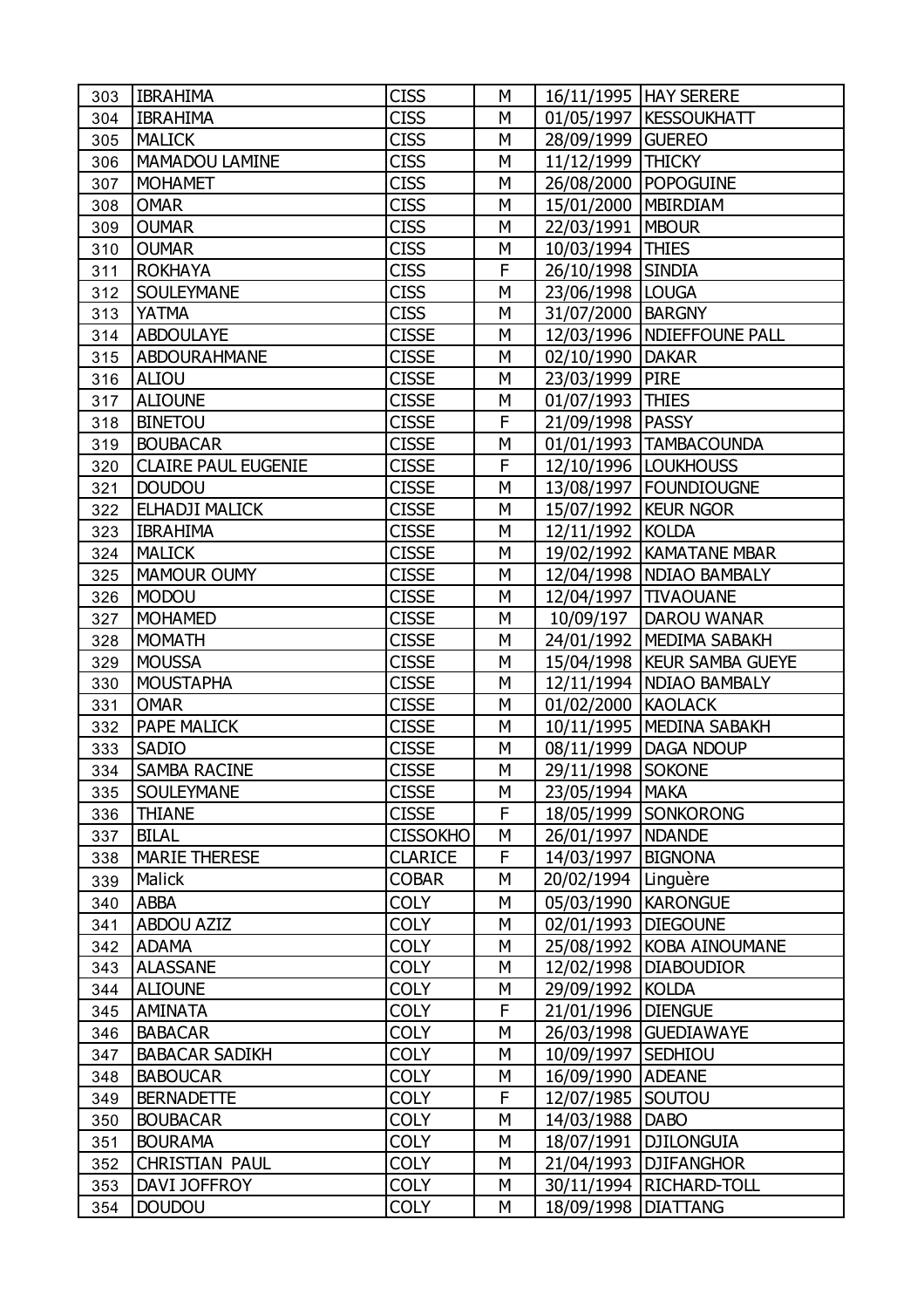| 303 | IBRAHIMA | CISS | M | 16/11/1995 | HAY SERERE |
|---|---|---|---|---|---|
| 304 | IBRAHIMA | CISS | M | 01/05/1997 | KESSOUKHATT |
| 305 | MALICK | CISS | M | 28/09/1999 | GUEREO |
| 306 | MAMADOU LAMINE | CISS | M | 11/12/1999 | THICKY |
| 307 | MOHAMET | CISS | M | 26/08/2000 | POPOGUINE |
| 308 | OMAR | CISS | M | 15/01/2000 | MBIRDIAM |
| 309 | OUMAR | CISS | M | 22/03/1991 | MBOUR |
| 310 | OUMAR | CISS | M | 10/03/1994 | THIES |
| 311 | ROKHAYA | CISS | F | 26/10/1998 | SINDIA |
| 312 | SOULEYMANE | CISS | M | 23/06/1998 | LOUGA |
| 313 | YATMA | CISS | M | 31/07/2000 | BARGNY |
| 314 | ABDOULAYE | CISSE | M | 12/03/1996 | NDIEFFOUNE PALL |
| 315 | ABDOURAHMANE | CISSE | M | 02/10/1990 | DAKAR |
| 316 | ALIOU | CISSE | M | 23/03/1999 | PIRE |
| 317 | ALIOUNE | CISSE | M | 01/07/1993 | THIES |
| 318 | BINETOU | CISSE | F | 21/09/1998 | PASSY |
| 319 | BOUBACAR | CISSE | M | 01/01/1993 | TAMBACOUNDA |
| 320 | CLAIRE PAUL EUGENIE | CISSE | F | 12/10/1996 | LOUKHOUSS |
| 321 | DOUDOU | CISSE | M | 13/08/1997 | FOUNDIOUGNE |
| 322 | ELHADJI MALICK | CISSE | M | 15/07/1992 | KEUR NGOR |
| 323 | IBRAHIMA | CISSE | M | 12/11/1992 | KOLDA |
| 324 | MALICK | CISSE | M | 19/02/1992 | KAMATANE MBAR |
| 325 | MAMOUR OUMY | CISSE | M | 12/04/1998 | NDIAO BAMBALY |
| 326 | MODOU | CISSE | M | 12/04/1997 | TIVAOUANE |
| 327 | MOHAMED | CISSE | M | 10/09/197 | DAROU WANAR |
| 328 | MOMATH | CISSE | M | 24/01/1992 | MEDIMA SABAKH |
| 329 | MOUSSA | CISSE | M | 15/04/1998 | KEUR SAMBA GUEYE |
| 330 | MOUSTAPHA | CISSE | M | 12/11/1994 | NDIAO BAMBALY |
| 331 | OMAR | CISSE | M | 01/02/2000 | KAOLACK |
| 332 | PAPE MALICK | CISSE | M | 10/11/1995 | MEDINA SABAKH |
| 333 | SADIO | CISSE | M | 08/11/1999 | DAGA NDOUP |
| 334 | SAMBA RACINE | CISSE | M | 29/11/1998 | SOKONE |
| 335 | SOULEYMANE | CISSE | M | 23/05/1994 | MAKA |
| 336 | THIANE | CISSE | F | 18/05/1999 | SONKORONG |
| 337 | BILAL | CISSOKHO | M | 26/01/1997 | NDANDE |
| 338 | MARIE THERESE | CLARICE | F | 14/03/1997 | BIGNONA |
| 339 | Malick | COBAR | M | 20/02/1994 | Linguère |
| 340 | ABBA | COLY | M | 05/03/1990 | KARONGUE |
| 341 | ABDOU AZIZ | COLY | M | 02/01/1993 | DIEGOUNE |
| 342 | ADAMA | COLY | M | 25/08/1992 | KOBA AINOUMANE |
| 343 | ALASSANE | COLY | M | 12/02/1998 | DIABOUDIOR |
| 344 | ALIOUNE | COLY | M | 29/09/1992 | KOLDA |
| 345 | AMINATA | COLY | F | 21/01/1996 | DIENGUE |
| 346 | BABACAR | COLY | M | 26/03/1998 | GUEDIAWAYE |
| 347 | BABACAR SADIKH | COLY | M | 10/09/1997 | SEDHIOU |
| 348 | BABOUCAR | COLY | M | 16/09/1990 | ADEANE |
| 349 | BERNADETTE | COLY | F | 12/07/1985 | SOUTOU |
| 350 | BOUBACAR | COLY | M | 14/03/1988 | DABO |
| 351 | BOURAMA | COLY | M | 18/07/1991 | DJILONGUIA |
| 352 | CHRISTIAN PAUL | COLY | M | 21/04/1993 | DJIFANGHOR |
| 353 | DAVI JOFFROY | COLY | M | 30/11/1994 | RICHARD-TOLL |
| 354 | DOUDOU | COLY | M | 18/09/1998 | DIATTANG |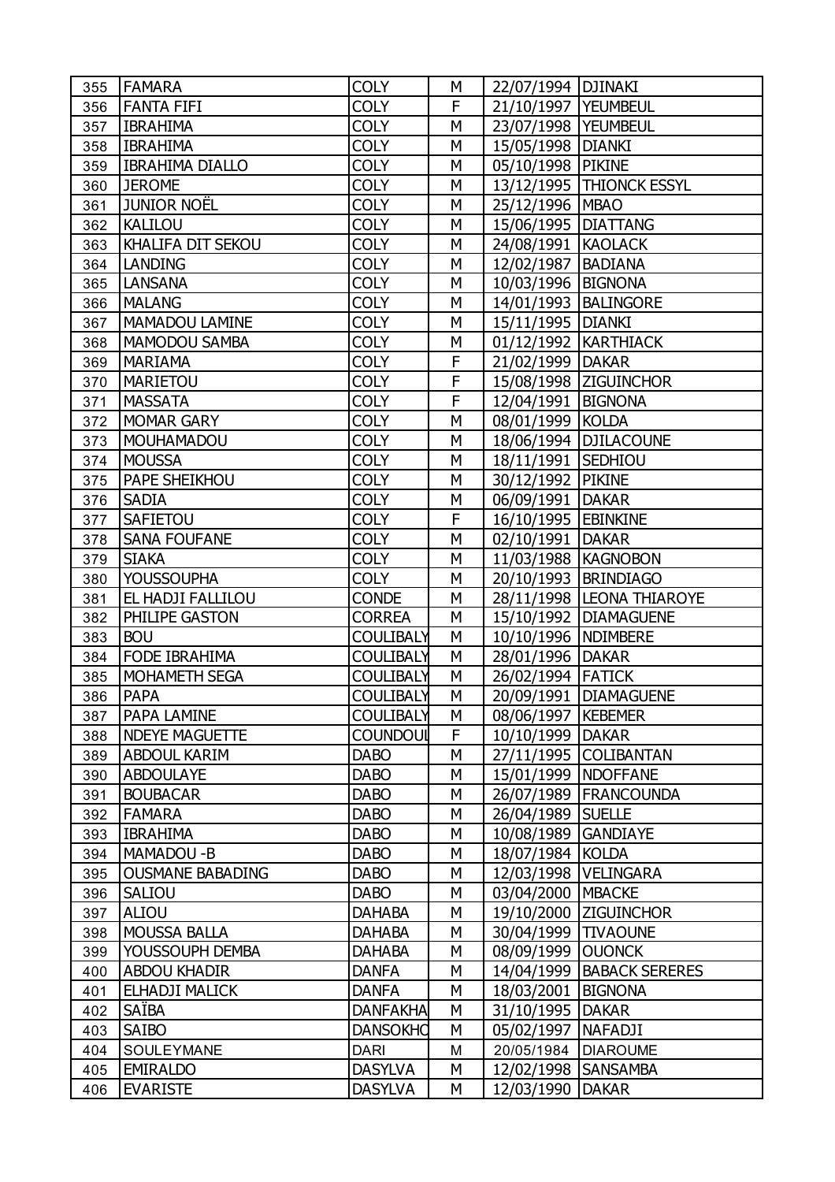| 355 | FAMARA | COLY | M | 22/07/1994 | DJINAKI |
|---|---|---|---|---|---|
| 356 | FANTA FIFI | COLY | F | 21/10/1997 | YEUMBEUL |
| 357 | IBRAHIMA | COLY | M | 23/07/1998 | YEUMBEUL |
| 358 | IBRAHIMA | COLY | M | 15/05/1998 | DIANKI |
| 359 | IBRAHIMA DIALLO | COLY | M | 05/10/1998 | PIKINE |
| 360 | JEROME | COLY | M | 13/12/1995 | THIONCK ESSYL |
| 361 | JUNIOR NOËL | COLY | M | 25/12/1996 | MBAO |
| 362 | KALILOU | COLY | M | 15/06/1995 | DIATTANG |
| 363 | KHALIFA DIT SEKOU | COLY | M | 24/08/1991 | KAOLACK |
| 364 | LANDING | COLY | M | 12/02/1987 | BADIANA |
| 365 | LANSANA | COLY | M | 10/03/1996 | BIGNONA |
| 366 | MALANG | COLY | M | 14/01/1993 | BALINGORE |
| 367 | MAMADOU LAMINE | COLY | M | 15/11/1995 | DIANKI |
| 368 | MAMODOU SAMBA | COLY | M | 01/12/1992 | KARTHIACK |
| 369 | MARIAMA | COLY | F | 21/02/1999 | DAKAR |
| 370 | MARIETOU | COLY | F | 15/08/1998 | ZIGUINCHOR |
| 371 | MASSATA | COLY | F | 12/04/1991 | BIGNONA |
| 372 | MOMAR GARY | COLY | M | 08/01/1999 | KOLDA |
| 373 | MOUHAMADOU | COLY | M | 18/06/1994 | DJILACOUNE |
| 374 | MOUSSA | COLY | M | 18/11/1991 | SEDHIOU |
| 375 | PAPE SHEIKHOU | COLY | M | 30/12/1992 | PIKINE |
| 376 | SADIA | COLY | M | 06/09/1991 | DAKAR |
| 377 | SAFIETOU | COLY | F | 16/10/1995 | EBINKINE |
| 378 | SANA FOUFANE | COLY | M | 02/10/1991 | DAKAR |
| 379 | SIAKA | COLY | M | 11/03/1988 | KAGNOBON |
| 380 | YOUSSOUPHA | COLY | M | 20/10/1993 | BRINDIAGO |
| 381 | EL HADJI FALLILOU | CONDE | M | 28/11/1998 | LEONA THIAROYE |
| 382 | PHILIPE GASTON | CORREA | M | 15/10/1992 | DIAMAGUENE |
| 383 | BOU | COULIBALY | M | 10/10/1996 | NDIMBERE |
| 384 | FODE IBRAHIMA | COULIBALY | M | 28/01/1996 | DAKAR |
| 385 | MOHAMETH SEGA | COULIBALY | M | 26/02/1994 | FATICK |
| 386 | PAPA | COULIBALY | M | 20/09/1991 | DIAMAGUENE |
| 387 | PAPA LAMINE | COULIBALY | M | 08/06/1997 | KEBEMER |
| 388 | NDEYE MAGUETTE | COUNDOUL | F | 10/10/1999 | DAKAR |
| 389 | ABDOUL KARIM | DABO | M | 27/11/1995 | COLIBANTAN |
| 390 | ABDOULAYE | DABO | M | 15/01/1999 | NDOFFANE |
| 391 | BOUBACAR | DABO | M | 26/07/1989 | FRANCOUNDA |
| 392 | FAMARA | DABO | M | 26/04/1989 | SUELLE |
| 393 | IBRAHIMA | DABO | M | 10/08/1989 | GANDIAYE |
| 394 | MAMADOU -B | DABO | M | 18/07/1984 | KOLDA |
| 395 | OUSMANE BABADING | DABO | M | 12/03/1998 | VELINGARA |
| 396 | SALIOU | DABO | M | 03/04/2000 | MBACKE |
| 397 | ALIOU | DAHABA | M | 19/10/2000 | ZIGUINCHOR |
| 398 | MOUSSA BALLA | DAHABA | M | 30/04/1999 | TIVAOUNE |
| 399 | YOUSSOUPH DEMBA | DAHABA | M | 08/09/1999 | OUONCK |
| 400 | ABDOU KHADIR | DANFA | M | 14/04/1999 | BABACK SERERES |
| 401 | ELHADJI MALICK | DANFA | M | 18/03/2001 | BIGNONA |
| 402 | SAÏBA | DANFAKHA | M | 31/10/1995 | DAKAR |
| 403 | SAIBO | DANSOKHO | M | 05/02/1997 | NAFADJI |
| 404 | SOULEYMANE | DARI | M | 20/05/1984 | DIAROUME |
| 405 | EMIRALDO | DASYLVA | M | 12/02/1998 | SANSAMBA |
| 406 | EVARISTE | DASYLVA | M | 12/03/1990 | DAKAR |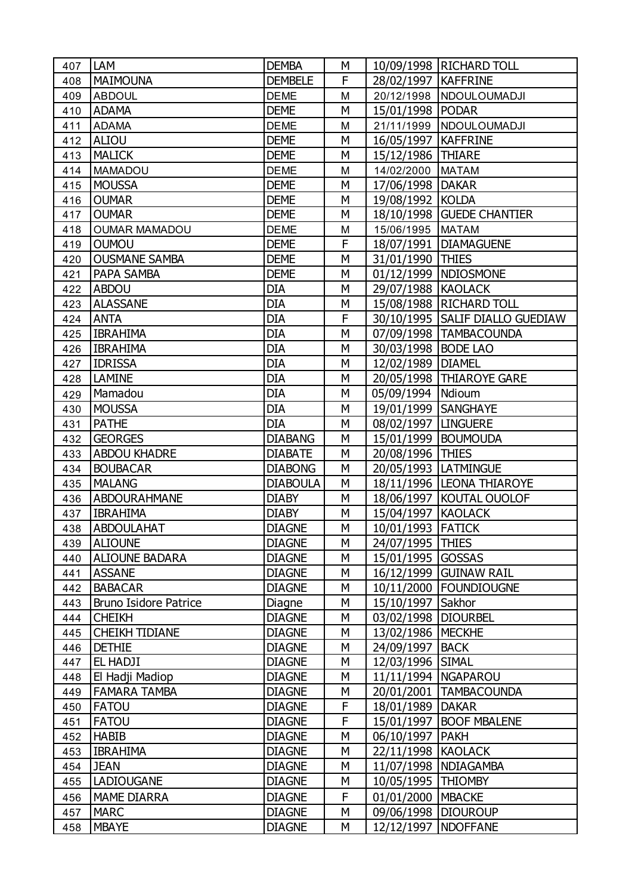| 407 | LAM | DEMBA | M | 10/09/1998 | RICHARD TOLL |
|---|---|---|---|---|---|
| 408 | MAIMOUNA | DEMBELE | F | 28/02/1997 | KAFFRINE |
| 409 | ABDOUL | DEME | M | 20/12/1998 | NDOULOUMADJI |
| 410 | ADAMA | DEME | M | 15/01/1998 | PODAR |
| 411 | ADAMA | DEME | M | 21/11/1999 | NDOULOUMADJI |
| 412 | ALIOU | DEME | M | 16/05/1997 | KAFFRINE |
| 413 | MALICK | DEME | M | 15/12/1986 | THIARE |
| 414 | MAMADOU | DEME | M | 14/02/2000 | MATAM |
| 415 | MOUSSA | DEME | M | 17/06/1998 | DAKAR |
| 416 | OUMAR | DEME | M | 19/08/1992 | KOLDA |
| 417 | OUMAR | DEME | M | 18/10/1998 | GUEDE CHANTIER |
| 418 | OUMAR MAMADOU | DEME | M | 15/06/1995 | MATAM |
| 419 | OUMOU | DEME | F | 18/07/1991 | DIAMAGUENE |
| 420 | OUSMANE SAMBA | DEME | M | 31/01/1990 | THIES |
| 421 | PAPA SAMBA | DEME | M | 01/12/1999 | NDIOSMONE |
| 422 | ABDOU | DIA | M | 29/07/1988 | KAOLACK |
| 423 | ALASSANE | DIA | M | 15/08/1988 | RICHARD TOLL |
| 424 | ANTA | DIA | F | 30/10/1995 | SALIF DIALLO GUEDIAW |
| 425 | IBRAHIMA | DIA | M | 07/09/1998 | TAMBACOUNDA |
| 426 | IBRAHIMA | DIA | M | 30/03/1998 | BODE LAO |
| 427 | IDRISSA | DIA | M | 12/02/1989 | DIAMEL |
| 428 | LAMINE | DIA | M | 20/05/1998 | THIAROYE GARE |
| 429 | Mamadou | DIA | M | 05/09/1994 | Ndioum |
| 430 | MOUSSA | DIA | M | 19/01/1999 | SANGHAYE |
| 431 | PATHE | DIA | M | 08/02/1997 | LINGUERE |
| 432 | GEORGES | DIABANG | M | 15/01/1999 | BOUMOUDA |
| 433 | ABDOU KHADRE | DIABATE | M | 20/08/1996 | THIES |
| 434 | BOUBACAR | DIABONG | M | 20/05/1993 | LATMINGUE |
| 435 | MALANG | DIABOULA | M | 18/11/1996 | LEONA THIAROYE |
| 436 | ABDOURAHMANE | DIABY | M | 18/06/1997 | KOUTAL OUOLOF |
| 437 | IBRAHIMA | DIABY | M | 15/04/1997 | KAOLACK |
| 438 | ABDOULAHAT | DIAGNE | M | 10/01/1993 | FATICK |
| 439 | ALIOUNE | DIAGNE | M | 24/07/1995 | THIES |
| 440 | ALIOUNE BADARA | DIAGNE | M | 15/01/1995 | GOSSAS |
| 441 | ASSANE | DIAGNE | M | 16/12/1999 | GUINAW RAIL |
| 442 | BABACAR | DIAGNE | M | 10/11/2000 | FOUNDIOUGNE |
| 443 | Bruno Isidore Patrice | Diagne | M | 15/10/1997 | Sakhor |
| 444 | CHEIKH | DIAGNE | M | 03/02/1998 | DIOURBEL |
| 445 | CHEIKH TIDIANE | DIAGNE | M | 13/02/1986 | MECKHE |
| 446 | DETHIE | DIAGNE | M | 24/09/1997 | BACK |
| 447 | EL HADJI | DIAGNE | M | 12/03/1996 | SIMAL |
| 448 | El Hadji Madiop | DIAGNE | M | 11/11/1994 | NGAPAROU |
| 449 | FAMARA TAMBA | DIAGNE | M | 20/01/2001 | TAMBACOUNDA |
| 450 | FATOU | DIAGNE | F | 18/01/1989 | DAKAR |
| 451 | FATOU | DIAGNE | F | 15/01/1997 | BOOF MBALENE |
| 452 | HABIB | DIAGNE | M | 06/10/1997 | PAKH |
| 453 | IBRAHIMA | DIAGNE | M | 22/11/1998 | KAOLACK |
| 454 | JEAN | DIAGNE | M | 11/07/1998 | NDIAGAMBA |
| 455 | LADIOUGANE | DIAGNE | M | 10/05/1995 | THIOMBY |
| 456 | MAME DIARRA | DIAGNE | F | 01/01/2000 | MBACKE |
| 457 | MARC | DIAGNE | M | 09/06/1998 | DIOUROUP |
| 458 | MBAYE | DIAGNE | M | 12/12/1997 | NDOFFANE |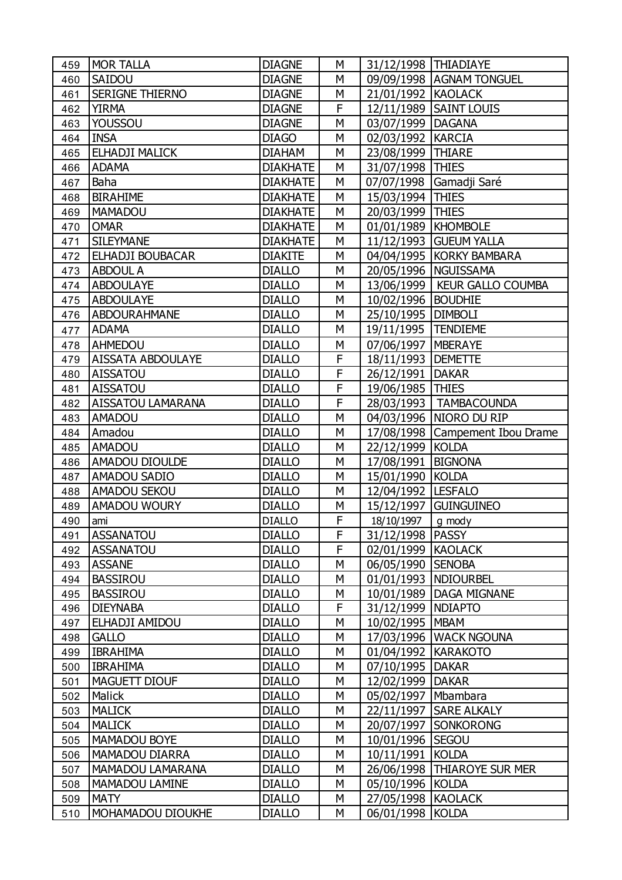| 459 | MOR TALLA | DIAGNE | M | 31/12/1998 | THIADIAYE |
|---|---|---|---|---|---|
| 460 | SAIDOU | DIAGNE | M | 09/09/1998 | AGNAM TONGUEL |
| 461 | SERIGNE THIERNO | DIAGNE | M | 21/01/1992 | KAOLACK |
| 462 | YIRMA | DIAGNE | F | 12/11/1989 | SAINT LOUIS |
| 463 | YOUSSOU | DIAGNE | M | 03/07/1999 | DAGANA |
| 464 | INSA | DIAGO | M | 02/03/1992 | KARCIA |
| 465 | ELHADJI MALICK | DIAHAM | M | 23/08/1999 | THIARE |
| 466 | ADAMA | DIAKHATE | M | 31/07/1998 | THIES |
| 467 | Baha | DIAKHATE | M | 07/07/1998 | Gamadji Saré |
| 468 | BIRAHIME | DIAKHATE | M | 15/03/1994 | THIES |
| 469 | MAMADOU | DIAKHATE | M | 20/03/1999 | THIES |
| 470 | OMAR | DIAKHATE | M | 01/01/1989 | KHOMBOLE |
| 471 | SILEYMANE | DIAKHATE | M | 11/12/1993 | GUEUM YALLA |
| 472 | ELHADJI BOUBACAR | DIAKITE | M | 04/04/1995 | KORKY BAMBARA |
| 473 | ABDOUL A | DIALLO | M | 20/05/1996 | NGUISSAMA |
| 474 | ABDOULAYE | DIALLO | M | 13/06/1999 | KEUR GALLO COUMBA |
| 475 | ABDOULAYE | DIALLO | M | 10/02/1996 | BOUDHIE |
| 476 | ABDOURAHMANE | DIALLO | M | 25/10/1995 | DIMBOLI |
| 477 | ADAMA | DIALLO | M | 19/11/1995 | TENDIEME |
| 478 | AHMEDOU | DIALLO | M | 07/06/1997 | MBERAYE |
| 479 | AISSATA ABDOULAYE | DIALLO | F | 18/11/1993 | DEMETTE |
| 480 | AISSATOU | DIALLO | F | 26/12/1991 | DAKAR |
| 481 | AISSATOU | DIALLO | F | 19/06/1985 | THIES |
| 482 | AISSATOU LAMARANA | DIALLO | F | 28/03/1993 | TAMBACOUNDA |
| 483 | AMADOU | DIALLO | M | 04/03/1996 | NIORO DU RIP |
| 484 | Amadou | DIALLO | M | 17/08/1998 | Campement Ibou Drame |
| 485 | AMADOU | DIALLO | M | 22/12/1999 | KOLDA |
| 486 | AMADOU DIOULDE | DIALLO | M | 17/08/1991 | BIGNONA |
| 487 | AMADOU SADIO | DIALLO | M | 15/01/1990 | KOLDA |
| 488 | AMADOU SEKOU | DIALLO | M | 12/04/1992 | LESFALO |
| 489 | AMADOU WOURY | DIALLO | M | 15/12/1997 | GUINGUINEO |
| 490 | ami | DIALLO | F | 18/10/1997 | g mody |
| 491 | ASSANATOU | DIALLO | F | 31/12/1998 | PASSY |
| 492 | ASSANATOU | DIALLO | F | 02/01/1999 | KAOLACK |
| 493 | ASSANE | DIALLO | M | 06/05/1990 | SENOBA |
| 494 | BASSIROU | DIALLO | M | 01/01/1993 | NDIOURBEL |
| 495 | BASSIROU | DIALLO | M | 10/01/1989 | DAGA MIGNANE |
| 496 | DIEYNABA | DIALLO | F | 31/12/1999 | NDIAPTO |
| 497 | ELHADJI AMIDOU | DIALLO | M | 10/02/1995 | MBAM |
| 498 | GALLO | DIALLO | M | 17/03/1996 | WACK NGOUNA |
| 499 | IBRAHIMA | DIALLO | M | 01/04/1992 | KARAKOTO |
| 500 | IBRAHIMA | DIALLO | M | 07/10/1995 | DAKAR |
| 501 | MAGUETT DIOUF | DIALLO | M | 12/02/1999 | DAKAR |
| 502 | Malick | DIALLO | M | 05/02/1997 | Mbambara |
| 503 | MALICK | DIALLO | M | 22/11/1997 | SARE ALKALY |
| 504 | MALICK | DIALLO | M | 20/07/1997 | SONKORONG |
| 505 | MAMADOU BOYE | DIALLO | M | 10/01/1996 | SEGOU |
| 506 | MAMADOU DIARRA | DIALLO | M | 10/11/1991 | KOLDA |
| 507 | MAMADOU LAMARANA | DIALLO | M | 26/06/1998 | THIAROYE SUR MER |
| 508 | MAMADOU LAMINE | DIALLO | M | 05/10/1996 | KOLDA |
| 509 | MATY | DIALLO | M | 27/05/1998 | KAOLACK |
| 510 | MOHAMADOU DIOUKHE | DIALLO | M | 06/01/1998 | KOLDA |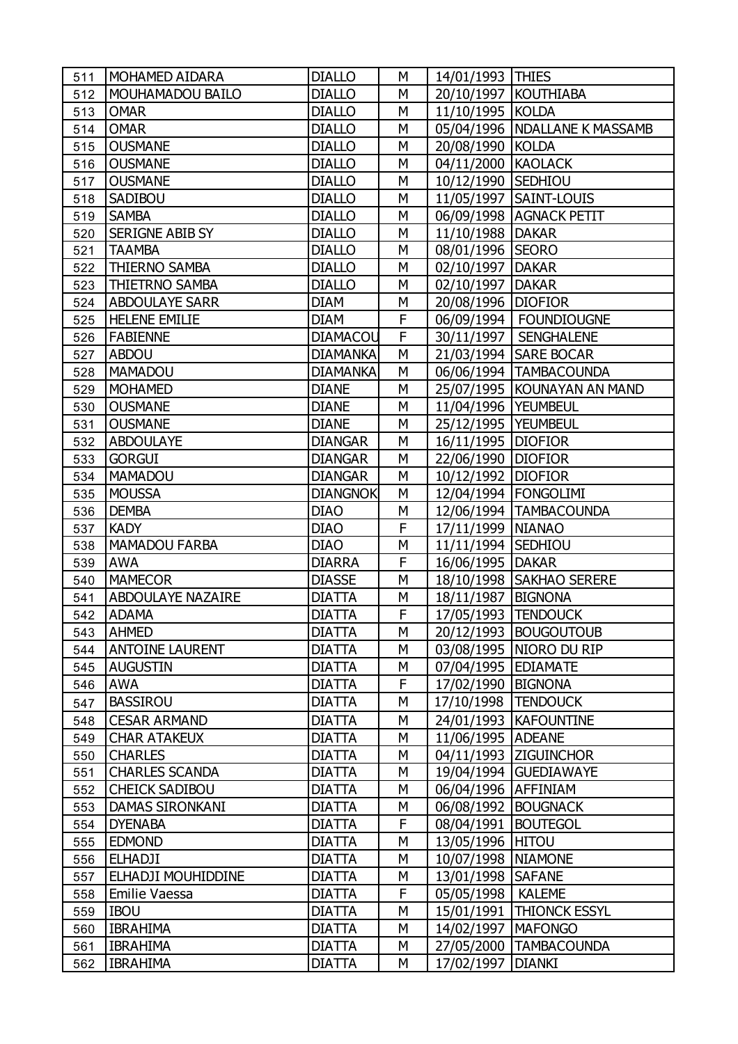| 511 | MOHAMED AIDARA | DIALLO | M | 14/01/1993 | THIES |
|---|---|---|---|---|---|
| 512 | MOUHAMADOU BAILO | DIALLO | M | 20/10/1997 | KOUTHIABA |
| 513 | OMAR | DIALLO | M | 11/10/1995 | KOLDA |
| 514 | OMAR | DIALLO | M | 05/04/1996 | NDALLANE K MASSAMB |
| 515 | OUSMANE | DIALLO | M | 20/08/1990 | KOLDA |
| 516 | OUSMANE | DIALLO | M | 04/11/2000 | KAOLACK |
| 517 | OUSMANE | DIALLO | M | 10/12/1990 | SEDHIOU |
| 518 | SADIBOU | DIALLO | M | 11/05/1997 | SAINT-LOUIS |
| 519 | SAMBA | DIALLO | M | 06/09/1998 | AGNACK PETIT |
| 520 | SERIGNE ABIB SY | DIALLO | M | 11/10/1988 | DAKAR |
| 521 | TAAMBA | DIALLO | M | 08/01/1996 | SEORO |
| 522 | THIERNO SAMBA | DIALLO | M | 02/10/1997 | DAKAR |
| 523 | THIETRNO SAMBA | DIALLO | M | 02/10/1997 | DAKAR |
| 524 | ABDOULAYE SARR | DIAM | M | 20/08/1996 | DIOFIOR |
| 525 | HELENE EMILIE | DIAM | F | 06/09/1994 | FOUNDIOUGNE |
| 526 | FABIENNE | DIAMACOU | F | 30/11/1997 | SENGHALENE |
| 527 | ABDOU | DIAMANKA | M | 21/03/1994 | SARE BOCAR |
| 528 | MAMADOU | DIAMANKA | M | 06/06/1994 | TAMBACOUNDA |
| 529 | MOHAMED | DIANE | M | 25/07/1995 | KOUNAYAN AN MAND |
| 530 | OUSMANE | DIANE | M | 11/04/1996 | YEUMBEUL |
| 531 | OUSMANE | DIANE | M | 25/12/1995 | YEUMBEUL |
| 532 | ABDOULAYE | DIANGAR | M | 16/11/1995 | DIOFIOR |
| 533 | GORGUI | DIANGAR | M | 22/06/1990 | DIOFIOR |
| 534 | MAMADOU | DIANGAR | M | 10/12/1992 | DIOFIOR |
| 535 | MOUSSA | DIANGNOK | M | 12/04/1994 | FONGOLIMI |
| 536 | DEMBA | DIAO | M | 12/06/1994 | TAMBACOUNDA |
| 537 | KADY | DIAO | F | 17/11/1999 | NIANAO |
| 538 | MAMADOU FARBA | DIAO | M | 11/11/1994 | SEDHIOU |
| 539 | AWA | DIARRA | F | 16/06/1995 | DAKAR |
| 540 | MAMECOR | DIASSE | M | 18/10/1998 | SAKHAO SERERE |
| 541 | ABDOULAYE NAZAIRE | DIATTA | M | 18/11/1987 | BIGNONA |
| 542 | ADAMA | DIATTA | F | 17/05/1993 | TENDOUCK |
| 543 | AHMED | DIATTA | M | 20/12/1993 | BOUGOUTOUB |
| 544 | ANTOINE LAURENT | DIATTA | M | 03/08/1995 | NIORO DU RIP |
| 545 | AUGUSTIN | DIATTA | M | 07/04/1995 | EDIAMATE |
| 546 | AWA | DIATTA | F | 17/02/1990 | BIGNONA |
| 547 | BASSIROU | DIATTA | M | 17/10/1998 | TENDOUCK |
| 548 | CESAR ARMAND | DIATTA | M | 24/01/1993 | KAFOUNTINE |
| 549 | CHAR ATAKEUX | DIATTA | M | 11/06/1995 | ADEANE |
| 550 | CHARLES | DIATTA | M | 04/11/1993 | ZIGUINCHOR |
| 551 | CHARLES SCANDA | DIATTA | M | 19/04/1994 | GUEDIAWAYE |
| 552 | CHEICK SADIBOU | DIATTA | M | 06/04/1996 | AFFINIAM |
| 553 | DAMAS SIRONKANI | DIATTA | M | 06/08/1992 | BOUGNACK |
| 554 | DYENABA | DIATTA | F | 08/04/1991 | BOUTEGOL |
| 555 | EDMOND | DIATTA | M | 13/05/1996 | HITOU |
| 556 | ELHADJI | DIATTA | M | 10/07/1998 | NIAMONE |
| 557 | ELHADJI MOUHIDDINE | DIATTA | M | 13/01/1998 | SAFANE |
| 558 | Emilie Vaessa | DIATTA | F | 05/05/1998 | KALEME |
| 559 | IBOU | DIATTA | M | 15/01/1991 | THIONCK ESSYL |
| 560 | IBRAHIMA | DIATTA | M | 14/02/1997 | MAFONGO |
| 561 | IBRAHIMA | DIATTA | M | 27/05/2000 | TAMBACOUNDA |
| 562 | IBRAHIMA | DIATTA | M | 17/02/1997 | DIANKI |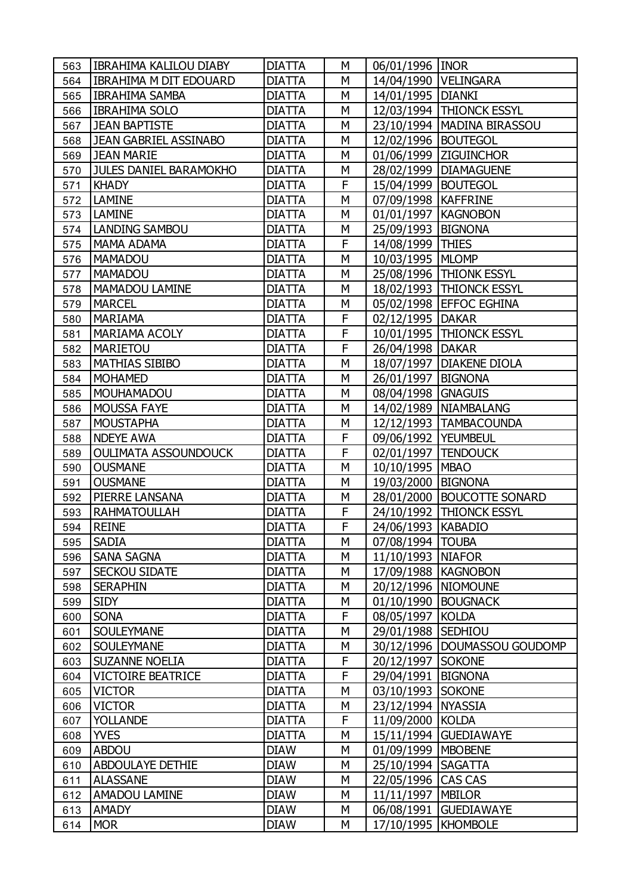| 563 | IBRAHIMA KALILOU DIABY | DIATTA | M | 06/01/1996 | INOR |
|---|---|---|---|---|---|
| 564 | IBRAHIMA M DIT EDOUARD | DIATTA | M | 14/04/1990 | VELINGARA |
| 565 | IBRAHIMA SAMBA | DIATTA | M | 14/01/1995 | DIANKI |
| 566 | IBRAHIMA SOLO | DIATTA | M | 12/03/1994 | THIONCK ESSYL |
| 567 | JEAN BAPTISTE | DIATTA | M | 23/10/1994 | MADINA BIRASSOU |
| 568 | JEAN GABRIEL ASSINABO | DIATTA | M | 12/02/1996 | BOUTEGOL |
| 569 | JEAN MARIE | DIATTA | M | 01/06/1999 | ZIGUINCHOR |
| 570 | JULES DANIEL BARAMOKHO | DIATTA | M | 28/02/1999 | DIAMAGUENE |
| 571 | KHADY | DIATTA | F | 15/04/1999 | BOUTEGOL |
| 572 | LAMINE | DIATTA | M | 07/09/1998 | KAFFRINE |
| 573 | LAMINE | DIATTA | M | 01/01/1997 | KAGNOBON |
| 574 | LANDING SAMBOU | DIATTA | M | 25/09/1993 | BIGNONA |
| 575 | MAMA ADAMA | DIATTA | F | 14/08/1999 | THIES |
| 576 | MAMADOU | DIATTA | M | 10/03/1995 | MLOMP |
| 577 | MAMADOU | DIATTA | M | 25/08/1996 | THIONK ESSYL |
| 578 | MAMADOU LAMINE | DIATTA | M | 18/02/1993 | THIONCK ESSYL |
| 579 | MARCEL | DIATTA | M | 05/02/1998 | EFFOC EGHINA |
| 580 | MARIAMA | DIATTA | F | 02/12/1995 | DAKAR |
| 581 | MARIAMA ACOLY | DIATTA | F | 10/01/1995 | THIONCK ESSYL |
| 582 | MARIETOU | DIATTA | F | 26/04/1998 | DAKAR |
| 583 | MATHIAS SIBIBO | DIATTA | M | 18/07/1997 | DIAKENE DIOLA |
| 584 | MOHAMED | DIATTA | M | 26/01/1997 | BIGNONA |
| 585 | MOUHAMADOU | DIATTA | M | 08/04/1998 | GNAGUIS |
| 586 | MOUSSA FAYE | DIATTA | M | 14/02/1989 | NIAMBALANG |
| 587 | MOUSTAPHA | DIATTA | M | 12/12/1993 | TAMBACOUNDA |
| 588 | NDEYE AWA | DIATTA | F | 09/06/1992 | YEUMBEUL |
| 589 | OULIMATA ASSOUNDOUCK | DIATTA | F | 02/01/1997 | TENDOUCK |
| 590 | OUSMANE | DIATTA | M | 10/10/1995 | MBAO |
| 591 | OUSMANE | DIATTA | M | 19/03/2000 | BIGNONA |
| 592 | PIERRE LANSANA | DIATTA | M | 28/01/2000 | BOUCOTTE SONARD |
| 593 | RAHMATOULLAH | DIATTA | F | 24/10/1992 | THIONCK ESSYL |
| 594 | REINE | DIATTA | F | 24/06/1993 | KABADIO |
| 595 | SADIA | DIATTA | M | 07/08/1994 | TOUBA |
| 596 | SANA SAGNA | DIATTA | M | 11/10/1993 | NIAFOR |
| 597 | SECKOU SIDATE | DIATTA | M | 17/09/1988 | KAGNOBON |
| 598 | SERAPHIN | DIATTA | M | 20/12/1996 | NIOMOUNE |
| 599 | SIDY | DIATTA | M | 01/10/1990 | BOUGNACK |
| 600 | SONA | DIATTA | F | 08/05/1997 | KOLDA |
| 601 | SOULEYMANE | DIATTA | M | 29/01/1988 | SEDHIOU |
| 602 | SOULEYMANE | DIATTA | M | 30/12/1996 | DOUMASSOU GOUDOMP |
| 603 | SUZANNE NOELIA | DIATTA | F | 20/12/1997 | SOKONE |
| 604 | VICTOIRE BEATRICE | DIATTA | F | 29/04/1991 | BIGNONA |
| 605 | VICTOR | DIATTA | M | 03/10/1993 | SOKONE |
| 606 | VICTOR | DIATTA | M | 23/12/1994 | NYASSIA |
| 607 | YOLLANDE | DIATTA | F | 11/09/2000 | KOLDA |
| 608 | YVES | DIATTA | M | 15/11/1994 | GUEDIAWAYE |
| 609 | ABDOU | DIAW | M | 01/09/1999 | MBOBENE |
| 610 | ABDOULAYE DETHIE | DIAW | M | 25/10/1994 | SAGATTA |
| 611 | ALASSANE | DIAW | M | 22/05/1996 | CAS CAS |
| 612 | AMADOU LAMINE | DIAW | M | 11/11/1997 | MBILOR |
| 613 | AMADY | DIAW | M | 06/08/1991 | GUEDIAWAYE |
| 614 | MOR | DIAW | M | 17/10/1995 | KHOMBOLE |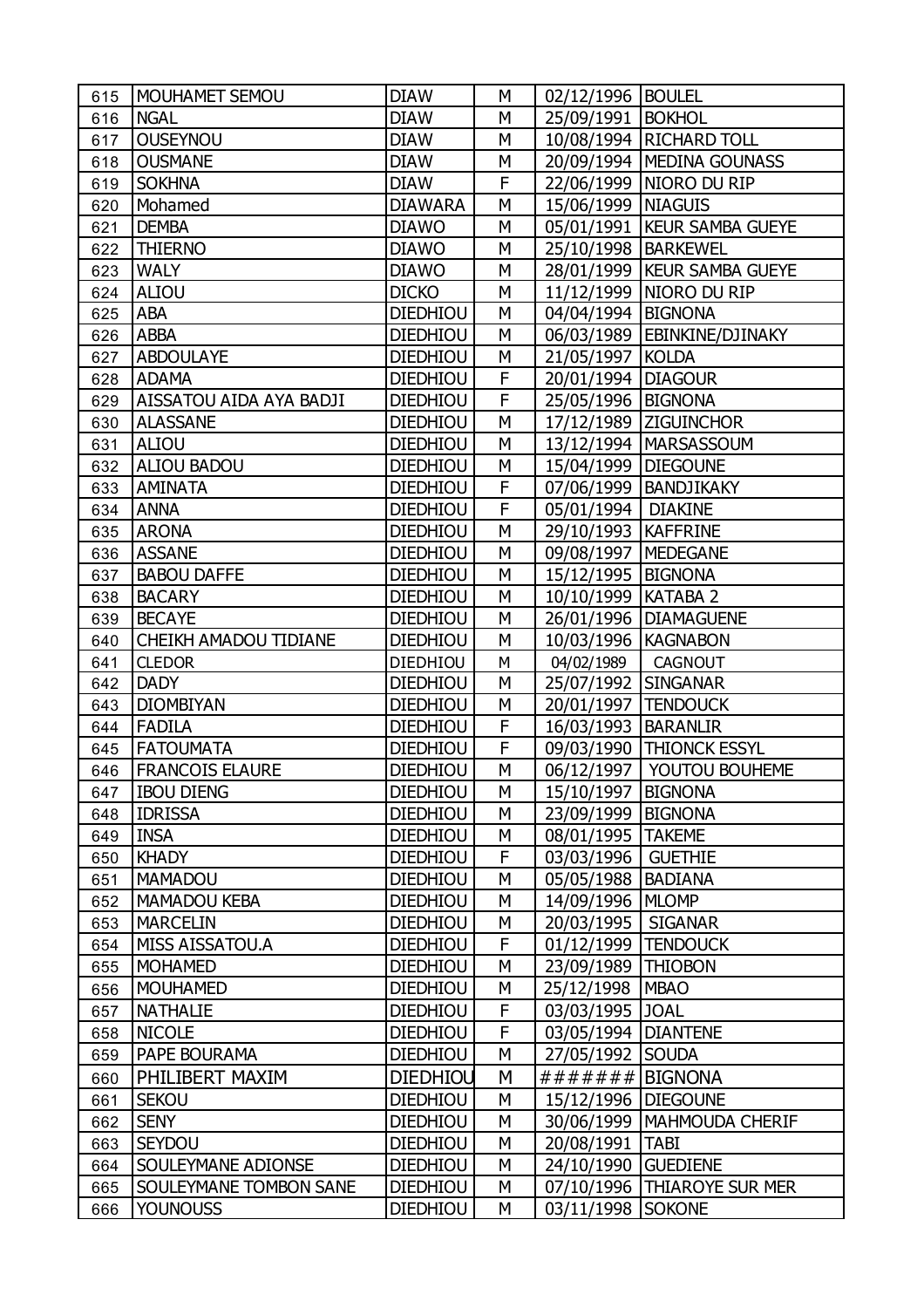| 615 | MOUHAMET SEMOU | DIAW | M | 02/12/1996 | BOULEL |
|---|---|---|---|---|---|
| 616 | NGAL | DIAW | M | 25/09/1991 | BOKHOL |
| 617 | OUSEYNOU | DIAW | M | 10/08/1994 | RICHARD TOLL |
| 618 | OUSMANE | DIAW | M | 20/09/1994 | MEDINA GOUNASS |
| 619 | SOKHNA | DIAW | F | 22/06/1999 | NIORO DU RIP |
| 620 | Mohamed | DIAWARA | M | 15/06/1999 | NIAGUIS |
| 621 | DEMBA | DIAWO | M | 05/01/1991 | KEUR SAMBA GUEYE |
| 622 | THIERNO | DIAWO | M | 25/10/1998 | BARKEWEL |
| 623 | WALY | DIAWO | M | 28/01/1999 | KEUR SAMBA GUEYE |
| 624 | ALIOU | DICKO | M | 11/12/1999 | NIORO DU RIP |
| 625 | ABA | DIEDHIOU | M | 04/04/1994 | BIGNONA |
| 626 | ABBA | DIEDHIOU | M | 06/03/1989 | EBINKINE/DJINAKY |
| 627 | ABDOULAYE | DIEDHIOU | M | 21/05/1997 | KOLDA |
| 628 | ADAMA | DIEDHIOU | F | 20/01/1994 | DIAGOUR |
| 629 | AISSATOU AIDA AYA BADJI | DIEDHIOU | F | 25/05/1996 | BIGNONA |
| 630 | ALASSANE | DIEDHIOU | M | 17/12/1989 | ZIGUINCHOR |
| 631 | ALIOU | DIEDHIOU | M | 13/12/1994 | MARSASSOUM |
| 632 | ALIOU BADOU | DIEDHIOU | M | 15/04/1999 | DIEGOUNE |
| 633 | AMINATA | DIEDHIOU | F | 07/06/1999 | BANDJIKAKY |
| 634 | ANNA | DIEDHIOU | F | 05/01/1994 | DIAKINE |
| 635 | ARONA | DIEDHIOU | M | 29/10/1993 | KAFFRINE |
| 636 | ASSANE | DIEDHIOU | M | 09/08/1997 | MEDEGANE |
| 637 | BABOU DAFFE | DIEDHIOU | M | 15/12/1995 | BIGNONA |
| 638 | BACARY | DIEDHIOU | M | 10/10/1999 | KATABA 2 |
| 639 | BECAYE | DIEDHIOU | M | 26/01/1996 | DIAMAGUENE |
| 640 | CHEIKH AMADOU TIDIANE | DIEDHIOU | M | 10/03/1996 | KAGNABON |
| 641 | CLEDOR | DIEDHIOU | M | 04/02/1989 | CAGNOUT |
| 642 | DADY | DIEDHIOU | M | 25/07/1992 | SINGANAR |
| 643 | DIOMBIYAN | DIEDHIOU | M | 20/01/1997 | TENDOUCK |
| 644 | FADILA | DIEDHIOU | F | 16/03/1993 | BARANLIR |
| 645 | FATOUMATA | DIEDHIOU | F | 09/03/1990 | THIONCK ESSYL |
| 646 | FRANCOIS ELAURE | DIEDHIOU | M | 06/12/1997 | YOUTOU BOUHEME |
| 647 | IBOU DIENG | DIEDHIOU | M | 15/10/1997 | BIGNONA |
| 648 | IDRISSA | DIEDHIOU | M | 23/09/1999 | BIGNONA |
| 649 | INSA | DIEDHIOU | M | 08/01/1995 | TAKEME |
| 650 | KHADY | DIEDHIOU | F | 03/03/1996 | GUETHIE |
| 651 | MAMADOU | DIEDHIOU | M | 05/05/1988 | BADIANA |
| 652 | MAMADOU KEBA | DIEDHIOU | M | 14/09/1996 | MLOMP |
| 653 | MARCELIN | DIEDHIOU | M | 20/03/1995 | SIGANAR |
| 654 | MISS AISSATOU.A | DIEDHIOU | F | 01/12/1999 | TENDOUCK |
| 655 | MOHAMED | DIEDHIOU | M | 23/09/1989 | THIOBON |
| 656 | MOUHAMED | DIEDHIOU | M | 25/12/1998 | MBAO |
| 657 | NATHALIE | DIEDHIOU | F | 03/03/1995 | JOAL |
| 658 | NICOLE | DIEDHIOU | F | 03/05/1994 | DIANTENE |
| 659 | PAPE BOURAMA | DIEDHIOU | M | 27/05/1992 | SOUDA |
| 660 | PHILIBERT MAXIM | DIEDHIOU | M | ####### | BIGNONA |
| 661 | SEKOU | DIEDHIOU | M | 15/12/1996 | DIEGOUNE |
| 662 | SENY | DIEDHIOU | M | 30/06/1999 | MAHMOUDA CHERIF |
| 663 | SEYDOU | DIEDHIOU | M | 20/08/1991 | TABI |
| 664 | SOULEYMANE ADIONSE | DIEDHIOU | M | 24/10/1990 | GUEDIENE |
| 665 | SOULEYMANE TOMBON SANE | DIEDHIOU | M | 07/10/1996 | THIAROYE SUR MER |
| 666 | YOUNOUSS | DIEDHIOU | M | 03/11/1998 | SOKONE |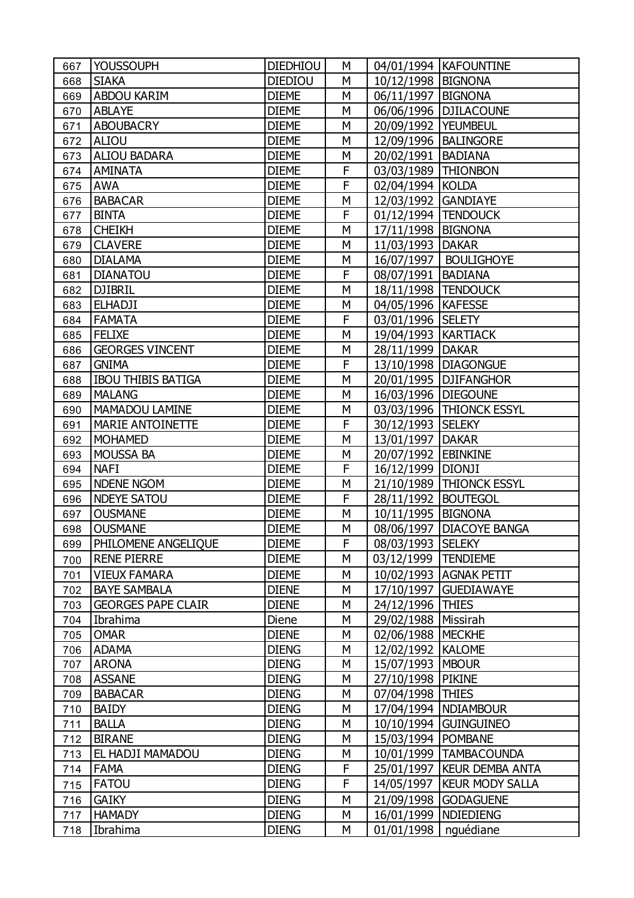| 667 | YOUSSOUPH | DIEDHIOU | M | 04/01/1994 | KAFOUNTINE |
|---|---|---|---|---|---|
| 668 | SIAKA | DIEDIOU | M | 10/12/1998 | BIGNONA |
| 669 | ABDOU KARIM | DIEME | M | 06/11/1997 | BIGNONA |
| 670 | ABLAYE | DIEME | M | 06/06/1996 | DJILACOUNE |
| 671 | ABOUBACRY | DIEME | M | 20/09/1992 | YEUMBEUL |
| 672 | ALIOU | DIEME | M | 12/09/1996 | BALINGORE |
| 673 | ALIOU BADARA | DIEME | M | 20/02/1991 | BADIANA |
| 674 | AMINATA | DIEME | F | 03/03/1989 | THIONBON |
| 675 | AWA | DIEME | F | 02/04/1994 | KOLDA |
| 676 | BABACAR | DIEME | M | 12/03/1992 | GANDIAYE |
| 677 | BINTA | DIEME | F | 01/12/1994 | TENDOUCK |
| 678 | CHEIKH | DIEME | M | 17/11/1998 | BIGNONA |
| 679 | CLAVERE | DIEME | M | 11/03/1993 | DAKAR |
| 680 | DIALAMA | DIEME | M | 16/07/1997 | BOULIGHOYE |
| 681 | DIANATOU | DIEME | F | 08/07/1991 | BADIANA |
| 682 | DJIBRIL | DIEME | M | 18/11/1998 | TENDOUCK |
| 683 | ELHADJI | DIEME | M | 04/05/1996 | KAFESSE |
| 684 | FAMATA | DIEME | F | 03/01/1996 | SELETY |
| 685 | FELIXE | DIEME | M | 19/04/1993 | KARTIACK |
| 686 | GEORGES VINCENT | DIEME | M | 28/11/1999 | DAKAR |
| 687 | GNIMA | DIEME | F | 13/10/1998 | DIAGONGUE |
| 688 | IBOU THIBIS BATIGA | DIEME | M | 20/01/1995 | DJIFANGHOR |
| 689 | MALANG | DIEME | M | 16/03/1996 | DIEGOUNE |
| 690 | MAMADOU LAMINE | DIEME | M | 03/03/1996 | THIONCK ESSYL |
| 691 | MARIE ANTOINETTE | DIEME | F | 30/12/1993 | SELEKY |
| 692 | MOHAMED | DIEME | M | 13/01/1997 | DAKAR |
| 693 | MOUSSA BA | DIEME | M | 20/07/1992 | EBINKINE |
| 694 | NAFI | DIEME | F | 16/12/1999 | DIONJI |
| 695 | NDENE NGOM | DIEME | M | 21/10/1989 | THIONCK ESSYL |
| 696 | NDEYE SATOU | DIEME | F | 28/11/1992 | BOUTEGOL |
| 697 | OUSMANE | DIEME | M | 10/11/1995 | BIGNONA |
| 698 | OUSMANE | DIEME | M | 08/06/1997 | DIACOYE BANGA |
| 699 | PHILOMENE ANGELIQUE | DIEME | F | 08/03/1993 | SELEKY |
| 700 | RENE PIERRE | DIEME | M | 03/12/1999 | TENDIEME |
| 701 | VIEUX FAMARA | DIEME | M | 10/02/1993 | AGNAK PETIT |
| 702 | BAYE SAMBALA | DIENE | M | 17/10/1997 | GUEDIAWAYE |
| 703 | GEORGES PAPE CLAIR | DIENE | M | 24/12/1996 | THIES |
| 704 | Ibrahima | Diene | M | 29/02/1988 | Missirah |
| 705 | OMAR | DIENE | M | 02/06/1988 | MECKHE |
| 706 | ADAMA | DIENG | M | 12/02/1992 | KALOME |
| 707 | ARONA | DIENG | M | 15/07/1993 | MBOUR |
| 708 | ASSANE | DIENG | M | 27/10/1998 | PIKINE |
| 709 | BABACAR | DIENG | M | 07/04/1998 | THIES |
| 710 | BAIDY | DIENG | M | 17/04/1994 | NDIAMBOUR |
| 711 | BALLA | DIENG | M | 10/10/1994 | GUINGUINEO |
| 712 | BIRANE | DIENG | M | 15/03/1994 | POMBANE |
| 713 | EL HADJI MAMADOU | DIENG | M | 10/01/1999 | TAMBACOUNDA |
| 714 | FAMA | DIENG | F | 25/01/1997 | KEUR DEMBA ANTA |
| 715 | FATOU | DIENG | F | 14/05/1997 | KEUR MODY SALLA |
| 716 | GAIKY | DIENG | M | 21/09/1998 | GODAGUENE |
| 717 | HAMADY | DIENG | M | 16/01/1999 | NDIEDIENG |
| 718 | Ibrahima | DIENG | M | 01/01/1998 | nguédiane |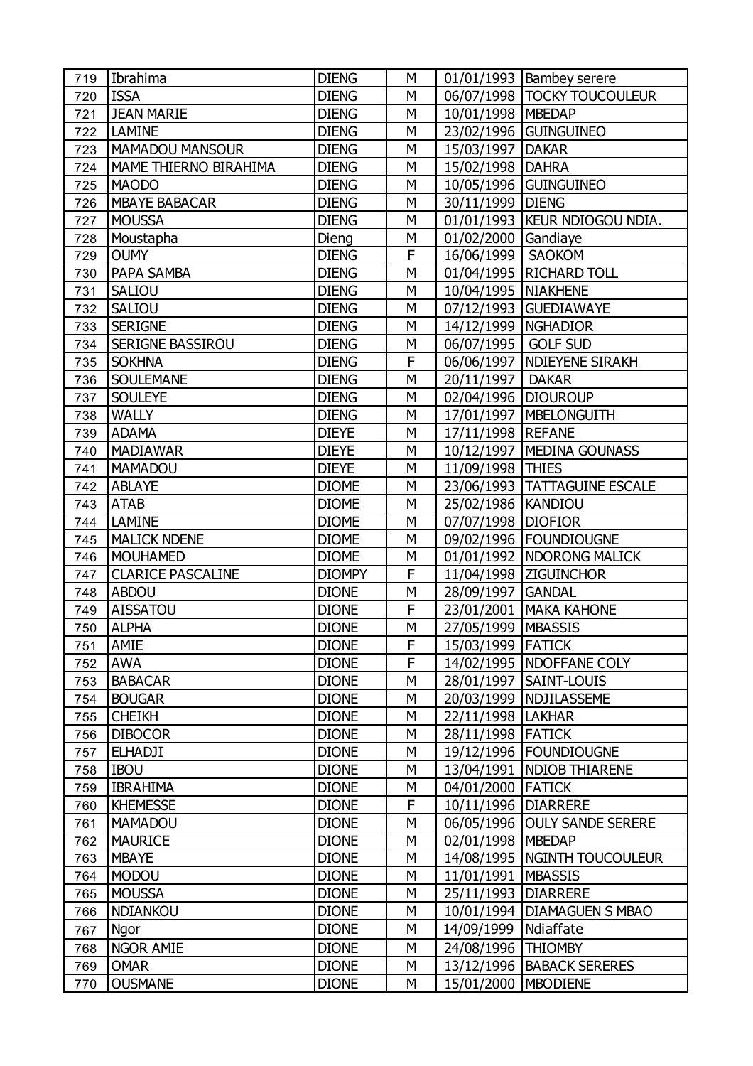| 719 | Ibrahima | DIENG | M | 01/01/1993 | Bambey serere |
|---|---|---|---|---|---|
| 720 | ISSA | DIENG | M | 06/07/1998 | TOCKY TOUCOULEUR |
| 721 | JEAN MARIE | DIENG | M | 10/01/1998 | MBEDAP |
| 722 | LAMINE | DIENG | M | 23/02/1996 | GUINGUINEO |
| 723 | MAMADOU MANSOUR | DIENG | M | 15/03/1997 | DAKAR |
| 724 | MAME THIERNO BIRAHIMA | DIENG | M | 15/02/1998 | DAHRA |
| 725 | MAODO | DIENG | M | 10/05/1996 | GUINGUINEO |
| 726 | MBAYE BABACAR | DIENG | M | 30/11/1999 | DIENG |
| 727 | MOUSSA | DIENG | M | 01/01/1993 | KEUR NDIOGOU NDIA. |
| 728 | Moustapha | Dieng | M | 01/02/2000 | Gandiaye |
| 729 | OUMY | DIENG | F | 16/06/1999 | SAOKOM |
| 730 | PAPA SAMBA | DIENG | M | 01/04/1995 | RICHARD TOLL |
| 731 | SALIOU | DIENG | M | 10/04/1995 | NIAKHENE |
| 732 | SALIOU | DIENG | M | 07/12/1993 | GUEDIAWAYE |
| 733 | SERIGNE | DIENG | M | 14/12/1999 | NGHADIOR |
| 734 | SERIGNE BASSIROU | DIENG | M | 06/07/1995 | GOLF SUD |
| 735 | SOKHNA | DIENG | F | 06/06/1997 | NDIEYENE SIRAKH |
| 736 | SOULEMANE | DIENG | M | 20/11/1997 | DAKAR |
| 737 | SOULEYE | DIENG | M | 02/04/1996 | DIOUROUP |
| 738 | WALLY | DIENG | M | 17/01/1997 | MBELONGUITH |
| 739 | ADAMA | DIEYE | M | 17/11/1998 | REFANE |
| 740 | MADIAWAR | DIEYE | M | 10/12/1997 | MEDINA GOUNASS |
| 741 | MAMADOU | DIEYE | M | 11/09/1998 | THIES |
| 742 | ABLAYE | DIOME | M | 23/06/1993 | TATTAGUINE ESCALE |
| 743 | ATAB | DIOME | M | 25/02/1986 | KANDIOU |
| 744 | LAMINE | DIOME | M | 07/07/1998 | DIOFIOR |
| 745 | MALICK NDENE | DIOME | M | 09/02/1996 | FOUNDIOUGNE |
| 746 | MOUHAMED | DIOME | M | 01/01/1992 | NDORONG MALICK |
| 747 | CLARICE PASCALINE | DIOMPY | F | 11/04/1998 | ZIGUINCHOR |
| 748 | ABDOU | DIONE | M | 28/09/1997 | GANDAL |
| 749 | AISSATOU | DIONE | F | 23/01/2001 | MAKA KAHONE |
| 750 | ALPHA | DIONE | M | 27/05/1999 | MBASSIS |
| 751 | AMIE | DIONE | F | 15/03/1999 | FATICK |
| 752 | AWA | DIONE | F | 14/02/1995 | NDOFFANE COLY |
| 753 | BABACAR | DIONE | M | 28/01/1997 | SAINT-LOUIS |
| 754 | BOUGAR | DIONE | M | 20/03/1999 | NDJILASSEME |
| 755 | CHEIKH | DIONE | M | 22/11/1998 | LAKHAR |
| 756 | DIBOCOR | DIONE | M | 28/11/1998 | FATICK |
| 757 | ELHADJI | DIONE | M | 19/12/1996 | FOUNDIOUGNE |
| 758 | IBOU | DIONE | M | 13/04/1991 | NDIOB THIARENE |
| 759 | IBRAHIMA | DIONE | M | 04/01/2000 | FATICK |
| 760 | KHEMESSE | DIONE | F | 10/11/1996 | DIARRERE |
| 761 | MAMADOU | DIONE | M | 06/05/1996 | OULY SANDE SERERE |
| 762 | MAURICE | DIONE | M | 02/01/1998 | MBEDAP |
| 763 | MBAYE | DIONE | M | 14/08/1995 | NGINTH TOUCOULEUR |
| 764 | MODOU | DIONE | M | 11/01/1991 | MBASSIS |
| 765 | MOUSSA | DIONE | M | 25/11/1993 | DIARRERE |
| 766 | NDIANKOU | DIONE | M | 10/01/1994 | DIAMAGUEN S MBAO |
| 767 | Ngor | DIONE | M | 14/09/1999 | Ndiaffate |
| 768 | NGOR AMIE | DIONE | M | 24/08/1996 | THIOMBY |
| 769 | OMAR | DIONE | M | 13/12/1996 | BABACK SERERES |
| 770 | OUSMANE | DIONE | M | 15/01/2000 | MBODIENE |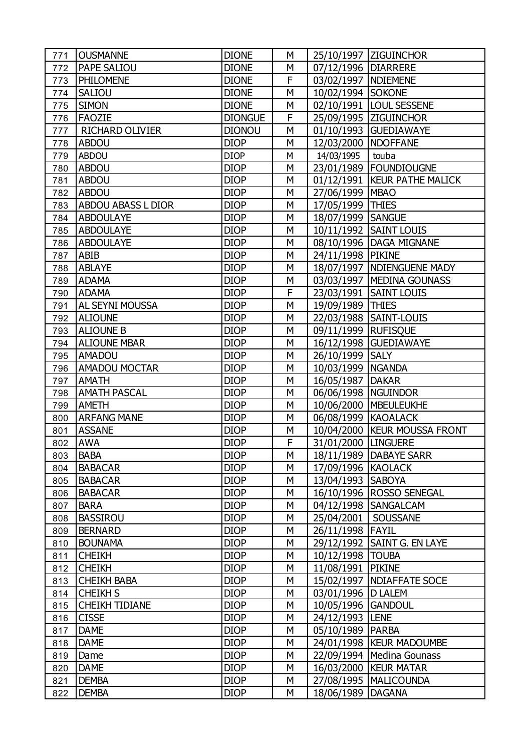| 771 | OUSMANNE | DIONE | M | 25/10/1997 | ZIGUINCHOR |
|---|---|---|---|---|---|
| 772 | PAPE SALIOU | DIONE | M | 07/12/1996 | DIARRERE |
| 773 | PHILOMENE | DIONE | F | 03/02/1997 | NDIEMENE |
| 774 | SALIOU | DIONE | M | 10/02/1994 | SOKONE |
| 775 | SIMON | DIONE | M | 02/10/1991 | LOUL SESSENE |
| 776 | FAOZIE | DIONGUE | F | 25/09/1995 | ZIGUINCHOR |
| 777 | RICHARD OLIVIER | DIONOU | M | 01/10/1993 | GUEDIAWAYE |
| 778 | ABDOU | DIOP | M | 12/03/2000 | NDOFFANE |
| 779 | ABDOU | DIOP | M | 14/03/1995 | touba |
| 780 | ABDOU | DIOP | M | 23/01/1989 | FOUNDIOUGNE |
| 781 | ABDOU | DIOP | M | 01/12/1991 | KEUR PATHE MALICK |
| 782 | ABDOU | DIOP | M | 27/06/1999 | MBAO |
| 783 | ABDOU ABASS L DIOR | DIOP | M | 17/05/1999 | THIES |
| 784 | ABDOULAYE | DIOP | M | 18/07/1999 | SANGUE |
| 785 | ABDOULAYE | DIOP | M | 10/11/1992 | SAINT LOUIS |
| 786 | ABDOULAYE | DIOP | M | 08/10/1996 | DAGA MIGNANE |
| 787 | ABIB | DIOP | M | 24/11/1998 | PIKINE |
| 788 | ABLAYE | DIOP | M | 18/07/1997 | NDIENGUENE MADY |
| 789 | ADAMA | DIOP | M | 03/03/1997 | MEDINA GOUNASS |
| 790 | ADAMA | DIOP | F | 23/03/1991 | SAINT LOUIS |
| 791 | AL SEYNI MOUSSA | DIOP | M | 19/09/1989 | THIES |
| 792 | ALIOUNE | DIOP | M | 22/03/1988 | SAINT-LOUIS |
| 793 | ALIOUNE B | DIOP | M | 09/11/1999 | RUFISQUE |
| 794 | ALIOUNE MBAR | DIOP | M | 16/12/1998 | GUEDIAWAYE |
| 795 | AMADOU | DIOP | M | 26/10/1999 | SALY |
| 796 | AMADOU MOCTAR | DIOP | M | 10/03/1999 | NGANDA |
| 797 | AMATH | DIOP | M | 16/05/1987 | DAKAR |
| 798 | AMATH PASCAL | DIOP | M | 06/06/1998 | NGUINDOR |
| 799 | AMETH | DIOP | M | 10/06/2000 | MBEULEUKHE |
| 800 | ARFANG MANE | DIOP | M | 06/08/1999 | KAOALACK |
| 801 | ASSANE | DIOP | M | 10/04/2000 | KEUR MOUSSA FRONT |
| 802 | AWA | DIOP | F | 31/01/2000 | LINGUERE |
| 803 | BABA | DIOP | M | 18/11/1989 | DABAYE SARR |
| 804 | BABACAR | DIOP | M | 17/09/1996 | KAOLACK |
| 805 | BABACAR | DIOP | M | 13/04/1993 | SABOYA |
| 806 | BABACAR | DIOP | M | 16/10/1996 | ROSSO SENEGAL |
| 807 | BARA | DIOP | M | 04/12/1998 | SANGALCAM |
| 808 | BASSIROU | DIOP | M | 25/04/2001 | SOUSSANE |
| 809 | BERNARD | DIOP | M | 26/11/1998 | FAYIL |
| 810 | BOUNAMA | DIOP | M | 29/12/1992 | SAINT G. EN LAYE |
| 811 | CHEIKH | DIOP | M | 10/12/1998 | TOUBA |
| 812 | CHEIKH | DIOP | M | 11/08/1991 | PIKINE |
| 813 | CHEIKH BABA | DIOP | M | 15/02/1997 | NDIAFFATE SOCE |
| 814 | CHEIKH S | DIOP | M | 03/01/1996 | D LALEM |
| 815 | CHEIKH TIDIANE | DIOP | M | 10/05/1996 | GANDOUL |
| 816 | CISSE | DIOP | M | 24/12/1993 | LENE |
| 817 | DAME | DIOP | M | 05/10/1989 | PARBA |
| 818 | DAME | DIOP | M | 24/01/1998 | KEUR MADOUMBE |
| 819 | Dame | DIOP | M | 22/09/1994 | Medina Gounass |
| 820 | DAME | DIOP | M | 16/03/2000 | KEUR MATAR |
| 821 | DEMBA | DIOP | M | 27/08/1995 | MALICOUNDA |
| 822 | DEMBA | DIOP | M | 18/06/1989 | DAGANA |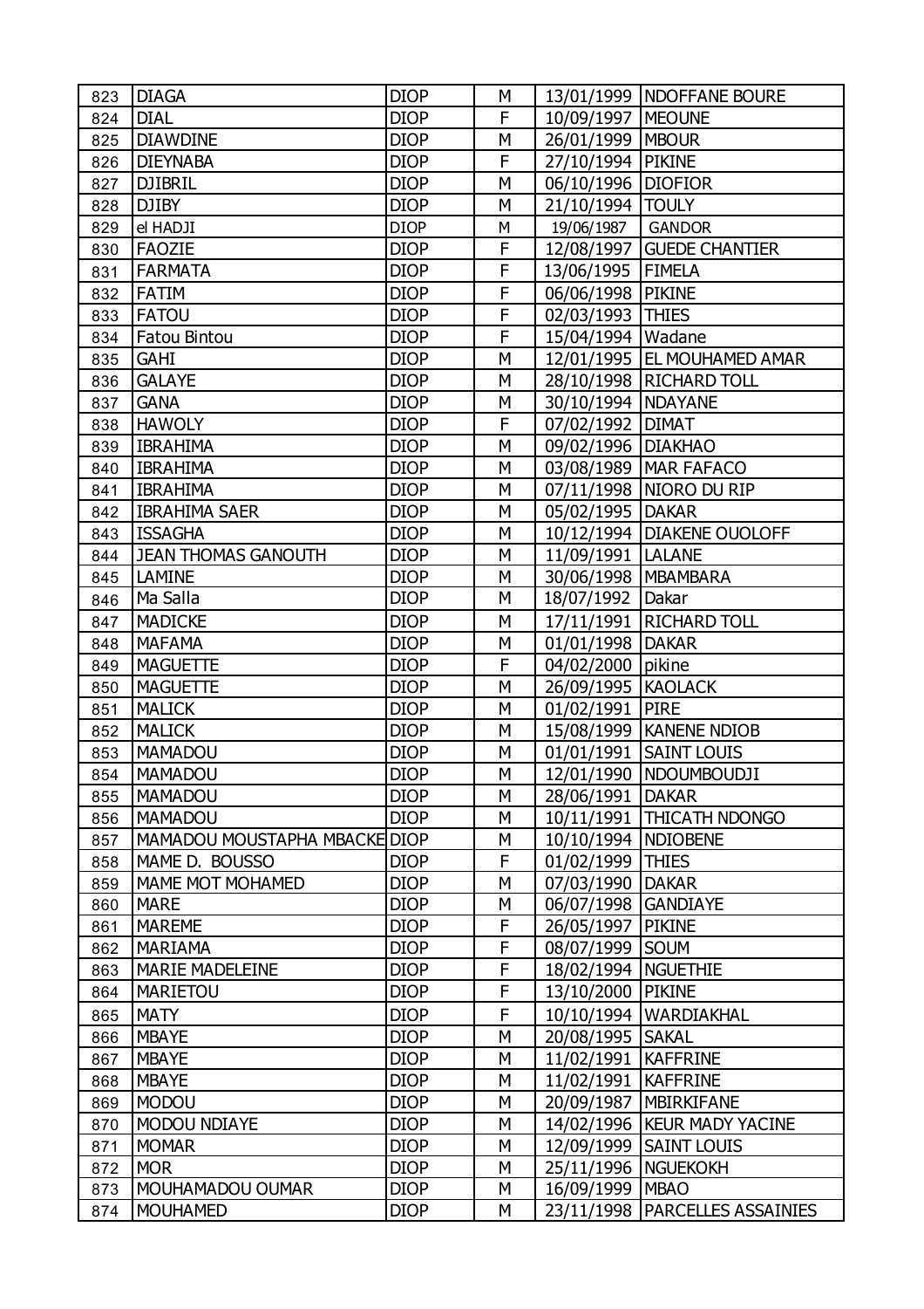| | | | | | |
|---|---|---|---|---|---|
| 823 | DIAGA | DIOP | M | 13/01/1999 | NDOFFANE BOURE |
| 824 | DIAL | DIOP | F | 10/09/1997 | MEOUNE |
| 825 | DIAWDINE | DIOP | M | 26/01/1999 | MBOUR |
| 826 | DIEYNABA | DIOP | F | 27/10/1994 | PIKINE |
| 827 | DJIBRIL | DIOP | M | 06/10/1996 | DIOFIOR |
| 828 | DJIBY | DIOP | M | 21/10/1994 | TOULY |
| 829 | el HADJI | DIOP | M | 19/06/1987 | GANDOR |
| 830 | FAOZIE | DIOP | F | 12/08/1997 | GUEDE CHANTIER |
| 831 | FARMATA | DIOP | F | 13/06/1995 | FIMELA |
| 832 | FATIM | DIOP | F | 06/06/1998 | PIKINE |
| 833 | FATOU | DIOP | F | 02/03/1993 | THIES |
| 834 | Fatou Bintou | DIOP | F | 15/04/1994 | Wadane |
| 835 | GAHI | DIOP | M | 12/01/1995 | EL MOUHAMED AMAR |
| 836 | GALAYE | DIOP | M | 28/10/1998 | RICHARD TOLL |
| 837 | GANA | DIOP | M | 30/10/1994 | NDAYANE |
| 838 | HAWOLY | DIOP | F | 07/02/1992 | DIMAT |
| 839 | IBRAHIMA | DIOP | M | 09/02/1996 | DIAKHAO |
| 840 | IBRAHIMA | DIOP | M | 03/08/1989 | MAR FAFACO |
| 841 | IBRAHIMA | DIOP | M | 07/11/1998 | NIORO DU RIP |
| 842 | IBRAHIMA SAER | DIOP | M | 05/02/1995 | DAKAR |
| 843 | ISSAGHA | DIOP | M | 10/12/1994 | DIAKENE OUOLOFF |
| 844 | JEAN THOMAS GANOUTH | DIOP | M | 11/09/1991 | LALANE |
| 845 | LAMINE | DIOP | M | 30/06/1998 | MBAMBARA |
| 846 | Ma Salla | DIOP | M | 18/07/1992 | Dakar |
| 847 | MADICKE | DIOP | M | 17/11/1991 | RICHARD TOLL |
| 848 | MAFAMA | DIOP | M | 01/01/1998 | DAKAR |
| 849 | MAGUETTE | DIOP | F | 04/02/2000 | pikine |
| 850 | MAGUETTE | DIOP | M | 26/09/1995 | KAOLACK |
| 851 | MALICK | DIOP | M | 01/02/1991 | PIRE |
| 852 | MALICK | DIOP | M | 15/08/1999 | KANENE NDIOB |
| 853 | MAMADOU | DIOP | M | 01/01/1991 | SAINT LOUIS |
| 854 | MAMADOU | DIOP | M | 12/01/1990 | NDOUMBOUDJI |
| 855 | MAMADOU | DIOP | M | 28/06/1991 | DAKAR |
| 856 | MAMADOU | DIOP | M | 10/11/1991 | THICATH NDONGO |
| 857 | MAMADOU MOUSTAPHA MBACKE | DIOP | M | 10/10/1994 | NDIOBENE |
| 858 | MAME D. BOUSSO | DIOP | F | 01/02/1999 | THIES |
| 859 | MAME MOT MOHAMED | DIOP | M | 07/03/1990 | DAKAR |
| 860 | MARE | DIOP | M | 06/07/1998 | GANDIAYE |
| 861 | MAREME | DIOP | F | 26/05/1997 | PIKINE |
| 862 | MARIAMA | DIOP | F | 08/07/1999 | SOUM |
| 863 | MARIE MADELEINE | DIOP | F | 18/02/1994 | NGUETHIE |
| 864 | MARIETOU | DIOP | F | 13/10/2000 | PIKINE |
| 865 | MATY | DIOP | F | 10/10/1994 | WARDIAKHAL |
| 866 | MBAYE | DIOP | M | 20/08/1995 | SAKAL |
| 867 | MBAYE | DIOP | M | 11/02/1991 | KAFFRINE |
| 868 | MBAYE | DIOP | M | 11/02/1991 | KAFFRINE |
| 869 | MODOU | DIOP | M | 20/09/1987 | MBIRKIFANE |
| 870 | MODOU NDIAYE | DIOP | M | 14/02/1996 | KEUR MADY YACINE |
| 871 | MOMAR | DIOP | M | 12/09/1999 | SAINT LOUIS |
| 872 | MOR | DIOP | M | 25/11/1996 | NGUEKOKH |
| 873 | MOUHAMADOU OUMAR | DIOP | M | 16/09/1999 | MBAO |
| 874 | MOUHAMED | DIOP | M | 23/11/1998 | PARCELLES ASSAINIES |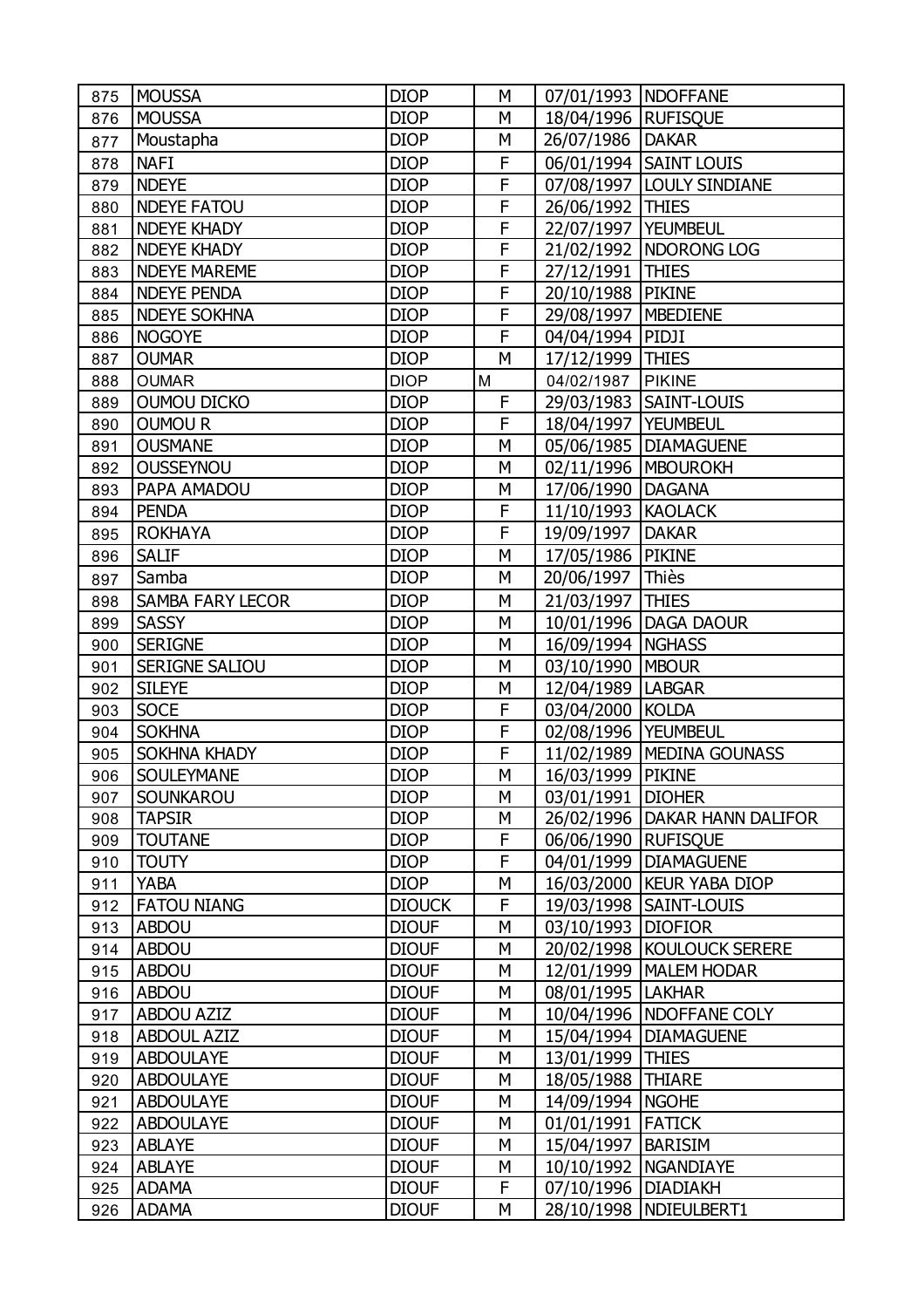| 875 | MOUSSA | DIOP | M | 07/01/1993 | NDOFFANE |
|---|---|---|---|---|---|
| 876 | MOUSSA | DIOP | M | 18/04/1996 | RUFISQUE |
| 877 | Moustapha | DIOP | M | 26/07/1986 | DAKAR |
| 878 | NAFI | DIOP | F | 06/01/1994 | SAINT LOUIS |
| 879 | NDEYE | DIOP | F | 07/08/1997 | LOULY SINDIANE |
| 880 | NDEYE FATOU | DIOP | F | 26/06/1992 | THIES |
| 881 | NDEYE KHADY | DIOP | F | 22/07/1997 | YEUMBEUL |
| 882 | NDEYE KHADY | DIOP | F | 21/02/1992 | NDORONG LOG |
| 883 | NDEYE MAREME | DIOP | F | 27/12/1991 | THIES |
| 884 | NDEYE PENDA | DIOP | F | 20/10/1988 | PIKINE |
| 885 | NDEYE SOKHNA | DIOP | F | 29/08/1997 | MBEDIENE |
| 886 | NOGOYE | DIOP | F | 04/04/1994 | PIDJI |
| 887 | OUMAR | DIOP | M | 17/12/1999 | THIES |
| 888 | OUMAR | DIOP | M | 04/02/1987 | PIKINE |
| 889 | OUMOU DICKO | DIOP | F | 29/03/1983 | SAINT-LOUIS |
| 890 | OUMOU R | DIOP | F | 18/04/1997 | YEUMBEUL |
| 891 | OUSMANE | DIOP | M | 05/06/1985 | DIAMAGUENE |
| 892 | OUSSEYNOU | DIOP | M | 02/11/1996 | MBOUROKH |
| 893 | PAPA AMADOU | DIOP | M | 17/06/1990 | DAGANA |
| 894 | PENDA | DIOP | F | 11/10/1993 | KAOLACK |
| 895 | ROKHAYA | DIOP | F | 19/09/1997 | DAKAR |
| 896 | SALIF | DIOP | M | 17/05/1986 | PIKINE |
| 897 | Samba | DIOP | M | 20/06/1997 | Thiès |
| 898 | SAMBA FARY LECOR | DIOP | M | 21/03/1997 | THIES |
| 899 | SASSY | DIOP | M | 10/01/1996 | DAGA DAOUR |
| 900 | SERIGNE | DIOP | M | 16/09/1994 | NGHASS |
| 901 | SERIGNE SALIOU | DIOP | M | 03/10/1990 | MBOUR |
| 902 | SILEYE | DIOP | M | 12/04/1989 | LABGAR |
| 903 | SOCE | DIOP | F | 03/04/2000 | KOLDA |
| 904 | SOKHNA | DIOP | F | 02/08/1996 | YEUMBEUL |
| 905 | SOKHNA KHADY | DIOP | F | 11/02/1989 | MEDINA GOUNASS |
| 906 | SOULEYMANE | DIOP | M | 16/03/1999 | PIKINE |
| 907 | SOUNKAROU | DIOP | M | 03/01/1991 | DIOHER |
| 908 | TAPSIR | DIOP | M | 26/02/1996 | DAKAR HANN DALIFOR |
| 909 | TOUTANE | DIOP | F | 06/06/1990 | RUFISQUE |
| 910 | TOUTY | DIOP | F | 04/01/1999 | DIAMAGUENE |
| 911 | YABA | DIOP | M | 16/03/2000 | KEUR YABA DIOP |
| 912 | FATOU NIANG | DIOUCK | F | 19/03/1998 | SAINT-LOUIS |
| 913 | ABDOU | DIOUF | M | 03/10/1993 | DIOFIOR |
| 914 | ABDOU | DIOUF | M | 20/02/1998 | KOULOUCK SERERE |
| 915 | ABDOU | DIOUF | M | 12/01/1999 | MALEM HODAR |
| 916 | ABDOU | DIOUF | M | 08/01/1995 | LAKHAR |
| 917 | ABDOU AZIZ | DIOUF | M | 10/04/1996 | NDOFFANE COLY |
| 918 | ABDOUL AZIZ | DIOUF | M | 15/04/1994 | DIAMAGUENE |
| 919 | ABDOULAYE | DIOUF | M | 13/01/1999 | THIES |
| 920 | ABDOULAYE | DIOUF | M | 18/05/1988 | THIARE |
| 921 | ABDOULAYE | DIOUF | M | 14/09/1994 | NGOHE |
| 922 | ABDOULAYE | DIOUF | M | 01/01/1991 | FATICK |
| 923 | ABLAYE | DIOUF | M | 15/04/1997 | BARISIM |
| 924 | ABLAYE | DIOUF | M | 10/10/1992 | NGANDIAYE |
| 925 | ADAMA | DIOUF | F | 07/10/1996 | DIADIAKH |
| 926 | ADAMA | DIOUF | M | 28/10/1998 | NDIEULBERT1 |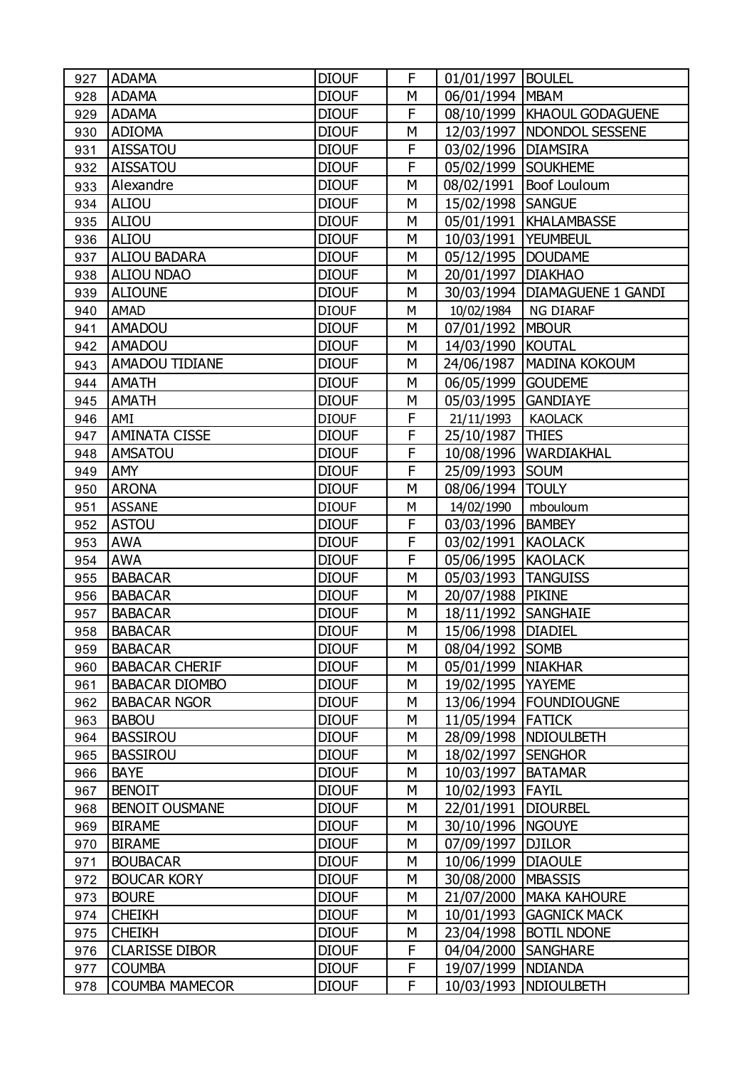| 927 | ADAMA | DIOUF | F | 01/01/1997 | BOULEL |
|---|---|---|---|---|---|
| 928 | ADAMA | DIOUF | M | 06/01/1994 | MBAM |
| 929 | ADAMA | DIOUF | F | 08/10/1999 | KHAOUL GODAGUENE |
| 930 | ADIOMA | DIOUF | M | 12/03/1997 | NDONDOL SESSENE |
| 931 | AISSATOU | DIOUF | F | 03/02/1996 | DIAMSIRA |
| 932 | AISSATOU | DIOUF | F | 05/02/1999 | SOUKHEME |
| 933 | Alexandre | DIOUF | M | 08/02/1991 | Boof Louloum |
| 934 | ALIOU | DIOUF | M | 15/02/1998 | SANGUE |
| 935 | ALIOU | DIOUF | M | 05/01/1991 | KHALAMBASSE |
| 936 | ALIOU | DIOUF | M | 10/03/1991 | YEUMBEUL |
| 937 | ALIOU BADARA | DIOUF | M | 05/12/1995 | DOUDAME |
| 938 | ALIOU NDAO | DIOUF | M | 20/01/1997 | DIAKHAO |
| 939 | ALIOUNE | DIOUF | M | 30/03/1994 | DIAMAGUENE 1 GANDI |
| 940 | AMAD | DIOUF | M | 10/02/1984 | NG DIARAF |
| 941 | AMADOU | DIOUF | M | 07/01/1992 | MBOUR |
| 942 | AMADOU | DIOUF | M | 14/03/1990 | KOUTAL |
| 943 | AMADOU TIDIANE | DIOUF | M | 24/06/1987 | MADINA KOKOUM |
| 944 | AMATH | DIOUF | M | 06/05/1999 | GOUDEME |
| 945 | AMATH | DIOUF | M | 05/03/1995 | GANDIAYE |
| 946 | AMI | DIOUF | F | 21/11/1993 | KAOLACK |
| 947 | AMINATA CISSE | DIOUF | F | 25/10/1987 | THIES |
| 948 | AMSATOU | DIOUF | F | 10/08/1996 | WARDIAKHAL |
| 949 | AMY | DIOUF | F | 25/09/1993 | SOUM |
| 950 | ARONA | DIOUF | M | 08/06/1994 | TOULY |
| 951 | ASSANE | DIOUF | M | 14/02/1990 | mbouloum |
| 952 | ASTOU | DIOUF | F | 03/03/1996 | BAMBEY |
| 953 | AWA | DIOUF | F | 03/02/1991 | KAOLACK |
| 954 | AWA | DIOUF | F | 05/06/1995 | KAOLACK |
| 955 | BABACAR | DIOUF | M | 05/03/1993 | TANGUISS |
| 956 | BABACAR | DIOUF | M | 20/07/1988 | PIKINE |
| 957 | BABACAR | DIOUF | M | 18/11/1992 | SANGHAIE |
| 958 | BABACAR | DIOUF | M | 15/06/1998 | DIADIEL |
| 959 | BABACAR | DIOUF | M | 08/04/1992 | SOMB |
| 960 | BABACAR CHERIF | DIOUF | M | 05/01/1999 | NIAKHAR |
| 961 | BABACAR DIOMBO | DIOUF | M | 19/02/1995 | YAYEME |
| 962 | BABACAR NGOR | DIOUF | M | 13/06/1994 | FOUNDIOUGNE |
| 963 | BABOU | DIOUF | M | 11/05/1994 | FATICK |
| 964 | BASSIROU | DIOUF | M | 28/09/1998 | NDIOULBETH |
| 965 | BASSIROU | DIOUF | M | 18/02/1997 | SENGHOR |
| 966 | BAYE | DIOUF | M | 10/03/1997 | BATAMAR |
| 967 | BENOIT | DIOUF | M | 10/02/1993 | FAYIL |
| 968 | BENOIT OUSMANE | DIOUF | M | 22/01/1991 | DIOURBEL |
| 969 | BIRAME | DIOUF | M | 30/10/1996 | NGOUYE |
| 970 | BIRAME | DIOUF | M | 07/09/1997 | DJILOR |
| 971 | BOUBACAR | DIOUF | M | 10/06/1999 | DIAOULE |
| 972 | BOUCAR KORY | DIOUF | M | 30/08/2000 | MBASSIS |
| 973 | BOURE | DIOUF | M | 21/07/2000 | MAKA KAHOURE |
| 974 | CHEIKH | DIOUF | M | 10/01/1993 | GAGNICK MACK |
| 975 | CHEIKH | DIOUF | M | 23/04/1998 | BOTIL NDONE |
| 976 | CLARISSE DIBOR | DIOUF | F | 04/04/2000 | SANGHARE |
| 977 | COUMBA | DIOUF | F | 19/07/1999 | NDIANDA |
| 978 | COUMBA MAMECOR | DIOUF | F | 10/03/1993 | NDIOULBETH |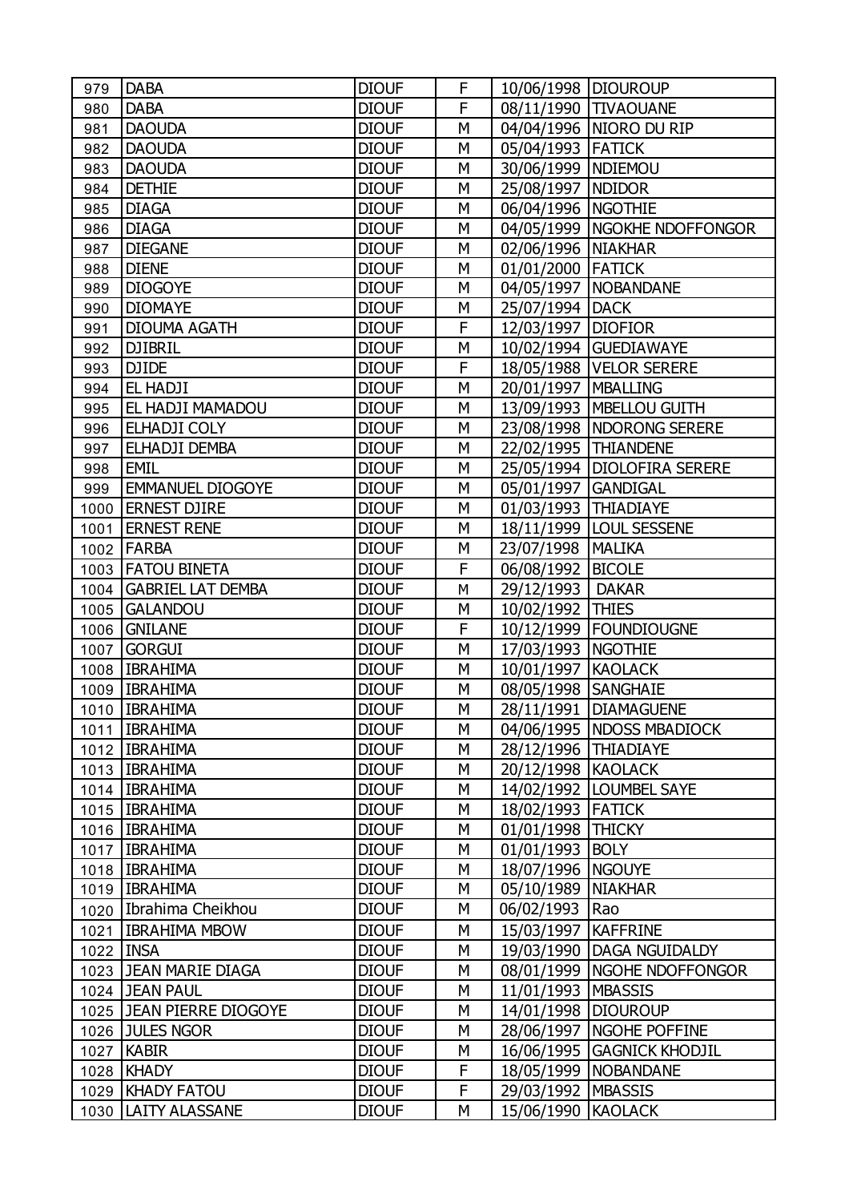| 979 | DABA | DIOUF | F | 10/06/1998 | DIOUROUP |
|---|---|---|---|---|---|
| 980 | DABA | DIOUF | F | 08/11/1990 | TIVAOUANE |
| 981 | DAOUDA | DIOUF | M | 04/04/1996 | NIORO DU RIP |
| 982 | DAOUDA | DIOUF | M | 05/04/1993 | FATICK |
| 983 | DAOUDA | DIOUF | M | 30/06/1999 | NDIEMOU |
| 984 | DETHIE | DIOUF | M | 25/08/1997 | NDIDOR |
| 985 | DIAGA | DIOUF | M | 06/04/1996 | NGOTHIE |
| 986 | DIAGA | DIOUF | M | 04/05/1999 | NGOKHE NDOFFONGOR |
| 987 | DIEGANE | DIOUF | M | 02/06/1996 | NIAKHAR |
| 988 | DIENE | DIOUF | M | 01/01/2000 | FATICK |
| 989 | DIOGOYE | DIOUF | M | 04/05/1997 | NOBANDANE |
| 990 | DIOMAYE | DIOUF | M | 25/07/1994 | DACK |
| 991 | DIOUMA AGATH | DIOUF | F | 12/03/1997 | DIOFIOR |
| 992 | DJIBRIL | DIOUF | M | 10/02/1994 | GUEDIAWAYE |
| 993 | DJIDE | DIOUF | F | 18/05/1988 | VELOR SERERE |
| 994 | EL HADJI | DIOUF | M | 20/01/1997 | MBALLING |
| 995 | EL HADJI MAMADOU | DIOUF | M | 13/09/1993 | MBELLOU GUITH |
| 996 | ELHADJI COLY | DIOUF | M | 23/08/1998 | NDORONG SERERE |
| 997 | ELHADJI DEMBA | DIOUF | M | 22/02/1995 | THIANDENE |
| 998 | EMIL | DIOUF | M | 25/05/1994 | DIOLOFIRA SERERE |
| 999 | EMMANUEL DIOGOYE | DIOUF | M | 05/01/1997 | GANDIGAL |
| 1000 | ERNEST DJIRE | DIOUF | M | 01/03/1993 | THIADIAYE |
| 1001 | ERNEST RENE | DIOUF | M | 18/11/1999 | LOUL SESSENE |
| 1002 | FARBA | DIOUF | M | 23/07/1998 | MALIKA |
| 1003 | FATOU BINETA | DIOUF | F | 06/08/1992 | BICOLE |
| 1004 | GABRIEL LAT DEMBA | DIOUF | M | 29/12/1993 | DAKAR |
| 1005 | GALANDOU | DIOUF | M | 10/02/1992 | THIES |
| 1006 | GNILANE | DIOUF | F | 10/12/1999 | FOUNDIOUGNE |
| 1007 | GORGUI | DIOUF | M | 17/03/1993 | NGOTHIE |
| 1008 | IBRAHIMA | DIOUF | M | 10/01/1997 | KAOLACK |
| 1009 | IBRAHIMA | DIOUF | M | 08/05/1998 | SANGHAIE |
| 1010 | IBRAHIMA | DIOUF | M | 28/11/1991 | DIAMAGUENE |
| 1011 | IBRAHIMA | DIOUF | M | 04/06/1995 | NDOSS MBADIOCK |
| 1012 | IBRAHIMA | DIOUF | M | 28/12/1996 | THIADIAYE |
| 1013 | IBRAHIMA | DIOUF | M | 20/12/1998 | KAOLACK |
| 1014 | IBRAHIMA | DIOUF | M | 14/02/1992 | LOUMBEL SAYE |
| 1015 | IBRAHIMA | DIOUF | M | 18/02/1993 | FATICK |
| 1016 | IBRAHIMA | DIOUF | M | 01/01/1998 | THICKY |
| 1017 | IBRAHIMA | DIOUF | M | 01/01/1993 | BOLY |
| 1018 | IBRAHIMA | DIOUF | M | 18/07/1996 | NGOUYE |
| 1019 | IBRAHIMA | DIOUF | M | 05/10/1989 | NIAKHAR |
| 1020 | Ibrahima Cheikhou | DIOUF | M | 06/02/1993 | Rao |
| 1021 | IBRAHIMA MBOW | DIOUF | M | 15/03/1997 | KAFFRINE |
| 1022 | INSA | DIOUF | M | 19/03/1990 | DAGA NGUIDALDY |
| 1023 | JEAN MARIE DIAGA | DIOUF | M | 08/01/1999 | NGOHE NDOFFONGOR |
| 1024 | JEAN PAUL | DIOUF | M | 11/01/1993 | MBASSIS |
| 1025 | JEAN PIERRE DIOGOYE | DIOUF | M | 14/01/1998 | DIOUROUP |
| 1026 | JULES NGOR | DIOUF | M | 28/06/1997 | NGOHE POFFINE |
| 1027 | KABIR | DIOUF | M | 16/06/1995 | GAGNICK KHODJIL |
| 1028 | KHADY | DIOUF | F | 18/05/1999 | NOBANDANE |
| 1029 | KHADY FATOU | DIOUF | F | 29/03/1992 | MBASSIS |
| 1030 | LAITY ALASSANE | DIOUF | M | 15/06/1990 | KAOLACK |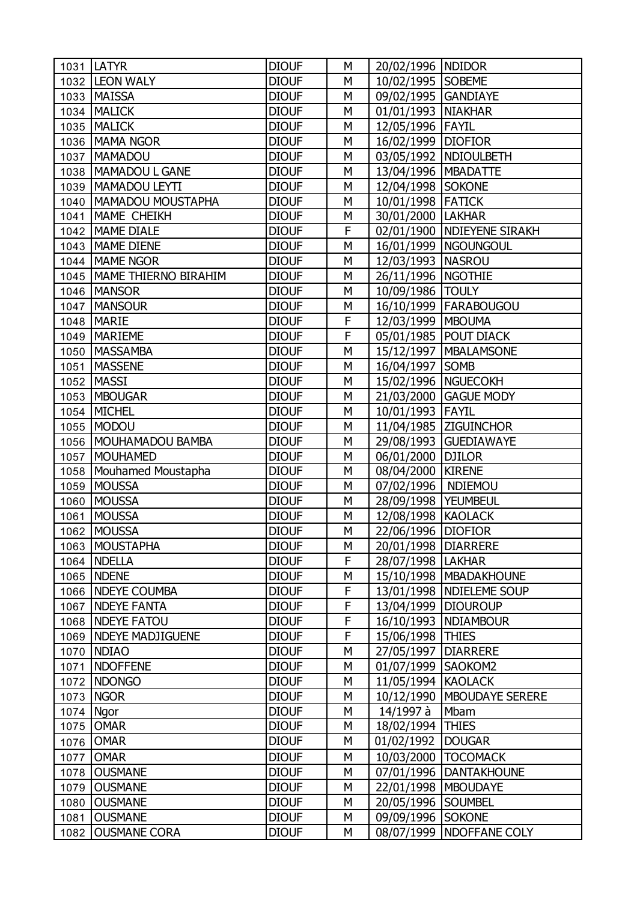| | | | | | |
|---|---|---|---|---|---|
| 1031 | LATYR | DIOUF | M | 20/02/1996 | NDIDOR |
| 1032 | LEON WALY | DIOUF | M | 10/02/1995 | SOBEME |
| 1033 | MAISSA | DIOUF | M | 09/02/1995 | GANDIAYE |
| 1034 | MALICK | DIOUF | M | 01/01/1993 | NIAKHAR |
| 1035 | MALICK | DIOUF | M | 12/05/1996 | FAYIL |
| 1036 | MAMA NGOR | DIOUF | M | 16/02/1999 | DIOFIOR |
| 1037 | MAMADOU | DIOUF | M | 03/05/1992 | NDIOULBETH |
| 1038 | MAMADOU L GANE | DIOUF | M | 13/04/1996 | MBADATTE |
| 1039 | MAMADOU LEYTI | DIOUF | M | 12/04/1998 | SOKONE |
| 1040 | MAMADOU MOUSTAPHA | DIOUF | M | 10/01/1998 | FATICK |
| 1041 | MAME CHEIKH | DIOUF | M | 30/01/2000 | LAKHAR |
| 1042 | MAME DIALE | DIOUF | F | 02/01/1900 | NDIEYENE SIRAKH |
| 1043 | MAME DIENE | DIOUF | M | 16/01/1999 | NGOUNGOUL |
| 1044 | MAME NGOR | DIOUF | M | 12/03/1993 | NASROU |
| 1045 | MAME THIERNO BIRAHIM | DIOUF | M | 26/11/1996 | NGOTHIE |
| 1046 | MANSOR | DIOUF | M | 10/09/1986 | TOULY |
| 1047 | MANSOUR | DIOUF | M | 16/10/1999 | FARABOUGOU |
| 1048 | MARIE | DIOUF | F | 12/03/1999 | MBOUMA |
| 1049 | MARIEME | DIOUF | F | 05/01/1985 | POUT DIACK |
| 1050 | MASSAMBA | DIOUF | M | 15/12/1997 | MBALAMSONE |
| 1051 | MASSENE | DIOUF | M | 16/04/1997 | SOMB |
| 1052 | MASSI | DIOUF | M | 15/02/1996 | NGUECOKH |
| 1053 | MBOUGAR | DIOUF | M | 21/03/2000 | GAGUE MODY |
| 1054 | MICHEL | DIOUF | M | 10/01/1993 | FAYIL |
| 1055 | MODOU | DIOUF | M | 11/04/1985 | ZIGUINCHOR |
| 1056 | MOUHAMADOU BAMBA | DIOUF | M | 29/08/1993 | GUEDIAWAYE |
| 1057 | MOUHAMED | DIOUF | M | 06/01/2000 | DJILOR |
| 1058 | Mouhamed Moustapha | DIOUF | M | 08/04/2000 | KIRENE |
| 1059 | MOUSSA | DIOUF | M | 07/02/1996 | NDIEMOU |
| 1060 | MOUSSA | DIOUF | M | 28/09/1998 | YEUMBEUL |
| 1061 | MOUSSA | DIOUF | M | 12/08/1998 | KAOLACK |
| 1062 | MOUSSA | DIOUF | M | 22/06/1996 | DIOFIOR |
| 1063 | MOUSTAPHA | DIOUF | M | 20/01/1998 | DIARRERE |
| 1064 | NDELLA | DIOUF | F | 28/07/1998 | LAKHAR |
| 1065 | NDENE | DIOUF | M | 15/10/1998 | MBADAKHOUNE |
| 1066 | NDEYE COUMBA | DIOUF | F | 13/01/1998 | NDIELEME SOUP |
| 1067 | NDEYE FANTA | DIOUF | F | 13/04/1999 | DIOUROUP |
| 1068 | NDEYE FATOU | DIOUF | F | 16/10/1993 | NDIAMBOUR |
| 1069 | NDEYE MADJIGUENE | DIOUF | F | 15/06/1998 | THIES |
| 1070 | NDIAO | DIOUF | M | 27/05/1997 | DIARRERE |
| 1071 | NDOFFENE | DIOUF | M | 01/07/1999 | SAOKOM2 |
| 1072 | NDONGO | DIOUF | M | 11/05/1994 | KAOLACK |
| 1073 | NGOR | DIOUF | M | 10/12/1990 | MBOUDAYE SERERE |
| 1074 | Ngor | DIOUF | M | 14/1997 à | Mbam |
| 1075 | OMAR | DIOUF | M | 18/02/1994 | THIES |
| 1076 | OMAR | DIOUF | M | 01/02/1992 | DOUGAR |
| 1077 | OMAR | DIOUF | M | 10/03/2000 | TOCOMACK |
| 1078 | OUSMANE | DIOUF | M | 07/01/1996 | DANTAKHOUNE |
| 1079 | OUSMANE | DIOUF | M | 22/01/1998 | MBOUDAYE |
| 1080 | OUSMANE | DIOUF | M | 20/05/1996 | SOUMBEL |
| 1081 | OUSMANE | DIOUF | M | 09/09/1996 | SOKONE |
| 1082 | OUSMANE CORA | DIOUF | M | 08/07/1999 | NDOFFANE COLY |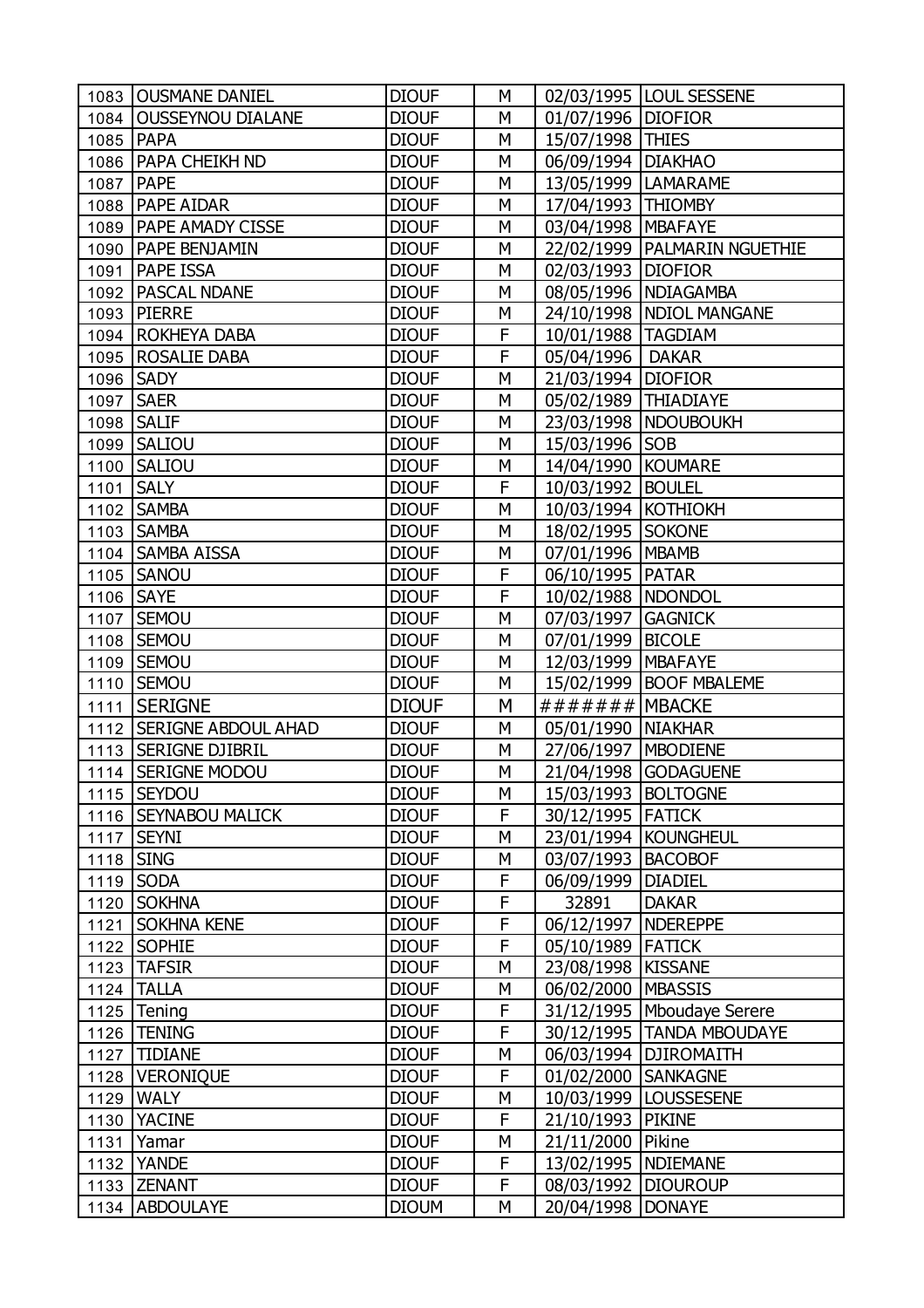| 1083 | OUSMANE DANIEL | DIOUF | M | 02/03/1995 | LOUL SESSENE |
|---|---|---|---|---|---|
| 1084 | OUSSEYNOU DIALANE | DIOUF | M | 01/07/1996 | DIOFIOR |
| 1085 | PAPA | DIOUF | M | 15/07/1998 | THIES |
| 1086 | PAPA CHEIKH ND | DIOUF | M | 06/09/1994 | DIAKHAO |
| 1087 | PAPE | DIOUF | M | 13/05/1999 | LAMARAME |
| 1088 | PAPE AIDAR | DIOUF | M | 17/04/1993 | THIOMBY |
| 1089 | PAPE AMADY CISSE | DIOUF | M | 03/04/1998 | MBAFAYE |
| 1090 | PAPE BENJAMIN | DIOUF | M | 22/02/1999 | PALMARIN NGUETHIE |
| 1091 | PAPE ISSA | DIOUF | M | 02/03/1993 | DIOFIOR |
| 1092 | PASCAL NDANE | DIOUF | M | 08/05/1996 | NDIAGAMBA |
| 1093 | PIERRE | DIOUF | M | 24/10/1998 | NDIOL MANGANE |
| 1094 | ROKHEYA DABA | DIOUF | F | 10/01/1988 | TAGDIAM |
| 1095 | ROSALIE DABA | DIOUF | F | 05/04/1996 | DAKAR |
| 1096 | SADY | DIOUF | M | 21/03/1994 | DIOFIOR |
| 1097 | SAER | DIOUF | M | 05/02/1989 | THIADIAYE |
| 1098 | SALIF | DIOUF | M | 23/03/1998 | NDOUBOUKH |
| 1099 | SALIOU | DIOUF | M | 15/03/1996 | SOB |
| 1100 | SALIOU | DIOUF | M | 14/04/1990 | KOUMARE |
| 1101 | SALY | DIOUF | F | 10/03/1992 | BOULEL |
| 1102 | SAMBA | DIOUF | M | 10/03/1994 | KOTHIOKH |
| 1103 | SAMBA | DIOUF | M | 18/02/1995 | SOKONE |
| 1104 | SAMBA AISSA | DIOUF | M | 07/01/1996 | MBAMB |
| 1105 | SANOU | DIOUF | F | 06/10/1995 | PATAR |
| 1106 | SAYE | DIOUF | F | 10/02/1988 | NDONDOL |
| 1107 | SEMOU | DIOUF | M | 07/03/1997 | GAGNICK |
| 1108 | SEMOU | DIOUF | M | 07/01/1999 | BICOLE |
| 1109 | SEMOU | DIOUF | M | 12/03/1999 | MBAFAYE |
| 1110 | SEMOU | DIOUF | M | 15/02/1999 | BOOF MBALEME |
| 1111 | SERIGNE | DIOUF | M | ####### | MBACKE |
| 1112 | SERIGNE ABDOUL AHAD | DIOUF | M | 05/01/1990 | NIAKHAR |
| 1113 | SERIGNE DJIBRIL | DIOUF | M | 27/06/1997 | MBODIENE |
| 1114 | SERIGNE MODOU | DIOUF | M | 21/04/1998 | GODAGUENE |
| 1115 | SEYDOU | DIOUF | M | 15/03/1993 | BOLTOGNE |
| 1116 | SEYNABOU MALICK | DIOUF | F | 30/12/1995 | FATICK |
| 1117 | SEYNI | DIOUF | M | 23/01/1994 | KOUNGHEUL |
| 1118 | SING | DIOUF | M | 03/07/1993 | BACOBOF |
| 1119 | SODA | DIOUF | F | 06/09/1999 | DIADIEL |
| 1120 | SOKHNA | DIOUF | F | 32891 | DAKAR |
| 1121 | SOKHNA KENE | DIOUF | F | 06/12/1997 | NDEREPPE |
| 1122 | SOPHIE | DIOUF | F | 05/10/1989 | FATICK |
| 1123 | TAFSIR | DIOUF | M | 23/08/1998 | KISSANE |
| 1124 | TALLA | DIOUF | M | 06/02/2000 | MBASSIS |
| 1125 | Tening | DIOUF | F | 31/12/1995 | Mboudaye Serere |
| 1126 | TENING | DIOUF | F | 30/12/1995 | TANDA MBOUDAYE |
| 1127 | TIDIANE | DIOUF | M | 06/03/1994 | DJIROMAITH |
| 1128 | VERONIQUE | DIOUF | F | 01/02/2000 | SANKAGNE |
| 1129 | WALY | DIOUF | M | 10/03/1999 | LOUSSESENE |
| 1130 | YACINE | DIOUF | F | 21/10/1993 | PIKINE |
| 1131 | Yamar | DIOUF | M | 21/11/2000 | Pikine |
| 1132 | YANDE | DIOUF | F | 13/02/1995 | NDIEMANE |
| 1133 | ZENANT | DIOUF | F | 08/03/1992 | DIOUROUP |
| 1134 | ABDOULAYE | DIOUM | M | 20/04/1998 | DONAYE |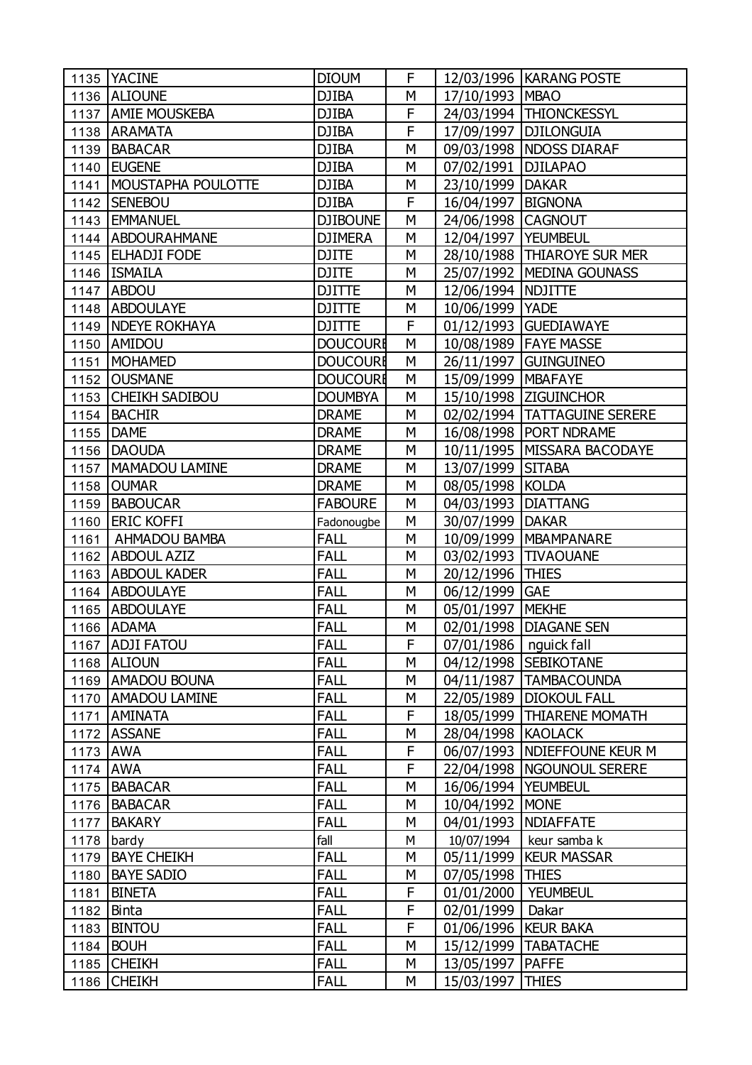| | | | | | |
|---|---|---|---|---|---|
| 1135 | YACINE | DIOUM | F | 12/03/1996 | KARANG POSTE |
| 1136 | ALIOUNE | DJIBA | M | 17/10/1993 | MBAO |
| 1137 | AMIE MOUSKEBA | DJIBA | F | 24/03/1994 | THIONCKESSYL |
| 1138 | ARAMATA | DJIBA | F | 17/09/1997 | DJILONGUIA |
| 1139 | BABACAR | DJIBA | M | 09/03/1998 | NDOSS DIARAF |
| 1140 | EUGENE | DJIBA | M | 07/02/1991 | DJILAPAO |
| 1141 | MOUSTAPHA POULOTTE | DJIBA | M | 23/10/1999 | DAKAR |
| 1142 | SENEBOU | DJIBA | F | 16/04/1997 | BIGNONA |
| 1143 | EMMANUEL | DJIBOUNE | M | 24/06/1998 | CAGNOUT |
| 1144 | ABDOURAHMANE | DJIMERA | M | 12/04/1997 | YEUMBEUL |
| 1145 | ELHADJI FODE | DJITE | M | 28/10/1988 | THIAROYE SUR MER |
| 1146 | ISMAILA | DJITE | M | 25/07/1992 | MEDINA GOUNASS |
| 1147 | ABDOU | DJITTE | M | 12/06/1994 | NDJITTE |
| 1148 | ABDOULAYE | DJITTE | M | 10/06/1999 | YADE |
| 1149 | NDEYE ROKHAYA | DJITTE | F | 01/12/1993 | GUEDIAWAYE |
| 1150 | AMIDOU | DOUCOURE | M | 10/08/1989 | FAYE MASSE |
| 1151 | MOHAMED | DOUCOURE | M | 26/11/1997 | GUINGUINEO |
| 1152 | OUSMANE | DOUCOURE | M | 15/09/1999 | MBAFAYE |
| 1153 | CHEIKH SADIBOU | DOUMBYA | M | 15/10/1998 | ZIGUINCHOR |
| 1154 | BACHIR | DRAME | M | 02/02/1994 | TATTAGUINE SERERE |
| 1155 | DAME | DRAME | M | 16/08/1998 | PORT NDRAME |
| 1156 | DAOUDA | DRAME | M | 10/11/1995 | MISSARA BACODAYE |
| 1157 | MAMADOU LAMINE | DRAME | M | 13/07/1999 | SITABA |
| 1158 | OUMAR | DRAME | M | 08/05/1998 | KOLDA |
| 1159 | BABOUCAR | FABOURE | M | 04/03/1993 | DIATTANG |
| 1160 | ERIC KOFFI | Fadonougbe | M | 30/07/1999 | DAKAR |
| 1161 | AHMADOU BAMBA | FALL | M | 10/09/1999 | MBAMPANARE |
| 1162 | ABDOUL AZIZ | FALL | M | 03/02/1993 | TIVAOUANE |
| 1163 | ABDOUL KADER | FALL | M | 20/12/1996 | THIES |
| 1164 | ABDOULAYE | FALL | M | 06/12/1999 | GAE |
| 1165 | ABDOULAYE | FALL | M | 05/01/1997 | MEKHE |
| 1166 | ADAMA | FALL | M | 02/01/1998 | DIAGANE SEN |
| 1167 | ADJI FATOU | FALL | F | 07/01/1986 | nguick fall |
| 1168 | ALIOUN | FALL | M | 04/12/1998 | SEBIKOTANE |
| 1169 | AMADOU BOUNA | FALL | M | 04/11/1987 | TAMBACOUNDA |
| 1170 | AMADOU LAMINE | FALL | M | 22/05/1989 | DIOKOUL FALL |
| 1171 | AMINATA | FALL | F | 18/05/1999 | THIARENE MOMATH |
| 1172 | ASSANE | FALL | M | 28/04/1998 | KAOLACK |
| 1173 | AWA | FALL | F | 06/07/1993 | NDIEFFOUNE KEUR M |
| 1174 | AWA | FALL | F | 22/04/1998 | NGOUNOUL SERERE |
| 1175 | BABACAR | FALL | M | 16/06/1994 | YEUMBEUL |
| 1176 | BABACAR | FALL | M | 10/04/1992 | MONE |
| 1177 | BAKARY | FALL | M | 04/01/1993 | NDIAFFATE |
| 1178 | bardy | fall | M | 10/07/1994 | keur samba k |
| 1179 | BAYE CHEIKH | FALL | M | 05/11/1999 | KEUR MASSAR |
| 1180 | BAYE SADIO | FALL | M | 07/05/1998 | THIES |
| 1181 | BINETA | FALL | F | 01/01/2000 | YEUMBEUL |
| 1182 | Binta | FALL | F | 02/01/1999 | Dakar |
| 1183 | BINTOU | FALL | F | 01/06/1996 | KEUR BAKA |
| 1184 | BOUH | FALL | M | 15/12/1999 | TABATACHE |
| 1185 | CHEIKH | FALL | M | 13/05/1997 | PAFFE |
| 1186 | CHEIKH | FALL | M | 15/03/1997 | THIES |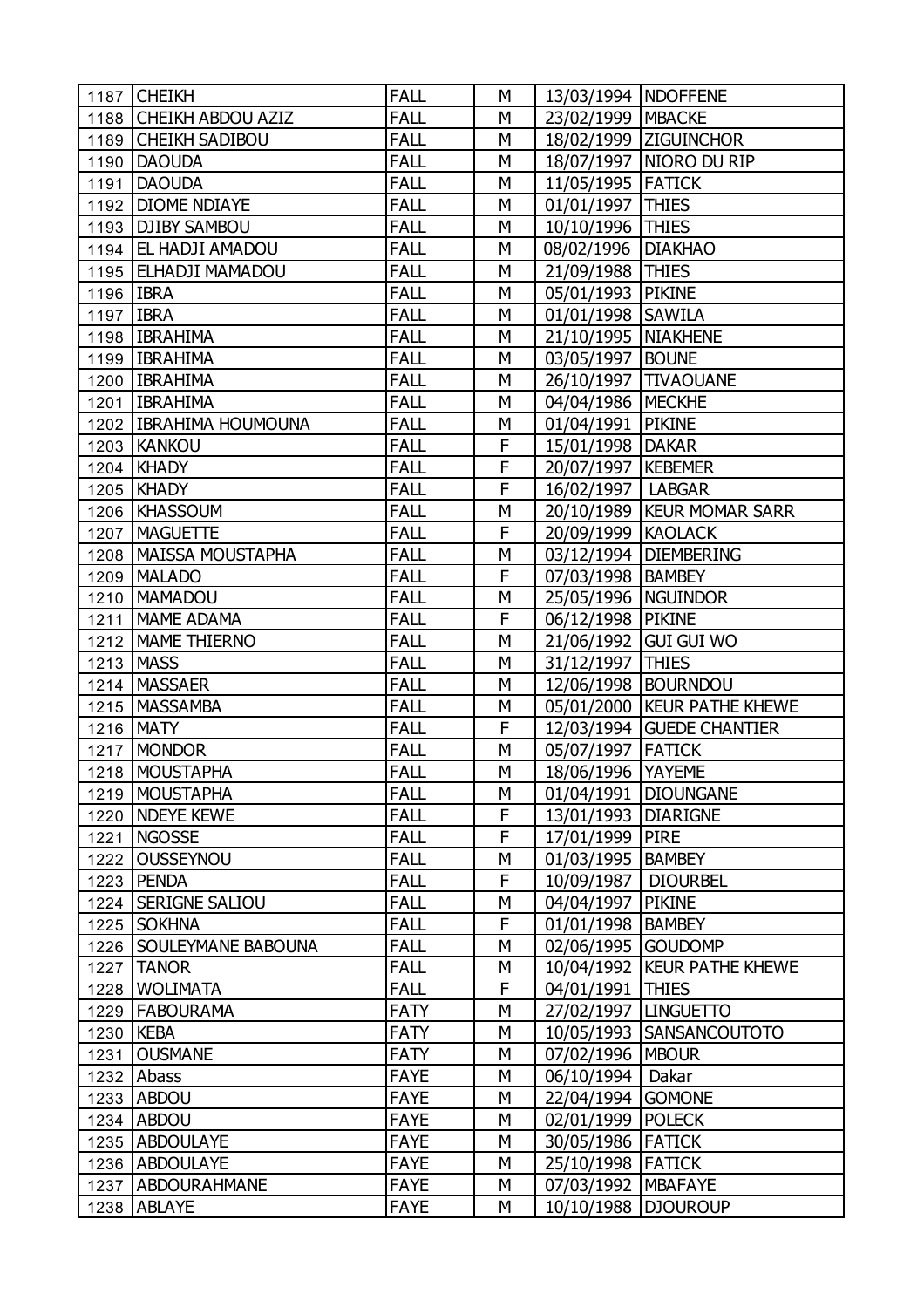| 1187 | CHEIKH | FALL | M | 13/03/1994 | NDOFFENE |
|---|---|---|---|---|---|
| 1188 | CHEIKH ABDOU AZIZ | FALL | M | 23/02/1999 | MBACKE |
| 1189 | CHEIKH SADIBOU | FALL | M | 18/02/1999 | ZIGUINCHOR |
| 1190 | DAOUDA | FALL | M | 18/07/1997 | NIORO DU RIP |
| 1191 | DAOUDA | FALL | M | 11/05/1995 | FATICK |
| 1192 | DIOME NDIAYE | FALL | M | 01/01/1997 | THIES |
| 1193 | DJIBY SAMBOU | FALL | M | 10/10/1996 | THIES |
| 1194 | EL HADJI AMADOU | FALL | M | 08/02/1996 | DIAKHAO |
| 1195 | ELHADJI MAMADOU | FALL | M | 21/09/1988 | THIES |
| 1196 | IBRA | FALL | M | 05/01/1993 | PIKINE |
| 1197 | IBRA | FALL | M | 01/01/1998 | SAWILA |
| 1198 | IBRAHIMA | FALL | M | 21/10/1995 | NIAKHENE |
| 1199 | IBRAHIMA | FALL | M | 03/05/1997 | BOUNE |
| 1200 | IBRAHIMA | FALL | M | 26/10/1997 | TIVAOUANE |
| 1201 | IBRAHIMA | FALL | M | 04/04/1986 | MECKHE |
| 1202 | IBRAHIMA HOUMOUNA | FALL | M | 01/04/1991 | PIKINE |
| 1203 | KANKOU | FALL | F | 15/01/1998 | DAKAR |
| 1204 | KHADY | FALL | F | 20/07/1997 | KEBEMER |
| 1205 | KHADY | FALL | F | 16/02/1997 | LABGAR |
| 1206 | KHASSOUM | FALL | M | 20/10/1989 | KEUR MOMAR SARR |
| 1207 | MAGUETTE | FALL | F | 20/09/1999 | KAOLACK |
| 1208 | MAISSA MOUSTAPHA | FALL | M | 03/12/1994 | DIEMBERING |
| 1209 | MALADO | FALL | F | 07/03/1998 | BAMBEY |
| 1210 | MAMADOU | FALL | M | 25/05/1996 | NGUINDOR |
| 1211 | MAME ADAMA | FALL | F | 06/12/1998 | PIKINE |
| 1212 | MAME THIERNO | FALL | M | 21/06/1992 | GUI GUI WO |
| 1213 | MASS | FALL | M | 31/12/1997 | THIES |
| 1214 | MASSAER | FALL | M | 12/06/1998 | BOURNDOU |
| 1215 | MASSAMBA | FALL | M | 05/01/2000 | KEUR PATHE KHEWE |
| 1216 | MATY | FALL | F | 12/03/1994 | GUEDE CHANTIER |
| 1217 | MONDOR | FALL | M | 05/07/1997 | FATICK |
| 1218 | MOUSTAPHA | FALL | M | 18/06/1996 | YAYEME |
| 1219 | MOUSTAPHA | FALL | M | 01/04/1991 | DIOUNGANE |
| 1220 | NDEYE KEWE | FALL | F | 13/01/1993 | DIARIGNE |
| 1221 | NGOSSE | FALL | F | 17/01/1999 | PIRE |
| 1222 | OUSSEYNOU | FALL | M | 01/03/1995 | BAMBEY |
| 1223 | PENDA | FALL | F | 10/09/1987 | DIOURBEL |
| 1224 | SERIGNE SALIOU | FALL | M | 04/04/1997 | PIKINE |
| 1225 | SOKHNA | FALL | F | 01/01/1998 | BAMBEY |
| 1226 | SOULEYMANE BABOUNA | FALL | M | 02/06/1995 | GOUDOMP |
| 1227 | TANOR | FALL | M | 10/04/1992 | KEUR PATHE KHEWE |
| 1228 | WOLIMATA | FALL | F | 04/01/1991 | THIES |
| 1229 | FABOURAMA | FATY | M | 27/02/1997 | LINGUETTO |
| 1230 | KEBA | FATY | M | 10/05/1993 | SANSANCOUTOTO |
| 1231 | OUSMANE | FATY | M | 07/02/1996 | MBOUR |
| 1232 | Abass | FAYE | M | 06/10/1994 | Dakar |
| 1233 | ABDOU | FAYE | M | 22/04/1994 | GOMONE |
| 1234 | ABDOU | FAYE | M | 02/01/1999 | POLECK |
| 1235 | ABDOULAYE | FAYE | M | 30/05/1986 | FATICK |
| 1236 | ABDOULAYE | FAYE | M | 25/10/1998 | FATICK |
| 1237 | ABDOURAHMANE | FAYE | M | 07/03/1992 | MBAFAYE |
| 1238 | ABLAYE | FAYE | M | 10/10/1988 | DJOUROUP |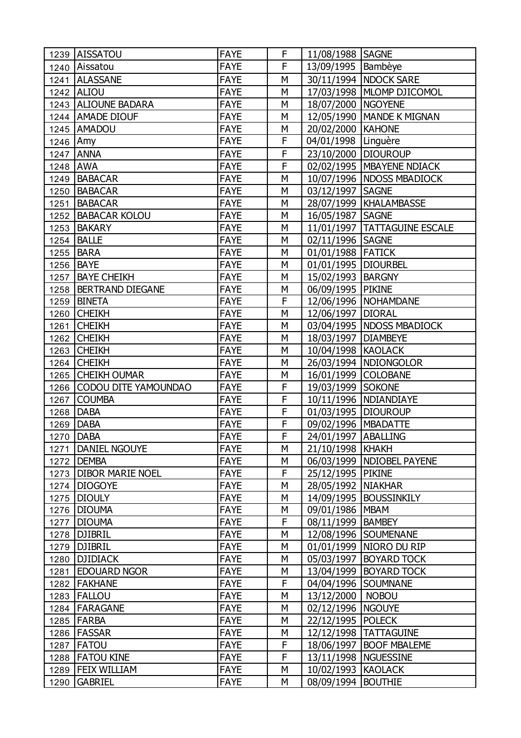| | | | | | |
|---|---|---|---|---|---|
| 1239 | AISSATOU | FAYE | F | 11/08/1988 | SAGNE |
| 1240 | Aissatou | FAYE | F | 13/09/1995 | Bambèye |
| 1241 | ALASSANE | FAYE | M | 30/11/1994 | NDOCK SARE |
| 1242 | ALIOU | FAYE | M | 17/03/1998 | MLOMP DJICOMOL |
| 1243 | ALIOUNE BADARA | FAYE | M | 18/07/2000 | NGOYENE |
| 1244 | AMADE DIOUF | FAYE | M | 12/05/1990 | MANDE K MIGNAN |
| 1245 | AMADOU | FAYE | M | 20/02/2000 | KAHONE |
| 1246 | Amy | FAYE | F | 04/01/1998 | Linguère |
| 1247 | ANNA | FAYE | F | 23/10/2000 | DIOUROUP |
| 1248 | AWA | FAYE | F | 02/02/1995 | MBAYENE NDIACK |
| 1249 | BABACAR | FAYE | M | 10/07/1996 | NDOSS MBADIOCK |
| 1250 | BABACAR | FAYE | M | 03/12/1997 | SAGNE |
| 1251 | BABACAR | FAYE | M | 28/07/1999 | KHALAMBASSE |
| 1252 | BABACAR KOLOU | FAYE | M | 16/05/1987 | SAGNE |
| 1253 | BAKARY | FAYE | M | 11/01/1997 | TATTAGUINE ESCALE |
| 1254 | BALLE | FAYE | M | 02/11/1996 | SAGNE |
| 1255 | BARA | FAYE | M | 01/01/1988 | FATICK |
| 1256 | BAYE | FAYE | M | 01/01/1995 | DIOURBEL |
| 1257 | BAYE CHEIKH | FAYE | M | 15/02/1993 | BARGNY |
| 1258 | BERTRAND DIEGANE | FAYE | M | 06/09/1995 | PIKINE |
| 1259 | BINETA | FAYE | F | 12/06/1996 | NOHAMDANE |
| 1260 | CHEIKH | FAYE | M | 12/06/1997 | DIORAL |
| 1261 | CHEIKH | FAYE | M | 03/04/1995 | NDOSS MBADIOCK |
| 1262 | CHEIKH | FAYE | M | 18/03/1997 | DIAMBEYE |
| 1263 | CHEIKH | FAYE | M | 10/04/1998 | KAOLACK |
| 1264 | CHEIKH | FAYE | M | 26/03/1994 | NDIONGOLOR |
| 1265 | CHEIKH OUMAR | FAYE | M | 16/01/1999 | COLOBANE |
| 1266 | CODOU DITE YAMOUNDAO | FAYE | F | 19/03/1999 | SOKONE |
| 1267 | COUMBA | FAYE | F | 10/11/1996 | NDIANDIAYE |
| 1268 | DABA | FAYE | F | 01/03/1995 | DIOUROUP |
| 1269 | DABA | FAYE | F | 09/02/1996 | MBADATTE |
| 1270 | DABA | FAYE | F | 24/01/1997 | ABALLING |
| 1271 | DANIEL NGOUYE | FAYE | M | 21/10/1998 | KHAKH |
| 1272 | DEMBA | FAYE | M | 06/03/1999 | NDIOBEL PAYENE |
| 1273 | DIBOR MARIE NOEL | FAYE | F | 25/12/1995 | PIKINE |
| 1274 | DIOGOYE | FAYE | M | 28/05/1992 | NIAKHAR |
| 1275 | DIOULY | FAYE | M | 14/09/1995 | BOUSSINKILY |
| 1276 | DIOUMA | FAYE | M | 09/01/1986 | MBAM |
| 1277 | DIOUMA | FAYE | F | 08/11/1999 | BAMBEY |
| 1278 | DJIBRIL | FAYE | M | 12/08/1996 | SOUMENANE |
| 1279 | DJIBRIL | FAYE | M | 01/01/1999 | NIORO DU RIP |
| 1280 | DJIDIACK | FAYE | M | 05/03/1997 | BOYARD TOCK |
| 1281 | EDOUARD NGOR | FAYE | M | 13/04/1999 | BOYARD TOCK |
| 1282 | FAKHANE | FAYE | F | 04/04/1996 | SOUMNANE |
| 1283 | FALLOU | FAYE | M | 13/12/2000 | NOBOU |
| 1284 | FARAGANE | FAYE | M | 02/12/1996 | NGOUYE |
| 1285 | FARBA | FAYE | M | 22/12/1995 | POLECK |
| 1286 | FASSAR | FAYE | M | 12/12/1998 | TATTAGUINE |
| 1287 | FATOU | FAYE | F | 18/06/1997 | BOOF MBALEME |
| 1288 | FATOU KINE | FAYE | F | 13/11/1998 | NGUESSINE |
| 1289 | FEIX WILLIAM | FAYE | M | 10/02/1993 | KAOLACK |
| 1290 | GABRIEL | FAYE | M | 08/09/1994 | BOUTHIE |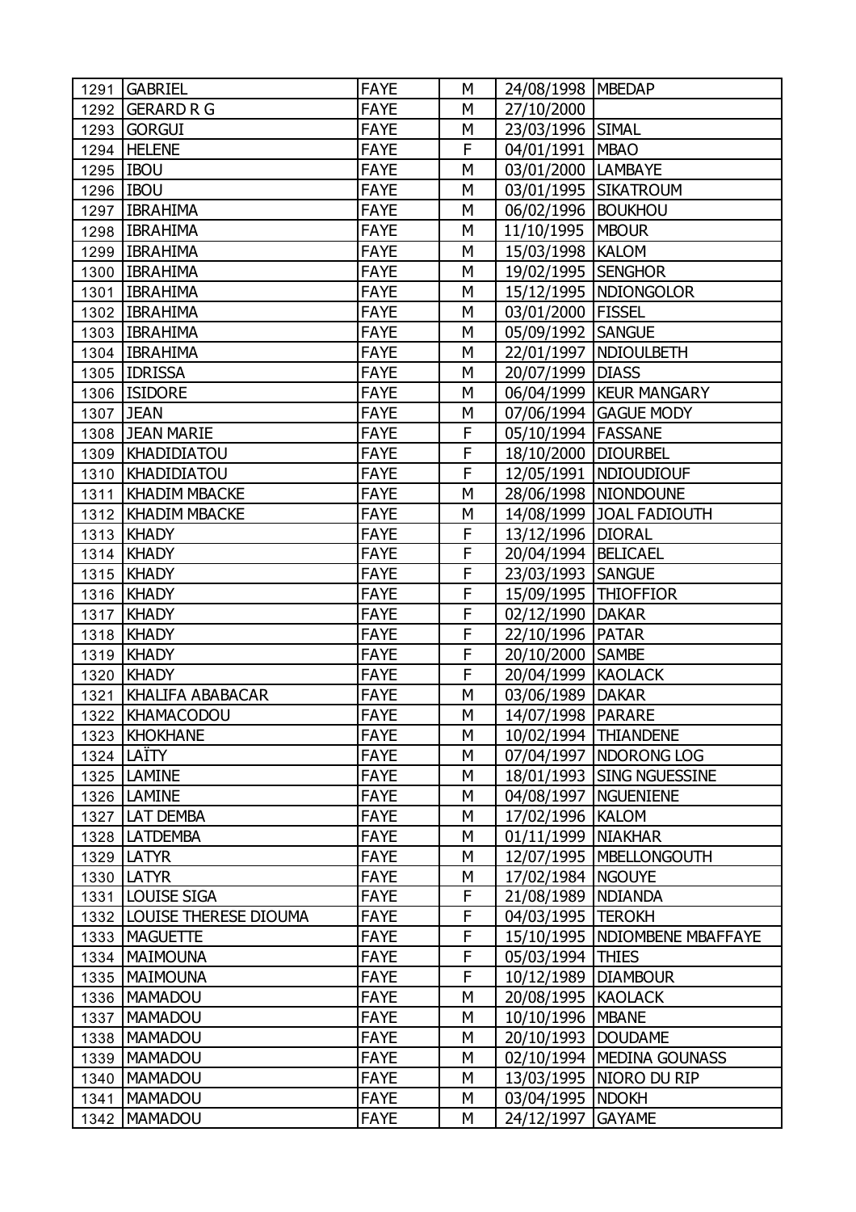| | | | | | |
|---|---|---|---|---|---|
| 1291 | GABRIEL | FAYE | M | 24/08/1998 | MBEDAP |
| 1292 | GERARD R G | FAYE | M | 27/10/2000 | |
| 1293 | GORGUI | FAYE | M | 23/03/1996 | SIMAL |
| 1294 | HELENE | FAYE | F | 04/01/1991 | MBAO |
| 1295 | IBOU | FAYE | M | 03/01/2000 | LAMBAYE |
| 1296 | IBOU | FAYE | M | 03/01/1995 | SIKATROUM |
| 1297 | IBRAHIMA | FAYE | M | 06/02/1996 | BOUKHOU |
| 1298 | IBRAHIMA | FAYE | M | 11/10/1995 | MBOUR |
| 1299 | IBRAHIMA | FAYE | M | 15/03/1998 | KALOM |
| 1300 | IBRAHIMA | FAYE | M | 19/02/1995 | SENGHOR |
| 1301 | IBRAHIMA | FAYE | M | 15/12/1995 | NDIONGOLOR |
| 1302 | IBRAHIMA | FAYE | M | 03/01/2000 | FISSEL |
| 1303 | IBRAHIMA | FAYE | M | 05/09/1992 | SANGUE |
| 1304 | IBRAHIMA | FAYE | M | 22/01/1997 | NDIOULBETH |
| 1305 | IDRISSA | FAYE | M | 20/07/1999 | DIASS |
| 1306 | ISIDORE | FAYE | M | 06/04/1999 | KEUR MANGARY |
| 1307 | JEAN | FAYE | M | 07/06/1994 | GAGUE MODY |
| 1308 | JEAN MARIE | FAYE | F | 05/10/1994 | FASSANE |
| 1309 | KHADIDIATOU | FAYE | F | 18/10/2000 | DIOURBEL |
| 1310 | KHADIDIATOU | FAYE | F | 12/05/1991 | NDIOUDIOUF |
| 1311 | KHADIM MBACKE | FAYE | M | 28/06/1998 | NIONDOUNE |
| 1312 | KHADIM MBACKE | FAYE | M | 14/08/1999 | JOAL FADIOUTH |
| 1313 | KHADY | FAYE | F | 13/12/1996 | DIORAL |
| 1314 | KHADY | FAYE | F | 20/04/1994 | BELICAEL |
| 1315 | KHADY | FAYE | F | 23/03/1993 | SANGUE |
| 1316 | KHADY | FAYE | F | 15/09/1995 | THIOFFIOR |
| 1317 | KHADY | FAYE | F | 02/12/1990 | DAKAR |
| 1318 | KHADY | FAYE | F | 22/10/1996 | PATAR |
| 1319 | KHADY | FAYE | F | 20/10/2000 | SAMBE |
| 1320 | KHADY | FAYE | F | 20/04/1999 | KAOLACK |
| 1321 | KHALIFA ABABACAR | FAYE | M | 03/06/1989 | DAKAR |
| 1322 | KHAMACODOU | FAYE | M | 14/07/1998 | PARARE |
| 1323 | KHOKHANE | FAYE | M | 10/02/1994 | THIANDENE |
| 1324 | LAÏTY | FAYE | M | 07/04/1997 | NDORONG LOG |
| 1325 | LAMINE | FAYE | M | 18/01/1993 | SING NGUESSINE |
| 1326 | LAMINE | FAYE | M | 04/08/1997 | NGUENIENE |
| 1327 | LAT DEMBA | FAYE | M | 17/02/1996 | KALOM |
| 1328 | LATDEMBA | FAYE | M | 01/11/1999 | NIAKHAR |
| 1329 | LATYR | FAYE | M | 12/07/1995 | MBELLONGOUTH |
| 1330 | LATYR | FAYE | M | 17/02/1984 | NGOUYE |
| 1331 | LOUISE SIGA | FAYE | F | 21/08/1989 | NDIANDA |
| 1332 | LOUISE THERESE DIOUMA | FAYE | F | 04/03/1995 | TEROKH |
| 1333 | MAGUETTE | FAYE | F | 15/10/1995 | NDIOMBENE MBAFFAYE |
| 1334 | MAIMOUNA | FAYE | F | 05/03/1994 | THIES |
| 1335 | MAIMOUNA | FAYE | F | 10/12/1989 | DIAMBOUR |
| 1336 | MAMADOU | FAYE | M | 20/08/1995 | KAOLACK |
| 1337 | MAMADOU | FAYE | M | 10/10/1996 | MBANE |
| 1338 | MAMADOU | FAYE | M | 20/10/1993 | DOUDAME |
| 1339 | MAMADOU | FAYE | M | 02/10/1994 | MEDINA GOUNASS |
| 1340 | MAMADOU | FAYE | M | 13/03/1995 | NIORO DU RIP |
| 1341 | MAMADOU | FAYE | M | 03/04/1995 | NDOKH |
| 1342 | MAMADOU | FAYE | M | 24/12/1997 | GAYAME |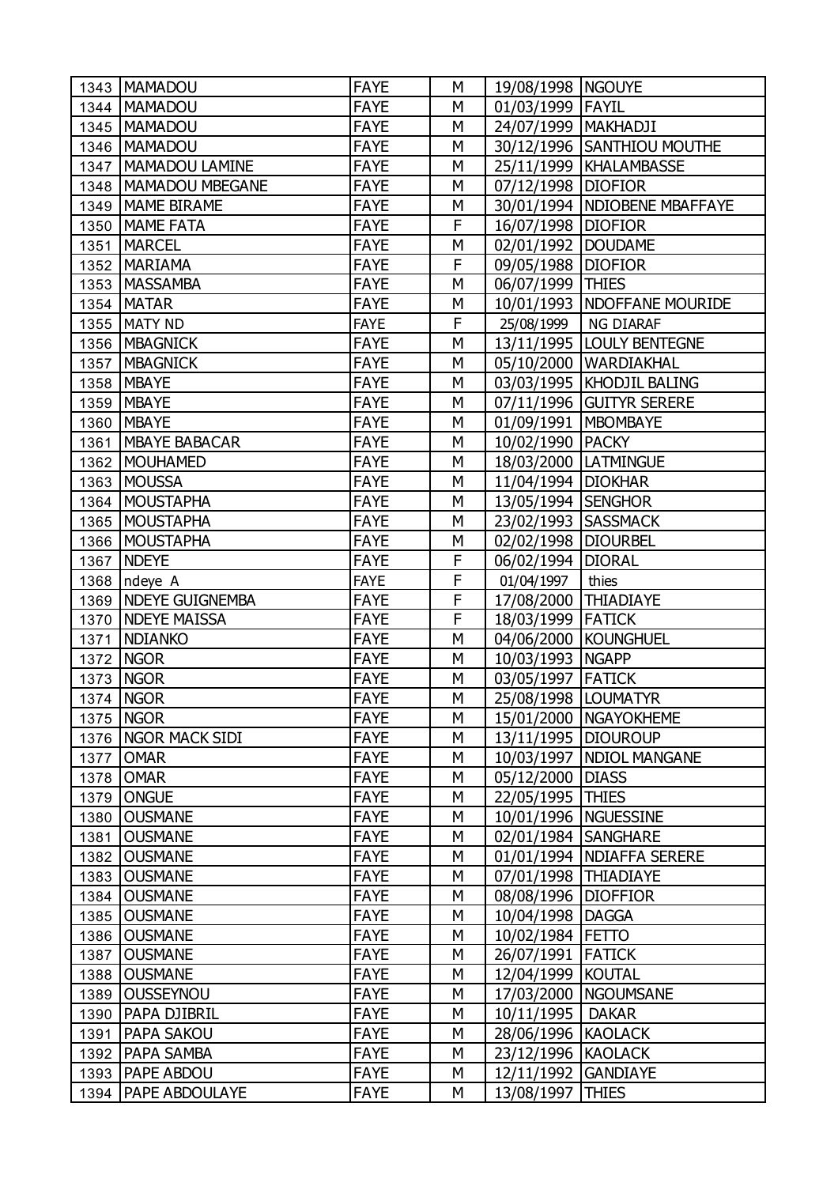| 1343 | MAMADOU | FAYE | M | 19/08/1998 | NGOUYE |
|---|---|---|---|---|---|
| 1344 | MAMADOU | FAYE | M | 01/03/1999 | FAYIL |
| 1345 | MAMADOU | FAYE | M | 24/07/1999 | MAKHADJI |
| 1346 | MAMADOU | FAYE | M | 30/12/1996 | SANTHIOU MOUTHE |
| 1347 | MAMADOU LAMINE | FAYE | M | 25/11/1999 | KHALAMBASSE |
| 1348 | MAMADOU MBEGANE | FAYE | M | 07/12/1998 | DIOFIOR |
| 1349 | MAME BIRAME | FAYE | M | 30/01/1994 | NDIOBENE MBAFFAYE |
| 1350 | MAME FATA | FAYE | F | 16/07/1998 | DIOFIOR |
| 1351 | MARCEL | FAYE | M | 02/01/1992 | DOUDAME |
| 1352 | MARIAMA | FAYE | F | 09/05/1988 | DIOFIOR |
| 1353 | MASSAMBA | FAYE | M | 06/07/1999 | THIES |
| 1354 | MATAR | FAYE | M | 10/01/1993 | NDOFFANE MOURIDE |
| 1355 | MATY ND | FAYE | F | 25/08/1999 | NG DIARAF |
| 1356 | MBAGNICK | FAYE | M | 13/11/1995 | LOULY BENTEGNE |
| 1357 | MBAGNICK | FAYE | M | 05/10/2000 | WARDIAKHAL |
| 1358 | MBAYE | FAYE | M | 03/03/1995 | KHODJIL BALING |
| 1359 | MBAYE | FAYE | M | 07/11/1996 | GUITYR SERERE |
| 1360 | MBAYE | FAYE | M | 01/09/1991 | MBOMBAYE |
| 1361 | MBAYE BABACAR | FAYE | M | 10/02/1990 | PACKY |
| 1362 | MOUHAMED | FAYE | M | 18/03/2000 | LATMINGUE |
| 1363 | MOUSSA | FAYE | M | 11/04/1994 | DIOKHAR |
| 1364 | MOUSTAPHA | FAYE | M | 13/05/1994 | SENGHOR |
| 1365 | MOUSTAPHA | FAYE | M | 23/02/1993 | SASSMACK |
| 1366 | MOUSTAPHA | FAYE | M | 02/02/1998 | DIOURBEL |
| 1367 | NDEYE | FAYE | F | 06/02/1994 | DIORAL |
| 1368 | ndeye A | FAYE | F | 01/04/1997 | thies |
| 1369 | NDEYE GUIGNEMBA | FAYE | F | 17/08/2000 | THIADIAYE |
| 1370 | NDEYE MAISSA | FAYE | F | 18/03/1999 | FATICK |
| 1371 | NDIANKO | FAYE | M | 04/06/2000 | KOUNGHUEL |
| 1372 | NGOR | FAYE | M | 10/03/1993 | NGAPP |
| 1373 | NGOR | FAYE | M | 03/05/1997 | FATICK |
| 1374 | NGOR | FAYE | M | 25/08/1998 | LOUMATYR |
| 1375 | NGOR | FAYE | M | 15/01/2000 | NGAYOKHEME |
| 1376 | NGOR MACK SIDI | FAYE | M | 13/11/1995 | DIOUROUP |
| 1377 | OMAR | FAYE | M | 10/03/1997 | NDIOL MANGANE |
| 1378 | OMAR | FAYE | M | 05/12/2000 | DIASS |
| 1379 | ONGUE | FAYE | M | 22/05/1995 | THIES |
| 1380 | OUSMANE | FAYE | M | 10/01/1996 | NGUESSINE |
| 1381 | OUSMANE | FAYE | M | 02/01/1984 | SANGHARE |
| 1382 | OUSMANE | FAYE | M | 01/01/1994 | NDIAFFA SERERE |
| 1383 | OUSMANE | FAYE | M | 07/01/1998 | THIADIAYE |
| 1384 | OUSMANE | FAYE | M | 08/08/1996 | DIOFFIOR |
| 1385 | OUSMANE | FAYE | M | 10/04/1998 | DAGGA |
| 1386 | OUSMANE | FAYE | M | 10/02/1984 | FETTO |
| 1387 | OUSMANE | FAYE | M | 26/07/1991 | FATICK |
| 1388 | OUSMANE | FAYE | M | 12/04/1999 | KOUTAL |
| 1389 | OUSSEYNOU | FAYE | M | 17/03/2000 | NGOUMSANE |
| 1390 | PAPA DJIBRIL | FAYE | M | 10/11/1995 | DAKAR |
| 1391 | PAPA SAKOU | FAYE | M | 28/06/1996 | KAOLACK |
| 1392 | PAPA SAMBA | FAYE | M | 23/12/1996 | KAOLACK |
| 1393 | PAPE ABDOU | FAYE | M | 12/11/1992 | GANDIAYE |
| 1394 | PAPE ABDOULAYE | FAYE | M | 13/08/1997 | THIES |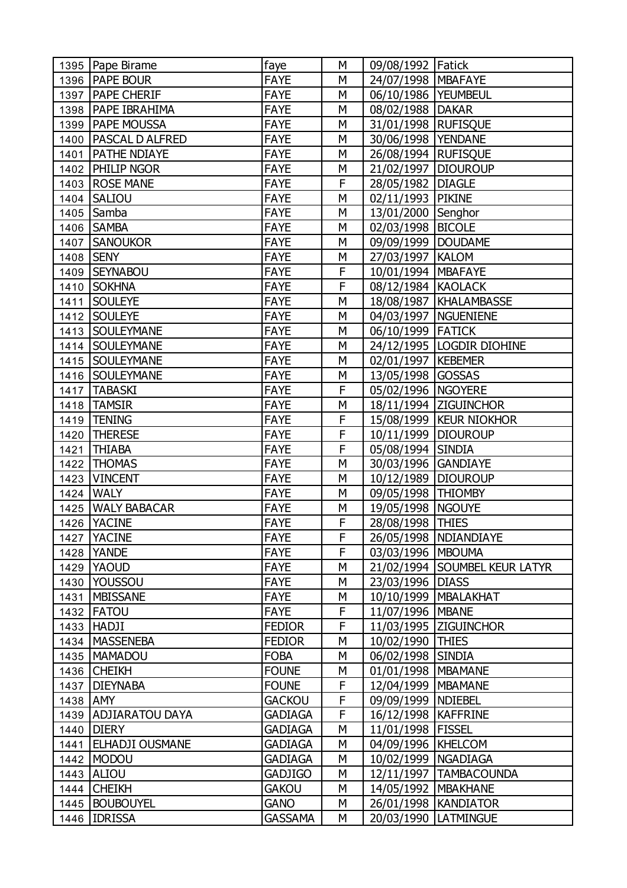| | | | | | |
|---|---|---|---|---|---|
| 1395 | Pape Birame | faye | M | 09/08/1992 | Fatick |
| 1396 | PAPE BOUR | FAYE | M | 24/07/1998 | MBAFAYE |
| 1397 | PAPE CHERIF | FAYE | M | 06/10/1986 | YEUMBEUL |
| 1398 | PAPE IBRAHIMA | FAYE | M | 08/02/1988 | DAKAR |
| 1399 | PAPE MOUSSA | FAYE | M | 31/01/1998 | RUFISQUE |
| 1400 | PASCAL D ALFRED | FAYE | M | 30/06/1998 | YENDANE |
| 1401 | PATHE NDIAYE | FAYE | M | 26/08/1994 | RUFISQUE |
| 1402 | PHILIP NGOR | FAYE | M | 21/02/1997 | DIOUROUP |
| 1403 | ROSE MANE | FAYE | F | 28/05/1982 | DIAGLE |
| 1404 | SALIOU | FAYE | M | 02/11/1993 | PIKINE |
| 1405 | Samba | FAYE | M | 13/01/2000 | Senghor |
| 1406 | SAMBA | FAYE | M | 02/03/1998 | BICOLE |
| 1407 | SANOUKOR | FAYE | M | 09/09/1999 | DOUDAME |
| 1408 | SENY | FAYE | M | 27/03/1997 | KALOM |
| 1409 | SEYNABOU | FAYE | F | 10/01/1994 | MBAFAYE |
| 1410 | SOKHNA | FAYE | F | 08/12/1984 | KAOLACK |
| 1411 | SOULEYE | FAYE | M | 18/08/1987 | KHALAMBASSE |
| 1412 | SOULEYE | FAYE | M | 04/03/1997 | NGUENIENE |
| 1413 | SOULEYMANE | FAYE | M | 06/10/1999 | FATICK |
| 1414 | SOULEYMANE | FAYE | M | 24/12/1995 | LOGDIR DIOHINE |
| 1415 | SOULEYMANE | FAYE | M | 02/01/1997 | KEBEMER |
| 1416 | SOULEYMANE | FAYE | M | 13/05/1998 | GOSSAS |
| 1417 | TABASKI | FAYE | F | 05/02/1996 | NGOYERE |
| 1418 | TAMSIR | FAYE | M | 18/11/1994 | ZIGUINCHOR |
| 1419 | TENING | FAYE | F | 15/08/1999 | KEUR NIOKHOR |
| 1420 | THERESE | FAYE | F | 10/11/1999 | DIOUROUP |
| 1421 | THIABA | FAYE | F | 05/08/1994 | SINDIA |
| 1422 | THOMAS | FAYE | M | 30/03/1996 | GANDIAYE |
| 1423 | VINCENT | FAYE | M | 10/12/1989 | DIOUROUP |
| 1424 | WALY | FAYE | M | 09/05/1998 | THIOMBY |
| 1425 | WALY BABACAR | FAYE | M | 19/05/1998 | NGOUYE |
| 1426 | YACINE | FAYE | F | 28/08/1998 | THIES |
| 1427 | YACINE | FAYE | F | 26/05/1998 | NDIANDIAYE |
| 1428 | YANDE | FAYE | F | 03/03/1996 | MBOUMA |
| 1429 | YAOUD | FAYE | M | 21/02/1994 | SOUMBEL KEUR LATYR |
| 1430 | YOUSSOU | FAYE | M | 23/03/1996 | DIASS |
| 1431 | MBISSANE | FAYE | M | 10/10/1999 | MBALAKHAT |
| 1432 | FATOU | FAYE | F | 11/07/1996 | MBANE |
| 1433 | HADJI | FEDIOR | F | 11/03/1995 | ZIGUINCHOR |
| 1434 | MASSENEBA | FEDIOR | M | 10/02/1990 | THIES |
| 1435 | MAMADOU | FOBA | M | 06/02/1998 | SINDIA |
| 1436 | CHEIKH | FOUNE | M | 01/01/1998 | MBAMANE |
| 1437 | DIEYNABA | FOUNE | F | 12/04/1999 | MBAMANE |
| 1438 | AMY | GACKOU | F | 09/09/1999 | NDIEBEL |
| 1439 | ADJIARATOU DAYA | GADIAGA | F | 16/12/1998 | KAFFRINE |
| 1440 | DIERY | GADIAGA | M | 11/01/1998 | FISSEL |
| 1441 | ELHADJI OUSMANE | GADIAGA | M | 04/09/1996 | KHELCOM |
| 1442 | MODOU | GADIAGA | M | 10/02/1999 | NGADIAGA |
| 1443 | ALIOU | GADJIGO | M | 12/11/1997 | TAMBACOUNDA |
| 1444 | CHEIKH | GAKOU | M | 14/05/1992 | MBAKHANE |
| 1445 | BOUBOUYEL | GANO | M | 26/01/1998 | KANDIATOR |
| 1446 | IDRISSA | GASSAMA | M | 20/03/1990 | LATMINGUE |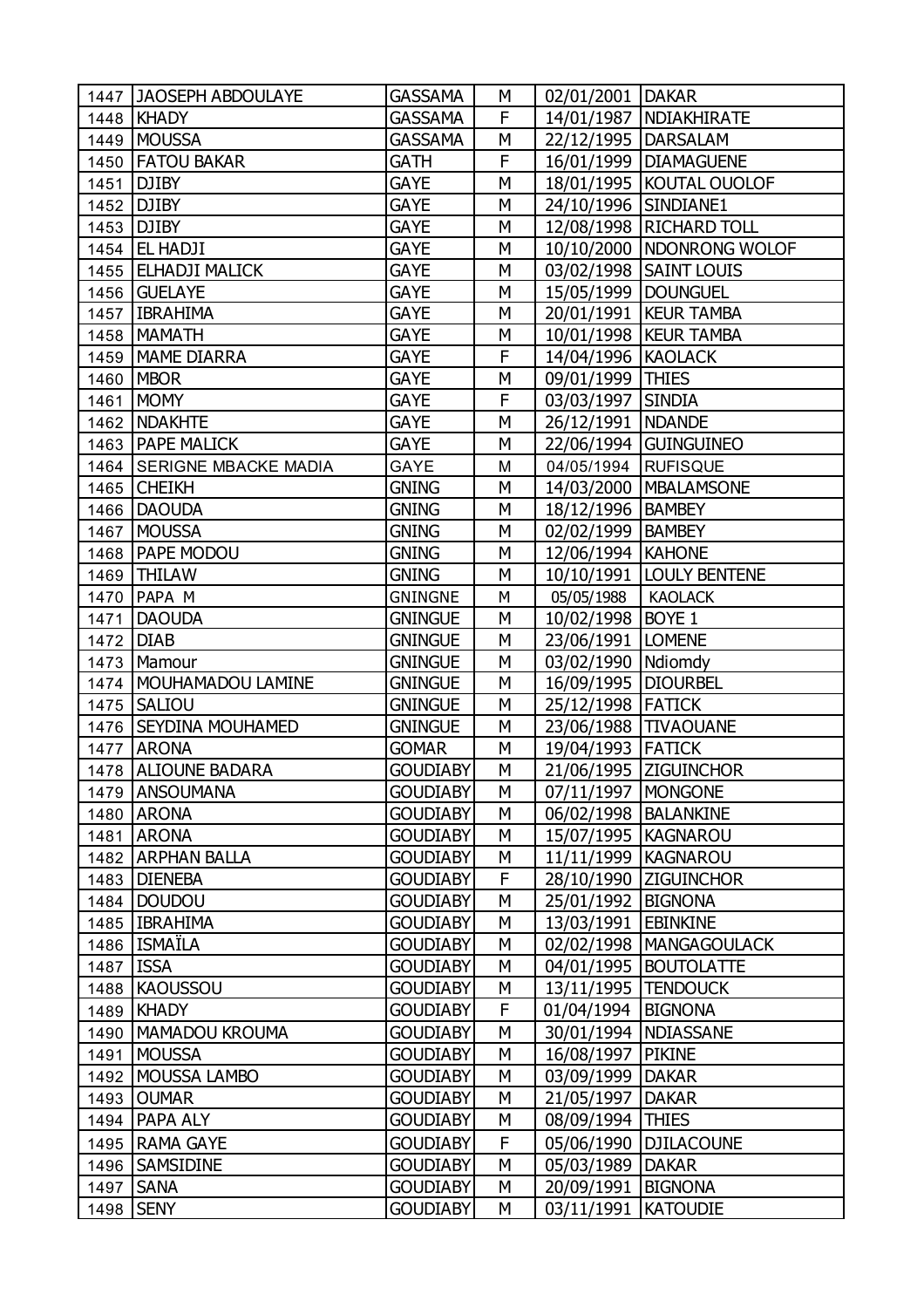| | | | | | |
|---|---|---|---|---|---|
| 1447 | JAOSEPH ABDOULAYE | GASSAMA | M | 02/01/2001 | DAKAR |
| 1448 | KHADY | GASSAMA | F | 14/01/1987 | NDIAKHIRATE |
| 1449 | MOUSSA | GASSAMA | M | 22/12/1995 | DARSALAM |
| 1450 | FATOU BAKAR | GATH | F | 16/01/1999 | DIAMAGUENE |
| 1451 | DJIBY | GAYE | M | 18/01/1995 | KOUTAL OUOLOF |
| 1452 | DJIBY | GAYE | M | 24/10/1996 | SINDIANE1 |
| 1453 | DJIBY | GAYE | M | 12/08/1998 | RICHARD TOLL |
| 1454 | EL HADJI | GAYE | M | 10/10/2000 | NDONRONG WOLOF |
| 1455 | ELHADJI MALICK | GAYE | M | 03/02/1998 | SAINT LOUIS |
| 1456 | GUELAYE | GAYE | M | 15/05/1999 | DOUNGUEL |
| 1457 | IBRAHIMA | GAYE | M | 20/01/1991 | KEUR TAMBA |
| 1458 | MAMATH | GAYE | M | 10/01/1998 | KEUR TAMBA |
| 1459 | MAME DIARRA | GAYE | F | 14/04/1996 | KAOLACK |
| 1460 | MBOR | GAYE | M | 09/01/1999 | THIES |
| 1461 | MOMY | GAYE | F | 03/03/1997 | SINDIA |
| 1462 | NDAKHTE | GAYE | M | 26/12/1991 | NDANDE |
| 1463 | PAPE MALICK | GAYE | M | 22/06/1994 | GUINGUINEO |
| 1464 | SERIGNE MBACKE MADIA | GAYE | M | 04/05/1994 | RUFISQUE |
| 1465 | CHEIKH | GNING | M | 14/03/2000 | MBALAMSONE |
| 1466 | DAOUDA | GNING | M | 18/12/1996 | BAMBEY |
| 1467 | MOUSSA | GNING | M | 02/02/1999 | BAMBEY |
| 1468 | PAPE MODOU | GNING | M | 12/06/1994 | KAHONE |
| 1469 | THILAW | GNING | M | 10/10/1991 | LOULY BENTENE |
| 1470 | PAPA M | GNINGNE | M | 05/05/1988 | KAOLACK |
| 1471 | DAOUDA | GNINGUE | M | 10/02/1998 | BOYE 1 |
| 1472 | DIAB | GNINGUE | M | 23/06/1991 | LOMENE |
| 1473 | Mamour | GNINGUE | M | 03/02/1990 | Ndiomdy |
| 1474 | MOUHAMADOU LAMINE | GNINGUE | M | 16/09/1995 | DIOURBEL |
| 1475 | SALIOU | GNINGUE | M | 25/12/1998 | FATICK |
| 1476 | SEYDINA MOUHAMED | GNINGUE | M | 23/06/1988 | TIVAOUANE |
| 1477 | ARONA | GOMAR | M | 19/04/1993 | FATICK |
| 1478 | ALIOUNE BADARA | GOUDIABY | M | 21/06/1995 | ZIGUINCHOR |
| 1479 | ANSOUMANA | GOUDIABY | M | 07/11/1997 | MONGONE |
| 1480 | ARONA | GOUDIABY | M | 06/02/1998 | BALANKINE |
| 1481 | ARONA | GOUDIABY | M | 15/07/1995 | KAGNAROU |
| 1482 | ARPHAN BALLA | GOUDIABY | M | 11/11/1999 | KAGNAROU |
| 1483 | DIENEBA | GOUDIABY | F | 28/10/1990 | ZIGUINCHOR |
| 1484 | DOUDOU | GOUDIABY | M | 25/01/1992 | BIGNONA |
| 1485 | IBRAHIMA | GOUDIABY | M | 13/03/1991 | EBINKINE |
| 1486 | ISMAÏLA | GOUDIABY | M | 02/02/1998 | MANGAGOULACK |
| 1487 | ISSA | GOUDIABY | M | 04/01/1995 | BOUTOLATTE |
| 1488 | KAOUSSOU | GOUDIABY | M | 13/11/1995 | TENDOUCK |
| 1489 | KHADY | GOUDIABY | F | 01/04/1994 | BIGNONA |
| 1490 | MAMADOU KROUMA | GOUDIABY | M | 30/01/1994 | NDIASSANE |
| 1491 | MOUSSA | GOUDIABY | M | 16/08/1997 | PIKINE |
| 1492 | MOUSSA LAMBO | GOUDIABY | M | 03/09/1999 | DAKAR |
| 1493 | OUMAR | GOUDIABY | M | 21/05/1997 | DAKAR |
| 1494 | PAPA ALY | GOUDIABY | M | 08/09/1994 | THIES |
| 1495 | RAMA GAYE | GOUDIABY | F | 05/06/1990 | DJILACOUNE |
| 1496 | SAMSIDINE | GOUDIABY | M | 05/03/1989 | DAKAR |
| 1497 | SANA | GOUDIABY | M | 20/09/1991 | BIGNONA |
| 1498 | SENY | GOUDIABY | M | 03/11/1991 | KATOUDIE |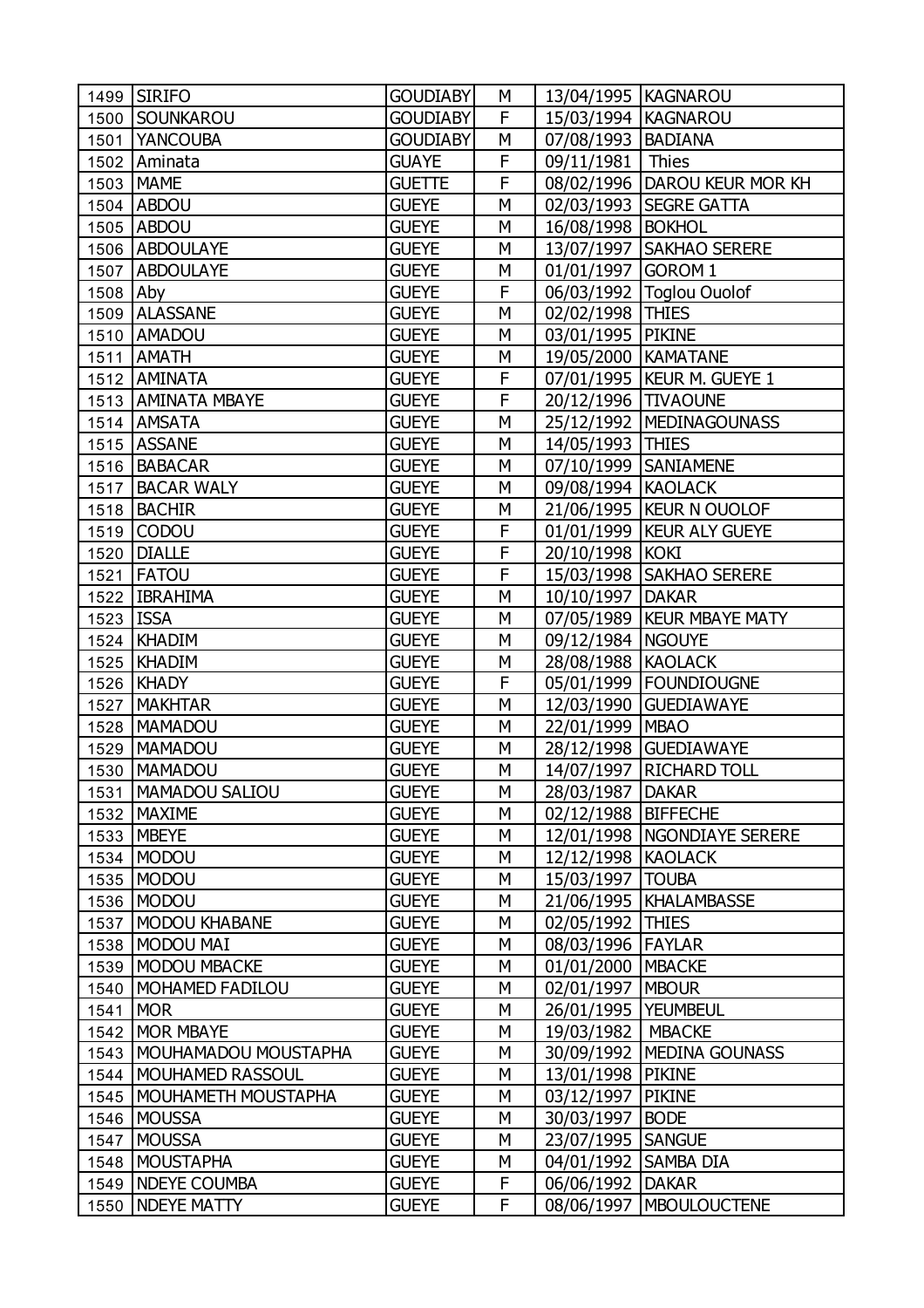| 1499 | SIRIFO | GOUDIABY | M | 13/04/1995 | KAGNAROU |
|---|---|---|---|---|---|
| 1500 | SOUNKAROU | GOUDIABY | F | 15/03/1994 | KAGNAROU |
| 1501 | YANCOUBA | GOUDIABY | M | 07/08/1993 | BADIANA |
| 1502 | Aminata | GUAYE | F | 09/11/1981 | Thies |
| 1503 | MAME | GUETTE | F | 08/02/1996 | DAROU KEUR MOR KH |
| 1504 | ABDOU | GUEYE | M | 02/03/1993 | SEGRE GATTA |
| 1505 | ABDOU | GUEYE | M | 16/08/1998 | BOKHOL |
| 1506 | ABDOULAYE | GUEYE | M | 13/07/1997 | SAKHAO SERERE |
| 1507 | ABDOULAYE | GUEYE | M | 01/01/1997 | GOROM 1 |
| 1508 | Aby | GUEYE | F | 06/03/1992 | Toglou Ouolof |
| 1509 | ALASSANE | GUEYE | M | 02/02/1998 | THIES |
| 1510 | AMADOU | GUEYE | M | 03/01/1995 | PIKINE |
| 1511 | AMATH | GUEYE | M | 19/05/2000 | KAMATANE |
| 1512 | AMINATA | GUEYE | F | 07/01/1995 | KEUR M. GUEYE 1 |
| 1513 | AMINATA MBAYE | GUEYE | F | 20/12/1996 | TIVAOUNE |
| 1514 | AMSATA | GUEYE | M | 25/12/1992 | MEDINAGOUNASS |
| 1515 | ASSANE | GUEYE | M | 14/05/1993 | THIES |
| 1516 | BABACAR | GUEYE | M | 07/10/1999 | SANIAMENE |
| 1517 | BACAR WALY | GUEYE | M | 09/08/1994 | KAOLACK |
| 1518 | BACHIR | GUEYE | M | 21/06/1995 | KEUR N OUOLOF |
| 1519 | CODOU | GUEYE | F | 01/01/1999 | KEUR ALY GUEYE |
| 1520 | DIALLE | GUEYE | F | 20/10/1998 | KOKI |
| 1521 | FATOU | GUEYE | F | 15/03/1998 | SAKHAO SERERE |
| 1522 | IBRAHIMA | GUEYE | M | 10/10/1997 | DAKAR |
| 1523 | ISSA | GUEYE | M | 07/05/1989 | KEUR MBAYE MATY |
| 1524 | KHADIM | GUEYE | M | 09/12/1984 | NGOUYE |
| 1525 | KHADIM | GUEYE | M | 28/08/1988 | KAOLACK |
| 1526 | KHADY | GUEYE | F | 05/01/1999 | FOUNDIOUGNE |
| 1527 | MAKHTAR | GUEYE | M | 12/03/1990 | GUEDIAWAYE |
| 1528 | MAMADOU | GUEYE | M | 22/01/1999 | MBAO |
| 1529 | MAMADOU | GUEYE | M | 28/12/1998 | GUEDIAWAYE |
| 1530 | MAMADOU | GUEYE | M | 14/07/1997 | RICHARD TOLL |
| 1531 | MAMADOU SALIOU | GUEYE | M | 28/03/1987 | DAKAR |
| 1532 | MAXIME | GUEYE | M | 02/12/1988 | BIFFECHE |
| 1533 | MBEYE | GUEYE | M | 12/01/1998 | NGONDIAYE SERERE |
| 1534 | MODOU | GUEYE | M | 12/12/1998 | KAOLACK |
| 1535 | MODOU | GUEYE | M | 15/03/1997 | TOUBA |
| 1536 | MODOU | GUEYE | M | 21/06/1995 | KHALAMBASSE |
| 1537 | MODOU KHABANE | GUEYE | M | 02/05/1992 | THIES |
| 1538 | MODOU MAI | GUEYE | M | 08/03/1996 | FAYLAR |
| 1539 | MODOU MBACKE | GUEYE | M | 01/01/2000 | MBACKE |
| 1540 | MOHAMED FADILOU | GUEYE | M | 02/01/1997 | MBOUR |
| 1541 | MOR | GUEYE | M | 26/01/1995 | YEUMBEUL |
| 1542 | MOR MBAYE | GUEYE | M | 19/03/1982 | MBACKE |
| 1543 | MOUHAMADOU MOUSTAPHA | GUEYE | M | 30/09/1992 | MEDINA GOUNASS |
| 1544 | MOUHAMED RASSOUL | GUEYE | M | 13/01/1998 | PIKINE |
| 1545 | MOUHAMETH MOUSTAPHA | GUEYE | M | 03/12/1997 | PIKINE |
| 1546 | MOUSSA | GUEYE | M | 30/03/1997 | BODE |
| 1547 | MOUSSA | GUEYE | M | 23/07/1995 | SANGUE |
| 1548 | MOUSTAPHA | GUEYE | M | 04/01/1992 | SAMBA DIA |
| 1549 | NDEYE COUMBA | GUEYE | F | 06/06/1992 | DAKAR |
| 1550 | NDEYE MATTY | GUEYE | F | 08/06/1997 | MBOULOUCTENE |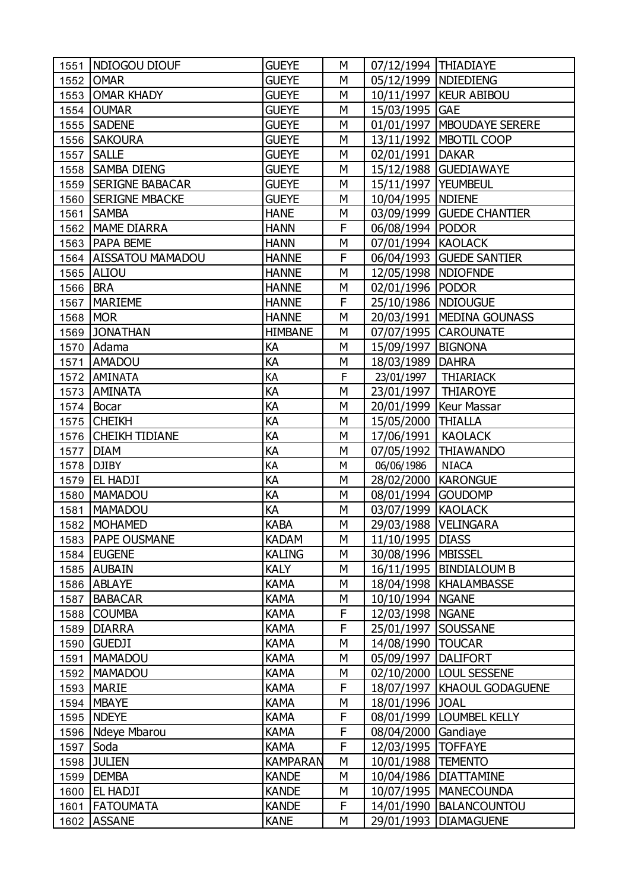| | | | | | |
|---|---|---|---|---|---|
| 1551 | NDIOGOU DIOUF | GUEYE | M | 07/12/1994 | THIADIAYE |
| 1552 | OMAR | GUEYE | M | 05/12/1999 | NDIEDIENG |
| 1553 | OMAR KHADY | GUEYE | M | 10/11/1997 | KEUR ABIBOU |
| 1554 | OUMAR | GUEYE | M | 15/03/1995 | GAE |
| 1555 | SADENE | GUEYE | M | 01/01/1997 | MBOUDAYE SERERE |
| 1556 | SAKOURA | GUEYE | M | 13/11/1992 | MBOTIL COOP |
| 1557 | SALLE | GUEYE | M | 02/01/1991 | DAKAR |
| 1558 | SAMBA DIENG | GUEYE | M | 15/12/1988 | GUEDIAWAYE |
| 1559 | SERIGNE BABACAR | GUEYE | M | 15/11/1997 | YEUMBEUL |
| 1560 | SERIGNE MBACKE | GUEYE | M | 10/04/1995 | NDIENE |
| 1561 | SAMBA | HANE | M | 03/09/1999 | GUEDE CHANTIER |
| 1562 | MAME DIARRA | HANN | F | 06/08/1994 | PODOR |
| 1563 | PAPA BEME | HANN | M | 07/01/1994 | KAOLACK |
| 1564 | AISSATOU MAMADOU | HANNE | F | 06/04/1993 | GUEDE SANTIER |
| 1565 | ALIOU | HANNE | M | 12/05/1998 | NDIOFNDE |
| 1566 | BRA | HANNE | M | 02/01/1996 | PODOR |
| 1567 | MARIEME | HANNE | F | 25/10/1986 | NDIOUGUE |
| 1568 | MOR | HANNE | M | 20/03/1991 | MEDINA GOUNASS |
| 1569 | JONATHAN | HIMBANE | M | 07/07/1995 | CAROUNATE |
| 1570 | Adama | KA | M | 15/09/1997 | BIGNONA |
| 1571 | AMADOU | KA | M | 18/03/1989 | DAHRA |
| 1572 | AMINATA | KA | F | 23/01/1997 | THIARIACK |
| 1573 | AMINATA | KA | M | 23/01/1997 | THIAROYE |
| 1574 | Bocar | KA | M | 20/01/1999 | Keur Massar |
| 1575 | CHEIKH | KA | M | 15/05/2000 | THIALLA |
| 1576 | CHEIKH TIDIANE | KA | M | 17/06/1991 | KAOLACK |
| 1577 | DIAM | KA | M | 07/05/1992 | THIAWANDO |
| 1578 | DJIBY | KA | M | 06/06/1986 | NIACA |
| 1579 | EL HADJI | KA | M | 28/02/2000 | KARONGUE |
| 1580 | MAMADOU | KA | M | 08/01/1994 | GOUDOMP |
| 1581 | MAMADOU | KA | M | 03/07/1999 | KAOLACK |
| 1582 | MOHAMED | KABA | M | 29/03/1988 | VELINGARA |
| 1583 | PAPE OUSMANE | KADAM | M | 11/10/1995 | DIASS |
| 1584 | EUGENE | KALING | M | 30/08/1996 | MBISSEL |
| 1585 | AUBAIN | KALY | M | 16/11/1995 | BINDIALOUM B |
| 1586 | ABLAYE | KAMA | M | 18/04/1998 | KHALAMBASSE |
| 1587 | BABACAR | KAMA | M | 10/10/1994 | NGANE |
| 1588 | COUMBA | KAMA | F | 12/03/1998 | NGANE |
| 1589 | DIARRA | KAMA | F | 25/01/1997 | SOUSSANE |
| 1590 | GUEDJI | KAMA | M | 14/08/1990 | TOUCAR |
| 1591 | MAMADOU | KAMA | M | 05/09/1997 | DALIFORT |
| 1592 | MAMADOU | KAMA | M | 02/10/2000 | LOUL SESSENE |
| 1593 | MARIE | KAMA | F | 18/07/1997 | KHAOUL GODAGUENE |
| 1594 | MBAYE | KAMA | M | 18/01/1996 | JOAL |
| 1595 | NDEYE | KAMA | F | 08/01/1999 | LOUMBEL KELLY |
| 1596 | Ndeye Mbarou | KAMA | F | 08/04/2000 | Gandiaye |
| 1597 | Soda | KAMA | F | 12/03/1995 | TOFFAYE |
| 1598 | JULIEN | KAMPARAN | M | 10/01/1988 | TEMENTO |
| 1599 | DEMBA | KANDE | M | 10/04/1986 | DIATTAMINE |
| 1600 | EL HADJI | KANDE | M | 10/07/1995 | MANECOUNDA |
| 1601 | FATOUMATA | KANDE | F | 14/01/1990 | BALANCOUNTOU |
| 1602 | ASSANE | KANE | M | 29/01/1993 | DIAMAGUENE |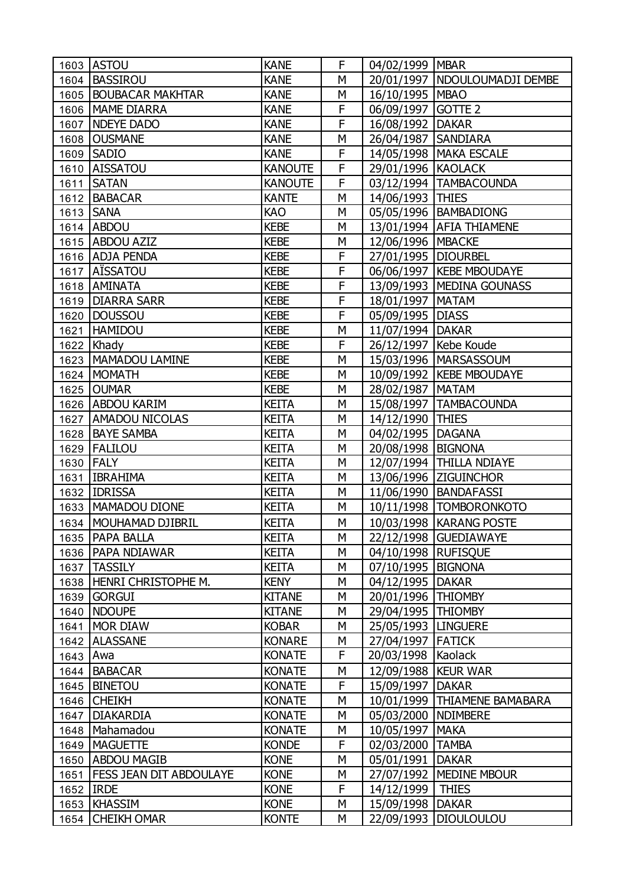| | | | | | |
|---|---|---|---|---|---|
| 1603 | ASTOU | KANE | F | 04/02/1999 | MBAR |
| 1604 | BASSIROU | KANE | M | 20/01/1997 | NDOULOUMADJI DEMBE |
| 1605 | BOUBACAR MAKHTAR | KANE | M | 16/10/1995 | MBAO |
| 1606 | MAME DIARRA | KANE | F | 06/09/1997 | GOTTE 2 |
| 1607 | NDEYE DADO | KANE | F | 16/08/1992 | DAKAR |
| 1608 | OUSMANE | KANE | M | 26/04/1987 | SANDIARA |
| 1609 | SADIO | KANE | F | 14/05/1998 | MAKA ESCALE |
| 1610 | AISSATOU | KANOUTE | F | 29/01/1996 | KAOLACK |
| 1611 | SATAN | KANOUTE | F | 03/12/1994 | TAMBACOUNDA |
| 1612 | BABACAR | KANTE | M | 14/06/1993 | THIES |
| 1613 | SANA | KAO | M | 05/05/1996 | BAMBADIONG |
| 1614 | ABDOU | KEBE | M | 13/01/1994 | AFIA THIAMENE |
| 1615 | ABDOU AZIZ | KEBE | M | 12/06/1996 | MBACKE |
| 1616 | ADJA PENDA | KEBE | F | 27/01/1995 | DIOURBEL |
| 1617 | AÏSSATOU | KEBE | F | 06/06/1997 | KEBE MBOUDAYE |
| 1618 | AMINATA | KEBE | F | 13/09/1993 | MEDINA GOUNASS |
| 1619 | DIARRA SARR | KEBE | F | 18/01/1997 | MATAM |
| 1620 | DOUSSOU | KEBE | F | 05/09/1995 | DIASS |
| 1621 | HAMIDOU | KEBE | M | 11/07/1994 | DAKAR |
| 1622 | Khady | KEBE | F | 26/12/1997 | Kebe Koude |
| 1623 | MAMADOU LAMINE | KEBE | M | 15/03/1996 | MARSASSOUM |
| 1624 | MOMATH | KEBE | M | 10/09/1992 | KEBE MBOUDAYE |
| 1625 | OUMAR | KEBE | M | 28/02/1987 | MATAM |
| 1626 | ABDOU KARIM | KEITA | M | 15/08/1997 | TAMBACOUNDA |
| 1627 | AMADOU NICOLAS | KEITA | M | 14/12/1990 | THIES |
| 1628 | BAYE SAMBA | KEITA | M | 04/02/1995 | DAGANA |
| 1629 | FALILOU | KEITA | M | 20/08/1998 | BIGNONA |
| 1630 | FALY | KEITA | M | 12/07/1994 | THILLA NDIAYE |
| 1631 | IBRAHIMA | KEITA | M | 13/06/1996 | ZIGUINCHOR |
| 1632 | IDRISSA | KEITA | M | 11/06/1990 | BANDAFASSI |
| 1633 | MAMADOU DIONE | KEITA | M | 10/11/1998 | TOMBORONKOTO |
| 1634 | MOUHAMAD DJIBRIL | KEITA | M | 10/03/1998 | KARANG POSTE |
| 1635 | PAPA BALLA | KEITA | M | 22/12/1998 | GUEDIAWAYE |
| 1636 | PAPA NDIAWAR | KEITA | M | 04/10/1998 | RUFISQUE |
| 1637 | TASSILY | KEITA | M | 07/10/1995 | BIGNONA |
| 1638 | HENRI CHRISTOPHE M. | KENY | M | 04/12/1995 | DAKAR |
| 1639 | GORGUI | KITANE | M | 20/01/1996 | THIOMBY |
| 1640 | NDOUPE | KITANE | M | 29/04/1995 | THIOMBY |
| 1641 | MOR DIAW | KOBAR | M | 25/05/1993 | LINGUERE |
| 1642 | ALASSANE | KONARE | M | 27/04/1997 | FATICK |
| 1643 | Awa | KONATE | F | 20/03/1998 | Kaolack |
| 1644 | BABACAR | KONATE | M | 12/09/1988 | KEUR WAR |
| 1645 | BINETOU | KONATE | F | 15/09/1997 | DAKAR |
| 1646 | CHEIKH | KONATE | M | 10/01/1999 | THIAMENE BAMABARA |
| 1647 | DIAKARDIA | KONATE | M | 05/03/2000 | NDIMBERE |
| 1648 | Mahamadou | KONATE | M | 10/05/1997 | MAKA |
| 1649 | MAGUETTE | KONDE | F | 02/03/2000 | TAMBA |
| 1650 | ABDOU MAGIB | KONE | M | 05/01/1991 | DAKAR |
| 1651 | FESS JEAN DIT ABDOULAYE | KONE | M | 27/07/1992 | MEDINE MBOUR |
| 1652 | IRDE | KONE | F | 14/12/1999 | THIES |
| 1653 | KHASSIM | KONE | M | 15/09/1998 | DAKAR |
| 1654 | CHEIKH OMAR | KONTE | M | 22/09/1993 | DIOULOULOU |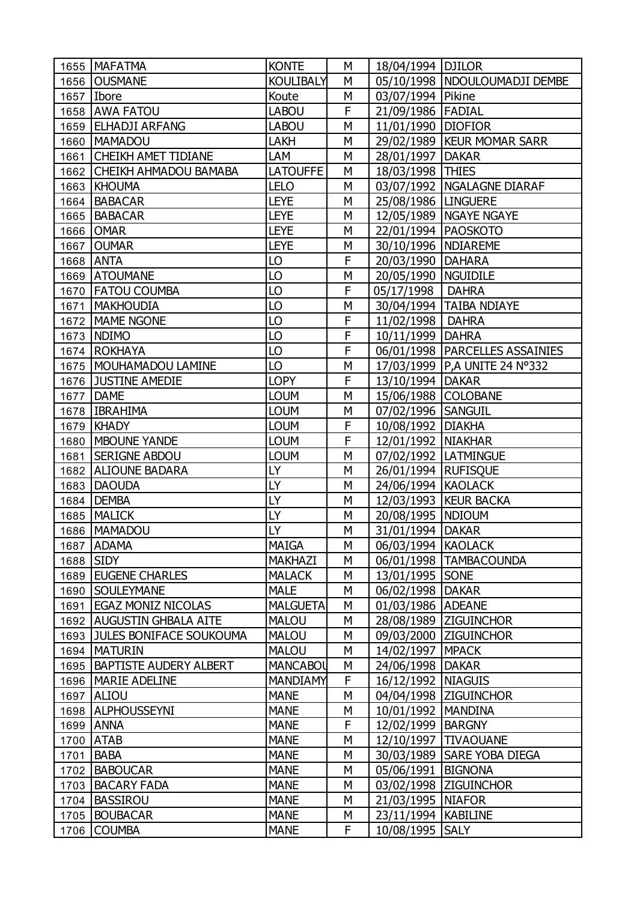| | | | | | |
|---|---|---|---|---|---|
| 1655 | MAFATMA | KONTE | M | 18/04/1994 | DJILOR |
| 1656 | OUSMANE | KOULIBALY | M | 05/10/1998 | NDOULOUMADJI DEMBE |
| 1657 | Ibore | Koute | M | 03/07/1994 | Pikine |
| 1658 | AWA FATOU | LABOU | F | 21/09/1986 | FADIAL |
| 1659 | ELHADJI ARFANG | LABOU | M | 11/01/1990 | DIOFIOR |
| 1660 | MAMADOU | LAKH | M | 29/02/1989 | KEUR MOMAR SARR |
| 1661 | CHEIKH AMET TIDIANE | LAM | M | 28/01/1997 | DAKAR |
| 1662 | CHEIKH AHMADOU BAMABA | LATOUFFE | M | 18/03/1998 | THIES |
| 1663 | KHOUMA | LELO | M | 03/07/1992 | NGALAGNE DIARAF |
| 1664 | BABACAR | LEYE | M | 25/08/1986 | LINGUERE |
| 1665 | BABACAR | LEYE | M | 12/05/1989 | NGAYE NGAYE |
| 1666 | OMAR | LEYE | M | 22/01/1994 | PAOSKOTO |
| 1667 | OUMAR | LEYE | M | 30/10/1996 | NDIAREME |
| 1668 | ANTA | LO | F | 20/03/1990 | DAHARA |
| 1669 | ATOUMANE | LO | M | 20/05/1990 | NGUIDILE |
| 1670 | FATOU COUMBA | LO | F | 05/17/1998 | DAHRA |
| 1671 | MAKHOUDIA | LO | M | 30/04/1994 | TAIBA NDIAYE |
| 1672 | MAME NGONE | LO | F | 11/02/1998 | DAHRA |
| 1673 | NDIMO | LO | F | 10/11/1999 | DAHRA |
| 1674 | ROKHAYA | LO | F | 06/01/1998 | PARCELLES ASSAINIES |
| 1675 | MOUHAMADOU LAMINE | LO | M | 17/03/1999 | P,A UNITE 24 N°332 |
| 1676 | JUSTINE AMEDIE | LOPY | F | 13/10/1994 | DAKAR |
| 1677 | DAME | LOUM | M | 15/06/1988 | COLOBANE |
| 1678 | IBRAHIMA | LOUM | M | 07/02/1996 | SANGUIL |
| 1679 | KHADY | LOUM | F | 10/08/1992 | DIAKHA |
| 1680 | MBOUNE YANDE | LOUM | F | 12/01/1992 | NIAKHAR |
| 1681 | SERIGNE ABDOU | LOUM | M | 07/02/1992 | LATMINGUE |
| 1682 | ALIOUNE BADARA | LY | M | 26/01/1994 | RUFISQUE |
| 1683 | DAOUDA | LY | M | 24/06/1994 | KAOLACK |
| 1684 | DEMBA | LY | M | 12/03/1993 | KEUR BACKA |
| 1685 | MALICK | LY | M | 20/08/1995 | NDIOUM |
| 1686 | MAMADOU | LY | M | 31/01/1994 | DAKAR |
| 1687 | ADAMA | MAIGA | M | 06/03/1994 | KAOLACK |
| 1688 | SIDY | MAKHAZI | M | 06/01/1998 | TAMBACOUNDA |
| 1689 | EUGENE CHARLES | MALACK | M | 13/01/1995 | SONE |
| 1690 | SOULEYMANE | MALE | M | 06/02/1998 | DAKAR |
| 1691 | EGAZ MONIZ NICOLAS | MALGUETA | M | 01/03/1986 | ADEANE |
| 1692 | AUGUSTIN GHBALA AITE | MALOU | M | 28/08/1989 | ZIGUINCHOR |
| 1693 | JULES BONIFACE SOUKOUMA | MALOU | M | 09/03/2000 | ZIGUINCHOR |
| 1694 | MATURIN | MALOU | M | 14/02/1997 | MPACK |
| 1695 | BAPTISTE AUDERY ALBERT | MANCABOU | M | 24/06/1998 | DAKAR |
| 1696 | MARIE ADELINE | MANDIAMY | F | 16/12/1992 | NIAGUIS |
| 1697 | ALIOU | MANE | M | 04/04/1998 | ZIGUINCHOR |
| 1698 | ALPHOUSSEYNI | MANE | M | 10/01/1992 | MANDINA |
| 1699 | ANNA | MANE | F | 12/02/1999 | BARGNY |
| 1700 | ATAB | MANE | M | 12/10/1997 | TIVAOUANE |
| 1701 | BABA | MANE | M | 30/03/1989 | SARE YOBA DIEGA |
| 1702 | BABOUCAR | MANE | M | 05/06/1991 | BIGNONA |
| 1703 | BACARY FADA | MANE | M | 03/02/1998 | ZIGUINCHOR |
| 1704 | BASSIROU | MANE | M | 21/03/1995 | NIAFOR |
| 1705 | BOUBACAR | MANE | M | 23/11/1994 | KABILINE |
| 1706 | COUMBA | MANE | F | 10/08/1995 | SALY |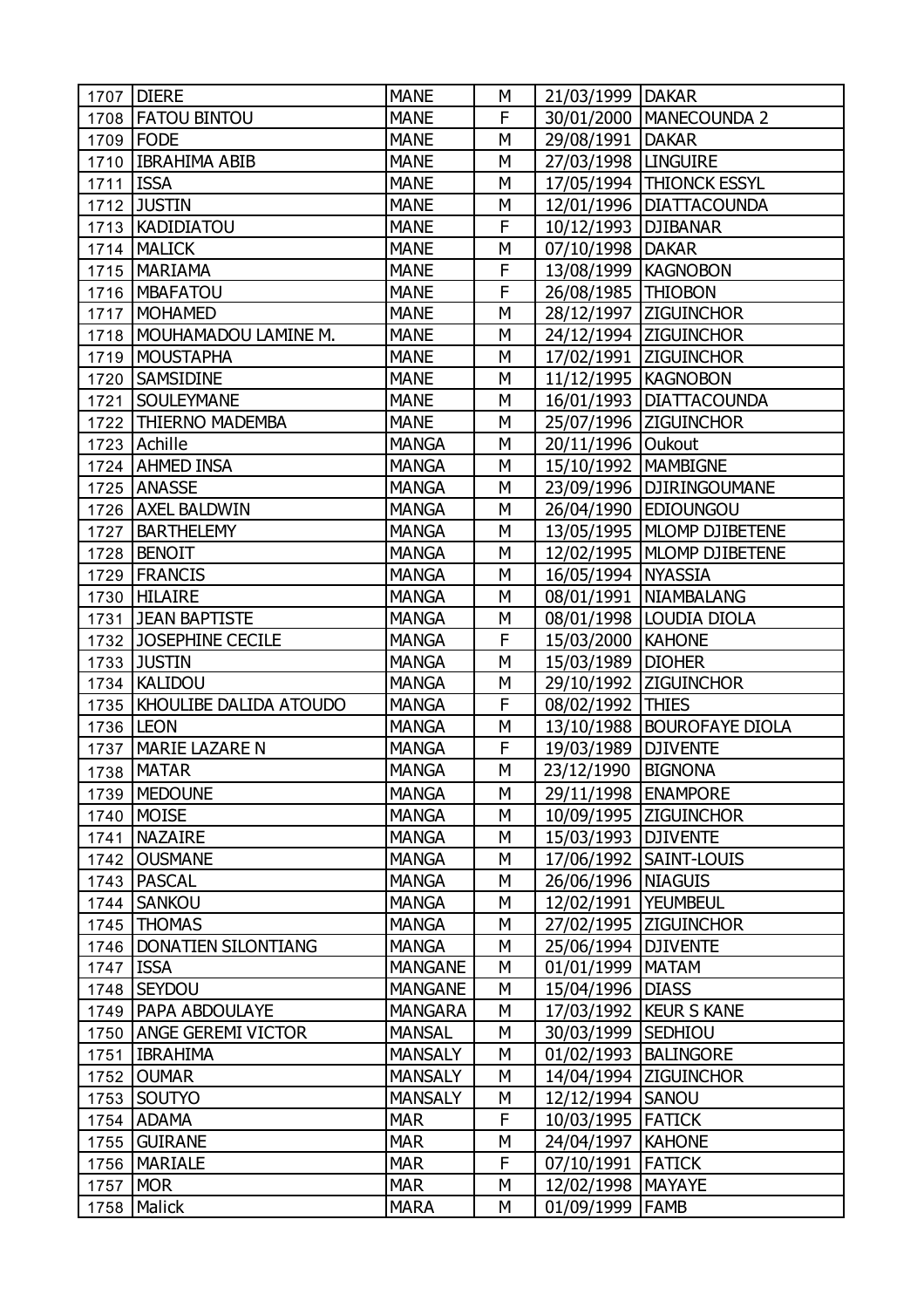| 1707 | DIERE | MANE | M | 21/03/1999 | DAKAR |
|---|---|---|---|---|---|
| 1708 | FATOU BINTOU | MANE | F | 30/01/2000 | MANECOUNDA 2 |
| 1709 | FODE | MANE | M | 29/08/1991 | DAKAR |
| 1710 | IBRAHIMA ABIB | MANE | M | 27/03/1998 | LINGUIRE |
| 1711 | ISSA | MANE | M | 17/05/1994 | THIONCK ESSYL |
| 1712 | JUSTIN | MANE | M | 12/01/1996 | DIATTACOUNDA |
| 1713 | KADIDIATOU | MANE | F | 10/12/1993 | DJIBANAR |
| 1714 | MALICK | MANE | M | 07/10/1998 | DAKAR |
| 1715 | MARIAMA | MANE | F | 13/08/1999 | KAGNOBON |
| 1716 | MBAFATOU | MANE | F | 26/08/1985 | THIOBON |
| 1717 | MOHAMED | MANE | M | 28/12/1997 | ZIGUINCHOR |
| 1718 | MOUHAMADOU LAMINE M. | MANE | M | 24/12/1994 | ZIGUINCHOR |
| 1719 | MOUSTAPHA | MANE | M | 17/02/1991 | ZIGUINCHOR |
| 1720 | SAMSIDINE | MANE | M | 11/12/1995 | KAGNOBON |
| 1721 | SOULEYMANE | MANE | M | 16/01/1993 | DIATTACOUNDA |
| 1722 | THIERNO MADEMBA | MANE | M | 25/07/1996 | ZIGUINCHOR |
| 1723 | Achille | MANGA | M | 20/11/1996 | Oukout |
| 1724 | AHMED INSA | MANGA | M | 15/10/1992 | MAMBIGNE |
| 1725 | ANASSE | MANGA | M | 23/09/1996 | DJIRINGOUMANE |
| 1726 | AXEL BALDWIN | MANGA | M | 26/04/1990 | EDIOUNGOU |
| 1727 | BARTHELEMY | MANGA | M | 13/05/1995 | MLOMP DJIBETENE |
| 1728 | BENOIT | MANGA | M | 12/02/1995 | MLOMP DJIBETENE |
| 1729 | FRANCIS | MANGA | M | 16/05/1994 | NYASSIA |
| 1730 | HILAIRE | MANGA | M | 08/01/1991 | NIAMBALANG |
| 1731 | JEAN BAPTISTE | MANGA | M | 08/01/1998 | LOUDIA DIOLA |
| 1732 | JOSEPHINE CECILE | MANGA | F | 15/03/2000 | KAHONE |
| 1733 | JUSTIN | MANGA | M | 15/03/1989 | DIOHER |
| 1734 | KALIDOU | MANGA | M | 29/10/1992 | ZIGUINCHOR |
| 1735 | KHOULIBE DALIDA ATOUDO | MANGA | F | 08/02/1992 | THIES |
| 1736 | LEON | MANGA | M | 13/10/1988 | BOUROFAYE DIOLA |
| 1737 | MARIE LAZARE N | MANGA | F | 19/03/1989 | DJIVENTE |
| 1738 | MATAR | MANGA | M | 23/12/1990 | BIGNONA |
| 1739 | MEDOUNE | MANGA | M | 29/11/1998 | ENAMPORE |
| 1740 | MOISE | MANGA | M | 10/09/1995 | ZIGUINCHOR |
| 1741 | NAZAIRE | MANGA | M | 15/03/1993 | DJIVENTE |
| 1742 | OUSMANE | MANGA | M | 17/06/1992 | SAINT-LOUIS |
| 1743 | PASCAL | MANGA | M | 26/06/1996 | NIAGUIS |
| 1744 | SANKOU | MANGA | M | 12/02/1991 | YEUMBEUL |
| 1745 | THOMAS | MANGA | M | 27/02/1995 | ZIGUINCHOR |
| 1746 | DONATIEN SILONTIANG | MANGA | M | 25/06/1994 | DJIVENTE |
| 1747 | ISSA | MANGANE | M | 01/01/1999 | MATAM |
| 1748 | SEYDOU | MANGANE | M | 15/04/1996 | DIASS |
| 1749 | PAPA ABDOULAYE | MANGARA | M | 17/03/1992 | KEUR S KANE |
| 1750 | ANGE GEREMI VICTOR | MANSAL | M | 30/03/1999 | SEDHIOU |
| 1751 | IBRAHIMA | MANSALY | M | 01/02/1993 | BALINGORE |
| 1752 | OUMAR | MANSALY | M | 14/04/1994 | ZIGUINCHOR |
| 1753 | SOUTYO | MANSALY | M | 12/12/1994 | SANOU |
| 1754 | ADAMA | MAR | F | 10/03/1995 | FATICK |
| 1755 | GUIRANE | MAR | M | 24/04/1997 | KAHONE |
| 1756 | MARIALE | MAR | F | 07/10/1991 | FATICK |
| 1757 | MOR | MAR | M | 12/02/1998 | MAYAYE |
| 1758 | Malick | MARA | M | 01/09/1999 | FAMB |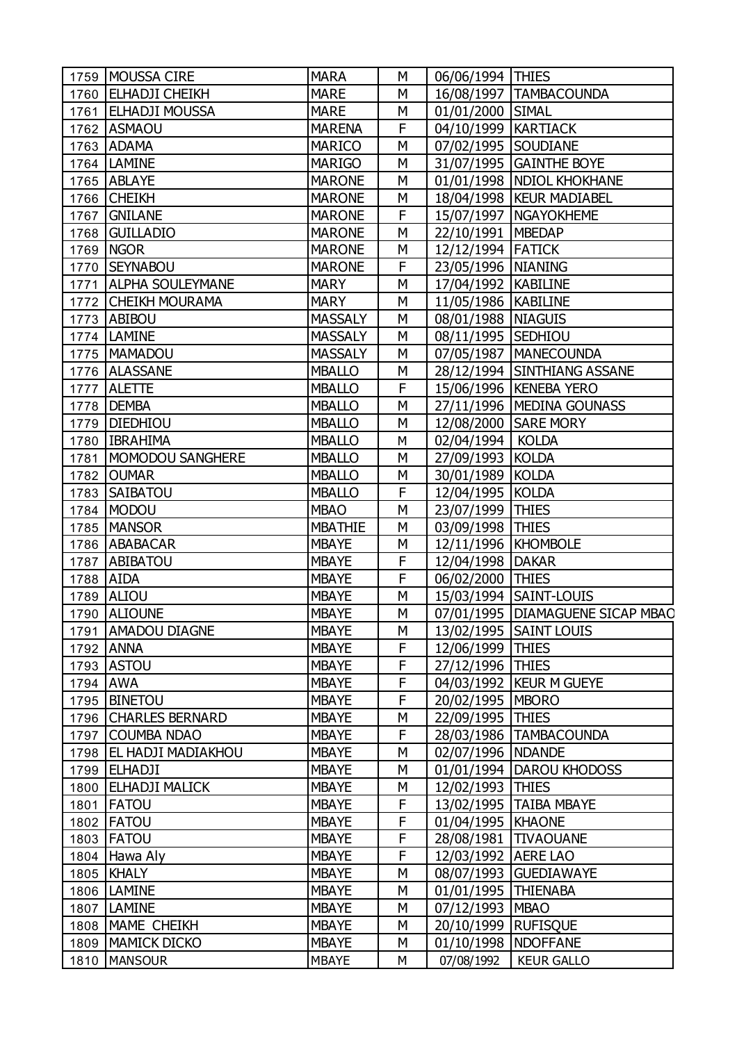| | | | | | |
|---|---|---|---|---|---|
| 1759 | MOUSSA CIRE | MARA | M | 06/06/1994 | THIES |
| 1760 | ELHADJI CHEIKH | MARE | M | 16/08/1997 | TAMBACOUNDA |
| 1761 | ELHADJI MOUSSA | MARE | M | 01/01/2000 | SIMAL |
| 1762 | ASMAOU | MARENA | F | 04/10/1999 | KARTIACK |
| 1763 | ADAMA | MARICO | M | 07/02/1995 | SOUDIANE |
| 1764 | LAMINE | MARIGO | M | 31/07/1995 | GAINTHE BOYE |
| 1765 | ABLAYE | MARONE | M | 01/01/1998 | NDIOL KHOKHANE |
| 1766 | CHEIKH | MARONE | M | 18/04/1998 | KEUR MADIABEL |
| 1767 | GNILANE | MARONE | F | 15/07/1997 | NGAYOKHEME |
| 1768 | GUILLADIO | MARONE | M | 22/10/1991 | MBEDAP |
| 1769 | NGOR | MARONE | M | 12/12/1994 | FATICK |
| 1770 | SEYNABOU | MARONE | F | 23/05/1996 | NIANING |
| 1771 | ALPHA SOULEYMANE | MARY | M | 17/04/1992 | KABILINE |
| 1772 | CHEIKH MOURAMA | MARY | M | 11/05/1986 | KABILINE |
| 1773 | ABIBOU | MASSALY | M | 08/01/1988 | NIAGUIS |
| 1774 | LAMINE | MASSALY | M | 08/11/1995 | SEDHIOU |
| 1775 | MAMADOU | MASSALY | M | 07/05/1987 | MANECOUNDA |
| 1776 | ALASSANE | MBALLO | M | 28/12/1994 | SINTHIANG ASSANE |
| 1777 | ALETTE | MBALLO | F | 15/06/1996 | KENEBA YERO |
| 1778 | DEMBA | MBALLO | M | 27/11/1996 | MEDINA GOUNASS |
| 1779 | DIEDHIOU | MBALLO | M | 12/08/2000 | SARE MORY |
| 1780 | IBRAHIMA | MBALLO | M | 02/04/1994 | KOLDA |
| 1781 | MOMODOU SANGHERE | MBALLO | M | 27/09/1993 | KOLDA |
| 1782 | OUMAR | MBALLO | M | 30/01/1989 | KOLDA |
| 1783 | SAIBATOU | MBALLO | F | 12/04/1995 | KOLDA |
| 1784 | MODOU | MBAO | M | 23/07/1999 | THIES |
| 1785 | MANSOR | MBATHIE | M | 03/09/1998 | THIES |
| 1786 | ABABACAR | MBAYE | M | 12/11/1996 | KHOMBOLE |
| 1787 | ABIBATOU | MBAYE | F | 12/04/1998 | DAKAR |
| 1788 | AIDA | MBAYE | F | 06/02/2000 | THIES |
| 1789 | ALIOU | MBAYE | M | 15/03/1994 | SAINT-LOUIS |
| 1790 | ALIOUNE | MBAYE | M | 07/01/1995 | DIAMAGUENE SICAP MBAO |
| 1791 | AMADOU DIAGNE | MBAYE | M | 13/02/1995 | SAINT LOUIS |
| 1792 | ANNA | MBAYE | F | 12/06/1999 | THIES |
| 1793 | ASTOU | MBAYE | F | 27/12/1996 | THIES |
| 1794 | AWA | MBAYE | F | 04/03/1992 | KEUR M GUEYE |
| 1795 | BINETOU | MBAYE | F | 20/02/1995 | MBORO |
| 1796 | CHARLES BERNARD | MBAYE | M | 22/09/1995 | THIES |
| 1797 | COUMBA NDAO | MBAYE | F | 28/03/1986 | TAMBACOUNDA |
| 1798 | EL HADJI MADIAKHOU | MBAYE | M | 02/07/1996 | NDANDE |
| 1799 | ELHADJI | MBAYE | M | 01/01/1994 | DAROU KHODOSS |
| 1800 | ELHADJI MALICK | MBAYE | M | 12/02/1993 | THIES |
| 1801 | FATOU | MBAYE | F | 13/02/1995 | TAIBA MBAYE |
| 1802 | FATOU | MBAYE | F | 01/04/1995 | KHAONE |
| 1803 | FATOU | MBAYE | F | 28/08/1981 | TIVAOUANE |
| 1804 | Hawa Aly | MBAYE | F | 12/03/1992 | AERE LAO |
| 1805 | KHALY | MBAYE | M | 08/07/1993 | GUEDIAWAYE |
| 1806 | LAMINE | MBAYE | M | 01/01/1995 | THIENABA |
| 1807 | LAMINE | MBAYE | M | 07/12/1993 | MBAO |
| 1808 | MAME CHEIKH | MBAYE | M | 20/10/1999 | RUFISQUE |
| 1809 | MAMICK DICKO | MBAYE | M | 01/10/1998 | NDOFFANE |
| 1810 | MANSOUR | MBAYE | M | 07/08/1992 | KEUR GALLO |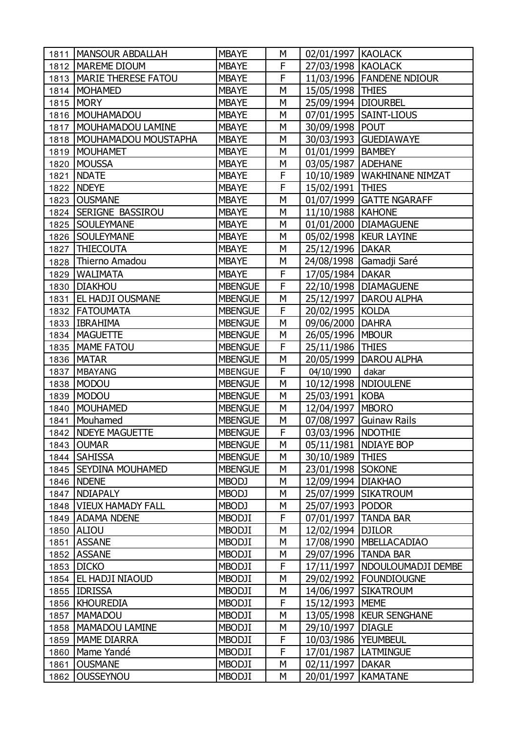| 1811 | MANSOUR ABDALLAH | MBAYE | M | 02/01/1997 | KAOLACK |
|---|---|---|---|---|---|
| 1812 | MAREME DIOUM | MBAYE | F | 27/03/1998 | KAOLACK |
| 1813 | MARIE THERESE FATOU | MBAYE | F | 11/03/1996 | FANDENE NDIOUR |
| 1814 | MOHAMED | MBAYE | M | 15/05/1998 | THIES |
| 1815 | MORY | MBAYE | M | 25/09/1994 | DIOURBEL |
| 1816 | MOUHAMADOU | MBAYE | M | 07/01/1995 | SAINT-LIOUS |
| 1817 | MOUHAMADOU LAMINE | MBAYE | M | 30/09/1998 | POUT |
| 1818 | MOUHAMADOU MOUSTAPHA | MBAYE | M | 30/03/1993 | GUEDIAWAYE |
| 1819 | MOUHAMET | MBAYE | M | 01/01/1999 | BAMBEY |
| 1820 | MOUSSA | MBAYE | M | 03/05/1987 | ADEHANE |
| 1821 | NDATE | MBAYE | F | 10/10/1989 | WAKHINANE NIMZAT |
| 1822 | NDEYE | MBAYE | F | 15/02/1991 | THIES |
| 1823 | OUSMANE | MBAYE | M | 01/07/1999 | GATTE NGARAFF |
| 1824 | SERIGNE BASSIROU | MBAYE | M | 11/10/1988 | KAHONE |
| 1825 | SOULEYMANE | MBAYE | M | 01/01/2000 | DIAMAGUENE |
| 1826 | SOULEYMANE | MBAYE | M | 05/02/1998 | KEUR LAYINE |
| 1827 | THIECOUTA | MBAYE | M | 25/12/1996 | DAKAR |
| 1828 | Thierno Amadou | MBAYE | M | 24/08/1998 | Gamadji Saré |
| 1829 | WALIMATA | MBAYE | F | 17/05/1984 | DAKAR |
| 1830 | DIAKHOU | MBENGUE | F | 22/10/1998 | DIAMAGUENE |
| 1831 | EL HADJI OUSMANE | MBENGUE | M | 25/12/1997 | DAROU ALPHA |
| 1832 | FATOUMATA | MBENGUE | F | 20/02/1995 | KOLDA |
| 1833 | IBRAHIMA | MBENGUE | M | 09/06/2000 | DAHRA |
| 1834 | MAGUETTE | MBENGUE | M | 26/05/1996 | MBOUR |
| 1835 | MAME FATOU | MBENGUE | F | 25/11/1986 | THIES |
| 1836 | MATAR | MBENGUE | M | 20/05/1999 | DAROU ALPHA |
| 1837 | MBAYANG | MBENGUE | F | 04/10/1990 | dakar |
| 1838 | MODOU | MBENGUE | M | 10/12/1998 | NDIOULENE |
| 1839 | MODOU | MBENGUE | M | 25/03/1991 | KOBA |
| 1840 | MOUHAMED | MBENGUE | M | 12/04/1997 | MBORO |
| 1841 | Mouhamed | MBENGUE | M | 07/08/1997 | Guinaw Rails |
| 1842 | NDEYE MAGUETTE | MBENGUE | F | 03/03/1996 | NDOTHIE |
| 1843 | OUMAR | MBENGUE | M | 05/11/1981 | NDIAYE BOP |
| 1844 | SAHISSA | MBENGUE | M | 30/10/1989 | THIES |
| 1845 | SEYDINA MOUHAMED | MBENGUE | M | 23/01/1998 | SOKONE |
| 1846 | NDENE | MBODJ | M | 12/09/1994 | DIAKHAO |
| 1847 | NDIAPALY | MBODJ | M | 25/07/1999 | SIKATROUM |
| 1848 | VIEUX HAMADY FALL | MBODJ | M | 25/07/1993 | PODOR |
| 1849 | ADAMA NDENE | MBODJI | F | 07/01/1997 | TANDA BAR |
| 1850 | ALIOU | MBODJI | M | 12/02/1994 | DJILOR |
| 1851 | ASSANE | MBODJI | M | 17/08/1990 | MBELLACADIAO |
| 1852 | ASSANE | MBODJI | M | 29/07/1996 | TANDA BAR |
| 1853 | DICKO | MBODJI | F | 17/11/1997 | NDOULOUMADJI DEMBE |
| 1854 | EL HADJI NIAOUD | MBODJI | M | 29/02/1992 | FOUNDIOUGNE |
| 1855 | IDRISSA | MBODJI | M | 14/06/1997 | SIKATROUM |
| 1856 | KHOUREDIA | MBODJI | F | 15/12/1993 | MEME |
| 1857 | MAMADOU | MBODJI | M | 13/05/1998 | KEUR SENGHANE |
| 1858 | MAMADOU LAMINE | MBODJI | M | 29/10/1997 | DIAGLE |
| 1859 | MAME DIARRA | MBODJI | F | 10/03/1986 | YEUMBEUL |
| 1860 | Mame Yandé | MBODJI | F | 17/01/1987 | LATMINGUE |
| 1861 | OUSMANE | MBODJI | M | 02/11/1997 | DAKAR |
| 1862 | OUSSEYNOU | MBODJI | M | 20/01/1997 | KAMATANE |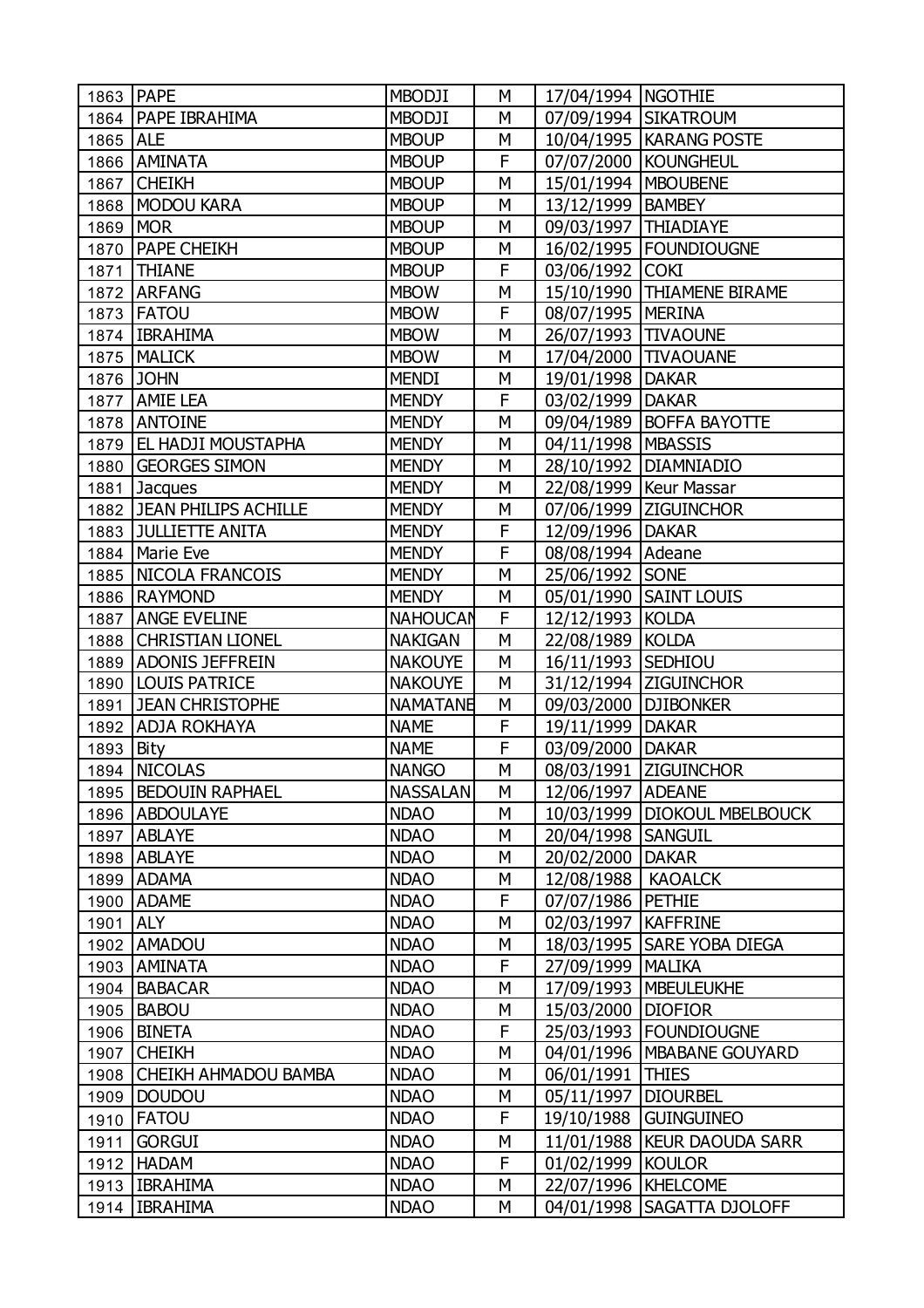| 1863 | PAPE | MBODJI | M | 17/04/1994 | NGOTHIE |
|---|---|---|---|---|---|
| 1864 | PAPE IBRAHIMA | MBODJI | M | 07/09/1994 | SIKATROUM |
| 1865 | ALE | MBOUP | M | 10/04/1995 | KARANG POSTE |
| 1866 | AMINATA | MBOUP | F | 07/07/2000 | KOUNGHEUL |
| 1867 | CHEIKH | MBOUP | M | 15/01/1994 | MBOUBENE |
| 1868 | MODOU KARA | MBOUP | M | 13/12/1999 | BAMBEY |
| 1869 | MOR | MBOUP | M | 09/03/1997 | THIADIAYE |
| 1870 | PAPE CHEIKH | MBOUP | M | 16/02/1995 | FOUNDIOUGNE |
| 1871 | THIANE | MBOUP | F | 03/06/1992 | COKI |
| 1872 | ARFANG | MBOW | M | 15/10/1990 | THIAMENE BIRAME |
| 1873 | FATOU | MBOW | F | 08/07/1995 | MERINA |
| 1874 | IBRAHIMA | MBOW | M | 26/07/1993 | TIVAOUNE |
| 1875 | MALICK | MBOW | M | 17/04/2000 | TIVAOUANE |
| 1876 | JOHN | MENDI | M | 19/01/1998 | DAKAR |
| 1877 | AMIE LEA | MENDY | F | 03/02/1999 | DAKAR |
| 1878 | ANTOINE | MENDY | M | 09/04/1989 | BOFFA BAYOTTE |
| 1879 | EL HADJI MOUSTAPHA | MENDY | M | 04/11/1998 | MBASSIS |
| 1880 | GEORGES SIMON | MENDY | M | 28/10/1992 | DIAMNIADIO |
| 1881 | Jacques | MENDY | M | 22/08/1999 | Keur Massar |
| 1882 | JEAN PHILIPS ACHILLE | MENDY | M | 07/06/1999 | ZIGUINCHOR |
| 1883 | JULLIETTE ANITA | MENDY | F | 12/09/1996 | DAKAR |
| 1884 | Marie Eve | MENDY | F | 08/08/1994 | Adeane |
| 1885 | NICOLA FRANCOIS | MENDY | M | 25/06/1992 | SONE |
| 1886 | RAYMOND | MENDY | M | 05/01/1990 | SAINT LOUIS |
| 1887 | ANGE EVELINE | NAHOUCAN | F | 12/12/1993 | KOLDA |
| 1888 | CHRISTIAN LIONEL | NAKIGAN | M | 22/08/1989 | KOLDA |
| 1889 | ADONIS JEFFREIN | NAKOUYE | M | 16/11/1993 | SEDHIOU |
| 1890 | LOUIS PATRICE | NAKOUYE | M | 31/12/1994 | ZIGUINCHOR |
| 1891 | JEAN CHRISTOPHE | NAMATANE | M | 09/03/2000 | DJIBONKER |
| 1892 | ADJA ROKHAYA | NAME | F | 19/11/1999 | DAKAR |
| 1893 | Bity | NAME | F | 03/09/2000 | DAKAR |
| 1894 | NICOLAS | NANGO | M | 08/03/1991 | ZIGUINCHOR |
| 1895 | BEDOUIN RAPHAEL | NASSALAN | M | 12/06/1997 | ADEANE |
| 1896 | ABDOULAYE | NDAO | M | 10/03/1999 | DIOKOUL MBELBOUCK |
| 1897 | ABLAYE | NDAO | M | 20/04/1998 | SANGUIL |
| 1898 | ABLAYE | NDAO | M | 20/02/2000 | DAKAR |
| 1899 | ADAMA | NDAO | M | 12/08/1988 | KAOALCK |
| 1900 | ADAME | NDAO | F | 07/07/1986 | PETHIE |
| 1901 | ALY | NDAO | M | 02/03/1997 | KAFFRINE |
| 1902 | AMADOU | NDAO | M | 18/03/1995 | SARE YOBA DIEGA |
| 1903 | AMINATA | NDAO | F | 27/09/1999 | MALIKA |
| 1904 | BABACAR | NDAO | M | 17/09/1993 | MBEULEUKHE |
| 1905 | BABOU | NDAO | M | 15/03/2000 | DIOFIOR |
| 1906 | BINETA | NDAO | F | 25/03/1993 | FOUNDIOUGNE |
| 1907 | CHEIKH | NDAO | M | 04/01/1996 | MBABANE GOUYARD |
| 1908 | CHEIKH AHMADOU BAMBA | NDAO | M | 06/01/1991 | THIES |
| 1909 | DOUDOU | NDAO | M | 05/11/1997 | DIOURBEL |
| 1910 | FATOU | NDAO | F | 19/10/1988 | GUINGUINEO |
| 1911 | GORGUI | NDAO | M | 11/01/1988 | KEUR DAOUDA SARR |
| 1912 | HADAM | NDAO | F | 01/02/1999 | KOULOR |
| 1913 | IBRAHIMA | NDAO | M | 22/07/1996 | KHELCOME |
| 1914 | IBRAHIMA | NDAO | M | 04/01/1998 | SAGATTA DJOLOFF |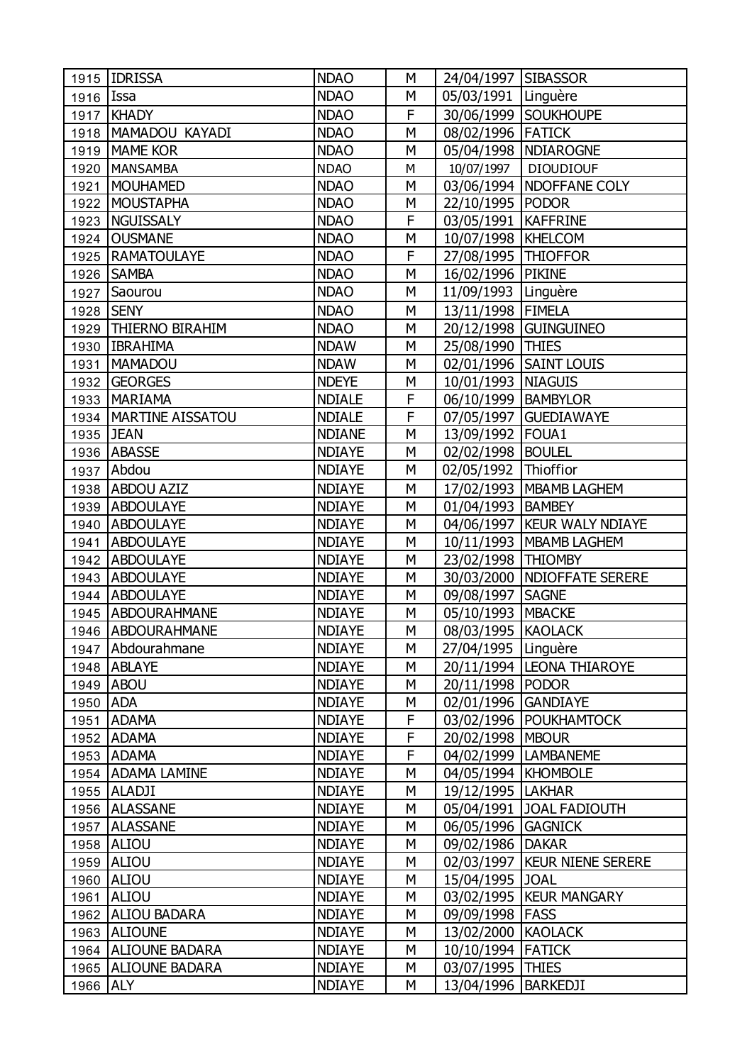| | | | | | |
|---|---|---|---|---|---|
| 1915 | IDRISSA | NDAO | M | 24/04/1997 | SIBASSOR |
| 1916 | Issa | NDAO | M | 05/03/1991 | Linguère |
| 1917 | KHADY | NDAO | F | 30/06/1999 | SOUKHOUPE |
| 1918 | MAMADOU KAYADI | NDAO | M | 08/02/1996 | FATICK |
| 1919 | MAME KOR | NDAO | M | 05/04/1998 | NDIAROGNE |
| 1920 | MANSAMBA | NDAO | M | 10/07/1997 | DIOUDIOUF |
| 1921 | MOUHAMED | NDAO | M | 03/06/1994 | NDOFFANE COLY |
| 1922 | MOUSTAPHA | NDAO | M | 22/10/1995 | PODOR |
| 1923 | NGUISSALY | NDAO | F | 03/05/1991 | KAFFRINE |
| 1924 | OUSMANE | NDAO | M | 10/07/1998 | KHELCOM |
| 1925 | RAMATOULAYE | NDAO | F | 27/08/1995 | THIOFFOR |
| 1926 | SAMBA | NDAO | M | 16/02/1996 | PIKINE |
| 1927 | Saourou | NDAO | M | 11/09/1993 | Linguère |
| 1928 | SENY | NDAO | M | 13/11/1998 | FIMELA |
| 1929 | THIERNO BIRAHIM | NDAO | M | 20/12/1998 | GUINGUINEO |
| 1930 | IBRAHIMA | NDAW | M | 25/08/1990 | THIES |
| 1931 | MAMADOU | NDAW | M | 02/01/1996 | SAINT LOUIS |
| 1932 | GEORGES | NDEYE | M | 10/01/1993 | NIAGUIS |
| 1933 | MARIAMA | NDIALE | F | 06/10/1999 | BAMBYLOR |
| 1934 | MARTINE AISSATOU | NDIALE | F | 07/05/1997 | GUEDIAWAYE |
| 1935 | JEAN | NDIANE | M | 13/09/1992 | FOUA1 |
| 1936 | ABASSE | NDIAYE | M | 02/02/1998 | BOULEL |
| 1937 | Abdou | NDIAYE | M | 02/05/1992 | Thioffior |
| 1938 | ABDOU AZIZ | NDIAYE | M | 17/02/1993 | MBAMB LAGHEM |
| 1939 | ABDOULAYE | NDIAYE | M | 01/04/1993 | BAMBEY |
| 1940 | ABDOULAYE | NDIAYE | M | 04/06/1997 | KEUR WALY NDIAYE |
| 1941 | ABDOULAYE | NDIAYE | M | 10/11/1993 | MBAMB LAGHEM |
| 1942 | ABDOULAYE | NDIAYE | M | 23/02/1998 | THIOMBY |
| 1943 | ABDOULAYE | NDIAYE | M | 30/03/2000 | NDIOFFATE SERERE |
| 1944 | ABDOULAYE | NDIAYE | M | 09/08/1997 | SAGNE |
| 1945 | ABDOURAHMANE | NDIAYE | M | 05/10/1993 | MBACKE |
| 1946 | ABDOURAHMANE | NDIAYE | M | 08/03/1995 | KAOLACK |
| 1947 | Abdourahmane | NDIAYE | M | 27/04/1995 | Linguère |
| 1948 | ABLAYE | NDIAYE | M | 20/11/1994 | LEONA THIAROYE |
| 1949 | ABOU | NDIAYE | M | 20/11/1998 | PODOR |
| 1950 | ADA | NDIAYE | M | 02/01/1996 | GANDIAYE |
| 1951 | ADAMA | NDIAYE | F | 03/02/1996 | POUKHAMTOCK |
| 1952 | ADAMA | NDIAYE | F | 20/02/1998 | MBOUR |
| 1953 | ADAMA | NDIAYE | F | 04/02/1999 | LAMBANEME |
| 1954 | ADAMA LAMINE | NDIAYE | M | 04/05/1994 | KHOMBOLE |
| 1955 | ALADJI | NDIAYE | M | 19/12/1995 | LAKHAR |
| 1956 | ALASSANE | NDIAYE | M | 05/04/1991 | JOAL FADIOUTH |
| 1957 | ALASSANE | NDIAYE | M | 06/05/1996 | GAGNICK |
| 1958 | ALIOU | NDIAYE | M | 09/02/1986 | DAKAR |
| 1959 | ALIOU | NDIAYE | M | 02/03/1997 | KEUR NIENE SERERE |
| 1960 | ALIOU | NDIAYE | M | 15/04/1995 | JOAL |
| 1961 | ALIOU | NDIAYE | M | 03/02/1995 | KEUR MANGARY |
| 1962 | ALIOU BADARA | NDIAYE | M | 09/09/1998 | FASS |
| 1963 | ALIOUNE | NDIAYE | M | 13/02/2000 | KAOLACK |
| 1964 | ALIOUNE BADARA | NDIAYE | M | 10/10/1994 | FATICK |
| 1965 | ALIOUNE BADARA | NDIAYE | M | 03/07/1995 | THIES |
| 1966 | ALY | NDIAYE | M | 13/04/1996 | BARKEDJI |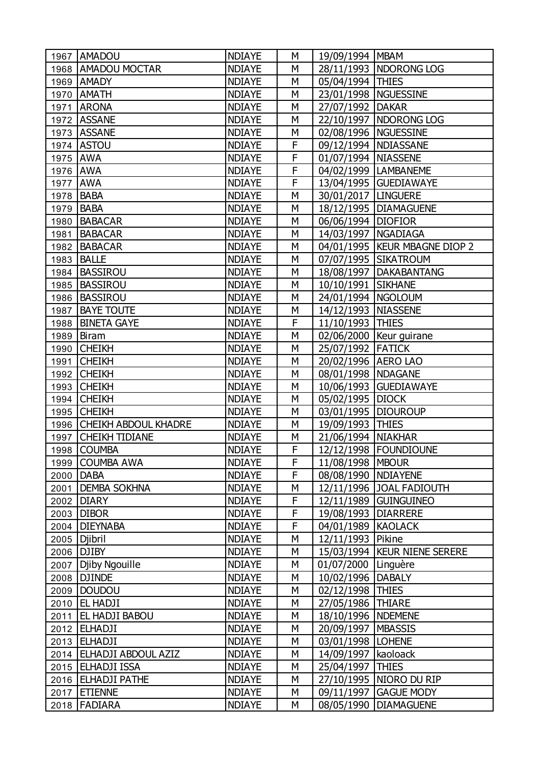| | | | | | |
|---|---|---|---|---|---|
| 1967 | AMADOU | NDIAYE | M | 19/09/1994 | MBAM |
| 1968 | AMADOU MOCTAR | NDIAYE | M | 28/11/1993 | NDORONG LOG |
| 1969 | AMADY | NDIAYE | M | 05/04/1994 | THIES |
| 1970 | AMATH | NDIAYE | M | 23/01/1998 | NGUESSINE |
| 1971 | ARONA | NDIAYE | M | 27/07/1992 | DAKAR |
| 1972 | ASSANE | NDIAYE | M | 22/10/1997 | NDORONG LOG |
| 1973 | ASSANE | NDIAYE | M | 02/08/1996 | NGUESSINE |
| 1974 | ASTOU | NDIAYE | F | 09/12/1994 | NDIASSANE |
| 1975 | AWA | NDIAYE | F | 01/07/1994 | NIASSENE |
| 1976 | AWA | NDIAYE | F | 04/02/1999 | LAMBANEME |
| 1977 | AWA | NDIAYE | F | 13/04/1995 | GUEDIAWAYE |
| 1978 | BABA | NDIAYE | M | 30/01/2017 | LINGUERE |
| 1979 | BABA | NDIAYE | M | 18/12/1995 | DIAMAGUENE |
| 1980 | BABACAR | NDIAYE | M | 06/06/1994 | DIOFIOR |
| 1981 | BABACAR | NDIAYE | M | 14/03/1997 | NGADIAGA |
| 1982 | BABACAR | NDIAYE | M | 04/01/1995 | KEUR MBAGNE DIOP 2 |
| 1983 | BALLE | NDIAYE | M | 07/07/1995 | SIKATROUM |
| 1984 | BASSIROU | NDIAYE | M | 18/08/1997 | DAKABANTANG |
| 1985 | BASSIROU | NDIAYE | M | 10/10/1991 | SIKHANE |
| 1986 | BASSIROU | NDIAYE | M | 24/01/1994 | NGOLOUM |
| 1987 | BAYE TOUTE | NDIAYE | M | 14/12/1993 | NIASSENE |
| 1988 | BINETA GAYE | NDIAYE | F | 11/10/1993 | THIES |
| 1989 | Biram | NDIAYE | M | 02/06/2000 | Keur guirane |
| 1990 | CHEIKH | NDIAYE | M | 25/07/1992 | FATICK |
| 1991 | CHEIKH | NDIAYE | M | 20/02/1996 | AERO LAO |
| 1992 | CHEIKH | NDIAYE | M | 08/01/1998 | NDAGANE |
| 1993 | CHEIKH | NDIAYE | M | 10/06/1993 | GUEDIAWAYE |
| 1994 | CHEIKH | NDIAYE | M | 05/02/1995 | DIOCK |
| 1995 | CHEIKH | NDIAYE | M | 03/01/1995 | DIOUROUP |
| 1996 | CHEIKH ABDOUL KHADRE | NDIAYE | M | 19/09/1993 | THIES |
| 1997 | CHEIKH TIDIANE | NDIAYE | M | 21/06/1994 | NIAKHAR |
| 1998 | COUMBA | NDIAYE | F | 12/12/1998 | FOUNDIOUNE |
| 1999 | COUMBA AWA | NDIAYE | F | 11/08/1998 | MBOUR |
| 2000 | DABA | NDIAYE | F | 08/08/1990 | NDIAYENE |
| 2001 | DEMBA SOKHNA | NDIAYE | M | 12/11/1996 | JOAL FADIOUTH |
| 2002 | DIARY | NDIAYE | F | 12/11/1989 | GUINGUINEO |
| 2003 | DIBOR | NDIAYE | F | 19/08/1993 | DIARRERE |
| 2004 | DIEYNABA | NDIAYE | F | 04/01/1989 | KAOLACK |
| 2005 | Djibril | NDIAYE | M | 12/11/1993 | Pikine |
| 2006 | DJIBY | NDIAYE | M | 15/03/1994 | KEUR NIENE SERERE |
| 2007 | Djiby Ngouille | NDIAYE | M | 01/07/2000 | Linguère |
| 2008 | DJINDE | NDIAYE | M | 10/02/1996 | DABALY |
| 2009 | DOUDOU | NDIAYE | M | 02/12/1998 | THIES |
| 2010 | EL HADJI | NDIAYE | M | 27/05/1986 | THIARE |
| 2011 | EL HADJI BABOU | NDIAYE | M | 18/10/1996 | NDEMENE |
| 2012 | ELHADJI | NDIAYE | M | 20/09/1997 | MBASSIS |
| 2013 | ELHADJI | NDIAYE | M | 03/01/1998 | LOHENE |
| 2014 | ELHADJI ABDOUL AZIZ | NDIAYE | M | 14/09/1997 | kaoloack |
| 2015 | ELHADJI ISSA | NDIAYE | M | 25/04/1997 | THIES |
| 2016 | ELHADJI PATHE | NDIAYE | M | 27/10/1995 | NIORO DU RIP |
| 2017 | ETIENNE | NDIAYE | M | 09/11/1997 | GAGUE MODY |
| 2018 | FADIARA | NDIAYE | M | 08/05/1990 | DIAMAGUENE |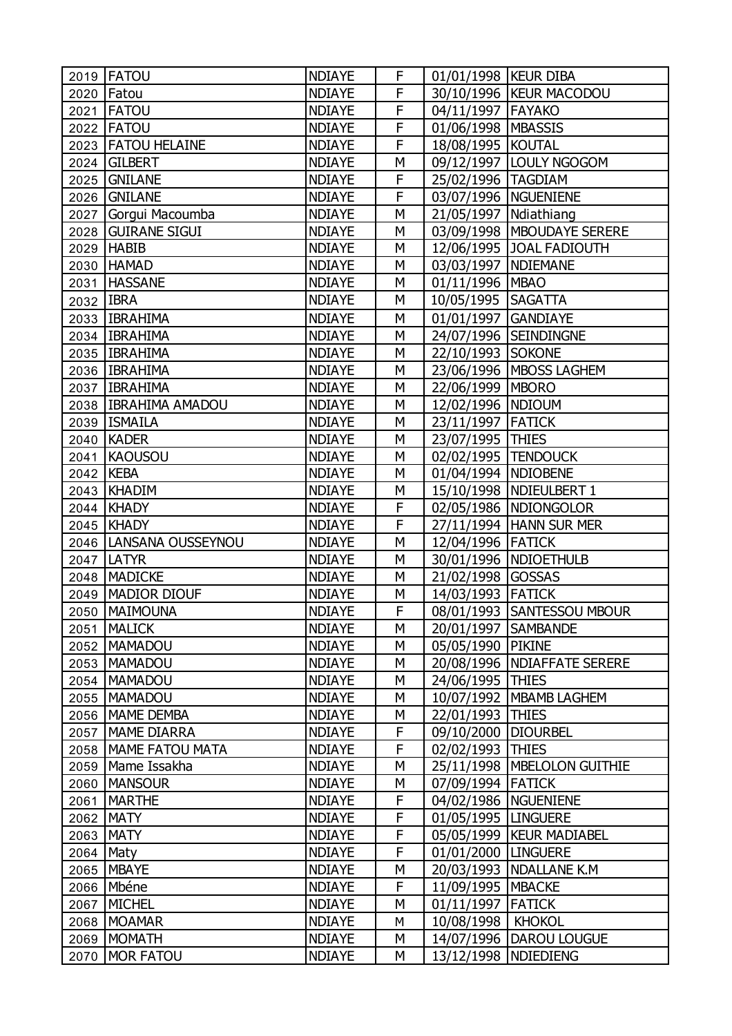| | | | | | |
|---|---|---|---|---|---|
| 2019 | FATOU | NDIAYE | F | 01/01/1998 | KEUR DIBA |
| 2020 | Fatou | NDIAYE | F | 30/10/1996 | KEUR MACODOU |
| 2021 | FATOU | NDIAYE | F | 04/11/1997 | FAYAKO |
| 2022 | FATOU | NDIAYE | F | 01/06/1998 | MBASSIS |
| 2023 | FATOU HELAINE | NDIAYE | F | 18/08/1995 | KOUTAL |
| 2024 | GILBERT | NDIAYE | M | 09/12/1997 | LOULY NGOGOM |
| 2025 | GNILANE | NDIAYE | F | 25/02/1996 | TAGDIAM |
| 2026 | GNILANE | NDIAYE | F | 03/07/1996 | NGUENIENE |
| 2027 | Gorgui Macoumba | NDIAYE | M | 21/05/1997 | Ndiathiang |
| 2028 | GUIRANE SIGUI | NDIAYE | M | 03/09/1998 | MBOUDAYE SERERE |
| 2029 | HABIB | NDIAYE | M | 12/06/1995 | JOAL FADIOUTH |
| 2030 | HAMAD | NDIAYE | M | 03/03/1997 | NDIEMANE |
| 2031 | HASSANE | NDIAYE | M | 01/11/1996 | MBAO |
| 2032 | IBRA | NDIAYE | M | 10/05/1995 | SAGATTA |
| 2033 | IBRAHIMA | NDIAYE | M | 01/01/1997 | GANDIAYE |
| 2034 | IBRAHIMA | NDIAYE | M | 24/07/1996 | SEINDINGNE |
| 2035 | IBRAHIMA | NDIAYE | M | 22/10/1993 | SOKONE |
| 2036 | IBRAHIMA | NDIAYE | M | 23/06/1996 | MBOSS LAGHEM |
| 2037 | IBRAHIMA | NDIAYE | M | 22/06/1999 | MBORO |
| 2038 | IBRAHIMA AMADOU | NDIAYE | M | 12/02/1996 | NDIOUM |
| 2039 | ISMAILA | NDIAYE | M | 23/11/1997 | FATICK |
| 2040 | KADER | NDIAYE | M | 23/07/1995 | THIES |
| 2041 | KAOUSOU | NDIAYE | M | 02/02/1995 | TENDOUCK |
| 2042 | KEBA | NDIAYE | M | 01/04/1994 | NDIOBENE |
| 2043 | KHADIM | NDIAYE | M | 15/10/1998 | NDIEULBERT 1 |
| 2044 | KHADY | NDIAYE | F | 02/05/1986 | NDIONGOLOR |
| 2045 | KHADY | NDIAYE | F | 27/11/1994 | HANN SUR MER |
| 2046 | LANSANA OUSSEYNOU | NDIAYE | M | 12/04/1996 | FATICK |
| 2047 | LATYR | NDIAYE | M | 30/01/1996 | NDIOETHULB |
| 2048 | MADICKE | NDIAYE | M | 21/02/1998 | GOSSAS |
| 2049 | MADIOR DIOUF | NDIAYE | M | 14/03/1993 | FATICK |
| 2050 | MAIMOUNA | NDIAYE | F | 08/01/1993 | SANTESSOU MBOUR |
| 2051 | MALICK | NDIAYE | M | 20/01/1997 | SAMBANDE |
| 2052 | MAMADOU | NDIAYE | M | 05/05/1990 | PIKINE |
| 2053 | MAMADOU | NDIAYE | M | 20/08/1996 | NDIAFFATE SERERE |
| 2054 | MAMADOU | NDIAYE | M | 24/06/1995 | THIES |
| 2055 | MAMADOU | NDIAYE | M | 10/07/1992 | MBAMB LAGHEM |
| 2056 | MAME DEMBA | NDIAYE | M | 22/01/1993 | THIES |
| 2057 | MAME DIARRA | NDIAYE | F | 09/10/2000 | DIOURBEL |
| 2058 | MAME FATOU MATA | NDIAYE | F | 02/02/1993 | THIES |
| 2059 | Mame Issakha | NDIAYE | M | 25/11/1998 | MBELOLON GUITHIE |
| 2060 | MANSOUR | NDIAYE | M | 07/09/1994 | FATICK |
| 2061 | MARTHE | NDIAYE | F | 04/02/1986 | NGUENIENE |
| 2062 | MATY | NDIAYE | F | 01/05/1995 | LINGUERE |
| 2063 | MATY | NDIAYE | F | 05/05/1999 | KEUR MADIABEL |
| 2064 | Maty | NDIAYE | F | 01/01/2000 | LINGUERE |
| 2065 | MBAYE | NDIAYE | M | 20/03/1993 | NDALLANE K.M |
| 2066 | Mbéne | NDIAYE | F | 11/09/1995 | MBACKE |
| 2067 | MICHEL | NDIAYE | M | 01/11/1997 | FATICK |
| 2068 | MOAMAR | NDIAYE | M | 10/08/1998 | KHOKOL |
| 2069 | MOMATH | NDIAYE | M | 14/07/1996 | DAROU LOUGUE |
| 2070 | MOR FATOU | NDIAYE | M | 13/12/1998 | NDIEDIENG |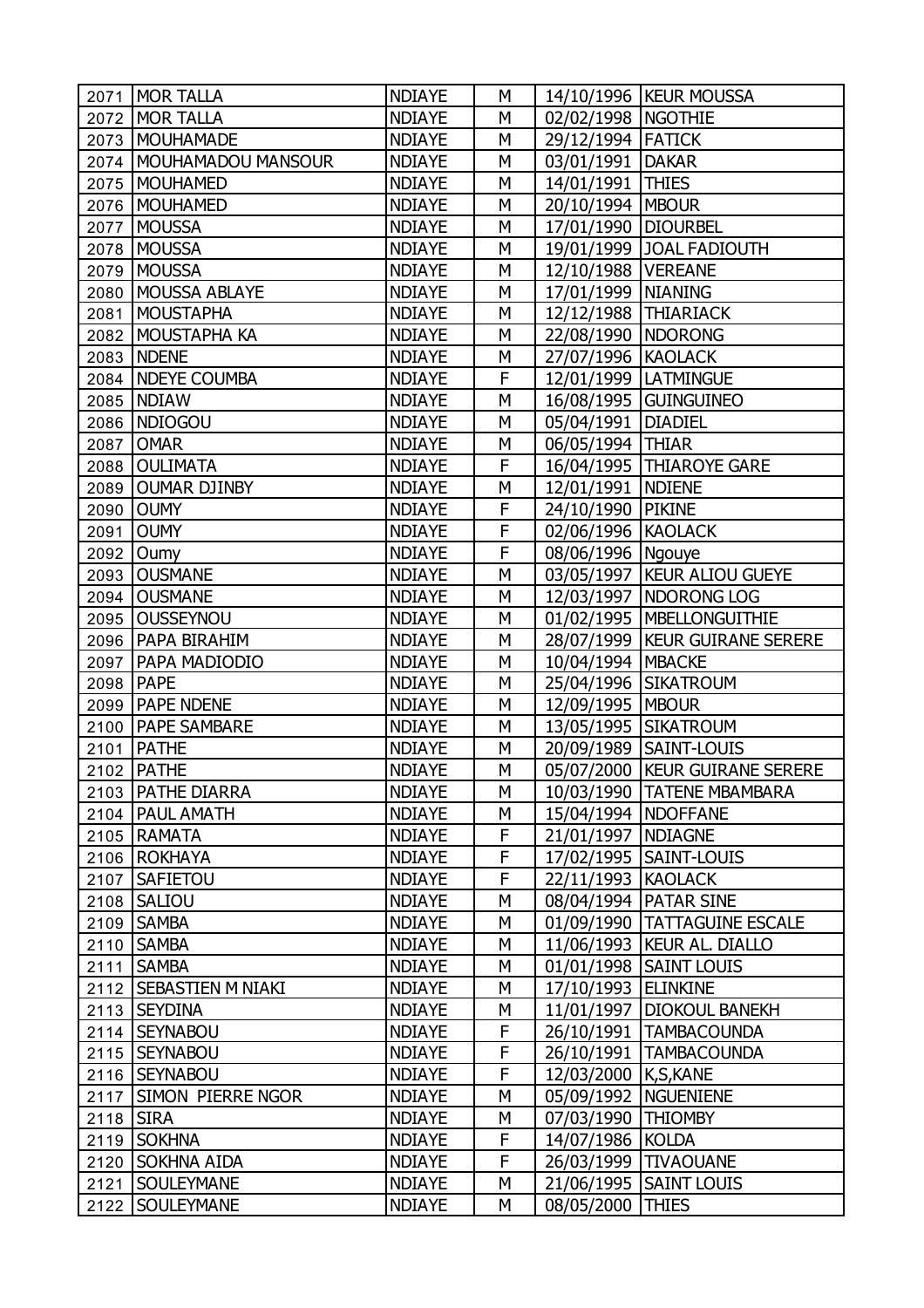| 2071 | MOR TALLA | NDIAYE | M | 14/10/1996 | KEUR MOUSSA |
|---|---|---|---|---|---|
| 2072 | MOR TALLA | NDIAYE | M | 02/02/1998 | NGOTHIE |
| 2073 | MOUHAMADE | NDIAYE | M | 29/12/1994 | FATICK |
| 2074 | MOUHAMADOU MANSOUR | NDIAYE | M | 03/01/1991 | DAKAR |
| 2075 | MOUHAMED | NDIAYE | M | 14/01/1991 | THIES |
| 2076 | MOUHAMED | NDIAYE | M | 20/10/1994 | MBOUR |
| 2077 | MOUSSA | NDIAYE | M | 17/01/1990 | DIOURBEL |
| 2078 | MOUSSA | NDIAYE | M | 19/01/1999 | JOAL FADIOUTH |
| 2079 | MOUSSA | NDIAYE | M | 12/10/1988 | VEREANE |
| 2080 | MOUSSA ABLAYE | NDIAYE | M | 17/01/1999 | NIANING |
| 2081 | MOUSTAPHA | NDIAYE | M | 12/12/1988 | THIARIACK |
| 2082 | MOUSTAPHA KA | NDIAYE | M | 22/08/1990 | NDORONG |
| 2083 | NDENE | NDIAYE | M | 27/07/1996 | KAOLACK |
| 2084 | NDEYE COUMBA | NDIAYE | F | 12/01/1999 | LATMINGUE |
| 2085 | NDIAW | NDIAYE | M | 16/08/1995 | GUINGUINEO |
| 2086 | NDIOGOU | NDIAYE | M | 05/04/1991 | DIADIEL |
| 2087 | OMAR | NDIAYE | M | 06/05/1994 | THIAR |
| 2088 | OULIMATA | NDIAYE | F | 16/04/1995 | THIAROYE GARE |
| 2089 | OUMAR DJINBY | NDIAYE | M | 12/01/1991 | NDIENE |
| 2090 | OUMY | NDIAYE | F | 24/10/1990 | PIKINE |
| 2091 | OUMY | NDIAYE | F | 02/06/1996 | KAOLACK |
| 2092 | Oumy | NDIAYE | F | 08/06/1996 | Ngouye |
| 2093 | OUSMANE | NDIAYE | M | 03/05/1997 | KEUR ALIOU GUEYE |
| 2094 | OUSMANE | NDIAYE | M | 12/03/1997 | NDORONG LOG |
| 2095 | OUSSEYNOU | NDIAYE | M | 01/02/1995 | MBELLONGUITHIE |
| 2096 | PAPA BIRAHIM | NDIAYE | M | 28/07/1999 | KEUR GUIRANE SERERE |
| 2097 | PAPA MADIODIO | NDIAYE | M | 10/04/1994 | MBACKE |
| 2098 | PAPE | NDIAYE | M | 25/04/1996 | SIKATROUM |
| 2099 | PAPE NDENE | NDIAYE | M | 12/09/1995 | MBOUR |
| 2100 | PAPE SAMBARE | NDIAYE | M | 13/05/1995 | SIKATROUM |
| 2101 | PATHE | NDIAYE | M | 20/09/1989 | SAINT-LOUIS |
| 2102 | PATHE | NDIAYE | M | 05/07/2000 | KEUR GUIRANE SERERE |
| 2103 | PATHE DIARRA | NDIAYE | M | 10/03/1990 | TATENE MBAMBARA |
| 2104 | PAUL AMATH | NDIAYE | M | 15/04/1994 | NDOFFANE |
| 2105 | RAMATA | NDIAYE | F | 21/01/1997 | NDIAGNE |
| 2106 | ROKHAYA | NDIAYE | F | 17/02/1995 | SAINT-LOUIS |
| 2107 | SAFIETOU | NDIAYE | F | 22/11/1993 | KAOLACK |
| 2108 | SALIOU | NDIAYE | M | 08/04/1994 | PATAR SINE |
| 2109 | SAMBA | NDIAYE | M | 01/09/1990 | TATTAGUINE ESCALE |
| 2110 | SAMBA | NDIAYE | M | 11/06/1993 | KEUR AL. DIALLO |
| 2111 | SAMBA | NDIAYE | M | 01/01/1998 | SAINT LOUIS |
| 2112 | SEBASTIEN M NIAKI | NDIAYE | M | 17/10/1993 | ELINKINE |
| 2113 | SEYDINA | NDIAYE | M | 11/01/1997 | DIOKOUL BANEKH |
| 2114 | SEYNABOU | NDIAYE | F | 26/10/1991 | TAMBACOUNDA |
| 2115 | SEYNABOU | NDIAYE | F | 26/10/1991 | TAMBACOUNDA |
| 2116 | SEYNABOU | NDIAYE | F | 12/03/2000 | K,S,KANE |
| 2117 | SIMON PIERRE NGOR | NDIAYE | M | 05/09/1992 | NGUENIENE |
| 2118 | SIRA | NDIAYE | M | 07/03/1990 | THIOMBY |
| 2119 | SOKHNA | NDIAYE | F | 14/07/1986 | KOLDA |
| 2120 | SOKHNA AIDA | NDIAYE | F | 26/03/1999 | TIVAOUANE |
| 2121 | SOULEYMANE | NDIAYE | M | 21/06/1995 | SAINT LOUIS |
| 2122 | SOULEYMANE | NDIAYE | M | 08/05/2000 | THIES |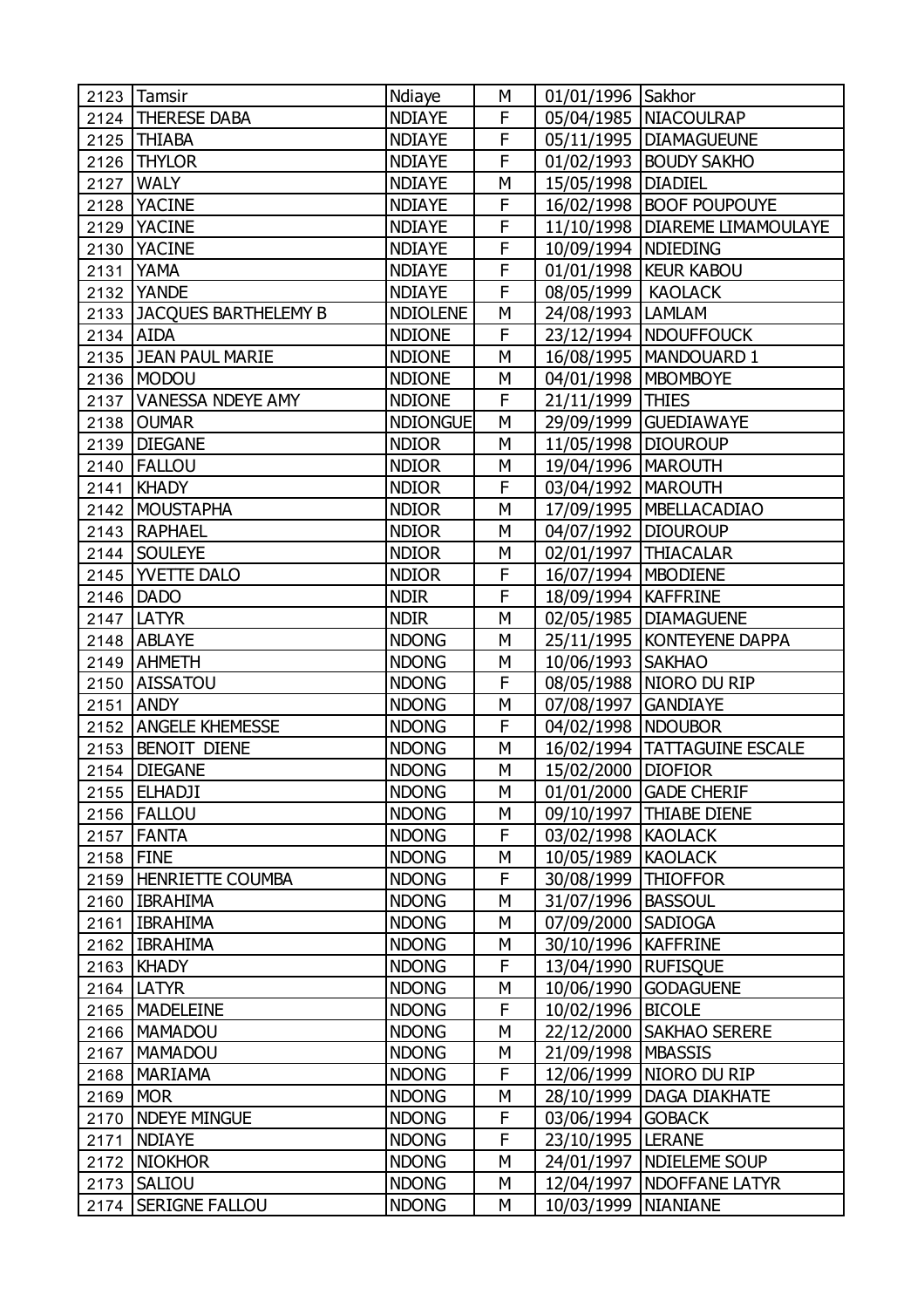| 2123 | Tamsir | Ndiaye | M | 01/01/1996 | Sakhor |
|---|---|---|---|---|---|
| 2124 | THERESE DABA | NDIAYE | F | 05/04/1985 | NIACOULRAP |
| 2125 | THIABA | NDIAYE | F | 05/11/1995 | DIAMAGUEUNE |
| 2126 | THYLOR | NDIAYE | F | 01/02/1993 | BOUDY SAKHO |
| 2127 | WALY | NDIAYE | M | 15/05/1998 | DIADIEL |
| 2128 | YACINE | NDIAYE | F | 16/02/1998 | BOOF POUPOUYE |
| 2129 | YACINE | NDIAYE | F | 11/10/1998 | DIAREME LIMAMOULAYE |
| 2130 | YACINE | NDIAYE | F | 10/09/1994 | NDIEDING |
| 2131 | YAMA | NDIAYE | F | 01/01/1998 | KEUR KABOU |
| 2132 | YANDE | NDIAYE | F | 08/05/1999 | KAOLACK |
| 2133 | JACQUES BARTHELEMY B | NDIOLENE | M | 24/08/1993 | LAMLAM |
| 2134 | AIDA | NDIONE | F | 23/12/1994 | NDOUFFOUCK |
| 2135 | JEAN PAUL MARIE | NDIONE | M | 16/08/1995 | MANDOUARD 1 |
| 2136 | MODOU | NDIONE | M | 04/01/1998 | MBOMBOYE |
| 2137 | VANESSA NDEYE AMY | NDIONE | F | 21/11/1999 | THIES |
| 2138 | OUMAR | NDIONGUE | M | 29/09/1999 | GUEDIAWAYE |
| 2139 | DIEGANE | NDIOR | M | 11/05/1998 | DIOUROUP |
| 2140 | FALLOU | NDIOR | M | 19/04/1996 | MAROUTH |
| 2141 | KHADY | NDIOR | F | 03/04/1992 | MAROUTH |
| 2142 | MOUSTAPHA | NDIOR | M | 17/09/1995 | MBELLACADIAO |
| 2143 | RAPHAEL | NDIOR | M | 04/07/1992 | DIOUROUP |
| 2144 | SOULEYE | NDIOR | M | 02/01/1997 | THIACALAR |
| 2145 | YVETTE DALO | NDIOR | F | 16/07/1994 | MBODIENE |
| 2146 | DADO | NDIR | F | 18/09/1994 | KAFFRINE |
| 2147 | LATYR | NDIR | M | 02/05/1985 | DIAMAGUENE |
| 2148 | ABLAYE | NDONG | M | 25/11/1995 | KONTEYENE DAPPA |
| 2149 | AHMETH | NDONG | M | 10/06/1993 | SAKHAO |
| 2150 | AISSATOU | NDONG | F | 08/05/1988 | NIORO DU RIP |
| 2151 | ANDY | NDONG | M | 07/08/1997 | GANDIAYE |
| 2152 | ANGELE KHEMESSE | NDONG | F | 04/02/1998 | NDOUBOR |
| 2153 | BENOIT DIENE | NDONG | M | 16/02/1994 | TATTAGUINE ESCALE |
| 2154 | DIEGANE | NDONG | M | 15/02/2000 | DIOFIOR |
| 2155 | ELHADJI | NDONG | M | 01/01/2000 | GADE CHERIF |
| 2156 | FALLOU | NDONG | M | 09/10/1997 | THIABE DIENE |
| 2157 | FANTA | NDONG | F | 03/02/1998 | KAOLACK |
| 2158 | FINE | NDONG | M | 10/05/1989 | KAOLACK |
| 2159 | HENRIETTE COUMBA | NDONG | F | 30/08/1999 | THIOFFOR |
| 2160 | IBRAHIMA | NDONG | M | 31/07/1996 | BASSOUL |
| 2161 | IBRAHIMA | NDONG | M | 07/09/2000 | SADIOGA |
| 2162 | IBRAHIMA | NDONG | M | 30/10/1996 | KAFFRINE |
| 2163 | KHADY | NDONG | F | 13/04/1990 | RUFISQUE |
| 2164 | LATYR | NDONG | M | 10/06/1990 | GODAGUENE |
| 2165 | MADELEINE | NDONG | F | 10/02/1996 | BICOLE |
| 2166 | MAMADOU | NDONG | M | 22/12/2000 | SAKHAO SERERE |
| 2167 | MAMADOU | NDONG | M | 21/09/1998 | MBASSIS |
| 2168 | MARIAMA | NDONG | F | 12/06/1999 | NIORO DU RIP |
| 2169 | MOR | NDONG | M | 28/10/1999 | DAGA DIAKHATE |
| 2170 | NDEYE MINGUE | NDONG | F | 03/06/1994 | GOBACK |
| 2171 | NDIAYE | NDONG | F | 23/10/1995 | LERANE |
| 2172 | NIOKHOR | NDONG | M | 24/01/1997 | NDIELEME SOUP |
| 2173 | SALIOU | NDONG | M | 12/04/1997 | NDOFFANE LATYR |
| 2174 | SERIGNE FALLOU | NDONG | M | 10/03/1999 | NIANIANE |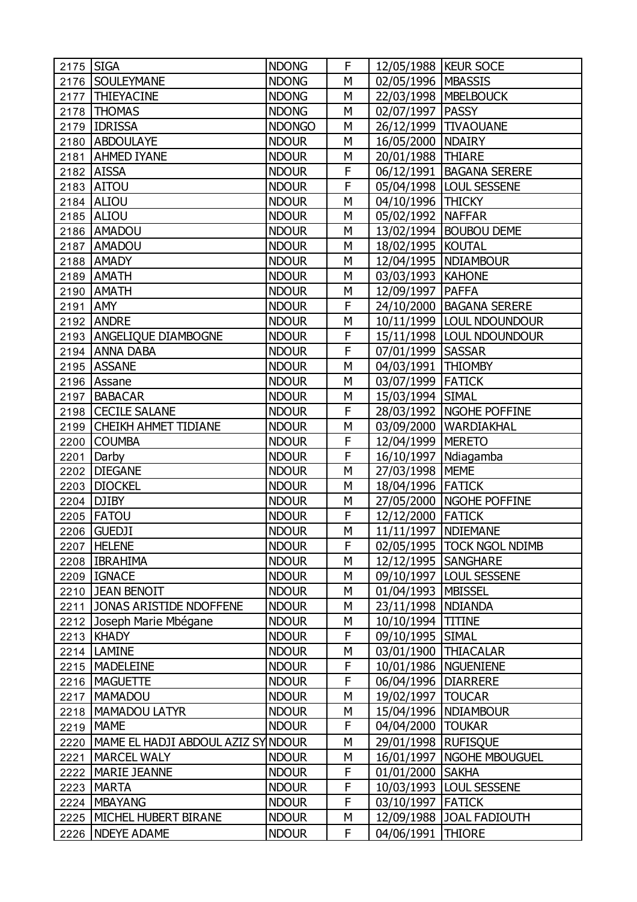| 2175 | SIGA | NDONG | F | 12/05/1988 | KEUR SOCE |
|---|---|---|---|---|---|
| 2176 | SOULEYMANE | NDONG | M | 02/05/1996 | MBASSIS |
| 2177 | THIEYACINE | NDONG | M | 22/03/1998 | MBELBOUCK |
| 2178 | THOMAS | NDONG | M | 02/07/1997 | PASSY |
| 2179 | IDRISSA | NDONGO | M | 26/12/1999 | TIVAOUANE |
| 2180 | ABDOULAYE | NDOUR | M | 16/05/2000 | NDAIRY |
| 2181 | AHMED IYANE | NDOUR | M | 20/01/1988 | THIARE |
| 2182 | AISSA | NDOUR | F | 06/12/1991 | BAGANA SERERE |
| 2183 | AITOU | NDOUR | F | 05/04/1998 | LOUL SESSENE |
| 2184 | ALIOU | NDOUR | M | 04/10/1996 | THICKY |
| 2185 | ALIOU | NDOUR | M | 05/02/1992 | NAFFAR |
| 2186 | AMADOU | NDOUR | M | 13/02/1994 | BOUBOU DEME |
| 2187 | AMADOU | NDOUR | M | 18/02/1995 | KOUTAL |
| 2188 | AMADY | NDOUR | M | 12/04/1995 | NDIAMBOUR |
| 2189 | AMATH | NDOUR | M | 03/03/1993 | KAHONE |
| 2190 | AMATH | NDOUR | M | 12/09/1997 | PAFFA |
| 2191 | AMY | NDOUR | F | 24/10/2000 | BAGANA SERERE |
| 2192 | ANDRE | NDOUR | M | 10/11/1999 | LOUL NDOUNDOUR |
| 2193 | ANGELIQUE DIAMBOGNE | NDOUR | F | 15/11/1998 | LOUL NDOUNDOUR |
| 2194 | ANNA DABA | NDOUR | F | 07/01/1999 | SASSAR |
| 2195 | ASSANE | NDOUR | M | 04/03/1991 | THIOMBY |
| 2196 | Assane | NDOUR | M | 03/07/1999 | FATICK |
| 2197 | BABACAR | NDOUR | M | 15/03/1994 | SIMAL |
| 2198 | CECILE SALANE | NDOUR | F | 28/03/1992 | NGOHE POFFINE |
| 2199 | CHEIKH AHMET TIDIANE | NDOUR | M | 03/09/2000 | WARDIAKHAL |
| 2200 | COUMBA | NDOUR | F | 12/04/1999 | MERETO |
| 2201 | Darby | NDOUR | F | 16/10/1997 | Ndiagamba |
| 2202 | DIEGANE | NDOUR | M | 27/03/1998 | MEME |
| 2203 | DIOCKEL | NDOUR | M | 18/04/1996 | FATICK |
| 2204 | DJIBY | NDOUR | M | 27/05/2000 | NGOHE POFFINE |
| 2205 | FATOU | NDOUR | F | 12/12/2000 | FATICK |
| 2206 | GUEDJI | NDOUR | M | 11/11/1997 | NDIEMANE |
| 2207 | HELENE | NDOUR | F | 02/05/1995 | TOCK NGOL NDIMB |
| 2208 | IBRAHIMA | NDOUR | M | 12/12/1995 | SANGHARE |
| 2209 | IGNACE | NDOUR | M | 09/10/1997 | LOUL SESSENE |
| 2210 | JEAN BENOIT | NDOUR | M | 01/04/1993 | MBISSEL |
| 2211 | JONAS ARISTIDE NDOFFENE | NDOUR | M | 23/11/1998 | NDIANDA |
| 2212 | Joseph Marie Mbégane | NDOUR | M | 10/10/1994 | TITINE |
| 2213 | KHADY | NDOUR | F | 09/10/1995 | SIMAL |
| 2214 | LAMINE | NDOUR | M | 03/01/1900 | THIACALAR |
| 2215 | MADELEINE | NDOUR | F | 10/01/1986 | NGUENIENE |
| 2216 | MAGUETTE | NDOUR | F | 06/04/1996 | DIARRERE |
| 2217 | MAMADOU | NDOUR | M | 19/02/1997 | TOUCAR |
| 2218 | MAMADOU LATYR | NDOUR | M | 15/04/1996 | NDIAMBOUR |
| 2219 | MAME | NDOUR | F | 04/04/2000 | TOUKAR |
| 2220 | MAME EL HADJI ABDOUL AZIZ SY | NDOUR | M | 29/01/1998 | RUFISQUE |
| 2221 | MARCEL WALY | NDOUR | M | 16/01/1997 | NGOHE MBOUGUEL |
| 2222 | MARIE JEANNE | NDOUR | F | 01/01/2000 | SAKHA |
| 2223 | MARTA | NDOUR | F | 10/03/1993 | LOUL SESSENE |
| 2224 | MBAYANG | NDOUR | F | 03/10/1997 | FATICK |
| 2225 | MICHEL HUBERT BIRANE | NDOUR | M | 12/09/1988 | JOAL FADIOUTH |
| 2226 | NDEYE ADAME | NDOUR | F | 04/06/1991 | THIORE |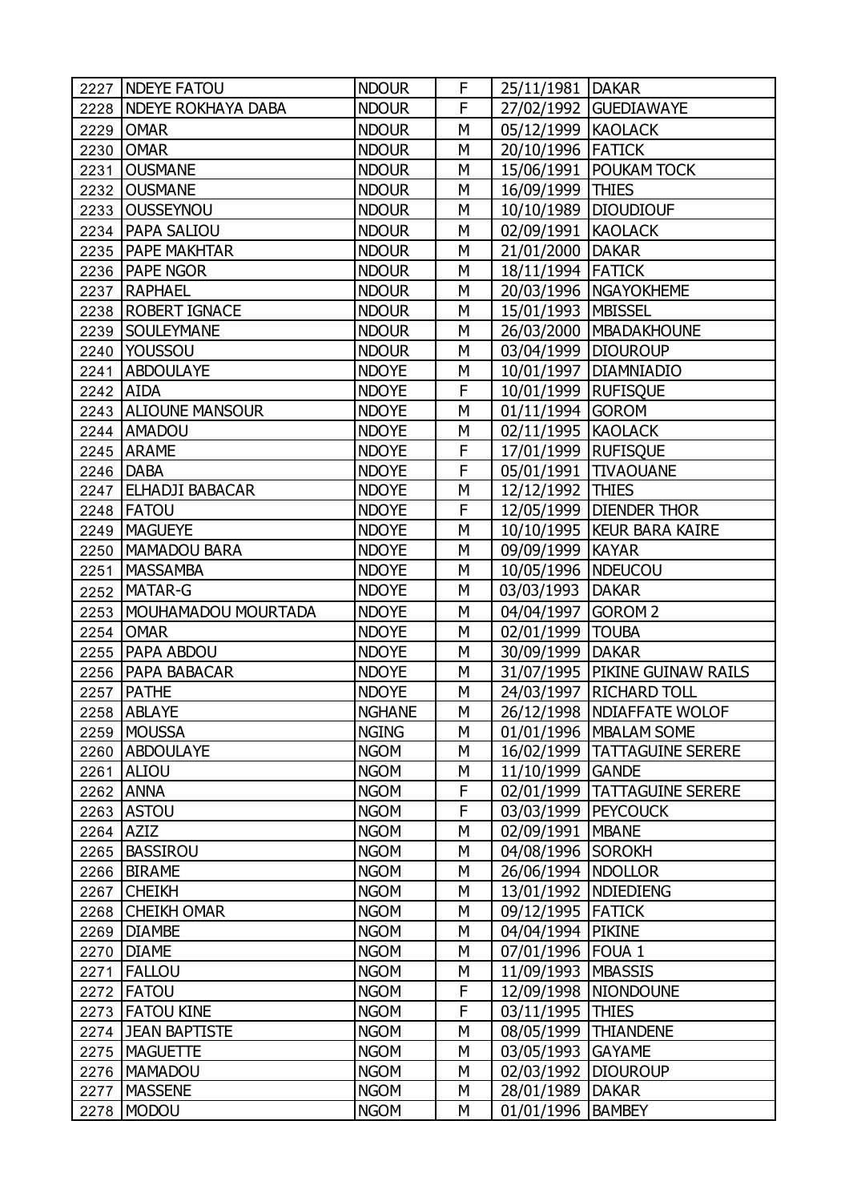| | | | | | |
|---|---|---|---|---|---|
| 2227 | NDEYE FATOU | NDOUR | F | 25/11/1981 | DAKAR |
| 2228 | NDEYE ROKHAYA DABA | NDOUR | F | 27/02/1992 | GUEDIAWAYE |
| 2229 | OMAR | NDOUR | M | 05/12/1999 | KAOLACK |
| 2230 | OMAR | NDOUR | M | 20/10/1996 | FATICK |
| 2231 | OUSMANE | NDOUR | M | 15/06/1991 | POUKAM TOCK |
| 2232 | OUSMANE | NDOUR | M | 16/09/1999 | THIES |
| 2233 | OUSSEYNOU | NDOUR | M | 10/10/1989 | DIOUDIOUF |
| 2234 | PAPA SALIOU | NDOUR | M | 02/09/1991 | KAOLACK |
| 2235 | PAPE MAKHTAR | NDOUR | M | 21/01/2000 | DAKAR |
| 2236 | PAPE NGOR | NDOUR | M | 18/11/1994 | FATICK |
| 2237 | RAPHAEL | NDOUR | M | 20/03/1996 | NGAYOKHEME |
| 2238 | ROBERT IGNACE | NDOUR | M | 15/01/1993 | MBISSEL |
| 2239 | SOULEYMANE | NDOUR | M | 26/03/2000 | MBADAKHOUNE |
| 2240 | YOUSSOU | NDOUR | M | 03/04/1999 | DIOUROUP |
| 2241 | ABDOULAYE | NDOYE | M | 10/01/1997 | DIAMNIADIO |
| 2242 | AIDA | NDOYE | F | 10/01/1999 | RUFISQUE |
| 2243 | ALIOUNE MANSOUR | NDOYE | M | 01/11/1994 | GOROM |
| 2244 | AMADOU | NDOYE | M | 02/11/1995 | KAOLACK |
| 2245 | ARAME | NDOYE | F | 17/01/1999 | RUFISQUE |
| 2246 | DABA | NDOYE | F | 05/01/1991 | TIVAOUANE |
| 2247 | ELHADJI BABACAR | NDOYE | M | 12/12/1992 | THIES |
| 2248 | FATOU | NDOYE | F | 12/05/1999 | DIENDER THOR |
| 2249 | MAGUEYE | NDOYE | M | 10/10/1995 | KEUR BARA KAIRE |
| 2250 | MAMADOU BARA | NDOYE | M | 09/09/1999 | KAYAR |
| 2251 | MASSAMBA | NDOYE | M | 10/05/1996 | NDEUCOU |
| 2252 | MATAR-G | NDOYE | M | 03/03/1993 | DAKAR |
| 2253 | MOUHAMADOU MOURTADA | NDOYE | M | 04/04/1997 | GOROM 2 |
| 2254 | OMAR | NDOYE | M | 02/01/1999 | TOUBA |
| 2255 | PAPA ABDOU | NDOYE | M | 30/09/1999 | DAKAR |
| 2256 | PAPA BABACAR | NDOYE | M | 31/07/1995 | PIKINE GUINAW RAILS |
| 2257 | PATHE | NDOYE | M | 24/03/1997 | RICHARD TOLL |
| 2258 | ABLAYE | NGHANE | M | 26/12/1998 | NDIAFFATE WOLOF |
| 2259 | MOUSSA | NGING | M | 01/01/1996 | MBALAM SOME |
| 2260 | ABDOULAYE | NGOM | M | 16/02/1999 | TATTAGUINE SERERE |
| 2261 | ALIOU | NGOM | M | 11/10/1999 | GANDE |
| 2262 | ANNA | NGOM | F | 02/01/1999 | TATTAGUINE SERERE |
| 2263 | ASTOU | NGOM | F | 03/03/1999 | PEYCOUCK |
| 2264 | AZIZ | NGOM | M | 02/09/1991 | MBANE |
| 2265 | BASSIROU | NGOM | M | 04/08/1996 | SOROKH |
| 2266 | BIRAME | NGOM | M | 26/06/1994 | NDOLLOR |
| 2267 | CHEIKH | NGOM | M | 13/01/1992 | NDIEDIENG |
| 2268 | CHEIKH OMAR | NGOM | M | 09/12/1995 | FATICK |
| 2269 | DIAMBE | NGOM | M | 04/04/1994 | PIKINE |
| 2270 | DIAME | NGOM | M | 07/01/1996 | FOUA 1 |
| 2271 | FALLOU | NGOM | M | 11/09/1993 | MBASSIS |
| 2272 | FATOU | NGOM | F | 12/09/1998 | NIONDOUNE |
| 2273 | FATOU KINE | NGOM | F | 03/11/1995 | THIES |
| 2274 | JEAN BAPTISTE | NGOM | M | 08/05/1999 | THIANDENE |
| 2275 | MAGUETTE | NGOM | M | 03/05/1993 | GAYAME |
| 2276 | MAMADOU | NGOM | M | 02/03/1992 | DIOUROUP |
| 2277 | MASSENE | NGOM | M | 28/01/1989 | DAKAR |
| 2278 | MODOU | NGOM | M | 01/01/1996 | BAMBEY |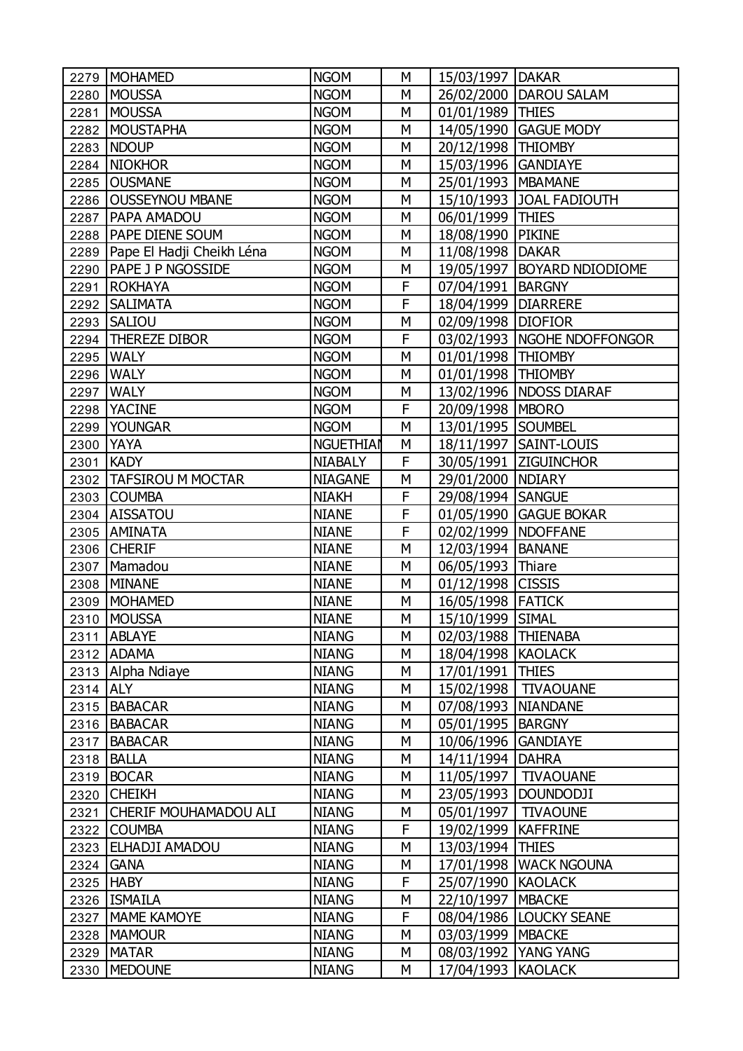| 2279 | MOHAMED | NGOM | M | 15/03/1997 | DAKAR |
|---|---|---|---|---|---|
| 2280 | MOUSSA | NGOM | M | 26/02/2000 | DAROU SALAM |
| 2281 | MOUSSA | NGOM | M | 01/01/1989 | THIES |
| 2282 | MOUSTAPHA | NGOM | M | 14/05/1990 | GAGUE MODY |
| 2283 | NDOUP | NGOM | M | 20/12/1998 | THIOMBY |
| 2284 | NIOKHOR | NGOM | M | 15/03/1996 | GANDIAYE |
| 2285 | OUSMANE | NGOM | M | 25/01/1993 | MBAMANE |
| 2286 | OUSSEYNOU MBANE | NGOM | M | 15/10/1993 | JOAL FADIOUTH |
| 2287 | PAPA AMADOU | NGOM | M | 06/01/1999 | THIES |
| 2288 | PAPE DIENE SOUM | NGOM | M | 18/08/1990 | PIKINE |
| 2289 | Pape El Hadji Cheikh Léna | NGOM | M | 11/08/1998 | DAKAR |
| 2290 | PAPE J P NGOSSIDE | NGOM | M | 19/05/1997 | BOYARD NDIODIOME |
| 2291 | ROKHAYA | NGOM | F | 07/04/1991 | BARGNY |
| 2292 | SALIMATA | NGOM | F | 18/04/1999 | DIARRERE |
| 2293 | SALIOU | NGOM | M | 02/09/1998 | DIOFIOR |
| 2294 | THEREZE DIBOR | NGOM | F | 03/02/1993 | NGOHE NDOFFONGOR |
| 2295 | WALY | NGOM | M | 01/01/1998 | THIOMBY |
| 2296 | WALY | NGOM | M | 01/01/1998 | THIOMBY |
| 2297 | WALY | NGOM | M | 13/02/1996 | NDOSS DIARAF |
| 2298 | YACINE | NGOM | F | 20/09/1998 | MBORO |
| 2299 | YOUNGAR | NGOM | M | 13/01/1995 | SOUMBEL |
| 2300 | YAYA | NGUETHIAN | M | 18/11/1997 | SAINT-LOUIS |
| 2301 | KADY | NIABALY | F | 30/05/1991 | ZIGUINCHOR |
| 2302 | TAFSIROU M MOCTAR | NIAGANE | M | 29/01/2000 | NDIARY |
| 2303 | COUMBA | NIAKH | F | 29/08/1994 | SANGUE |
| 2304 | AISSATOU | NIANE | F | 01/05/1990 | GAGUE BOKAR |
| 2305 | AMINATA | NIANE | F | 02/02/1999 | NDOFFANE |
| 2306 | CHERIF | NIANE | M | 12/03/1994 | BANANE |
| 2307 | Mamadou | NIANE | M | 06/05/1993 | Thiare |
| 2308 | MINANE | NIANE | M | 01/12/1998 | CISSIS |
| 2309 | MOHAMED | NIANE | M | 16/05/1998 | FATICK |
| 2310 | MOUSSA | NIANE | M | 15/10/1999 | SIMAL |
| 2311 | ABLAYE | NIANG | M | 02/03/1988 | THIENABA |
| 2312 | ADAMA | NIANG | M | 18/04/1998 | KAOLACK |
| 2313 | Alpha Ndiaye | NIANG | M | 17/01/1991 | THIES |
| 2314 | ALY | NIANG | M | 15/02/1998 | TIVAOUANE |
| 2315 | BABACAR | NIANG | M | 07/08/1993 | NIANDANE |
| 2316 | BABACAR | NIANG | M | 05/01/1995 | BARGNY |
| 2317 | BABACAR | NIANG | M | 10/06/1996 | GANDIAYE |
| 2318 | BALLA | NIANG | M | 14/11/1994 | DAHRA |
| 2319 | BOCAR | NIANG | M | 11/05/1997 | TIVAOUANE |
| 2320 | CHEIKH | NIANG | M | 23/05/1993 | DOUNDODJI |
| 2321 | CHERIF MOUHAMADOU ALI | NIANG | M | 05/01/1997 | TIVAOUNE |
| 2322 | COUMBA | NIANG | F | 19/02/1999 | KAFFRINE |
| 2323 | ELHADJI AMADOU | NIANG | M | 13/03/1994 | THIES |
| 2324 | GANA | NIANG | M | 17/01/1998 | WACK NGOUNA |
| 2325 | HABY | NIANG | F | 25/07/1990 | KAOLACK |
| 2326 | ISMAILA | NIANG | M | 22/10/1997 | MBACKE |
| 2327 | MAME KAMOYE | NIANG | F | 08/04/1986 | LOUCKY SEANE |
| 2328 | MAMOUR | NIANG | M | 03/03/1999 | MBACKE |
| 2329 | MATAR | NIANG | M | 08/03/1992 | YANG YANG |
| 2330 | MEDOUNE | NIANG | M | 17/04/1993 | KAOLACK |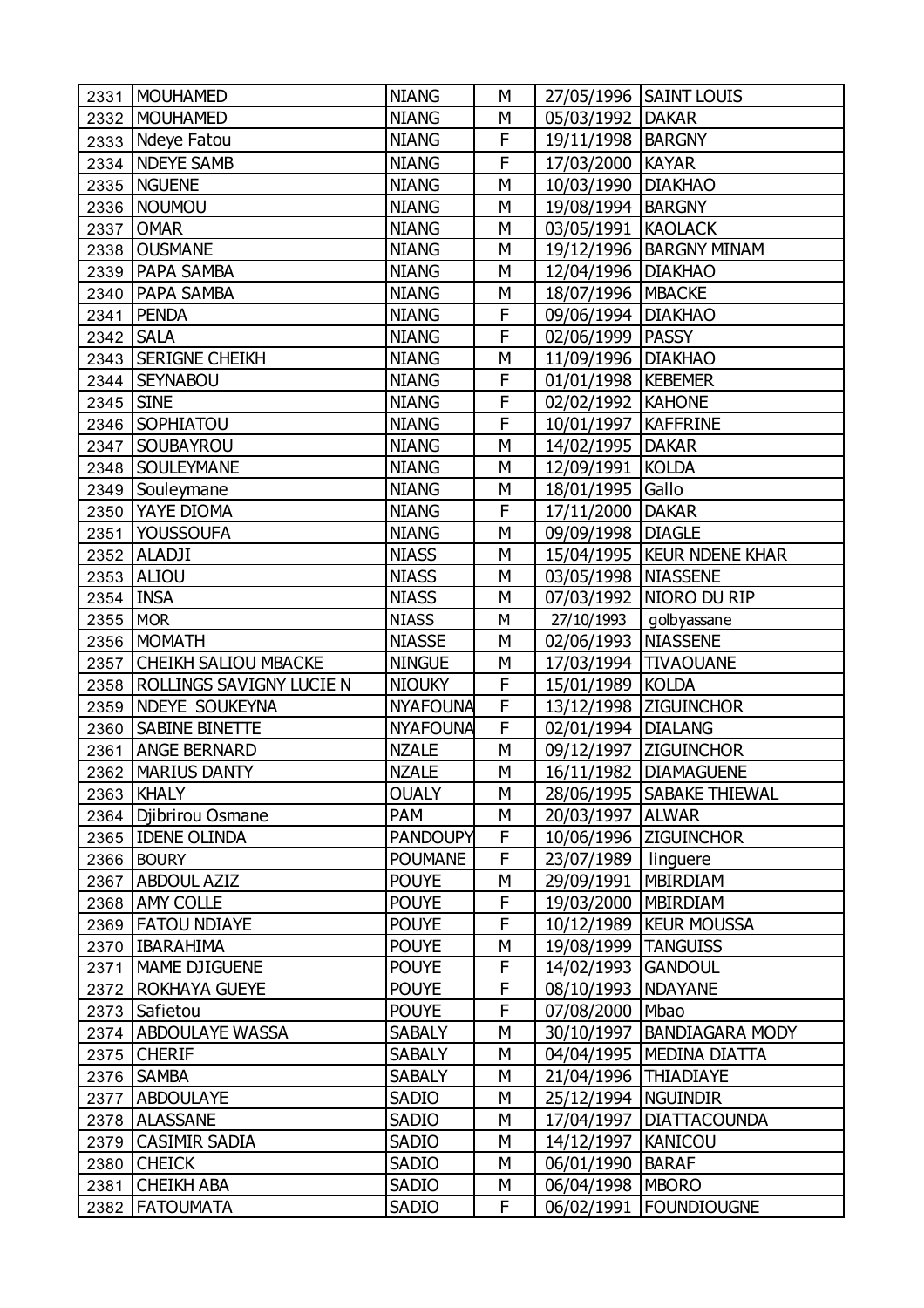| 2331 | MOUHAMED | NIANG | M | 27/05/1996 | SAINT LOUIS |
|---|---|---|---|---|---|
| 2332 | MOUHAMED | NIANG | M | 05/03/1992 | DAKAR |
| 2333 | Ndeye Fatou | NIANG | F | 19/11/1998 | BARGNY |
| 2334 | NDEYE SAMB | NIANG | F | 17/03/2000 | KAYAR |
| 2335 | NGUENE | NIANG | M | 10/03/1990 | DIAKHAO |
| 2336 | NOUMOU | NIANG | M | 19/08/1994 | BARGNY |
| 2337 | OMAR | NIANG | M | 03/05/1991 | KAOLACK |
| 2338 | OUSMANE | NIANG | M | 19/12/1996 | BARGNY MINAM |
| 2339 | PAPA SAMBA | NIANG | M | 12/04/1996 | DIAKHAO |
| 2340 | PAPA SAMBA | NIANG | M | 18/07/1996 | MBACKE |
| 2341 | PENDA | NIANG | F | 09/06/1994 | DIAKHAO |
| 2342 | SALA | NIANG | F | 02/06/1999 | PASSY |
| 2343 | SERIGNE CHEIKH | NIANG | M | 11/09/1996 | DIAKHAO |
| 2344 | SEYNABOU | NIANG | F | 01/01/1998 | KEBEMER |
| 2345 | SINE | NIANG | F | 02/02/1992 | KAHONE |
| 2346 | SOPHIATOU | NIANG | F | 10/01/1997 | KAFFRINE |
| 2347 | SOUBAYROU | NIANG | M | 14/02/1995 | DAKAR |
| 2348 | SOULEYMANE | NIANG | M | 12/09/1991 | KOLDA |
| 2349 | Souleymane | NIANG | M | 18/01/1995 | Gallo |
| 2350 | YAYE DIOMA | NIANG | F | 17/11/2000 | DAKAR |
| 2351 | YOUSSOUFA | NIANG | M | 09/09/1998 | DIAGLE |
| 2352 | ALADJI | NIASS | M | 15/04/1995 | KEUR NDENE KHAR |
| 2353 | ALIOU | NIASS | M | 03/05/1998 | NIASSENE |
| 2354 | INSA | NIASS | M | 07/03/1992 | NIORO DU RIP |
| 2355 | MOR | NIASS | M | 27/10/1993 | golbyassane |
| 2356 | MOMATH | NIASSE | M | 02/06/1993 | NIASSENE |
| 2357 | CHEIKH SALIOU MBACKE | NINGUE | M | 17/03/1994 | TIVAOUANE |
| 2358 | ROLLINGS SAVIGNY LUCIE N | NIOUKY | F | 15/01/1989 | KOLDA |
| 2359 | NDEYE SOUKEYNA | NYAFOUNA | F | 13/12/1998 | ZIGUINCHOR |
| 2360 | SABINE BINETTE | NYAFOUNA | F | 02/01/1994 | DIALANG |
| 2361 | ANGE BERNARD | NZALE | M | 09/12/1997 | ZIGUINCHOR |
| 2362 | MARIUS DANTY | NZALE | M | 16/11/1982 | DIAMAGUENE |
| 2363 | KHALY | OUALY | M | 28/06/1995 | SABAKE THIEWAL |
| 2364 | Djibrirou Osmane | PAM | M | 20/03/1997 | ALWAR |
| 2365 | IDENE OLINDA | PANDOUPY | F | 10/06/1996 | ZIGUINCHOR |
| 2366 | BOURY | POUMANE | F | 23/07/1989 | linguere |
| 2367 | ABDOUL AZIZ | POUYE | M | 29/09/1991 | MBIRDIAM |
| 2368 | AMY COLLE | POUYE | F | 19/03/2000 | MBIRDIAM |
| 2369 | FATOU NDIAYE | POUYE | F | 10/12/1989 | KEUR MOUSSA |
| 2370 | IBARAHIMA | POUYE | M | 19/08/1999 | TANGUISS |
| 2371 | MAME DJIGUENE | POUYE | F | 14/02/1993 | GANDOUL |
| 2372 | ROKHAYA GUEYE | POUYE | F | 08/10/1993 | NDAYANE |
| 2373 | Safietou | POUYE | F | 07/08/2000 | Mbao |
| 2374 | ABDOULAYE WASSA | SABALY | M | 30/10/1997 | BANDIAGARA MODY |
| 2375 | CHERIF | SABALY | M | 04/04/1995 | MEDINA DIATTA |
| 2376 | SAMBA | SABALY | M | 21/04/1996 | THIADIAYE |
| 2377 | ABDOULAYE | SADIO | M | 25/12/1994 | NGUINDIR |
| 2378 | ALASSANE | SADIO | M | 17/04/1997 | DIATTACOUNDA |
| 2379 | CASIMIR SADIA | SADIO | M | 14/12/1997 | KANICOU |
| 2380 | CHEICK | SADIO | M | 06/01/1990 | BARAF |
| 2381 | CHEIKH ABA | SADIO | M | 06/04/1998 | MBORO |
| 2382 | FATOUMATA | SADIO | F | 06/02/1991 | FOUNDIOUGNE |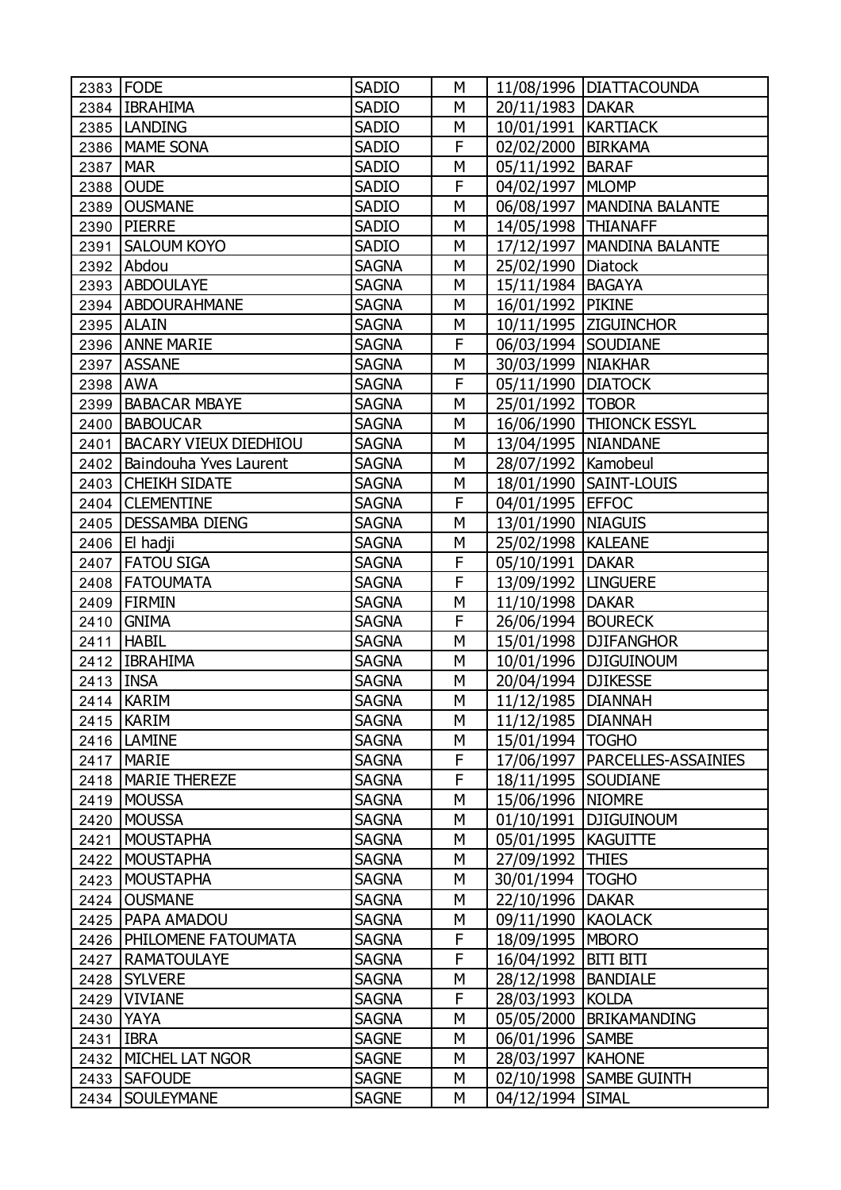| 2383 | FODE | SADIO | M | 11/08/1996 | DIATTACOUNDA |
|---|---|---|---|---|---|
| 2384 | IBRAHIMA | SADIO | M | 20/11/1983 | DAKAR |
| 2385 | LANDING | SADIO | M | 10/01/1991 | KARTIACK |
| 2386 | MAME SONA | SADIO | F | 02/02/2000 | BIRKAMA |
| 2387 | MAR | SADIO | M | 05/11/1992 | BARAF |
| 2388 | OUDE | SADIO | F | 04/02/1997 | MLOMP |
| 2389 | OUSMANE | SADIO | M | 06/08/1997 | MANDINA BALANTE |
| 2390 | PIERRE | SADIO | M | 14/05/1998 | THIANAFF |
| 2391 | SALOUM KOYO | SADIO | M | 17/12/1997 | MANDINA BALANTE |
| 2392 | Abdou | SAGNA | M | 25/02/1990 | Diatock |
| 2393 | ABDOULAYE | SAGNA | M | 15/11/1984 | BAGAYA |
| 2394 | ABDOURAHMANE | SAGNA | M | 16/01/1992 | PIKINE |
| 2395 | ALAIN | SAGNA | M | 10/11/1995 | ZIGUINCHOR |
| 2396 | ANNE MARIE | SAGNA | F | 06/03/1994 | SOUDIANE |
| 2397 | ASSANE | SAGNA | M | 30/03/1999 | NIAKHAR |
| 2398 | AWA | SAGNA | F | 05/11/1990 | DIATOCK |
| 2399 | BABACAR MBAYE | SAGNA | M | 25/01/1992 | TOBOR |
| 2400 | BABOUCAR | SAGNA | M | 16/06/1990 | THIONCK ESSYL |
| 2401 | BACARY VIEUX DIEDHIOU | SAGNA | M | 13/04/1995 | NIANDANE |
| 2402 | Baindouha Yves Laurent | SAGNA | M | 28/07/1992 | Kamobeul |
| 2403 | CHEIKH SIDATE | SAGNA | M | 18/01/1990 | SAINT-LOUIS |
| 2404 | CLEMENTINE | SAGNA | F | 04/01/1995 | EFFOC |
| 2405 | DESSAMBA DIENG | SAGNA | M | 13/01/1990 | NIAGUIS |
| 2406 | El hadji | SAGNA | M | 25/02/1998 | KALEANE |
| 2407 | FATOU SIGA | SAGNA | F | 05/10/1991 | DAKAR |
| 2408 | FATOUMATA | SAGNA | F | 13/09/1992 | LINGUERE |
| 2409 | FIRMIN | SAGNA | M | 11/10/1998 | DAKAR |
| 2410 | GNIMA | SAGNA | F | 26/06/1994 | BOURECK |
| 2411 | HABIL | SAGNA | M | 15/01/1998 | DJIFANGHOR |
| 2412 | IBRAHIMA | SAGNA | M | 10/01/1996 | DJIGUINOUM |
| 2413 | INSA | SAGNA | M | 20/04/1994 | DJIKESSE |
| 2414 | KARIM | SAGNA | M | 11/12/1985 | DIANNAH |
| 2415 | KARIM | SAGNA | M | 11/12/1985 | DIANNAH |
| 2416 | LAMINE | SAGNA | M | 15/01/1994 | TOGHO |
| 2417 | MARIE | SAGNA | F | 17/06/1997 | PARCELLES-ASSAINIES |
| 2418 | MARIE THEREZE | SAGNA | F | 18/11/1995 | SOUDIANE |
| 2419 | MOUSSA | SAGNA | M | 15/06/1996 | NIOMRE |
| 2420 | MOUSSA | SAGNA | M | 01/10/1991 | DJIGUINOUM |
| 2421 | MOUSTAPHA | SAGNA | M | 05/01/1995 | KAGUITTE |
| 2422 | MOUSTAPHA | SAGNA | M | 27/09/1992 | THIES |
| 2423 | MOUSTAPHA | SAGNA | M | 30/01/1994 | TOGHO |
| 2424 | OUSMANE | SAGNA | M | 22/10/1996 | DAKAR |
| 2425 | PAPA AMADOU | SAGNA | M | 09/11/1990 | KAOLACK |
| 2426 | PHILOMENE FATOUMATA | SAGNA | F | 18/09/1995 | MBORO |
| 2427 | RAMATOULAYE | SAGNA | F | 16/04/1992 | BITI BITI |
| 2428 | SYLVERE | SAGNA | M | 28/12/1998 | BANDIALE |
| 2429 | VIVIANE | SAGNA | F | 28/03/1993 | KOLDA |
| 2430 | YAYA | SAGNA | M | 05/05/2000 | BRIKAMANDING |
| 2431 | IBRA | SAGNE | M | 06/01/1996 | SAMBE |
| 2432 | MICHEL LAT NGOR | SAGNE | M | 28/03/1997 | KAHONE |
| 2433 | SAFOUDE | SAGNE | M | 02/10/1998 | SAMBE GUINTH |
| 2434 | SOULEYMANE | SAGNE | M | 04/12/1994 | SIMAL |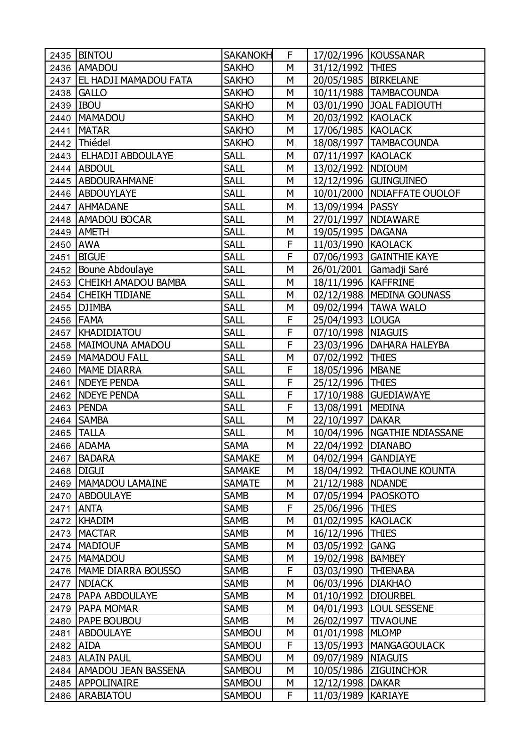| | | | | | |
|---|---|---|---|---|---|
| 2435 | BINTOU | SAKANOKH | F | 17/02/1996 | KOUSSANAR |
| 2436 | AMADOU | SAKHO | M | 31/12/1992 | THIES |
| 2437 | EL HADJI MAMADOU FATA | SAKHO | M | 20/05/1985 | BIRKELANE |
| 2438 | GALLO | SAKHO | M | 10/11/1988 | TAMBACOUNDA |
| 2439 | IBOU | SAKHO | M | 03/01/1990 | JOAL FADIOUTH |
| 2440 | MAMADOU | SAKHO | M | 20/03/1992 | KAOLACK |
| 2441 | MATAR | SAKHO | M | 17/06/1985 | KAOLACK |
| 2442 | Thiédel | SAKHO | M | 18/08/1997 | TAMBACOUNDA |
| 2443 | ELHADJI ABDOULAYE | SALL | M | 07/11/1997 | KAOLACK |
| 2444 | ABDOUL | SALL | M | 13/02/1992 | NDIOUM |
| 2445 | ABDOURAHMANE | SALL | M | 12/12/1996 | GUINGUINEO |
| 2446 | ABDOUYLAYE | SALL | M | 10/01/2000 | NDIAFFATE OUOLOF |
| 2447 | AHMADANE | SALL | M | 13/09/1994 | PASSY |
| 2448 | AMADOU BOCAR | SALL | M | 27/01/1997 | NDIAWARE |
| 2449 | AMETH | SALL | M | 19/05/1995 | DAGANA |
| 2450 | AWA | SALL | F | 11/03/1990 | KAOLACK |
| 2451 | BIGUE | SALL | F | 07/06/1993 | GAINTHIE KAYE |
| 2452 | Boune Abdoulaye | SALL | M | 26/01/2001 | Gamadji Saré |
| 2453 | CHEIKH AMADOU BAMBA | SALL | M | 18/11/1996 | KAFFRINE |
| 2454 | CHEIKH TIDIANE | SALL | M | 02/12/1988 | MEDINA GOUNASS |
| 2455 | DJIMBA | SALL | M | 09/02/1994 | TAWA WALO |
| 2456 | FAMA | SALL | F | 25/04/1993 | LOUGA |
| 2457 | KHADIDIATOU | SALL | F | 07/10/1998 | NIAGUIS |
| 2458 | MAIMOUNA AMADOU | SALL | F | 23/03/1996 | DAHARA HALEYBA |
| 2459 | MAMADOU FALL | SALL | M | 07/02/1992 | THIES |
| 2460 | MAME DIARRA | SALL | F | 18/05/1996 | MBANE |
| 2461 | NDEYE PENDA | SALL | F | 25/12/1996 | THIES |
| 2462 | NDEYE PENDA | SALL | F | 17/10/1988 | GUEDIAWAYE |
| 2463 | PENDA | SALL | F | 13/08/1991 | MEDINA |
| 2464 | SAMBA | SALL | M | 22/10/1997 | DAKAR |
| 2465 | TALLA | SALL | M | 10/04/1996 | NGATHIE NDIASSANE |
| 2466 | ADAMA | SAMA | M | 22/04/1992 | DIANABO |
| 2467 | BADARA | SAMAKE | M | 04/02/1994 | GANDIAYE |
| 2468 | DIGUI | SAMAKE | M | 18/04/1992 | THIAOUNE KOUNTA |
| 2469 | MAMADOU LAMAINE | SAMATE | M | 21/12/1988 | NDANDE |
| 2470 | ABDOULAYE | SAMB | M | 07/05/1994 | PAOSKOTO |
| 2471 | ANTA | SAMB | F | 25/06/1996 | THIES |
| 2472 | KHADIM | SAMB | M | 01/02/1995 | KAOLACK |
| 2473 | MACTAR | SAMB | M | 16/12/1996 | THIES |
| 2474 | MADIOUF | SAMB | M | 03/05/1992 | GANG |
| 2475 | MAMADOU | SAMB | M | 19/02/1998 | BAMBEY |
| 2476 | MAME DIARRA BOUSSO | SAMB | F | 03/03/1990 | THIENABA |
| 2477 | NDIACK | SAMB | M | 06/03/1996 | DIAKHAO |
| 2478 | PAPA ABDOULAYE | SAMB | M | 01/10/1992 | DIOURBEL |
| 2479 | PAPA MOMAR | SAMB | M | 04/01/1993 | LOUL SESSENE |
| 2480 | PAPE BOUBOU | SAMB | M | 26/02/1997 | TIVAOUNE |
| 2481 | ABDOULAYE | SAMBOU | M | 01/01/1998 | MLOMP |
| 2482 | AIDA | SAMBOU | F | 13/05/1993 | MANGAGOULACK |
| 2483 | ALAIN PAUL | SAMBOU | M | 09/07/1989 | NIAGUIS |
| 2484 | AMADOU JEAN BASSENA | SAMBOU | M | 10/05/1986 | ZIGUINCHOR |
| 2485 | APPOLINAIRE | SAMBOU | M | 12/12/1998 | DAKAR |
| 2486 | ARABIATOU | SAMBOU | F | 11/03/1989 | KARIAYE |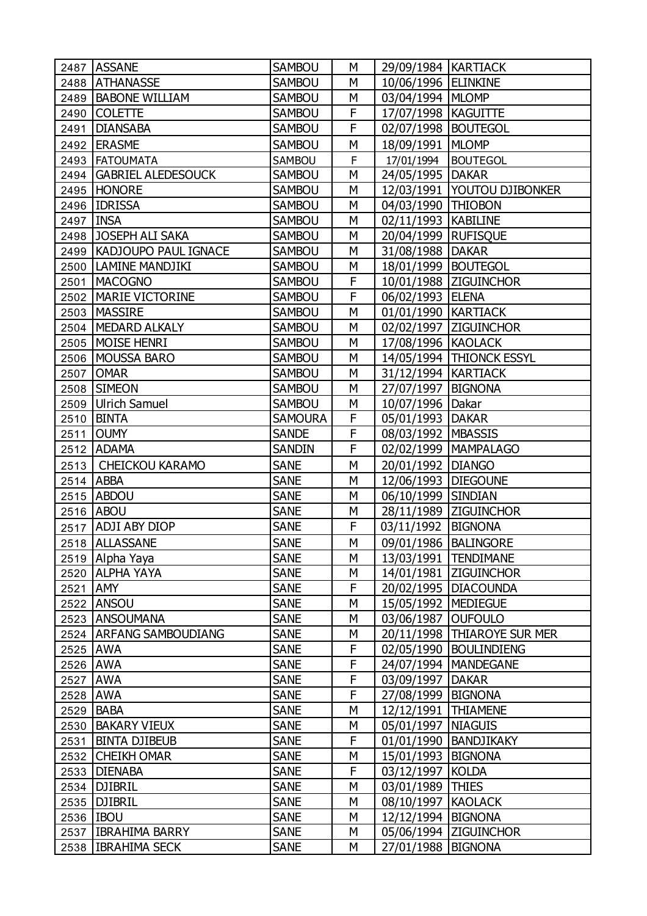| 2487 | ASSANE | SAMBOU | M | 29/09/1984 | KARTIACK |
|---|---|---|---|---|---|
| 2488 | ATHANASSE | SAMBOU | M | 10/06/1996 | ELINKINE |
| 2489 | BABONE WILLIAM | SAMBOU | M | 03/04/1994 | MLOMP |
| 2490 | COLETTE | SAMBOU | F | 17/07/1998 | KAGUITTE |
| 2491 | DIANSABA | SAMBOU | F | 02/07/1998 | BOUTEGOL |
| 2492 | ERASME | SAMBOU | M | 18/09/1991 | MLOMP |
| 2493 | FATOUMATA | SAMBOU | F | 17/01/1994 | BOUTEGOL |
| 2494 | GABRIEL ALEDESOUCK | SAMBOU | M | 24/05/1995 | DAKAR |
| 2495 | HONORE | SAMBOU | M | 12/03/1991 | YOUTOU DJIBONKER |
| 2496 | IDRISSA | SAMBOU | M | 04/03/1990 | THIOBON |
| 2497 | INSA | SAMBOU | M | 02/11/1993 | KABILINE |
| 2498 | JOSEPH ALI SAKA | SAMBOU | M | 20/04/1999 | RUFISQUE |
| 2499 | KADJOUPO PAUL IGNACE | SAMBOU | M | 31/08/1988 | DAKAR |
| 2500 | LAMINE MANDJIKI | SAMBOU | M | 18/01/1999 | BOUTEGOL |
| 2501 | MACOGNO | SAMBOU | F | 10/01/1988 | ZIGUINCHOR |
| 2502 | MARIE VICTORINE | SAMBOU | F | 06/02/1993 | ELENA |
| 2503 | MASSIRE | SAMBOU | M | 01/01/1990 | KARTIACK |
| 2504 | MEDARD ALKALY | SAMBOU | M | 02/02/1997 | ZIGUINCHOR |
| 2505 | MOISE HENRI | SAMBOU | M | 17/08/1996 | KAOLACK |
| 2506 | MOUSSA BARO | SAMBOU | M | 14/05/1994 | THIONCK ESSYL |
| 2507 | OMAR | SAMBOU | M | 31/12/1994 | KARTIACK |
| 2508 | SIMEON | SAMBOU | M | 27/07/1997 | BIGNONA |
| 2509 | Ulrich Samuel | SAMBOU | M | 10/07/1996 | Dakar |
| 2510 | BINTA | SAMOURA | F | 05/01/1993 | DAKAR |
| 2511 | OUMY | SANDE | F | 08/03/1992 | MBASSIS |
| 2512 | ADAMA | SANDIN | F | 02/02/1999 | MAMPALAGO |
| 2513 | CHEICKOU KARAMO | SANE | M | 20/01/1992 | DIANGO |
| 2514 | ABBA | SANE | M | 12/06/1993 | DIEGOUNE |
| 2515 | ABDOU | SANE | M | 06/10/1999 | SINDIAN |
| 2516 | ABOU | SANE | M | 28/11/1989 | ZIGUINCHOR |
| 2517 | ADJI ABY DIOP | SANE | F | 03/11/1992 | BIGNONA |
| 2518 | ALLASSANE | SANE | M | 09/01/1986 | BALINGORE |
| 2519 | Alpha Yaya | SANE | M | 13/03/1991 | TENDIMANE |
| 2520 | ALPHA YAYA | SANE | M | 14/01/1981 | ZIGUINCHOR |
| 2521 | AMY | SANE | F | 20/02/1995 | DIACOUNDA |
| 2522 | ANSOU | SANE | M | 15/05/1992 | MEDIEGUE |
| 2523 | ANSOUMANA | SANE | M | 03/06/1987 | OUFOULO |
| 2524 | ARFANG SAMBOUDIANG | SANE | M | 20/11/1998 | THIAROYE SUR MER |
| 2525 | AWA | SANE | F | 02/05/1990 | BOULINDIENG |
| 2526 | AWA | SANE | F | 24/07/1994 | MANDEGANE |
| 2527 | AWA | SANE | F | 03/09/1997 | DAKAR |
| 2528 | AWA | SANE | F | 27/08/1999 | BIGNONA |
| 2529 | BABA | SANE | M | 12/12/1991 | THIAMENE |
| 2530 | BAKARY VIEUX | SANE | M | 05/01/1997 | NIAGUIS |
| 2531 | BINTA DJIBEUB | SANE | F | 01/01/1990 | BANDJIKAKY |
| 2532 | CHEIKH OMAR | SANE | M | 15/01/1993 | BIGNONA |
| 2533 | DIENABA | SANE | F | 03/12/1997 | KOLDA |
| 2534 | DJIBRIL | SANE | M | 03/01/1989 | THIES |
| 2535 | DJIBRIL | SANE | M | 08/10/1997 | KAOLACK |
| 2536 | IBOU | SANE | M | 12/12/1994 | BIGNONA |
| 2537 | IBRAHIMA BARRY | SANE | M | 05/06/1994 | ZIGUINCHOR |
| 2538 | IBRAHIMA SECK | SANE | M | 27/01/1988 | BIGNONA |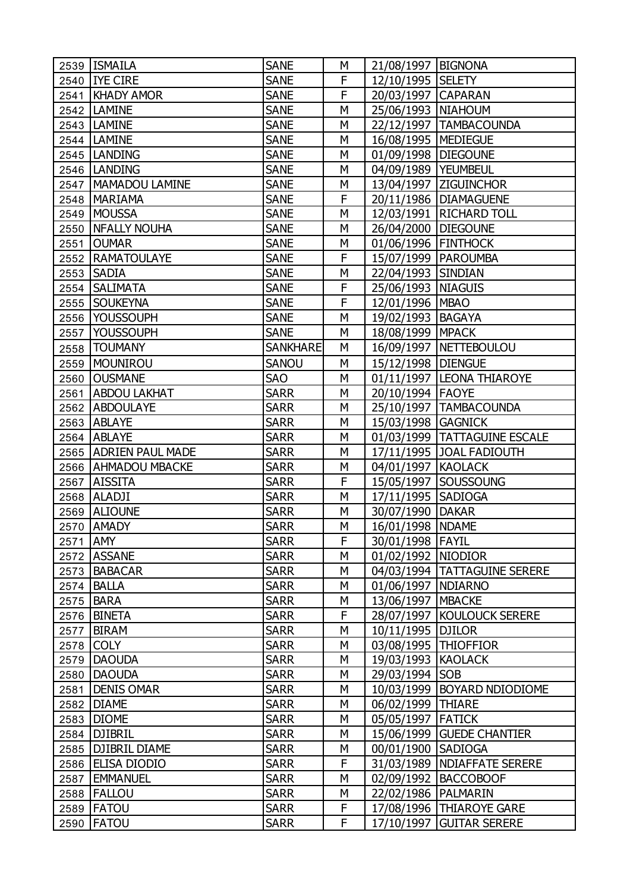| 2539 | ISMAILA | SANE | M | 21/08/1997 | BIGNONA |
|---|---|---|---|---|---|
| 2540 | IYE CIRE | SANE | F | 12/10/1995 | SELETY |
| 2541 | KHADY AMOR | SANE | F | 20/03/1997 | CAPARAN |
| 2542 | LAMINE | SANE | M | 25/06/1993 | NIAHOUM |
| 2543 | LAMINE | SANE | M | 22/12/1997 | TAMBACOUNDA |
| 2544 | LAMINE | SANE | M | 16/08/1995 | MEDIEGUE |
| 2545 | LANDING | SANE | M | 01/09/1998 | DIEGOUNE |
| 2546 | LANDING | SANE | M | 04/09/1989 | YEUMBEUL |
| 2547 | MAMADOU LAMINE | SANE | M | 13/04/1997 | ZIGUINCHOR |
| 2548 | MARIAMA | SANE | F | 20/11/1986 | DIAMAGUENE |
| 2549 | MOUSSA | SANE | M | 12/03/1991 | RICHARD TOLL |
| 2550 | NFALLY NOUHA | SANE | M | 26/04/2000 | DIEGOUNE |
| 2551 | OUMAR | SANE | M | 01/06/1996 | FINTHOCK |
| 2552 | RAMATOULAYE | SANE | F | 15/07/1999 | PAROUMBA |
| 2553 | SADIA | SANE | M | 22/04/1993 | SINDIAN |
| 2554 | SALIMATA | SANE | F | 25/06/1993 | NIAGUIS |
| 2555 | SOUKEYNA | SANE | F | 12/01/1996 | MBAO |
| 2556 | YOUSSOUPH | SANE | M | 19/02/1993 | BAGAYA |
| 2557 | YOUSSOUPH | SANE | M | 18/08/1999 | MPACK |
| 2558 | TOUMANY | SANKHARE | M | 16/09/1997 | NETTEBOULOU |
| 2559 | MOUNIROU | SANOU | M | 15/12/1998 | DIENGUE |
| 2560 | OUSMANE | SAO | M | 01/11/1997 | LEONA THIAROYE |
| 2561 | ABDOU LAKHAT | SARR | M | 20/10/1994 | FAOYE |
| 2562 | ABDOULAYE | SARR | M | 25/10/1997 | TAMBACOUNDA |
| 2563 | ABLAYE | SARR | M | 15/03/1998 | GAGNICK |
| 2564 | ABLAYE | SARR | M | 01/03/1999 | TATTAGUINE ESCALE |
| 2565 | ADRIEN PAUL MADE | SARR | M | 17/11/1995 | JOAL FADIOUTH |
| 2566 | AHMADOU MBACKE | SARR | M | 04/01/1997 | KAOLACK |
| 2567 | AISSITA | SARR | F | 15/05/1997 | SOUSSOUNG |
| 2568 | ALADJI | SARR | M | 17/11/1995 | SADIOGA |
| 2569 | ALIOUNE | SARR | M | 30/07/1990 | DAKAR |
| 2570 | AMADY | SARR | M | 16/01/1998 | NDAME |
| 2571 | AMY | SARR | F | 30/01/1998 | FAYIL |
| 2572 | ASSANE | SARR | M | 01/02/1992 | NIODIOR |
| 2573 | BABACAR | SARR | M | 04/03/1994 | TATTAGUINE SERERE |
| 2574 | BALLA | SARR | M | 01/06/1997 | NDIARNO |
| 2575 | BARA | SARR | M | 13/06/1997 | MBACKE |
| 2576 | BINETA | SARR | F | 28/07/1997 | KOULOUCK SERERE |
| 2577 | BIRAM | SARR | M | 10/11/1995 | DJILOR |
| 2578 | COLY | SARR | M | 03/08/1995 | THIOFFIOR |
| 2579 | DAOUDA | SARR | M | 19/03/1993 | KAOLACK |
| 2580 | DAOUDA | SARR | M | 29/03/1994 | SOB |
| 2581 | DENIS OMAR | SARR | M | 10/03/1999 | BOYARD NDIODIOME |
| 2582 | DIAME | SARR | M | 06/02/1999 | THIARE |
| 2583 | DIOME | SARR | M | 05/05/1997 | FATICK |
| 2584 | DJIBRIL | SARR | M | 15/06/1999 | GUEDE CHANTIER |
| 2585 | DJIBRIL DIAME | SARR | M | 00/01/1900 | SADIOGA |
| 2586 | ELISA DIODIO | SARR | F | 31/03/1989 | NDIAFFATE SERERE |
| 2587 | EMMANUEL | SARR | M | 02/09/1992 | BACCOBOOF |
| 2588 | FALLOU | SARR | M | 22/02/1986 | PALMARIN |
| 2589 | FATOU | SARR | F | 17/08/1996 | THIAROYE GARE |
| 2590 | FATOU | SARR | F | 17/10/1997 | GUITAR SERERE |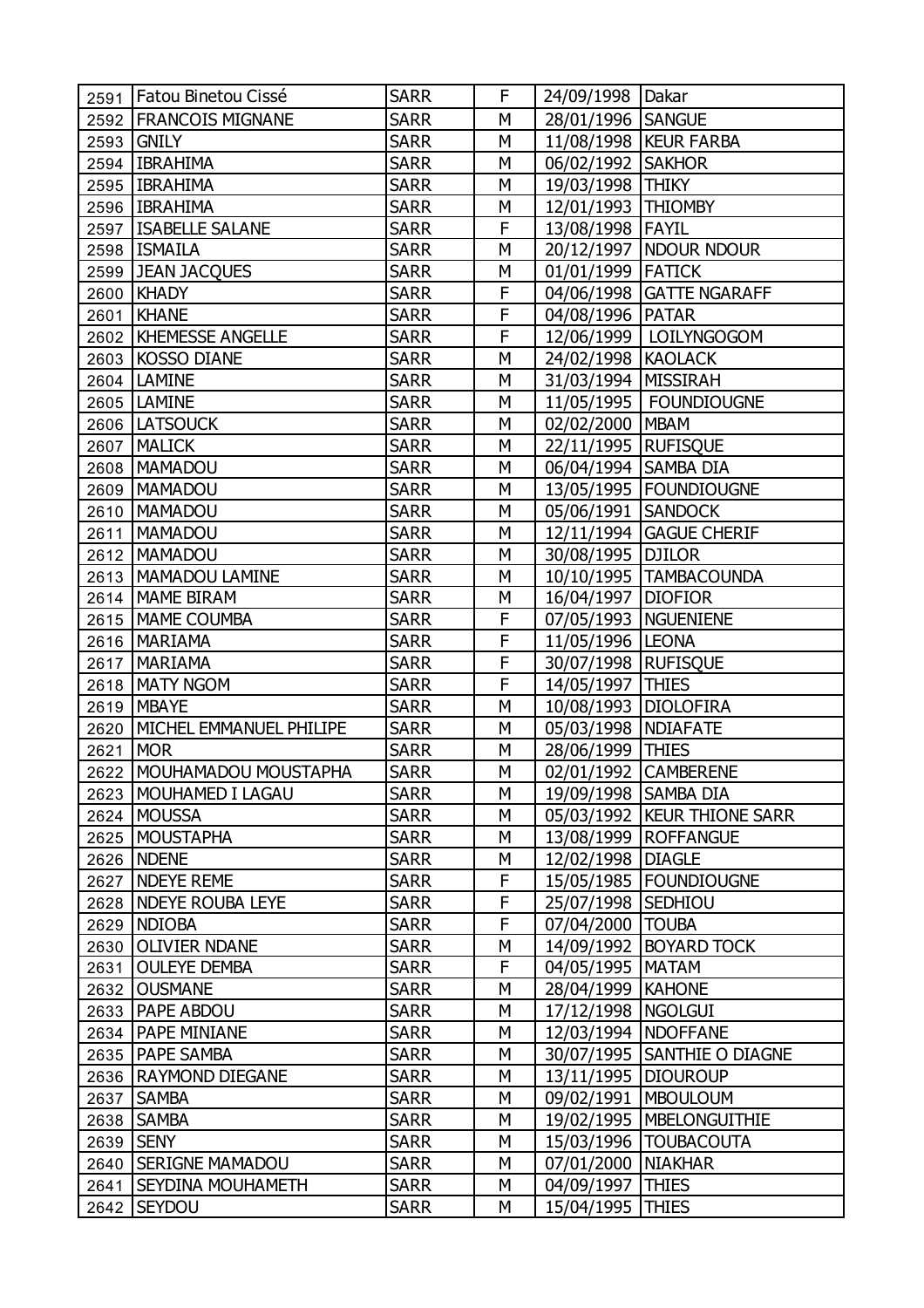| 2591 | Fatou Binetou Cissé | SARR | F | 24/09/1998 | Dakar |
|---|---|---|---|---|---|
| 2592 | FRANCOIS MIGNANE | SARR | M | 28/01/1996 | SANGUE |
| 2593 | GNILY | SARR | M | 11/08/1998 | KEUR FARBA |
| 2594 | IBRAHIMA | SARR | M | 06/02/1992 | SAKHOR |
| 2595 | IBRAHIMA | SARR | M | 19/03/1998 | THIKY |
| 2596 | IBRAHIMA | SARR | M | 12/01/1993 | THIOMBY |
| 2597 | ISABELLE SALANE | SARR | F | 13/08/1998 | FAYIL |
| 2598 | ISMAILA | SARR | M | 20/12/1997 | NDOUR NDOUR |
| 2599 | JEAN JACQUES | SARR | M | 01/01/1999 | FATICK |
| 2600 | KHADY | SARR | F | 04/06/1998 | GATTE NGARAFF |
| 2601 | KHANE | SARR | F | 04/08/1996 | PATAR |
| 2602 | KHEMESSE ANGELLE | SARR | F | 12/06/1999 | LOILYNGOGOM |
| 2603 | KOSSO DIANE | SARR | M | 24/02/1998 | KAOLACK |
| 2604 | LAMINE | SARR | M | 31/03/1994 | MISSIRAH |
| 2605 | LAMINE | SARR | M | 11/05/1995 | FOUNDIOUGNE |
| 2606 | LATSOUCK | SARR | M | 02/02/2000 | MBAM |
| 2607 | MALICK | SARR | M | 22/11/1995 | RUFISQUE |
| 2608 | MAMADOU | SARR | M | 06/04/1994 | SAMBA DIA |
| 2609 | MAMADOU | SARR | M | 13/05/1995 | FOUNDIOUGNE |
| 2610 | MAMADOU | SARR | M | 05/06/1991 | SANDOCK |
| 2611 | MAMADOU | SARR | M | 12/11/1994 | GAGUE CHERIF |
| 2612 | MAMADOU | SARR | M | 30/08/1995 | DJILOR |
| 2613 | MAMADOU LAMINE | SARR | M | 10/10/1995 | TAMBACOUNDA |
| 2614 | MAME BIRAM | SARR | M | 16/04/1997 | DIOFIOR |
| 2615 | MAME COUMBA | SARR | F | 07/05/1993 | NGUENIENE |
| 2616 | MARIAMA | SARR | F | 11/05/1996 | LEONA |
| 2617 | MARIAMA | SARR | F | 30/07/1998 | RUFISQUE |
| 2618 | MATY NGOM | SARR | F | 14/05/1997 | THIES |
| 2619 | MBAYE | SARR | M | 10/08/1993 | DIOLOFIRA |
| 2620 | MICHEL EMMANUEL PHILIPE | SARR | M | 05/03/1998 | NDIAFATE |
| 2621 | MOR | SARR | M | 28/06/1999 | THIES |
| 2622 | MOUHAMADOU MOUSTAPHA | SARR | M | 02/01/1992 | CAMBERENE |
| 2623 | MOUHAMED I LAGAU | SARR | M | 19/09/1998 | SAMBA DIA |
| 2624 | MOUSSA | SARR | M | 05/03/1992 | KEUR THIONE SARR |
| 2625 | MOUSTAPHA | SARR | M | 13/08/1999 | ROFFANGUE |
| 2626 | NDENE | SARR | M | 12/02/1998 | DIAGLE |
| 2627 | NDEYE REME | SARR | F | 15/05/1985 | FOUNDIOUGNE |
| 2628 | NDEYE ROUBA LEYE | SARR | F | 25/07/1998 | SEDHIOU |
| 2629 | NDIOBA | SARR | F | 07/04/2000 | TOUBA |
| 2630 | OLIVIER NDANE | SARR | M | 14/09/1992 | BOYARD TOCK |
| 2631 | OULEYE DEMBA | SARR | F | 04/05/1995 | MATAM |
| 2632 | OUSMANE | SARR | M | 28/04/1999 | KAHONE |
| 2633 | PAPE ABDOU | SARR | M | 17/12/1998 | NGOLGUI |
| 2634 | PAPE MINIANE | SARR | M | 12/03/1994 | NDOFFANE |
| 2635 | PAPE SAMBA | SARR | M | 30/07/1995 | SANTHIE O DIAGNE |
| 2636 | RAYMOND DIEGANE | SARR | M | 13/11/1995 | DIOUROUP |
| 2637 | SAMBA | SARR | M | 09/02/1991 | MBOULOUM |
| 2638 | SAMBA | SARR | M | 19/02/1995 | MBELONGUITHIE |
| 2639 | SENY | SARR | M | 15/03/1996 | TOUBACOUTA |
| 2640 | SERIGNE MAMADOU | SARR | M | 07/01/2000 | NIAKHAR |
| 2641 | SEYDINA MOUHAMETH | SARR | M | 04/09/1997 | THIES |
| 2642 | SEYDOU | SARR | M | 15/04/1995 | THIES |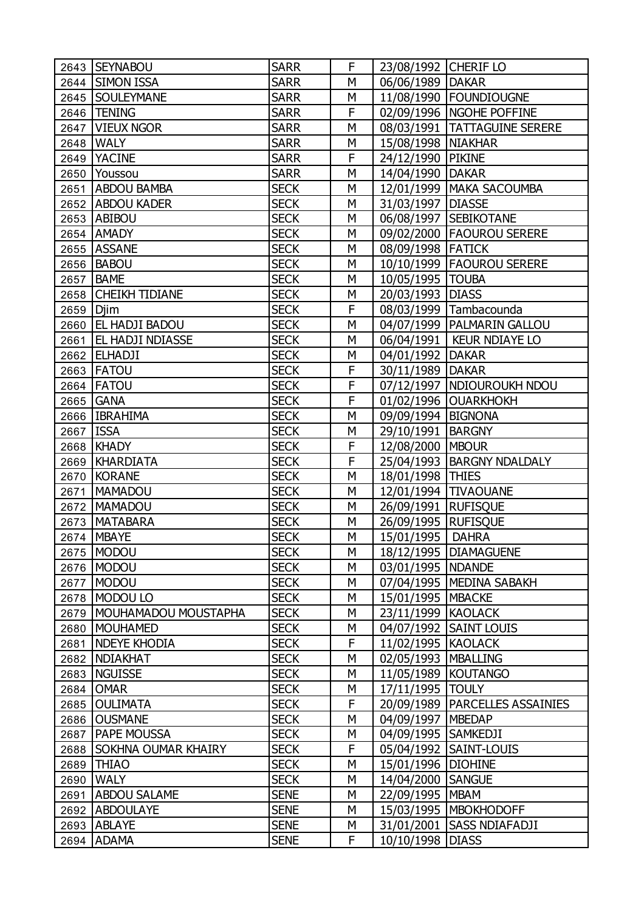| 2643 | SEYNABOU | SARR | F | 23/08/1992 | CHERIF LO |
|---|---|---|---|---|---|
| 2644 | SIMON ISSA | SARR | M | 06/06/1989 | DAKAR |
| 2645 | SOULEYMANE | SARR | M | 11/08/1990 | FOUNDIOUGNE |
| 2646 | TENING | SARR | F | 02/09/1996 | NGOHE POFFINE |
| 2647 | VIEUX NGOR | SARR | M | 08/03/1991 | TATTAGUINE SERERE |
| 2648 | WALY | SARR | M | 15/08/1998 | NIAKHAR |
| 2649 | YACINE | SARR | F | 24/12/1990 | PIKINE |
| 2650 | Youssou | SARR | M | 14/04/1990 | DAKAR |
| 2651 | ABDOU BAMBA | SECK | M | 12/01/1999 | MAKA SACOUMBA |
| 2652 | ABDOU KADER | SECK | M | 31/03/1997 | DIASSE |
| 2653 | ABIBOU | SECK | M | 06/08/1997 | SEBIKOTANE |
| 2654 | AMADY | SECK | M | 09/02/2000 | FAOUROU SERERE |
| 2655 | ASSANE | SECK | M | 08/09/1998 | FATICK |
| 2656 | BABOU | SECK | M | 10/10/1999 | FAOUROU SERERE |
| 2657 | BAME | SECK | M | 10/05/1995 | TOUBA |
| 2658 | CHEIKH TIDIANE | SECK | M | 20/03/1993 | DIASS |
| 2659 | Djim | SECK | F | 08/03/1999 | Tambacounda |
| 2660 | EL HADJI BADOU | SECK | M | 04/07/1999 | PALMARIN GALLOU |
| 2661 | EL HADJI NDIASSE | SECK | M | 06/04/1991 | KEUR NDIAYE LO |
| 2662 | ELHADJI | SECK | M | 04/01/1992 | DAKAR |
| 2663 | FATOU | SECK | F | 30/11/1989 | DAKAR |
| 2664 | FATOU | SECK | F | 07/12/1997 | NDIOUROUKH NDOU |
| 2665 | GANA | SECK | F | 01/02/1996 | OUARKHOKH |
| 2666 | IBRAHIMA | SECK | M | 09/09/1994 | BIGNONA |
| 2667 | ISSA | SECK | M | 29/10/1991 | BARGNY |
| 2668 | KHADY | SECK | F | 12/08/2000 | MBOUR |
| 2669 | KHARDIATA | SECK | F | 25/04/1993 | BARGNY NDALDALY |
| 2670 | KORANE | SECK | M | 18/01/1998 | THIES |
| 2671 | MAMADOU | SECK | M | 12/01/1994 | TIVAOUANE |
| 2672 | MAMADOU | SECK | M | 26/09/1991 | RUFISQUE |
| 2673 | MATABARA | SECK | M | 26/09/1995 | RUFISQUE |
| 2674 | MBAYE | SECK | M | 15/01/1995 | DAHRA |
| 2675 | MODOU | SECK | M | 18/12/1995 | DIAMAGUENE |
| 2676 | MODOU | SECK | M | 03/01/1995 | NDANDE |
| 2677 | MODOU | SECK | M | 07/04/1995 | MEDINA SABAKH |
| 2678 | MODOU LO | SECK | M | 15/01/1995 | MBACKE |
| 2679 | MOUHAMADOU MOUSTAPHA | SECK | M | 23/11/1999 | KAOLACK |
| 2680 | MOUHAMED | SECK | M | 04/07/1992 | SAINT LOUIS |
| 2681 | NDEYE KHODIA | SECK | F | 11/02/1995 | KAOLACK |
| 2682 | NDIAKHAT | SECK | M | 02/05/1993 | MBALLING |
| 2683 | NGUISSE | SECK | M | 11/05/1989 | KOUTANGO |
| 2684 | OMAR | SECK | M | 17/11/1995 | TOULY |
| 2685 | OULIMATA | SECK | F | 20/09/1989 | PARCELLES ASSAINIES |
| 2686 | OUSMANE | SECK | M | 04/09/1997 | MBEDAP |
| 2687 | PAPE MOUSSA | SECK | M | 04/09/1995 | SAMKEDJI |
| 2688 | SOKHNA OUMAR KHAIRY | SECK | F | 05/04/1992 | SAINT-LOUIS |
| 2689 | THIAO | SECK | M | 15/01/1996 | DIOHINE |
| 2690 | WALY | SECK | M | 14/04/2000 | SANGUE |
| 2691 | ABDOU SALAME | SENE | M | 22/09/1995 | MBAM |
| 2692 | ABDOULAYE | SENE | M | 15/03/1995 | MBOKHODOFF |
| 2693 | ABLAYE | SENE | M | 31/01/2001 | SASS NDIAFADJI |
| 2694 | ADAMA | SENE | F | 10/10/1998 | DIASS |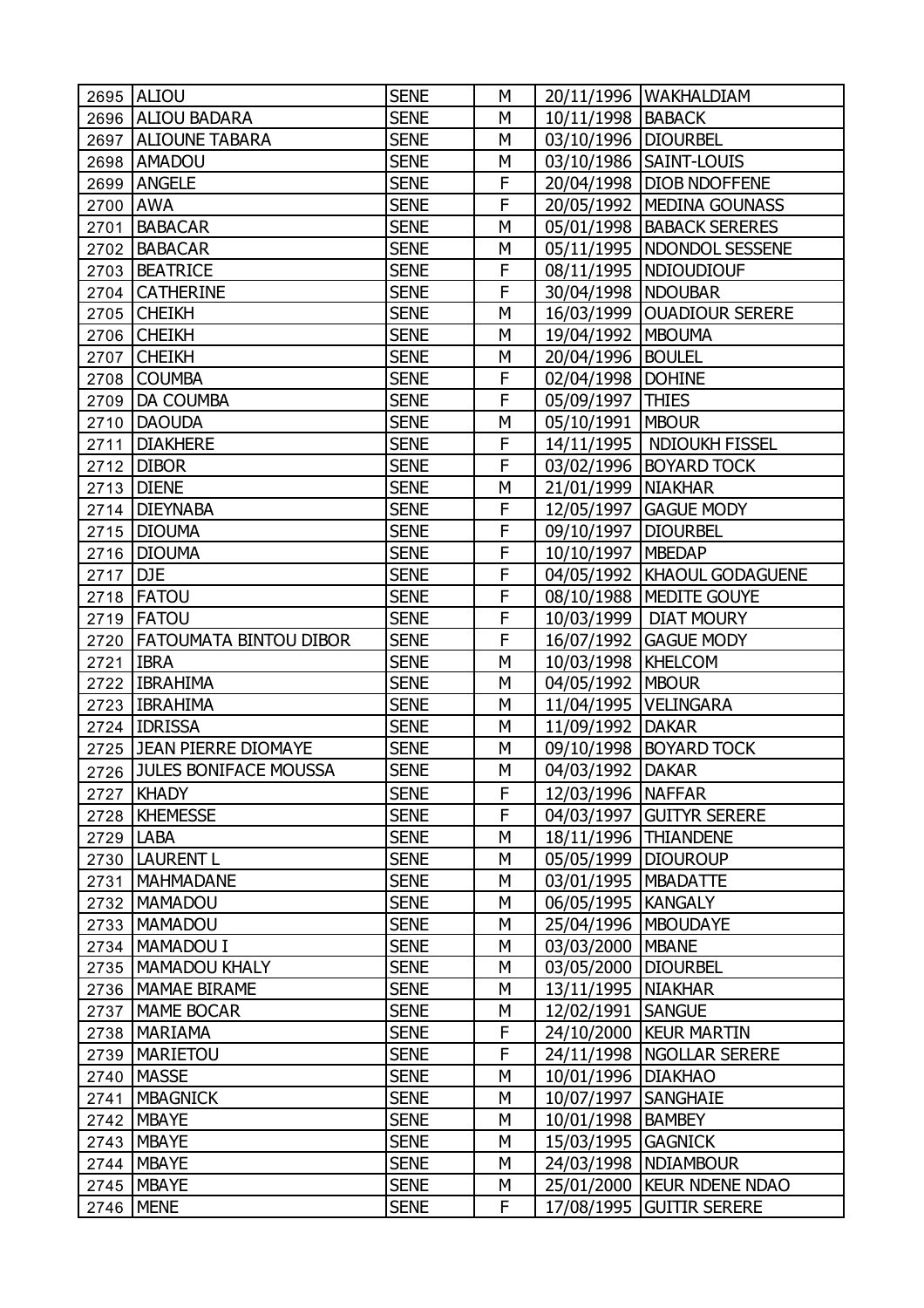| | | | | | |
|---|---|---|---|---|---|
| 2695 | ALIOU | SENE | M | 20/11/1996 | WAKHALDIAM |
| 2696 | ALIOU BADARA | SENE | M | 10/11/1998 | BABACK |
| 2697 | ALIOUNE TABARA | SENE | M | 03/10/1996 | DIOURBEL |
| 2698 | AMADOU | SENE | M | 03/10/1986 | SAINT-LOUIS |
| 2699 | ANGELE | SENE | F | 20/04/1998 | DIOB NDOFFENE |
| 2700 | AWA | SENE | F | 20/05/1992 | MEDINA GOUNASS |
| 2701 | BABACAR | SENE | M | 05/01/1998 | BABACK SERERES |
| 2702 | BABACAR | SENE | M | 05/11/1995 | NDONDOL SESSENE |
| 2703 | BEATRICE | SENE | F | 08/11/1995 | NDIOUDIOUF |
| 2704 | CATHERINE | SENE | F | 30/04/1998 | NDOUBAR |
| 2705 | CHEIKH | SENE | M | 16/03/1999 | OUADIOUR SERERE |
| 2706 | CHEIKH | SENE | M | 19/04/1992 | MBOUMA |
| 2707 | CHEIKH | SENE | M | 20/04/1996 | BOULEL |
| 2708 | COUMBA | SENE | F | 02/04/1998 | DOHINE |
| 2709 | DA COUMBA | SENE | F | 05/09/1997 | THIES |
| 2710 | DAOUDA | SENE | M | 05/10/1991 | MBOUR |
| 2711 | DIAKHERE | SENE | F | 14/11/1995 | NDIOUKH FISSEL |
| 2712 | DIBOR | SENE | F | 03/02/1996 | BOYARD TOCK |
| 2713 | DIENE | SENE | M | 21/01/1999 | NIAKHAR |
| 2714 | DIEYNABA | SENE | F | 12/05/1997 | GAGUE MODY |
| 2715 | DIOUMA | SENE | F | 09/10/1997 | DIOURBEL |
| 2716 | DIOUMA | SENE | F | 10/10/1997 | MBEDAP |
| 2717 | DJE | SENE | F | 04/05/1992 | KHAOUL GODAGUENE |
| 2718 | FATOU | SENE | F | 08/10/1988 | MEDITE GOUYE |
| 2719 | FATOU | SENE | F | 10/03/1999 | DIAT MOURY |
| 2720 | FATOUMATA BINTOU DIBOR | SENE | F | 16/07/1992 | GAGUE MODY |
| 2721 | IBRA | SENE | M | 10/03/1998 | KHELCOM |
| 2722 | IBRAHIMA | SENE | M | 04/05/1992 | MBOUR |
| 2723 | IBRAHIMA | SENE | M | 11/04/1995 | VELINGARA |
| 2724 | IDRISSA | SENE | M | 11/09/1992 | DAKAR |
| 2725 | JEAN PIERRE DIOMAYE | SENE | M | 09/10/1998 | BOYARD TOCK |
| 2726 | JULES BONIFACE MOUSSA | SENE | M | 04/03/1992 | DAKAR |
| 2727 | KHADY | SENE | F | 12/03/1996 | NAFFAR |
| 2728 | KHEMESSE | SENE | F | 04/03/1997 | GUITYR SERERE |
| 2729 | LABA | SENE | M | 18/11/1996 | THIANDENE |
| 2730 | LAURENT L | SENE | M | 05/05/1999 | DIOUROUP |
| 2731 | MAHMADANE | SENE | M | 03/01/1995 | MBADATTE |
| 2732 | MAMADOU | SENE | M | 06/05/1995 | KANGALY |
| 2733 | MAMADOU | SENE | M | 25/04/1996 | MBOUDAYE |
| 2734 | MAMADOU I | SENE | M | 03/03/2000 | MBANE |
| 2735 | MAMADOU KHALY | SENE | M | 03/05/2000 | DIOURBEL |
| 2736 | MAMAE BIRAME | SENE | M | 13/11/1995 | NIAKHAR |
| 2737 | MAME BOCAR | SENE | M | 12/02/1991 | SANGUE |
| 2738 | MARIAMA | SENE | F | 24/10/2000 | KEUR MARTIN |
| 2739 | MARIETOU | SENE | F | 24/11/1998 | NGOLLAR SERERE |
| 2740 | MASSE | SENE | M | 10/01/1996 | DIAKHAO |
| 2741 | MBAGNICK | SENE | M | 10/07/1997 | SANGHAIE |
| 2742 | MBAYE | SENE | M | 10/01/1998 | BAMBEY |
| 2743 | MBAYE | SENE | M | 15/03/1995 | GAGNICK |
| 2744 | MBAYE | SENE | M | 24/03/1998 | NDIAMBOUR |
| 2745 | MBAYE | SENE | M | 25/01/2000 | KEUR NDENE NDAO |
| 2746 | MENE | SENE | F | 17/08/1995 | GUITIR SERERE |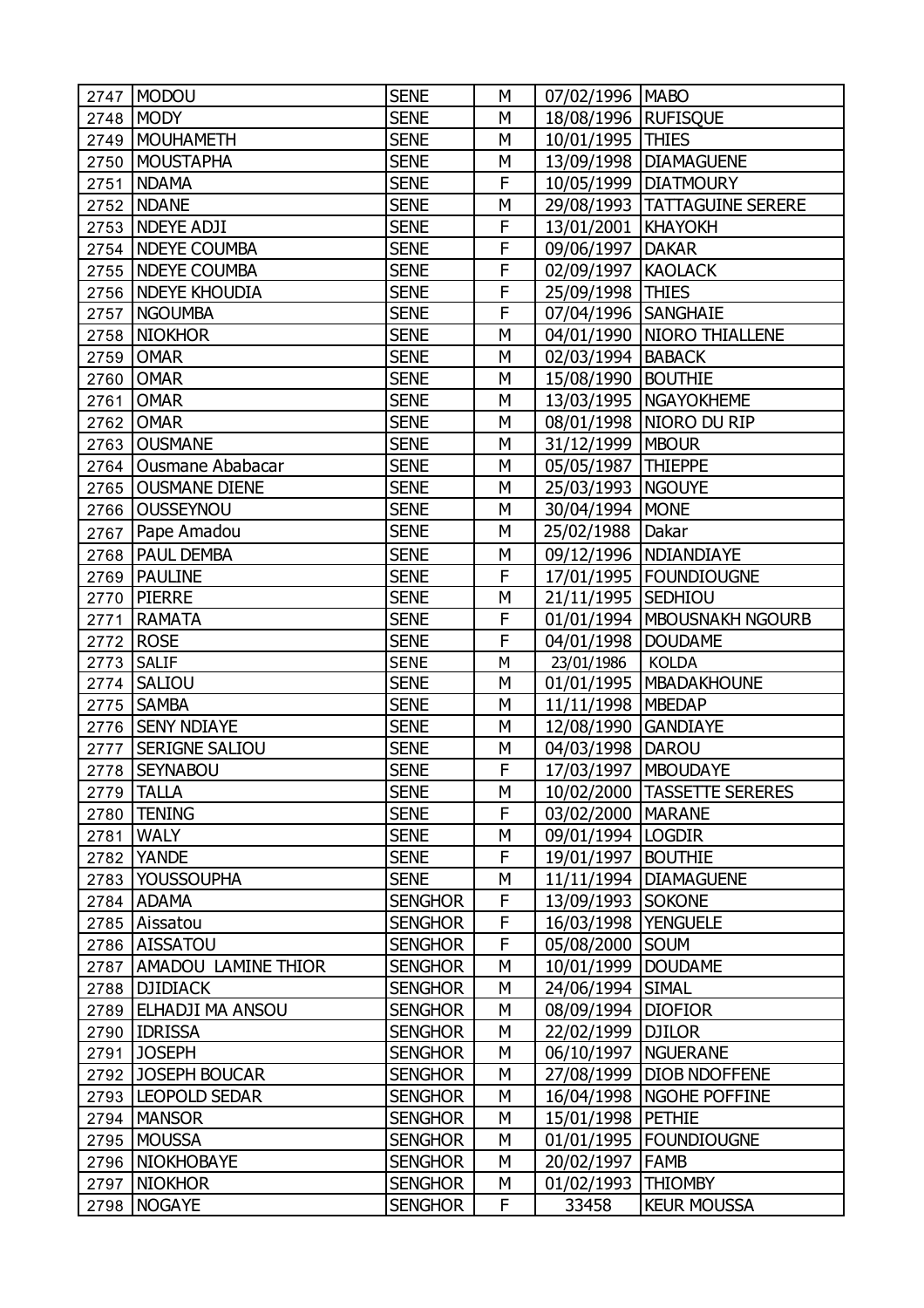| 2747 | MODOU | SENE | M | 07/02/1996 | MABO |
|---|---|---|---|---|---|
| 2748 | MODY | SENE | M | 18/08/1996 | RUFISQUE |
| 2749 | MOUHAMETH | SENE | M | 10/01/1995 | THIES |
| 2750 | MOUSTAPHA | SENE | M | 13/09/1998 | DIAMAGUENE |
| 2751 | NDAMA | SENE | F | 10/05/1999 | DIATMOURY |
| 2752 | NDANE | SENE | M | 29/08/1993 | TATTAGUINE SERERE |
| 2753 | NDEYE ADJI | SENE | F | 13/01/2001 | KHAYOKH |
| 2754 | NDEYE COUMBA | SENE | F | 09/06/1997 | DAKAR |
| 2755 | NDEYE COUMBA | SENE | F | 02/09/1997 | KAOLACK |
| 2756 | NDEYE KHOUDIA | SENE | F | 25/09/1998 | THIES |
| 2757 | NGOUMBA | SENE | F | 07/04/1996 | SANGHAIE |
| 2758 | NIOKHOR | SENE | M | 04/01/1990 | NIORO THIALLENE |
| 2759 | OMAR | SENE | M | 02/03/1994 | BABACK |
| 2760 | OMAR | SENE | M | 15/08/1990 | BOUTHIE |
| 2761 | OMAR | SENE | M | 13/03/1995 | NGAYOKHEME |
| 2762 | OMAR | SENE | M | 08/01/1998 | NIORO DU RIP |
| 2763 | OUSMANE | SENE | M | 31/12/1999 | MBOUR |
| 2764 | Ousmane Ababacar | SENE | M | 05/05/1987 | THIEPPE |
| 2765 | OUSMANE DIENE | SENE | M | 25/03/1993 | NGOUYE |
| 2766 | OUSSEYNOU | SENE | M | 30/04/1994 | MONE |
| 2767 | Pape Amadou | SENE | M | 25/02/1988 | Dakar |
| 2768 | PAUL DEMBA | SENE | M | 09/12/1996 | NDIANDIAYE |
| 2769 | PAULINE | SENE | F | 17/01/1995 | FOUNDIOUGNE |
| 2770 | PIERRE | SENE | M | 21/11/1995 | SEDHIOU |
| 2771 | RAMATA | SENE | F | 01/01/1994 | MBOUSNAKH NGOURB |
| 2772 | ROSE | SENE | F | 04/01/1998 | DOUDAME |
| 2773 | SALIF | SENE | M | 23/01/1986 | KOLDA |
| 2774 | SALIOU | SENE | M | 01/01/1995 | MBADAKHOUNE |
| 2775 | SAMBA | SENE | M | 11/11/1998 | MBEDAP |
| 2776 | SENY NDIAYE | SENE | M | 12/08/1990 | GANDIAYE |
| 2777 | SERIGNE SALIOU | SENE | M | 04/03/1998 | DAROU |
| 2778 | SEYNABOU | SENE | F | 17/03/1997 | MBOUDAYE |
| 2779 | TALLA | SENE | M | 10/02/2000 | TASSETTE SERERES |
| 2780 | TENING | SENE | F | 03/02/2000 | MARANE |
| 2781 | WALY | SENE | M | 09/01/1994 | LOGDIR |
| 2782 | YANDE | SENE | F | 19/01/1997 | BOUTHIE |
| 2783 | YOUSSOUPHA | SENE | M | 11/11/1994 | DIAMAGUENE |
| 2784 | ADAMA | SENGHOR | F | 13/09/1993 | SOKONE |
| 2785 | Aissatou | SENGHOR | F | 16/03/1998 | YENGUELE |
| 2786 | AISSATOU | SENGHOR | F | 05/08/2000 | SOUM |
| 2787 | AMADOU LAMINE THIOR | SENGHOR | M | 10/01/1999 | DOUDAME |
| 2788 | DJIDIACK | SENGHOR | M | 24/06/1994 | SIMAL |
| 2789 | ELHADJI MA ANSOU | SENGHOR | M | 08/09/1994 | DIOFIOR |
| 2790 | IDRISSA | SENGHOR | M | 22/02/1999 | DJILOR |
| 2791 | JOSEPH | SENGHOR | M | 06/10/1997 | NGUERANE |
| 2792 | JOSEPH BOUCAR | SENGHOR | M | 27/08/1999 | DIOB NDOFFENE |
| 2793 | LEOPOLD SEDAR | SENGHOR | M | 16/04/1998 | NGOHE POFFINE |
| 2794 | MANSOR | SENGHOR | M | 15/01/1998 | PETHIE |
| 2795 | MOUSSA | SENGHOR | M | 01/01/1995 | FOUNDIOUGNE |
| 2796 | NIOKHOBAYE | SENGHOR | M | 20/02/1997 | FAMB |
| 2797 | NIOKHOR | SENGHOR | M | 01/02/1993 | THIOMBY |
| 2798 | NOGAYE | SENGHOR | F | 33458 | KEUR MOUSSA |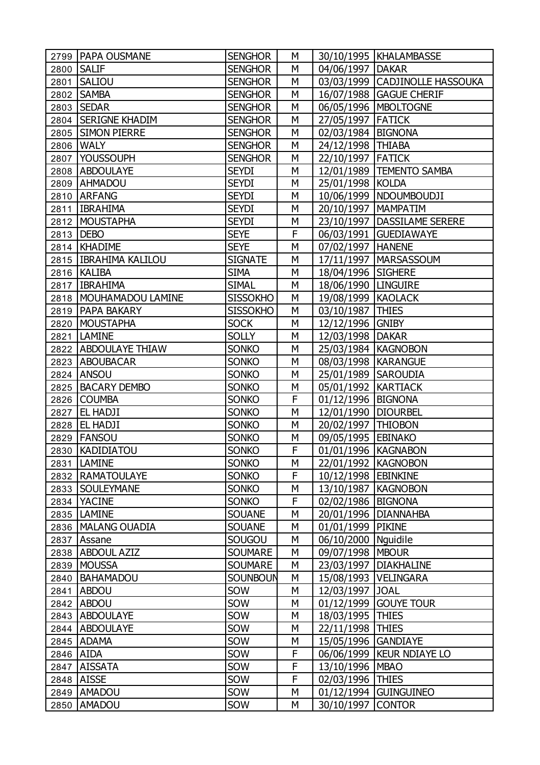| | | | | | |
|---|---|---|---|---|---|
| 2799 | PAPA OUSMANE | SENGHOR | M | 30/10/1995 | KHALAMBASSE |
| 2800 | SALIF | SENGHOR | M | 04/06/1997 | DAKAR |
| 2801 | SALIOU | SENGHOR | M | 03/03/1999 | CADJINOLLE HASSOUKA |
| 2802 | SAMBA | SENGHOR | M | 16/07/1988 | GAGUE CHERIF |
| 2803 | SEDAR | SENGHOR | M | 06/05/1996 | MBOLTOGNE |
| 2804 | SERIGNE KHADIM | SENGHOR | M | 27/05/1997 | FATICK |
| 2805 | SIMON PIERRE | SENGHOR | M | 02/03/1984 | BIGNONA |
| 2806 | WALY | SENGHOR | M | 24/12/1998 | THIABA |
| 2807 | YOUSSOUPH | SENGHOR | M | 22/10/1997 | FATICK |
| 2808 | ABDOULAYE | SEYDI | M | 12/01/1989 | TEMENTO SAMBA |
| 2809 | AHMADOU | SEYDI | M | 25/01/1998 | KOLDA |
| 2810 | ARFANG | SEYDI | M | 10/06/1999 | NDOUMBOUDJI |
| 2811 | IBRAHIMA | SEYDI | M | 20/10/1997 | MAMPATIM |
| 2812 | MOUSTAPHA | SEYDI | M | 23/10/1997 | DASSILAME SERERE |
| 2813 | DEBO | SEYE | F | 06/03/1991 | GUEDIAWAYE |
| 2814 | KHADIME | SEYE | M | 07/02/1997 | HANENE |
| 2815 | IBRAHIMA KALILOU | SIGNATE | M | 17/11/1997 | MARSASSOUM |
| 2816 | KALIBA | SIMA | M | 18/04/1996 | SIGHERE |
| 2817 | IBRAHIMA | SIMAL | M | 18/06/1990 | LINGUIRE |
| 2818 | MOUHAMADOU LAMINE | SISSOKHO | M | 19/08/1999 | KAOLACK |
| 2819 | PAPA BAKARY | SISSOKHO | M | 03/10/1987 | THIES |
| 2820 | MOUSTAPHA | SOCK | M | 12/12/1996 | GNIBY |
| 2821 | LAMINE | SOLLY | M | 12/03/1998 | DAKAR |
| 2822 | ABDOULAYE THIAW | SONKO | M | 25/03/1984 | KAGNOBON |
| 2823 | ABOUBACAR | SONKO | M | 08/03/1998 | KARANGUE |
| 2824 | ANSOU | SONKO | M | 25/01/1989 | SAROUDIA |
| 2825 | BACARY DEMBO | SONKO | M | 05/01/1992 | KARTIACK |
| 2826 | COUMBA | SONKO | F | 01/12/1996 | BIGNONA |
| 2827 | EL HADJI | SONKO | M | 12/01/1990 | DIOURBEL |
| 2828 | EL HADJI | SONKO | M | 20/02/1997 | THIOBON |
| 2829 | FANSOU | SONKO | M | 09/05/1995 | EBINAKO |
| 2830 | KADIDIATOU | SONKO | F | 01/01/1996 | KAGNABON |
| 2831 | LAMINE | SONKO | M | 22/01/1992 | KAGNOBON |
| 2832 | RAMATOULAYE | SONKO | F | 10/12/1998 | EBINKINE |
| 2833 | SOULEYMANE | SONKO | M | 13/10/1987 | KAGNOBON |
| 2834 | YACINE | SONKO | F | 02/02/1986 | BIGNONA |
| 2835 | LAMINE | SOUANE | M | 20/01/1996 | DIANNAHBA |
| 2836 | MALANG OUADIA | SOUANE | M | 01/01/1999 | PIKINE |
| 2837 | Assane | SOUGOU | M | 06/10/2000 | Nguidile |
| 2838 | ABDOUL AZIZ | SOUMARE | M | 09/07/1998 | MBOUR |
| 2839 | MOUSSA | SOUMARE | M | 23/03/1997 | DIAKHALINE |
| 2840 | BAHAMADOU | SOUNBOUN | M | 15/08/1993 | VELINGARA |
| 2841 | ABDOU | SOW | M | 12/03/1997 | JOAL |
| 2842 | ABDOU | SOW | M | 01/12/1999 | GOUYE TOUR |
| 2843 | ABDOULAYE | SOW | M | 18/03/1995 | THIES |
| 2844 | ABDOULAYE | SOW | M | 22/11/1998 | THIES |
| 2845 | ADAMA | SOW | M | 15/05/1996 | GANDIAYE |
| 2846 | AIDA | SOW | F | 06/06/1999 | KEUR NDIAYE LO |
| 2847 | AISSATA | SOW | F | 13/10/1996 | MBAO |
| 2848 | AISSE | SOW | F | 02/03/1996 | THIES |
| 2849 | AMADOU | SOW | M | 01/12/1994 | GUINGUINEO |
| 2850 | AMADOU | SOW | M | 30/10/1997 | CONTOR |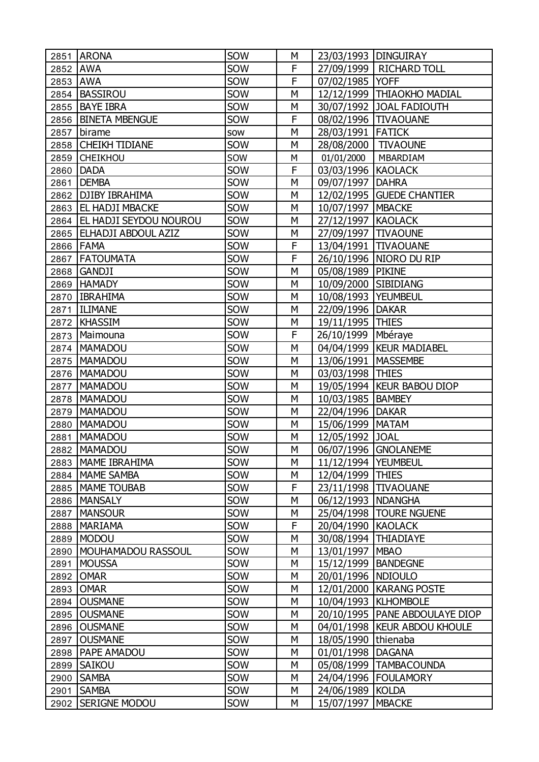| 2851 | ARONA | SOW | M | 23/03/1993 | DINGUIRAY |
|---|---|---|---|---|---|
| 2852 | AWA | SOW | F | 27/09/1999 | RICHARD TOLL |
| 2853 | AWA | SOW | F | 07/02/1985 | YOFF |
| 2854 | BASSIROU | SOW | M | 12/12/1999 | THIAOKHO MADIAL |
| 2855 | BAYE IBRA | SOW | M | 30/07/1992 | JOAL FADIOUTH |
| 2856 | BINETA MBENGUE | SOW | F | 08/02/1996 | TIVAOUANE |
| 2857 | birame | sow | M | 28/03/1991 | FATICK |
| 2858 | CHEIKH TIDIANE | SOW | M | 28/08/2000 | TIVAOUNE |
| 2859 | CHEIKHOU | SOW | M | 01/01/2000 | MBARDIAM |
| 2860 | DADA | SOW | F | 03/03/1996 | KAOLACK |
| 2861 | DEMBA | SOW | M | 09/07/1997 | DAHRA |
| 2862 | DJIBY IBRAHIMA | SOW | M | 12/02/1995 | GUEDE CHANTIER |
| 2863 | EL HADJI MBACKE | SOW | M | 10/07/1997 | MBACKE |
| 2864 | EL HADJI SEYDOU NOUROU | SOW | M | 27/12/1997 | KAOLACK |
| 2865 | ELHADJI ABDOUL AZIZ | SOW | M | 27/09/1997 | TIVAOUNE |
| 2866 | FAMA | SOW | F | 13/04/1991 | TIVAOUANE |
| 2867 | FATOUMATA | SOW | F | 26/10/1996 | NIORO DU RIP |
| 2868 | GANDJI | SOW | M | 05/08/1989 | PIKINE |
| 2869 | HAMADY | SOW | M | 10/09/2000 | SIBIDIANG |
| 2870 | IBRAHIMA | SOW | M | 10/08/1993 | YEUMBEUL |
| 2871 | ILIMANE | SOW | M | 22/09/1996 | DAKAR |
| 2872 | KHASSIM | SOW | M | 19/11/1995 | THIES |
| 2873 | Maimouna | SOW | F | 26/10/1999 | Mbéraye |
| 2874 | MAMADOU | SOW | M | 04/04/1999 | KEUR MADIABEL |
| 2875 | MAMADOU | SOW | M | 13/06/1991 | MASSEMBE |
| 2876 | MAMADOU | SOW | M | 03/03/1998 | THIES |
| 2877 | MAMADOU | SOW | M | 19/05/1994 | KEUR BABOU DIOP |
| 2878 | MAMADOU | SOW | M | 10/03/1985 | BAMBEY |
| 2879 | MAMADOU | SOW | M | 22/04/1996 | DAKAR |
| 2880 | MAMADOU | SOW | M | 15/06/1999 | MATAM |
| 2881 | MAMADOU | SOW | M | 12/05/1992 | JOAL |
| 2882 | MAMADOU | SOW | M | 06/07/1996 | GNOLANEME |
| 2883 | MAME IBRAHIMA | SOW | M | 11/12/1994 | YEUMBEUL |
| 2884 | MAME SAMBA | SOW | M | 12/04/1999 | THIES |
| 2885 | MAME TOUBAB | SOW | F | 23/11/1998 | TIVAOUANE |
| 2886 | MANSALY | SOW | M | 06/12/1993 | NDANGHA |
| 2887 | MANSOUR | SOW | M | 25/04/1998 | TOURE NGUENE |
| 2888 | MARIAMA | SOW | F | 20/04/1990 | KAOLACK |
| 2889 | MODOU | SOW | M | 30/08/1994 | THIADIAYE |
| 2890 | MOUHAMADOU RASSOUL | SOW | M | 13/01/1997 | MBAO |
| 2891 | MOUSSA | SOW | M | 15/12/1999 | BANDEGNE |
| 2892 | OMAR | SOW | M | 20/01/1996 | NDIOULO |
| 2893 | OMAR | SOW | M | 12/01/2000 | KARANG POSTE |
| 2894 | OUSMANE | SOW | M | 10/04/1993 | KLHOMBOLE |
| 2895 | OUSMANE | SOW | M | 20/10/1995 | PANE ABDOULAYE DIOP |
| 2896 | OUSMANE | SOW | M | 04/01/1998 | KEUR ABDOU KHOULE |
| 2897 | OUSMANE | SOW | M | 18/05/1990 | thienaba |
| 2898 | PAPE AMADOU | SOW | M | 01/01/1998 | DAGANA |
| 2899 | SAIKOU | SOW | M | 05/08/1999 | TAMBACOUNDA |
| 2900 | SAMBA | SOW | M | 24/04/1996 | FOULAMORY |
| 2901 | SAMBA | SOW | M | 24/06/1989 | KOLDA |
| 2902 | SERIGNE MODOU | SOW | M | 15/07/1997 | MBACKE |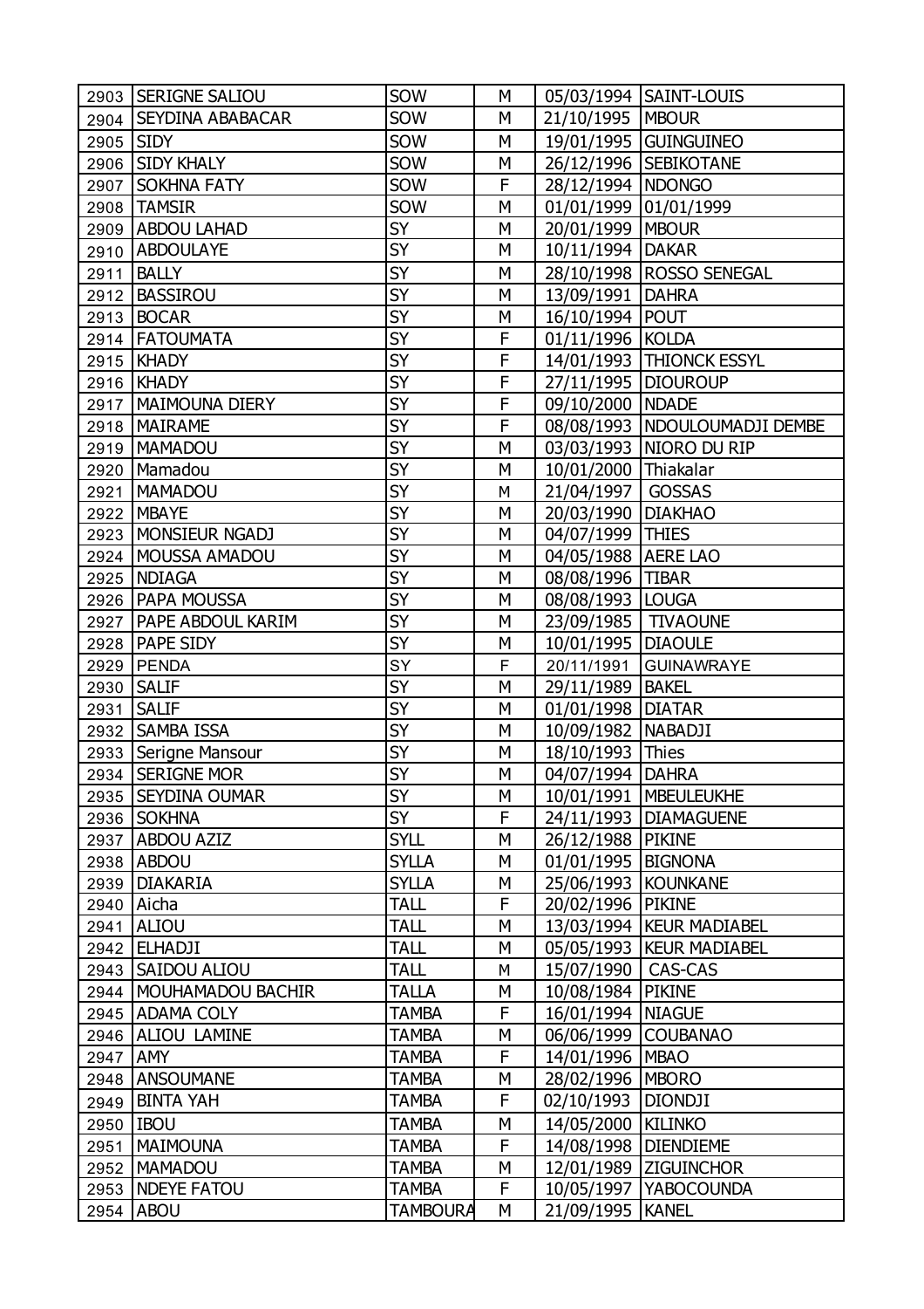| | | | | | |
|---|---|---|---|---|---|
| 2903 | SERIGNE SALIOU | SOW | M | 05/03/1994 | SAINT-LOUIS |
| 2904 | SEYDINA ABABACAR | SOW | M | 21/10/1995 | MBOUR |
| 2905 | SIDY | SOW | M | 19/01/1995 | GUINGUINEO |
| 2906 | SIDY KHALY | SOW | M | 26/12/1996 | SEBIKOTANE |
| 2907 | SOKHNA FATY | SOW | F | 28/12/1994 | NDONGO |
| 2908 | TAMSIR | SOW | M | 01/01/1999 | 01/01/1999 |
| 2909 | ABDOU LAHAD | SY | M | 20/01/1999 | MBOUR |
| 2910 | ABDOULAYE | SY | M | 10/11/1994 | DAKAR |
| 2911 | BALLY | SY | M | 28/10/1998 | ROSSO SENEGAL |
| 2912 | BASSIROU | SY | M | 13/09/1991 | DAHRA |
| 2913 | BOCAR | SY | M | 16/10/1994 | POUT |
| 2914 | FATOUMATA | SY | F | 01/11/1996 | KOLDA |
| 2915 | KHADY | SY | F | 14/01/1993 | THIONCK ESSYL |
| 2916 | KHADY | SY | F | 27/11/1995 | DIOUROUP |
| 2917 | MAIMOUNA DIERY | SY | F | 09/10/2000 | NDADE |
| 2918 | MAIRAME | SY | F | 08/08/1993 | NDOULOUMADJI DEMBE |
| 2919 | MAMADOU | SY | M | 03/03/1993 | NIORO DU RIP |
| 2920 | Mamadou | SY | M | 10/01/2000 | Thiakalar |
| 2921 | MAMADOU | SY | M | 21/04/1997 | GOSSAS |
| 2922 | MBAYE | SY | M | 20/03/1990 | DIAKHAO |
| 2923 | MONSIEUR NGADJ | SY | M | 04/07/1999 | THIES |
| 2924 | MOUSSA AMADOU | SY | M | 04/05/1988 | AERE LAO |
| 2925 | NDIAGA | SY | M | 08/08/1996 | TIBAR |
| 2926 | PAPA MOUSSA | SY | M | 08/08/1993 | LOUGA |
| 2927 | PAPE ABDOUL KARIM | SY | M | 23/09/1985 | TIVAOUNE |
| 2928 | PAPE SIDY | SY | M | 10/01/1995 | DIAOULE |
| 2929 | PENDA | SY | F | 20/11/1991 | GUINAWRAYE |
| 2930 | SALIF | SY | M | 29/11/1989 | BAKEL |
| 2931 | SALIF | SY | M | 01/01/1998 | DIATAR |
| 2932 | SAMBA ISSA | SY | M | 10/09/1982 | NABADJI |
| 2933 | Serigne Mansour | SY | M | 18/10/1993 | Thies |
| 2934 | SERIGNE MOR | SY | M | 04/07/1994 | DAHRA |
| 2935 | SEYDINA OUMAR | SY | M | 10/01/1991 | MBEULEUKHE |
| 2936 | SOKHNA | SY | F | 24/11/1993 | DIAMAGUENE |
| 2937 | ABDOU AZIZ | SYLL | M | 26/12/1988 | PIKINE |
| 2938 | ABDOU | SYLLA | M | 01/01/1995 | BIGNONA |
| 2939 | DIAKARIA | SYLLA | M | 25/06/1993 | KOUNKANE |
| 2940 | Aicha | TALL | F | 20/02/1996 | PIKINE |
| 2941 | ALIOU | TALL | M | 13/03/1994 | KEUR MADIABEL |
| 2942 | ELHADJI | TALL | M | 05/05/1993 | KEUR MADIABEL |
| 2943 | SAIDOU ALIOU | TALL | M | 15/07/1990 | CAS-CAS |
| 2944 | MOUHAMADOU BACHIR | TALLA | M | 10/08/1984 | PIKINE |
| 2945 | ADAMA COLY | TAMBA | F | 16/01/1994 | NIAGUE |
| 2946 | ALIOU LAMINE | TAMBA | M | 06/06/1999 | COUBANAO |
| 2947 | AMY | TAMBA | F | 14/01/1996 | MBAO |
| 2948 | ANSOUMANE | TAMBA | M | 28/02/1996 | MBORO |
| 2949 | BINTA YAH | TAMBA | F | 02/10/1993 | DIONDJI |
| 2950 | IBOU | TAMBA | M | 14/05/2000 | KILINKO |
| 2951 | MAIMOUNA | TAMBA | F | 14/08/1998 | DIENDIEME |
| 2952 | MAMADOU | TAMBA | M | 12/01/1989 | ZIGUINCHOR |
| 2953 | NDEYE FATOU | TAMBA | F | 10/05/1997 | YABOCOUNDA |
| 2954 | ABOU | TAMBOURA | M | 21/09/1995 | KANEL |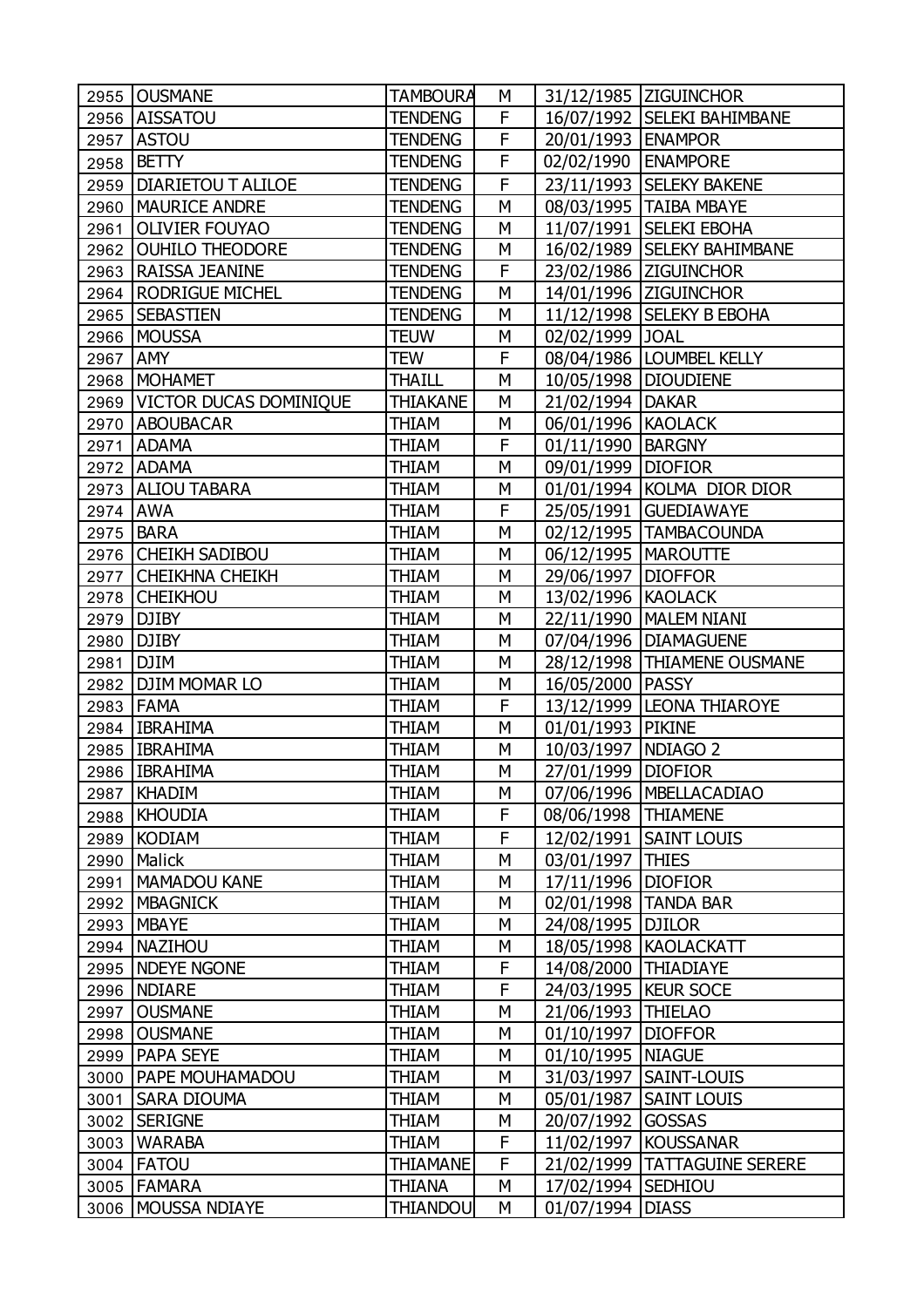| 2955 | OUSMANE | TAMBOURA | M | 31/12/1985 | ZIGUINCHOR |
|---|---|---|---|---|---|
| 2956 | AISSATOU | TENDENG | F | 16/07/1992 | SELEKI BAHIMBANE |
| 2957 | ASTOU | TENDENG | F | 20/01/1993 | ENAMPOR |
| 2958 | BETTY | TENDENG | F | 02/02/1990 | ENAMPORE |
| 2959 | DIARIETOU T ALILOE | TENDENG | F | 23/11/1993 | SELEKY BAKENE |
| 2960 | MAURICE ANDRE | TENDENG | M | 08/03/1995 | TAIBA MBAYE |
| 2961 | OLIVIER FOUYAO | TENDENG | M | 11/07/1991 | SELEKI EBOHA |
| 2962 | OUHILO THEODORE | TENDENG | M | 16/02/1989 | SELEKY BAHIMBANE |
| 2963 | RAISSA JEANINE | TENDENG | F | 23/02/1986 | ZIGUINCHOR |
| 2964 | RODRIGUE MICHEL | TENDENG | M | 14/01/1996 | ZIGUINCHOR |
| 2965 | SEBASTIEN | TENDENG | M | 11/12/1998 | SELEKY B EBOHA |
| 2966 | MOUSSA | TEUW | M | 02/02/1999 | JOAL |
| 2967 | AMY | TEW | F | 08/04/1986 | LOUMBEL KELLY |
| 2968 | MOHAMET | THAILL | M | 10/05/1998 | DIOUDIENE |
| 2969 | VICTOR DUCAS DOMINIQUE | THIAKANE | M | 21/02/1994 | DAKAR |
| 2970 | ABOUBACAR | THIAM | M | 06/01/1996 | KAOLACK |
| 2971 | ADAMA | THIAM | F | 01/11/1990 | BARGNY |
| 2972 | ADAMA | THIAM | M | 09/01/1999 | DIOFIOR |
| 2973 | ALIOU TABARA | THIAM | M | 01/01/1994 | KOLMA DIOR DIOR |
| 2974 | AWA | THIAM | F | 25/05/1991 | GUEDIAWAYE |
| 2975 | BARA | THIAM | M | 02/12/1995 | TAMBACOUNDA |
| 2976 | CHEIKH SADIBOU | THIAM | M | 06/12/1995 | MAROUTTE |
| 2977 | CHEIKHNA CHEIKH | THIAM | M | 29/06/1997 | DIOFFOR |
| 2978 | CHEIKHOU | THIAM | M | 13/02/1996 | KAOLACK |
| 2979 | DJIBY | THIAM | M | 22/11/1990 | MALEM NIANI |
| 2980 | DJIBY | THIAM | M | 07/04/1996 | DIAMAGUENE |
| 2981 | DJIM | THIAM | M | 28/12/1998 | THIAMENE OUSMANE |
| 2982 | DJIM MOMAR LO | THIAM | M | 16/05/2000 | PASSY |
| 2983 | FAMA | THIAM | F | 13/12/1999 | LEONA THIAROYE |
| 2984 | IBRAHIMA | THIAM | M | 01/01/1993 | PIKINE |
| 2985 | IBRAHIMA | THIAM | M | 10/03/1997 | NDIAGO 2 |
| 2986 | IBRAHIMA | THIAM | M | 27/01/1999 | DIOFIOR |
| 2987 | KHADIM | THIAM | M | 07/06/1996 | MBELLACADIAO |
| 2988 | KHOUDIA | THIAM | F | 08/06/1998 | THIAMENE |
| 2989 | KODIAM | THIAM | F | 12/02/1991 | SAINT LOUIS |
| 2990 | Malick | THIAM | M | 03/01/1997 | THIES |
| 2991 | MAMADOU KANE | THIAM | M | 17/11/1996 | DIOFIOR |
| 2992 | MBAGNICK | THIAM | M | 02/01/1998 | TANDA BAR |
| 2993 | MBAYE | THIAM | M | 24/08/1995 | DJILOR |
| 2994 | NAZIHOU | THIAM | M | 18/05/1998 | KAOLACKATT |
| 2995 | NDEYE NGONE | THIAM | F | 14/08/2000 | THIADIAYE |
| 2996 | NDIARE | THIAM | F | 24/03/1995 | KEUR SOCE |
| 2997 | OUSMANE | THIAM | M | 21/06/1993 | THIELAO |
| 2998 | OUSMANE | THIAM | M | 01/10/1997 | DIOFFOR |
| 2999 | PAPA SEYE | THIAM | M | 01/10/1995 | NIAGUE |
| 3000 | PAPE MOUHAMADOU | THIAM | M | 31/03/1997 | SAINT-LOUIS |
| 3001 | SARA DIOUMA | THIAM | M | 05/01/1987 | SAINT LOUIS |
| 3002 | SERIGNE | THIAM | M | 20/07/1992 | GOSSAS |
| 3003 | WARABA | THIAM | F | 11/02/1997 | KOUSSANAR |
| 3004 | FATOU | THIAMANE | F | 21/02/1999 | TATTAGUINE SERERE |
| 3005 | FAMARA | THIANA | M | 17/02/1994 | SEDHIOU |
| 3006 | MOUSSA NDIAYE | THIANDOU | M | 01/07/1994 | DIASS |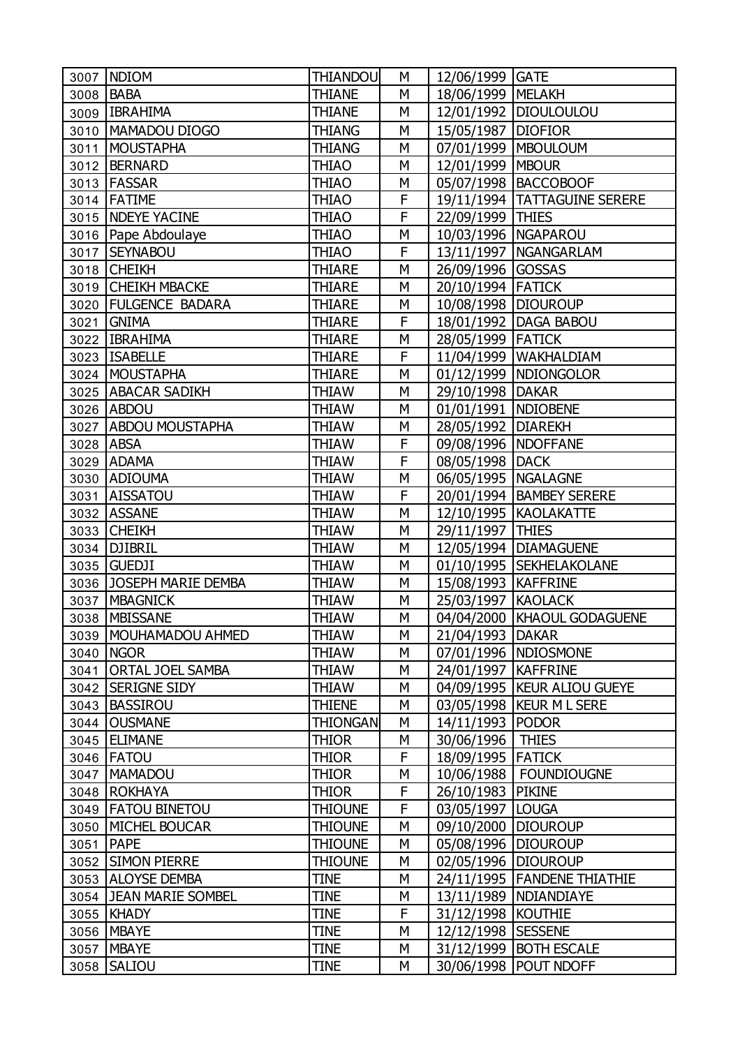| 3007 | NDIOM | THIANDOU | M | 12/06/1999 | GATE |
|---|---|---|---|---|---|
| 3008 | BABA | THIANE | M | 18/06/1999 | MELAKH |
| 3009 | IBRAHIMA | THIANE | M | 12/01/1992 | DIOULOULOU |
| 3010 | MAMADOU DIOGO | THIANG | M | 15/05/1987 | DIOFIOR |
| 3011 | MOUSTAPHA | THIANG | M | 07/01/1999 | MBOULOUM |
| 3012 | BERNARD | THIAO | M | 12/01/1999 | MBOUR |
| 3013 | FASSAR | THIAO | M | 05/07/1998 | BACCOBOOF |
| 3014 | FATIME | THIAO | F | 19/11/1994 | TATTAGUINE SERERE |
| 3015 | NDEYE YACINE | THIAO | F | 22/09/1999 | THIES |
| 3016 | Pape Abdoulaye | THIAO | M | 10/03/1996 | NGAPAROU |
| 3017 | SEYNABOU | THIAO | F | 13/11/1997 | NGANGARLAM |
| 3018 | CHEIKH | THIARE | M | 26/09/1996 | GOSSAS |
| 3019 | CHEIKH MBACKE | THIARE | M | 20/10/1994 | FATICK |
| 3020 | FULGENCE BADARA | THIARE | M | 10/08/1998 | DIOUROUP |
| 3021 | GNIMA | THIARE | F | 18/01/1992 | DAGA BABOU |
| 3022 | IBRAHIMA | THIARE | M | 28/05/1999 | FATICK |
| 3023 | ISABELLE | THIARE | F | 11/04/1999 | WAKHALDIAM |
| 3024 | MOUSTAPHA | THIARE | M | 01/12/1999 | NDIONGOLOR |
| 3025 | ABACAR SADIKH | THIAW | M | 29/10/1998 | DAKAR |
| 3026 | ABDOU | THIAW | M | 01/01/1991 | NDIOBENE |
| 3027 | ABDOU MOUSTAPHA | THIAW | M | 28/05/1992 | DIAREKH |
| 3028 | ABSA | THIAW | F | 09/08/1996 | NDOFFANE |
| 3029 | ADAMA | THIAW | F | 08/05/1998 | DACK |
| 3030 | ADIOUMA | THIAW | M | 06/05/1995 | NGALAGNE |
| 3031 | AISSATOU | THIAW | F | 20/01/1994 | BAMBEY SERERE |
| 3032 | ASSANE | THIAW | M | 12/10/1995 | KAOLAKATTE |
| 3033 | CHEIKH | THIAW | M | 29/11/1997 | THIES |
| 3034 | DJIBRIL | THIAW | M | 12/05/1994 | DIAMAGUENE |
| 3035 | GUEDJI | THIAW | M | 01/10/1995 | SEKHELAKOLANE |
| 3036 | JOSEPH MARIE DEMBA | THIAW | M | 15/08/1993 | KAFFRINE |
| 3037 | MBAGNICK | THIAW | M | 25/03/1997 | KAOLACK |
| 3038 | MBISSANE | THIAW | M | 04/04/2000 | KHAOUL GODAGUENE |
| 3039 | MOUHAMADOU AHMED | THIAW | M | 21/04/1993 | DAKAR |
| 3040 | NGOR | THIAW | M | 07/01/1996 | NDIOSMONE |
| 3041 | ORTAL JOEL SAMBA | THIAW | M | 24/01/1997 | KAFFRINE |
| 3042 | SERIGNE SIDY | THIAW | M | 04/09/1995 | KEUR ALIOU GUEYE |
| 3043 | BASSIROU | THIENE | M | 03/05/1998 | KEUR M L SERE |
| 3044 | OUSMANE | THIONGAN | M | 14/11/1993 | PODOR |
| 3045 | ELIMANE | THIOR | M | 30/06/1996 | THIES |
| 3046 | FATOU | THIOR | F | 18/09/1995 | FATICK |
| 3047 | MAMADOU | THIOR | M | 10/06/1988 | FOUNDIOUGNE |
| 3048 | ROKHAYA | THIOR | F | 26/10/1983 | PIKINE |
| 3049 | FATOU BINETOU | THIOUNE | F | 03/05/1997 | LOUGA |
| 3050 | MICHEL BOUCAR | THIOUNE | M | 09/10/2000 | DIOUROUP |
| 3051 | PAPE | THIOUNE | M | 05/08/1996 | DIOUROUP |
| 3052 | SIMON PIERRE | THIOUNE | M | 02/05/1996 | DIOUROUP |
| 3053 | ALOYSE DEMBA | TINE | M | 24/11/1995 | FANDENE THIATHIE |
| 3054 | JEAN MARIE SOMBEL | TINE | M | 13/11/1989 | NDIANDIAYE |
| 3055 | KHADY | TINE | F | 31/12/1998 | KOUTHIE |
| 3056 | MBAYE | TINE | M | 12/12/1998 | SESSENE |
| 3057 | MBAYE | TINE | M | 31/12/1999 | BOTH ESCALE |
| 3058 | SALIOU | TINE | M | 30/06/1998 | POUT NDOFF |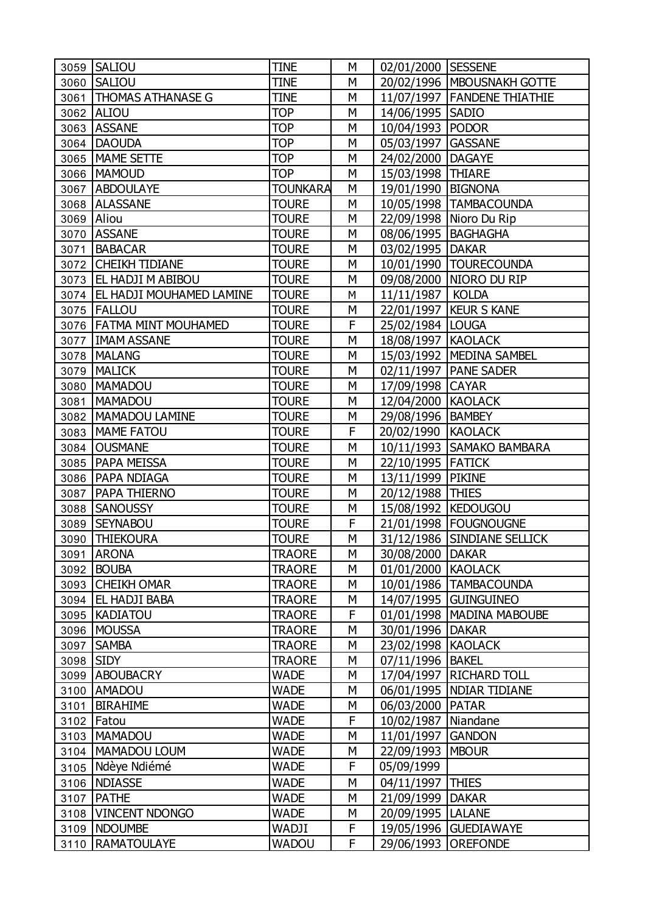| 3059 | SALIOU | TINE | M | 02/01/2000 | SESSENE |
|---|---|---|---|---|---|
| 3060 | SALIOU | TINE | M | 20/02/1996 | MBOUSNAKH GOTTE |
| 3061 | THOMAS ATHANASE G | TINE | M | 11/07/1997 | FANDENE THIATHIE |
| 3062 | ALIOU | TOP | M | 14/06/1995 | SADIO |
| 3063 | ASSANE | TOP | M | 10/04/1993 | PODOR |
| 3064 | DAOUDA | TOP | M | 05/03/1997 | GASSANE |
| 3065 | MAME SETTE | TOP | M | 24/02/2000 | DAGAYE |
| 3066 | MAMOUD | TOP | M | 15/03/1998 | THIARE |
| 3067 | ABDOULAYE | TOUNKARA | M | 19/01/1990 | BIGNONA |
| 3068 | ALASSANE | TOURE | M | 10/05/1998 | TAMBACOUNDA |
| 3069 | Aliou | TOURE | M | 22/09/1998 | Nioro Du Rip |
| 3070 | ASSANE | TOURE | M | 08/06/1995 | BAGHAGHA |
| 3071 | BABACAR | TOURE | M | 03/02/1995 | DAKAR |
| 3072 | CHEIKH TIDIANE | TOURE | M | 10/01/1990 | TOURECOUNDA |
| 3073 | EL HADJI M ABIBOU | TOURE | M | 09/08/2000 | NIORO DU RIP |
| 3074 | EL HADJI MOUHAMED LAMINE | TOURE | M | 11/11/1987 | KOLDA |
| 3075 | FALLOU | TOURE | M | 22/01/1997 | KEUR S KANE |
| 3076 | FATMA MINT MOUHAMED | TOURE | F | 25/02/1984 | LOUGA |
| 3077 | IMAM ASSANE | TOURE | M | 18/08/1997 | KAOLACK |
| 3078 | MALANG | TOURE | M | 15/03/1992 | MEDINA SAMBEL |
| 3079 | MALICK | TOURE | M | 02/11/1997 | PANE SADER |
| 3080 | MAMADOU | TOURE | M | 17/09/1998 | CAYAR |
| 3081 | MAMADOU | TOURE | M | 12/04/2000 | KAOLACK |
| 3082 | MAMADOU LAMINE | TOURE | M | 29/08/1996 | BAMBEY |
| 3083 | MAME FATOU | TOURE | F | 20/02/1990 | KAOLACK |
| 3084 | OUSMANE | TOURE | M | 10/11/1993 | SAMAKO BAMBARA |
| 3085 | PAPA MEISSA | TOURE | M | 22/10/1995 | FATICK |
| 3086 | PAPA NDIAGA | TOURE | M | 13/11/1999 | PIKINE |
| 3087 | PAPA THIERNO | TOURE | M | 20/12/1988 | THIES |
| 3088 | SANOUSSY | TOURE | M | 15/08/1992 | KEDOUGOU |
| 3089 | SEYNABOU | TOURE | F | 21/01/1998 | FOUGNOUGNE |
| 3090 | THIEKOURA | TOURE | M | 31/12/1986 | SINDIANE SELLICK |
| 3091 | ARONA | TRAORE | M | 30/08/2000 | DAKAR |
| 3092 | BOUBA | TRAORE | M | 01/01/2000 | KAOLACK |
| 3093 | CHEIKH OMAR | TRAORE | M | 10/01/1986 | TAMBACOUNDA |
| 3094 | EL HADJI BABA | TRAORE | M | 14/07/1995 | GUINGUINEO |
| 3095 | KADIATOU | TRAORE | F | 01/01/1998 | MADINA MABOUBE |
| 3096 | MOUSSA | TRAORE | M | 30/01/1996 | DAKAR |
| 3097 | SAMBA | TRAORE | M | 23/02/1998 | KAOLACK |
| 3098 | SIDY | TRAORE | M | 07/11/1996 | BAKEL |
| 3099 | ABOUBACRY | WADE | M | 17/04/1997 | RICHARD TOLL |
| 3100 | AMADOU | WADE | M | 06/01/1995 | NDIAR TIDIANE |
| 3101 | BIRAHIME | WADE | M | 06/03/2000 | PATAR |
| 3102 | Fatou | WADE | F | 10/02/1987 | Niandane |
| 3103 | MAMADOU | WADE | M | 11/01/1997 | GANDON |
| 3104 | MAMADOU LOUM | WADE | M | 22/09/1993 | MBOUR |
| 3105 | Ndèye Ndiémé | WADE | F | 05/09/1999 | |
| 3106 | NDIASSE | WADE | M | 04/11/1997 | THIES |
| 3107 | PATHE | WADE | M | 21/09/1999 | DAKAR |
| 3108 | VINCENT NDONGO | WADE | M | 20/09/1995 | LALANE |
| 3109 | NDOUMBE | WADJI | F | 19/05/1996 | GUEDIAWAYE |
| 3110 | RAMATOULAYE | WADOU | F | 29/06/1993 | OREFONDE |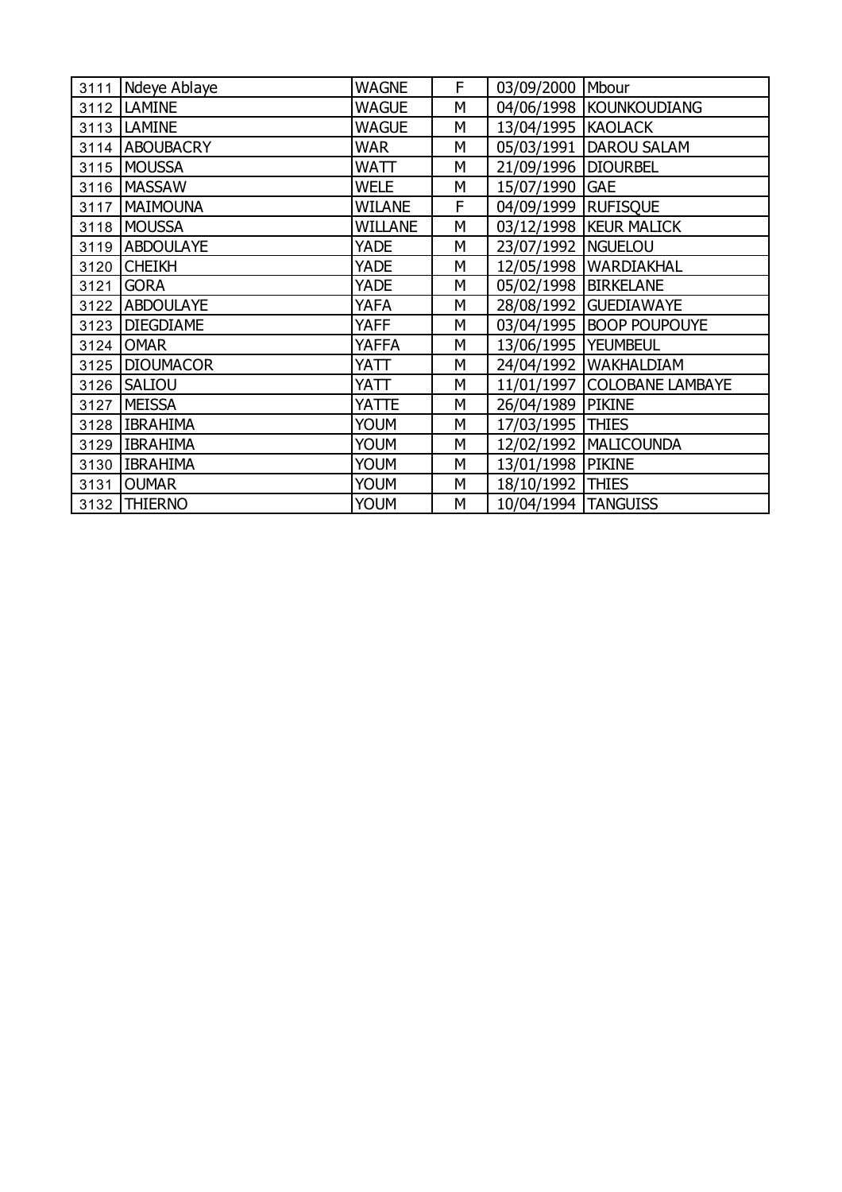| | | | | | |
|---|---|---|---|---|---|
| 3111 | Ndeye Ablaye | WAGNE | F | 03/09/2000 | Mbour |
| 3112 | LAMINE | WAGUE | M | 04/06/1998 | KOUNKOUDIANG |
| 3113 | LAMINE | WAGUE | M | 13/04/1995 | KAOLACK |
| 3114 | ABOUBACRY | WAR | M | 05/03/1991 | DAROU SALAM |
| 3115 | MOUSSA | WATT | M | 21/09/1996 | DIOURBEL |
| 3116 | MASSAW | WELE | M | 15/07/1990 | GAE |
| 3117 | MAIMOUNA | WILANE | F | 04/09/1999 | RUFISQUE |
| 3118 | MOUSSA | WILLANE | M | 03/12/1998 | KEUR MALICK |
| 3119 | ABDOULAYE | YADE | M | 23/07/1992 | NGUELOU |
| 3120 | CHEIKH | YADE | M | 12/05/1998 | WARDIAKHAL |
| 3121 | GORA | YADE | M | 05/02/1998 | BIRKELANE |
| 3122 | ABDOULAYE | YAFA | M | 28/08/1992 | GUEDIAWAYE |
| 3123 | DIEGDIAME | YAFF | M | 03/04/1995 | BOOP POUPOUYE |
| 3124 | OMAR | YAFFA | M | 13/06/1995 | YEUMBEUL |
| 3125 | DIOUMACOR | YATT | M | 24/04/1992 | WAKHALDIAM |
| 3126 | SALIOU | YATT | M | 11/01/1997 | COLOBANE LAMBAYE |
| 3127 | MEISSA | YATTE | M | 26/04/1989 | PIKINE |
| 3128 | IBRAHIMA | YOUM | M | 17/03/1995 | THIES |
| 3129 | IBRAHIMA | YOUM | M | 12/02/1992 | MALICOUNDA |
| 3130 | IBRAHIMA | YOUM | M | 13/01/1998 | PIKINE |
| 3131 | OUMAR | YOUM | M | 18/10/1992 | THIES |
| 3132 | THIERNO | YOUM | M | 10/04/1994 | TANGUISS |